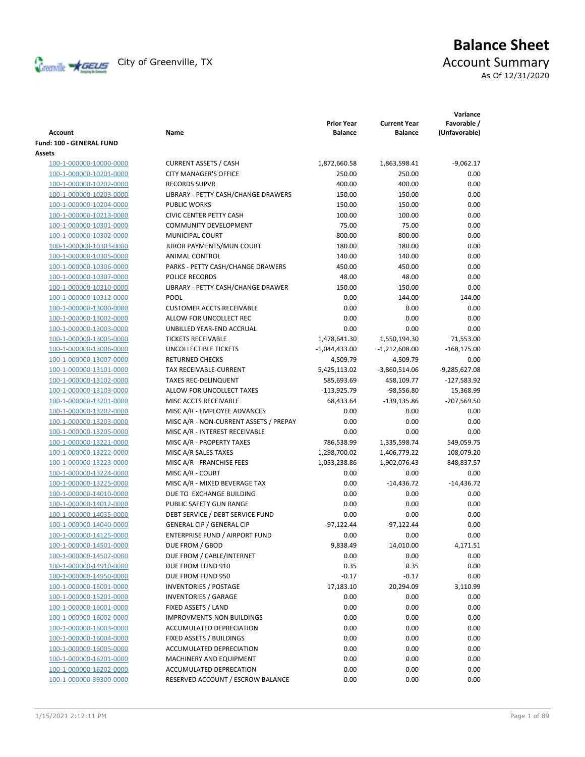# Balance Sheet

City of Greenville, TX

## Account Summary

As Of 12/31/2020

| Account | Name | Prior Year Balance | Current Year Balance | Variance Favorable / (Unfavorable) |
|---|---|---|---|---|
| **Fund: 100 - GENERAL FUND** | | | | |
| **Assets** | | | | |
| 100-1-000000-10000-0000 | CURRENT ASSETS / CASH | 1,872,660.58 | 1,863,598.41 | -9,062.17 |
| 100-1-000000-10201-0000 | CITY MANAGER'S OFFICE | 250.00 | 250.00 | 0.00 |
| 100-1-000000-10202-0000 | RECORDS SUPVR | 400.00 | 400.00 | 0.00 |
| 100-1-000000-10203-0000 | LIBRARY - PETTY CASH/CHANGE DRAWERS | 150.00 | 150.00 | 0.00 |
| 100-1-000000-10204-0000 | PUBLIC WORKS | 150.00 | 150.00 | 0.00 |
| 100-1-000000-10213-0000 | CIVIC CENTER PETTY CASH | 100.00 | 100.00 | 0.00 |
| 100-1-000000-10301-0000 | COMMUNITY DEVELOPMENT | 75.00 | 75.00 | 0.00 |
| 100-1-000000-10302-0000 | MUNICIPAL COURT | 800.00 | 800.00 | 0.00 |
| 100-1-000000-10303-0000 | JUROR PAYMENTS/MUN COURT | 180.00 | 180.00 | 0.00 |
| 100-1-000000-10305-0000 | ANIMAL CONTROL | 140.00 | 140.00 | 0.00 |
| 100-1-000000-10306-0000 | PARKS - PETTY CASH/CHANGE DRAWERS | 450.00 | 450.00 | 0.00 |
| 100-1-000000-10307-0000 | POLICE RECORDS | 48.00 | 48.00 | 0.00 |
| 100-1-000000-10310-0000 | LIBRARY - PETTY CASH/CHANGE DRAWER | 150.00 | 150.00 | 0.00 |
| 100-1-000000-10312-0000 | POOL | 0.00 | 144.00 | 144.00 |
| 100-1-000000-13000-0000 | CUSTOMER ACCTS RECEIVABLE | 0.00 | 0.00 | 0.00 |
| 100-1-000000-13002-0000 | ALLOW FOR UNCOLLECT REC | 0.00 | 0.00 | 0.00 |
| 100-1-000000-13003-0000 | UNBILLED YEAR-END ACCRUAL | 0.00 | 0.00 | 0.00 |
| 100-1-000000-13005-0000 | TICKETS RECEIVABLE | 1,478,641.30 | 1,550,194.30 | 71,553.00 |
| 100-1-000000-13006-0000 | UNCOLLECTIBLE TICKETS | -1,044,433.00 | -1,212,608.00 | -168,175.00 |
| 100-1-000000-13007-0000 | RETURNED CHECKS | 4,509.79 | 4,509.79 | 0.00 |
| 100-1-000000-13101-0000 | TAX RECEIVABLE-CURRENT | 5,425,113.02 | -3,860,514.06 | -9,285,627.08 |
| 100-1-000000-13102-0000 | TAXES REC-DELINQUENT | 585,693.69 | 458,109.77 | -127,583.92 |
| 100-1-000000-13103-0000 | ALLOW FOR UNCOLLECT TAXES | -113,925.79 | -98,556.80 | 15,368.99 |
| 100-1-000000-13201-0000 | MISC ACCTS RECEIVABLE | 68,433.64 | -139,135.86 | -207,569.50 |
| 100-1-000000-13202-0000 | MISC A/R - EMPLOYEE ADVANCES | 0.00 | 0.00 | 0.00 |
| 100-1-000000-13203-0000 | MISC A/R - NON-CURRENT ASSETS / PREPAY | 0.00 | 0.00 | 0.00 |
| 100-1-000000-13205-0000 | MISC A/R - INTEREST RECEIVABLE | 0.00 | 0.00 | 0.00 |
| 100-1-000000-13221-0000 | MISC A/R - PROPERTY TAXES | 786,538.99 | 1,335,598.74 | 549,059.75 |
| 100-1-000000-13222-0000 | MISC A/R SALES TAXES | 1,298,700.02 | 1,406,779.22 | 108,079.20 |
| 100-1-000000-13223-0000 | MISC A/R - FRANCHISE FEES | 1,053,238.86 | 1,902,076.43 | 848,837.57 |
| 100-1-000000-13224-0000 | MISC A/R - COURT | 0.00 | 0.00 | 0.00 |
| 100-1-000000-13225-0000 | MISC A/R - MIXED BEVERAGE TAX | 0.00 | -14,436.72 | -14,436.72 |
| 100-1-000000-14010-0000 | DUE TO EXCHANGE BUILDING | 0.00 | 0.00 | 0.00 |
| 100-1-000000-14012-0000 | PUBLIC SAFETY GUN RANGE | 0.00 | 0.00 | 0.00 |
| 100-1-000000-14035-0000 | DEBT SERVICE / DEBT SERVICE FUND | 0.00 | 0.00 | 0.00 |
| 100-1-000000-14040-0000 | GENERAL CIP / GENERAL CIP | -97,122.44 | -97,122.44 | 0.00 |
| 100-1-000000-14125-0000 | ENTERPRISE FUND / AIRPORT FUND | 0.00 | 0.00 | 0.00 |
| 100-1-000000-14501-0000 | DUE FROM / GBOD | 9,838.49 | 14,010.00 | 4,171.51 |
| 100-1-000000-14502-0000 | DUE FROM / CABLE/INTERNET | 0.00 | 0.00 | 0.00 |
| 100-1-000000-14910-0000 | DUE FROM FUND 910 | 0.35 | 0.35 | 0.00 |
| 100-1-000000-14950-0000 | DUE FROM FUND 950 | -0.17 | -0.17 | 0.00 |
| 100-1-000000-15001-0000 | INVENTORIES / POSTAGE | 17,183.10 | 20,294.09 | 3,110.99 |
| 100-1-000000-15201-0000 | INVENTORIES / GARAGE | 0.00 | 0.00 | 0.00 |
| 100-1-000000-16001-0000 | FIXED ASSETS / LAND | 0.00 | 0.00 | 0.00 |
| 100-1-000000-16002-0000 | IMPROVMENTS-NON BUILDINGS | 0.00 | 0.00 | 0.00 |
| 100-1-000000-16003-0000 | ACCUMULATED DEPRECIATION | 0.00 | 0.00 | 0.00 |
| 100-1-000000-16004-0000 | FIXED ASSETS / BUILDINGS | 0.00 | 0.00 | 0.00 |
| 100-1-000000-16005-0000 | ACCUMULATED DEPRECIATION | 0.00 | 0.00 | 0.00 |
| 100-1-000000-16201-0000 | MACHINERY AND EQUIPMENT | 0.00 | 0.00 | 0.00 |
| 100-1-000000-16202-0000 | ACCUMULATED DEPRECATION | 0.00 | 0.00 | 0.00 |
| 100-1-000000-39300-0000 | RESERVED ACCOUNT / ESCROW BALANCE | 0.00 | 0.00 | 0.00 |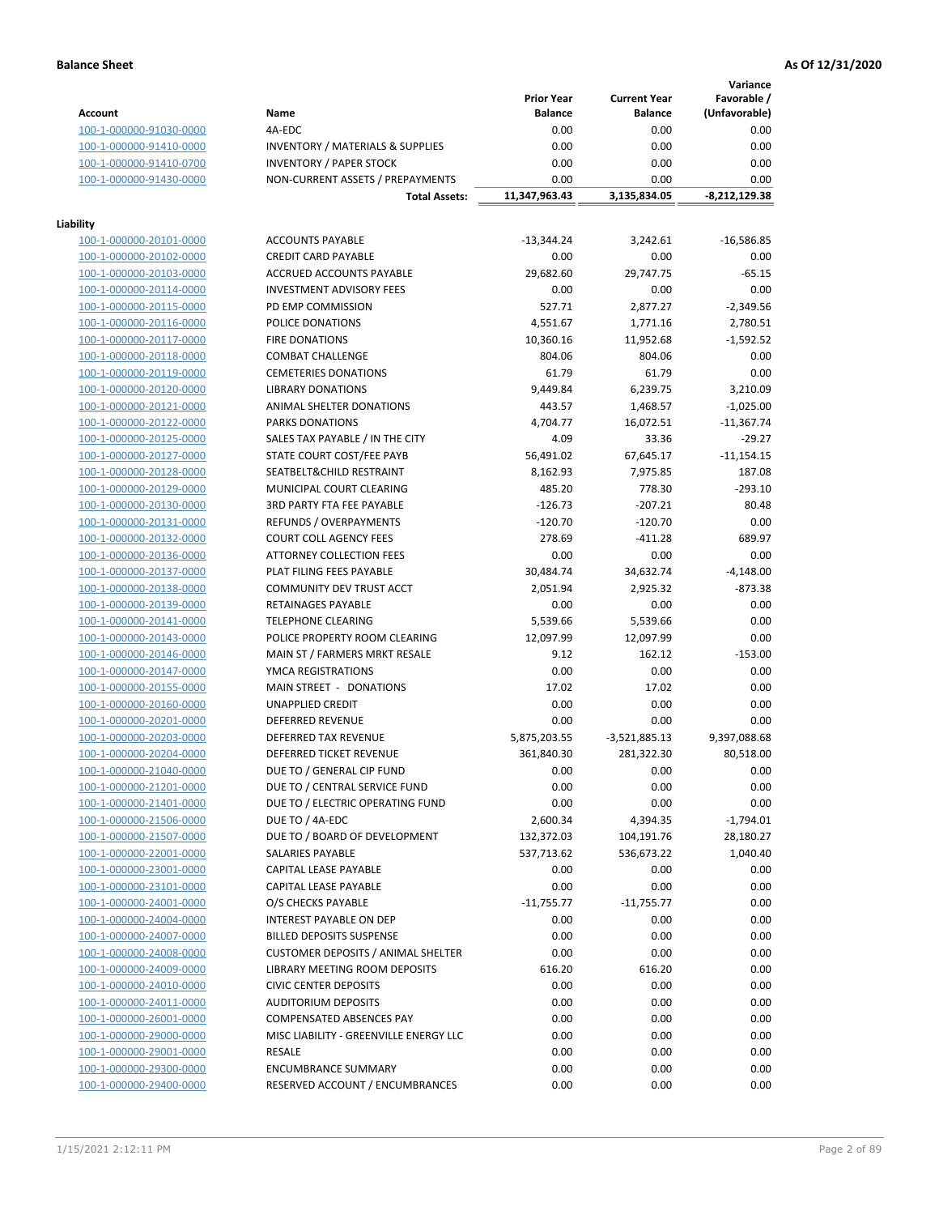**Balance Sheet** **As Of 12/31/2020**

| Account | Name | Prior Year Balance | Current Year Balance | Variance Favorable / (Unfavorable) |
|---|---|---|---|---|
| 100-1-000000-91030-0000 | 4A-EDC | 0.00 | 0.00 | 0.00 |
| 100-1-000000-91410-0000 | INVENTORY / MATERIALS & SUPPLIES | 0.00 | 0.00 | 0.00 |
| 100-1-000000-91410-0700 | INVENTORY / PAPER STOCK | 0.00 | 0.00 | 0.00 |
| 100-1-000000-91430-0000 | NON-CURRENT ASSETS / PREPAYMENTS | 0.00 | 0.00 | 0.00 |
| | **Total Assets:** | **11,347,963.43** | **3,135,834.05** | **-8,212,129.38** |

**Liability**

| Account | Name | Prior Year Balance | Current Year Balance | Variance Favorable / (Unfavorable) |
|---|---|---|---|---|
| 100-1-000000-20101-0000 | ACCOUNTS PAYABLE | -13,344.24 | 3,242.61 | -16,586.85 |
| 100-1-000000-20102-0000 | CREDIT CARD PAYABLE | 0.00 | 0.00 | 0.00 |
| 100-1-000000-20103-0000 | ACCRUED ACCOUNTS PAYABLE | 29,682.60 | 29,747.75 | -65.15 |
| 100-1-000000-20114-0000 | INVESTMENT ADVISORY FEES | 0.00 | 0.00 | 0.00 |
| 100-1-000000-20115-0000 | PD EMP COMMISSION | 527.71 | 2,877.27 | -2,349.56 |
| 100-1-000000-20116-0000 | POLICE DONATIONS | 4,551.67 | 1,771.16 | 2,780.51 |
| 100-1-000000-20117-0000 | FIRE DONATIONS | 10,360.16 | 11,952.68 | -1,592.52 |
| 100-1-000000-20118-0000 | COMBAT CHALLENGE | 804.06 | 804.06 | 0.00 |
| 100-1-000000-20119-0000 | CEMETERIES DONATIONS | 61.79 | 61.79 | 0.00 |
| 100-1-000000-20120-0000 | LIBRARY DONATIONS | 9,449.84 | 6,239.75 | 3,210.09 |
| 100-1-000000-20121-0000 | ANIMAL SHELTER DONATIONS | 443.57 | 1,468.57 | -1,025.00 |
| 100-1-000000-20122-0000 | PARKS DONATIONS | 4,704.77 | 16,072.51 | -11,367.74 |
| 100-1-000000-20125-0000 | SALES TAX PAYABLE / IN THE CITY | 4.09 | 33.36 | -29.27 |
| 100-1-000000-20127-0000 | STATE COURT COST/FEE PAYB | 56,491.02 | 67,645.17 | -11,154.15 |
| 100-1-000000-20128-0000 | SEATBELT&CHILD RESTRAINT | 8,162.93 | 7,975.85 | 187.08 |
| 100-1-000000-20129-0000 | MUNICIPAL COURT CLEARING | 485.20 | 778.30 | -293.10 |
| 100-1-000000-20130-0000 | 3RD PARTY FTA FEE PAYABLE | -126.73 | -207.21 | 80.48 |
| 100-1-000000-20131-0000 | REFUNDS / OVERPAYMENTS | -120.70 | -120.70 | 0.00 |
| 100-1-000000-20132-0000 | COURT COLL AGENCY FEES | 278.69 | -411.28 | 689.97 |
| 100-1-000000-20136-0000 | ATTORNEY COLLECTION FEES | 0.00 | 0.00 | 0.00 |
| 100-1-000000-20137-0000 | PLAT FILING FEES PAYABLE | 30,484.74 | 34,632.74 | -4,148.00 |
| 100-1-000000-20138-0000 | COMMUNITY DEV TRUST ACCT | 2,051.94 | 2,925.32 | -873.38 |
| 100-1-000000-20139-0000 | RETAINAGES PAYABLE | 0.00 | 0.00 | 0.00 |
| 100-1-000000-20141-0000 | TELEPHONE CLEARING | 5,539.66 | 5,539.66 | 0.00 |
| 100-1-000000-20143-0000 | POLICE PROPERTY ROOM CLEARING | 12,097.99 | 12,097.99 | 0.00 |
| 100-1-000000-20146-0000 | MAIN ST / FARMERS MRKT RESALE | 9.12 | 162.12 | -153.00 |
| 100-1-000000-20147-0000 | YMCA REGISTRATIONS | 0.00 | 0.00 | 0.00 |
| 100-1-000000-20155-0000 | MAIN STREET - DONATIONS | 17.02 | 17.02 | 0.00 |
| 100-1-000000-20160-0000 | UNAPPLIED CREDIT | 0.00 | 0.00 | 0.00 |
| 100-1-000000-20201-0000 | DEFERRED REVENUE | 0.00 | 0.00 | 0.00 |
| 100-1-000000-20203-0000 | DEFERRED TAX REVENUE | 5,875,203.55 | -3,521,885.13 | 9,397,088.68 |
| 100-1-000000-20204-0000 | DEFERRED TICKET REVENUE | 361,840.30 | 281,322.30 | 80,518.00 |
| 100-1-000000-21040-0000 | DUE TO / GENERAL CIP FUND | 0.00 | 0.00 | 0.00 |
| 100-1-000000-21201-0000 | DUE TO / CENTRAL SERVICE FUND | 0.00 | 0.00 | 0.00 |
| 100-1-000000-21401-0000 | DUE TO / ELECTRIC OPERATING FUND | 0.00 | 0.00 | 0.00 |
| 100-1-000000-21506-0000 | DUE TO / 4A-EDC | 2,600.34 | 4,394.35 | -1,794.01 |
| 100-1-000000-21507-0000 | DUE TO / BOARD OF DEVELOPMENT | 132,372.03 | 104,191.76 | 28,180.27 |
| 100-1-000000-22001-0000 | SALARIES PAYABLE | 537,713.62 | 536,673.22 | 1,040.40 |
| 100-1-000000-23001-0000 | CAPITAL LEASE PAYABLE | 0.00 | 0.00 | 0.00 |
| 100-1-000000-23101-0000 | CAPITAL LEASE PAYABLE | 0.00 | 0.00 | 0.00 |
| 100-1-000000-24001-0000 | O/S CHECKS PAYABLE | -11,755.77 | -11,755.77 | 0.00 |
| 100-1-000000-24004-0000 | INTEREST PAYABLE ON DEP | 0.00 | 0.00 | 0.00 |
| 100-1-000000-24007-0000 | BILLED DEPOSITS SUSPENSE | 0.00 | 0.00 | 0.00 |
| 100-1-000000-24008-0000 | CUSTOMER DEPOSITS / ANIMAL SHELTER | 0.00 | 0.00 | 0.00 |
| 100-1-000000-24009-0000 | LIBRARY MEETING ROOM DEPOSITS | 616.20 | 616.20 | 0.00 |
| 100-1-000000-24010-0000 | CIVIC CENTER DEPOSITS | 0.00 | 0.00 | 0.00 |
| 100-1-000000-24011-0000 | AUDITORIUM DEPOSITS | 0.00 | 0.00 | 0.00 |
| 100-1-000000-26001-0000 | COMPENSATED ABSENCES PAY | 0.00 | 0.00 | 0.00 |
| 100-1-000000-29000-0000 | MISC LIABILITY - GREENVILLE ENERGY LLC | 0.00 | 0.00 | 0.00 |
| 100-1-000000-29001-0000 | RESALE | 0.00 | 0.00 | 0.00 |
| 100-1-000000-29300-0000 | ENCUMBRANCE SUMMARY | 0.00 | 0.00 | 0.00 |
| 100-1-000000-29400-0000 | RESERVED ACCOUNT / ENCUMBRANCES | 0.00 | 0.00 | 0.00 |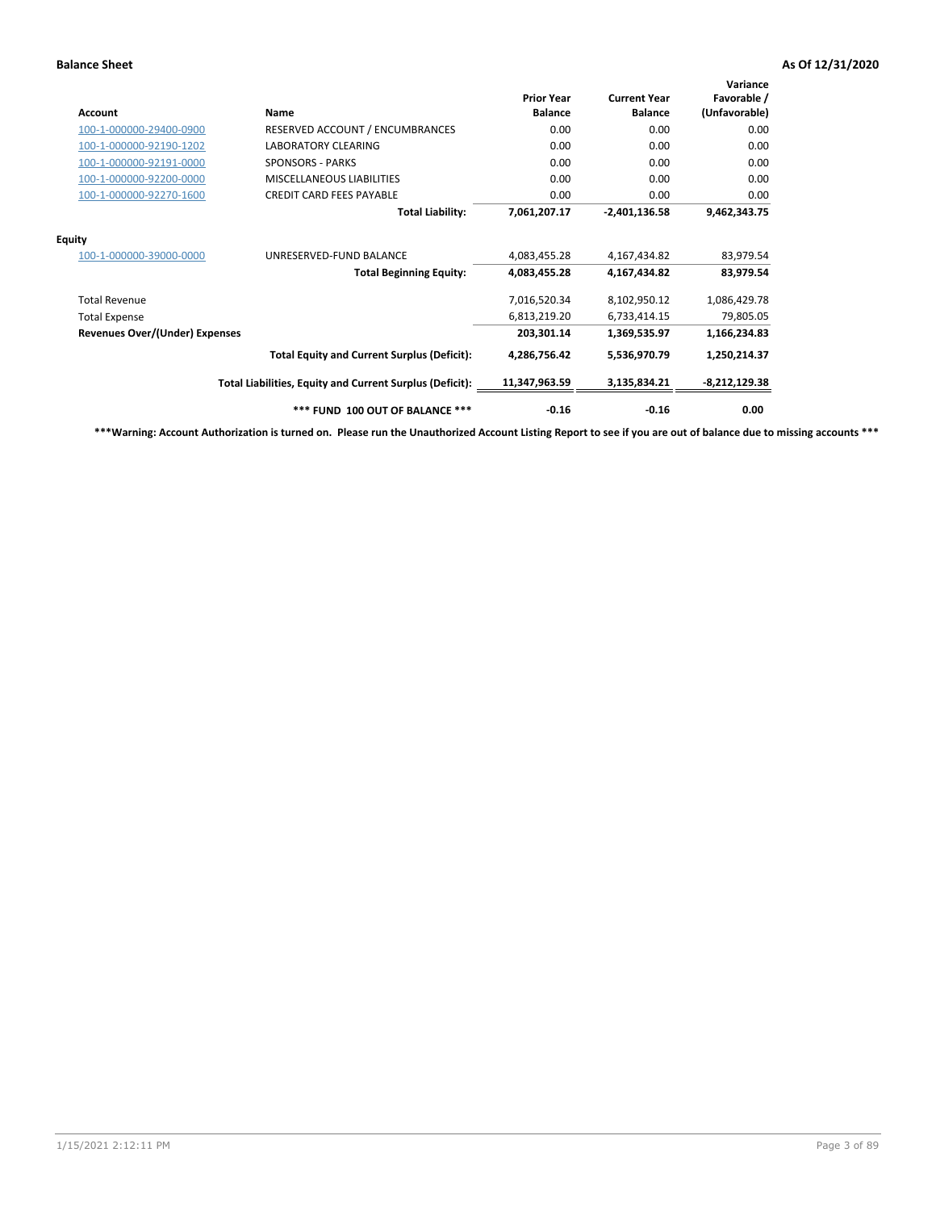**Balance Sheet** **As Of 12/31/2020**

| Account | Name | Prior Year Balance | Current Year Balance | Variance Favorable / (Unfavorable) |
|---|---|---|---|---|
| 100-1-000000-29400-0900 | RESERVED ACCOUNT / ENCUMBRANCES | 0.00 | 0.00 | 0.00 |
| 100-1-000000-92190-1202 | LABORATORY CLEARING | 0.00 | 0.00 | 0.00 |
| 100-1-000000-92191-0000 | SPONSORS - PARKS | 0.00 | 0.00 | 0.00 |
| 100-1-000000-92200-0000 | MISCELLANEOUS LIABILITIES | 0.00 | 0.00 | 0.00 |
| 100-1-000000-92270-1600 | CREDIT CARD FEES PAYABLE | 0.00 | 0.00 | 0.00 |
| | **Total Liability:** | **7,061,207.17** | **-2,401,136.58** | **9,462,343.75** |
| **Equity** | | | | |
| 100-1-000000-39000-0000 | UNRESERVED-FUND BALANCE | 4,083,455.28 | 4,167,434.82 | 83,979.54 |
| | **Total Beginning Equity:** | **4,083,455.28** | **4,167,434.82** | **83,979.54** |
| Total Revenue | | 7,016,520.34 | 8,102,950.12 | 1,086,429.78 |
| Total Expense | | 6,813,219.20 | 6,733,414.15 | 79,805.05 |
| **Revenues Over/(Under) Expenses** | | **203,301.14** | **1,369,535.97** | **1,166,234.83** |
| | **Total Equity and Current Surplus (Deficit):** | **4,286,756.42** | **5,536,970.79** | **1,250,214.37** |
| | **Total Liabilities, Equity and Current Surplus (Deficit):** | **11,347,963.59** | **3,135,834.21** | **-8,212,129.38** |
| | **\*\*\* FUND 100 OUT OF BALANCE \*\*\*** | **-0.16** | **-0.16** | **0.00** |

**\*\*\*Warning: Account Authorization is turned on. Please run the Unauthorized Account Listing Report to see if you are out of balance due to missing accounts \*\*\***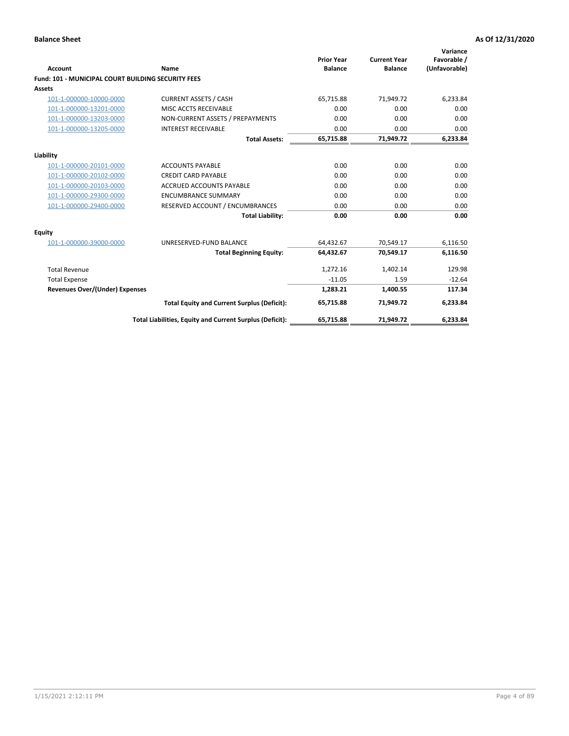**Balance Sheet** **As Of 12/31/2020**

| Account | Name | Prior Year Balance | Current Year Balance | Variance Favorable / (Unfavorable) |
|---|---|---|---|---|
| **Fund: 101 - MUNICIPAL COURT BUILDING SECURITY FEES** | | | | |
| **Assets** | | | | |
| 101-1-000000-10000-0000 | CURRENT ASSETS / CASH | 65,715.88 | 71,949.72 | 6,233.84 |
| 101-1-000000-13201-0000 | MISC ACCTS RECEIVABLE | 0.00 | 0.00 | 0.00 |
| 101-1-000000-13203-0000 | NON-CURRENT ASSETS / PREPAYMENTS | 0.00 | 0.00 | 0.00 |
| 101-1-000000-13205-0000 | INTEREST RECEIVABLE | 0.00 | 0.00 | 0.00 |
| | **Total Assets:** | **65,715.88** | **71,949.72** | **6,233.84** |
| **Liability** | | | | |
| 101-1-000000-20101-0000 | ACCOUNTS PAYABLE | 0.00 | 0.00 | 0.00 |
| 101-1-000000-20102-0000 | CREDIT CARD PAYABLE | 0.00 | 0.00 | 0.00 |
| 101-1-000000-20103-0000 | ACCRUED ACCOUNTS PAYABLE | 0.00 | 0.00 | 0.00 |
| 101-1-000000-29300-0000 | ENCUMBRANCE SUMMARY | 0.00 | 0.00 | 0.00 |
| 101-1-000000-29400-0000 | RESERVED ACCOUNT / ENCUMBRANCES | 0.00 | 0.00 | 0.00 |
| | **Total Liability:** | **0.00** | **0.00** | **0.00** |
| **Equity** | | | | |
| 101-1-000000-39000-0000 | UNRESERVED-FUND BALANCE | 64,432.67 | 70,549.17 | 6,116.50 |
| | **Total Beginning Equity:** | **64,432.67** | **70,549.17** | **6,116.50** |
| Total Revenue | | 1,272.16 | 1,402.14 | 129.98 |
| Total Expense | | -11.05 | 1.59 | -12.64 |
| **Revenues Over/(Under) Expenses** | | **1,283.21** | **1,400.55** | **117.34** |
| | **Total Equity and Current Surplus (Deficit):** | **65,715.88** | **71,949.72** | **6,233.84** |
| | **Total Liabilities, Equity and Current Surplus (Deficit):** | **65,715.88** | **71,949.72** | **6,233.84** |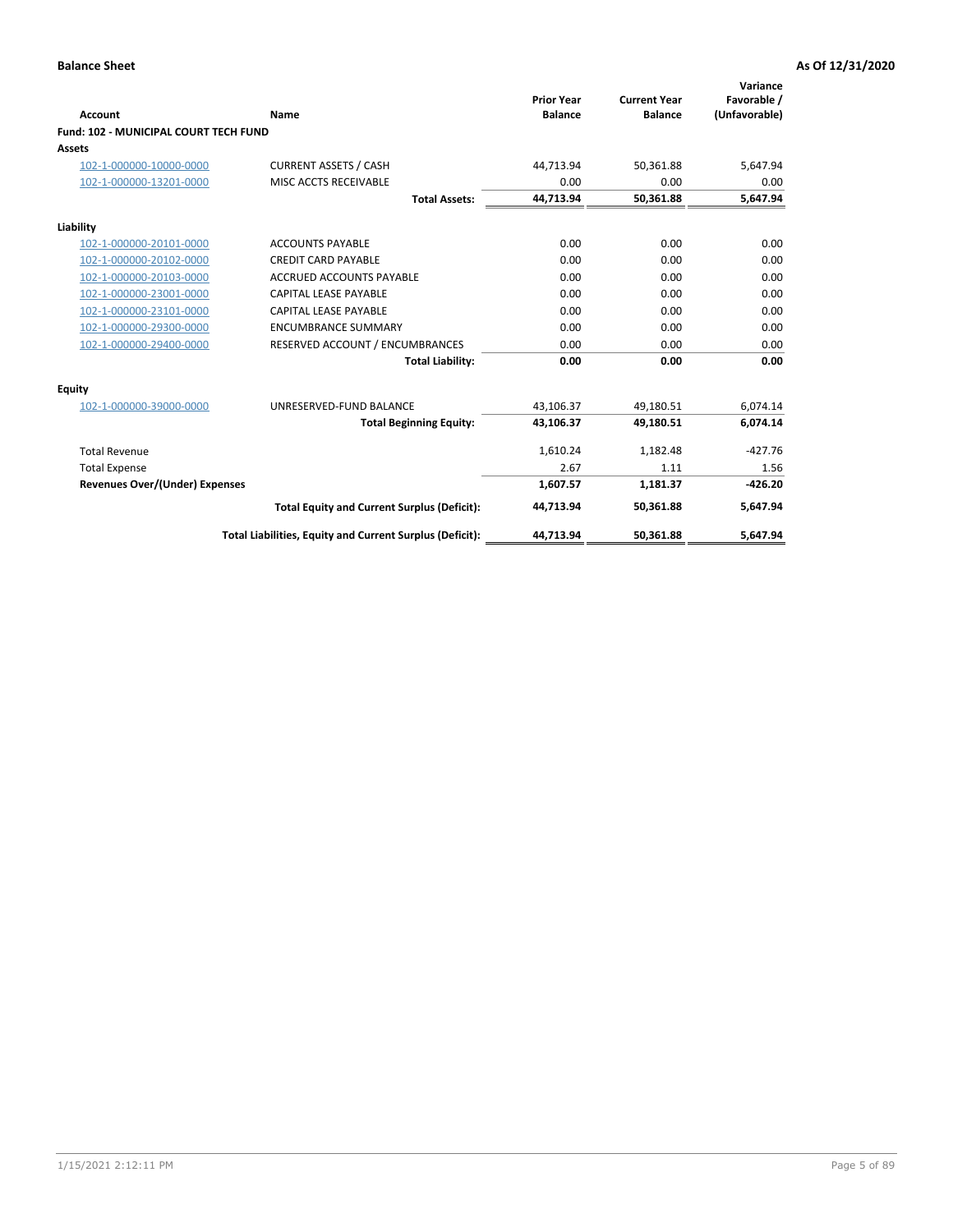**Balance Sheet** **As Of 12/31/2020**

| Account | Name | Prior Year Balance | Current Year Balance | Variance Favorable / (Unfavorable) |
|---|---|---|---|---|
| **Fund: 102 - MUNICIPAL COURT TECH FUND** | | | | |
| **Assets** | | | | |
| 102-1-000000-10000-0000 | CURRENT ASSETS / CASH | 44,713.94 | 50,361.88 | 5,647.94 |
| 102-1-000000-13201-0000 | MISC ACCTS RECEIVABLE | 0.00 | 0.00 | 0.00 |
| | **Total Assets:** | **44,713.94** | **50,361.88** | **5,647.94** |
| **Liability** | | | | |
| 102-1-000000-20101-0000 | ACCOUNTS PAYABLE | 0.00 | 0.00 | 0.00 |
| 102-1-000000-20102-0000 | CREDIT CARD PAYABLE | 0.00 | 0.00 | 0.00 |
| 102-1-000000-20103-0000 | ACCRUED ACCOUNTS PAYABLE | 0.00 | 0.00 | 0.00 |
| 102-1-000000-23001-0000 | CAPITAL LEASE PAYABLE | 0.00 | 0.00 | 0.00 |
| 102-1-000000-23101-0000 | CAPITAL LEASE PAYABLE | 0.00 | 0.00 | 0.00 |
| 102-1-000000-29300-0000 | ENCUMBRANCE SUMMARY | 0.00 | 0.00 | 0.00 |
| 102-1-000000-29400-0000 | RESERVED ACCOUNT / ENCUMBRANCES | 0.00 | 0.00 | 0.00 |
| | **Total Liability:** | **0.00** | **0.00** | **0.00** |
| **Equity** | | | | |
| 102-1-000000-39000-0000 | UNRESERVED-FUND BALANCE | 43,106.37 | 49,180.51 | 6,074.14 |
| | **Total Beginning Equity:** | **43,106.37** | **49,180.51** | **6,074.14** |
| Total Revenue | | 1,610.24 | 1,182.48 | -427.76 |
| Total Expense | | 2.67 | 1.11 | 1.56 |
| **Revenues Over/(Under) Expenses** | | **1,607.57** | **1,181.37** | **-426.20** |
| | **Total Equity and Current Surplus (Deficit):** | **44,713.94** | **50,361.88** | **5,647.94** |
| | **Total Liabilities, Equity and Current Surplus (Deficit):** | **44,713.94** | **50,361.88** | **5,647.94** |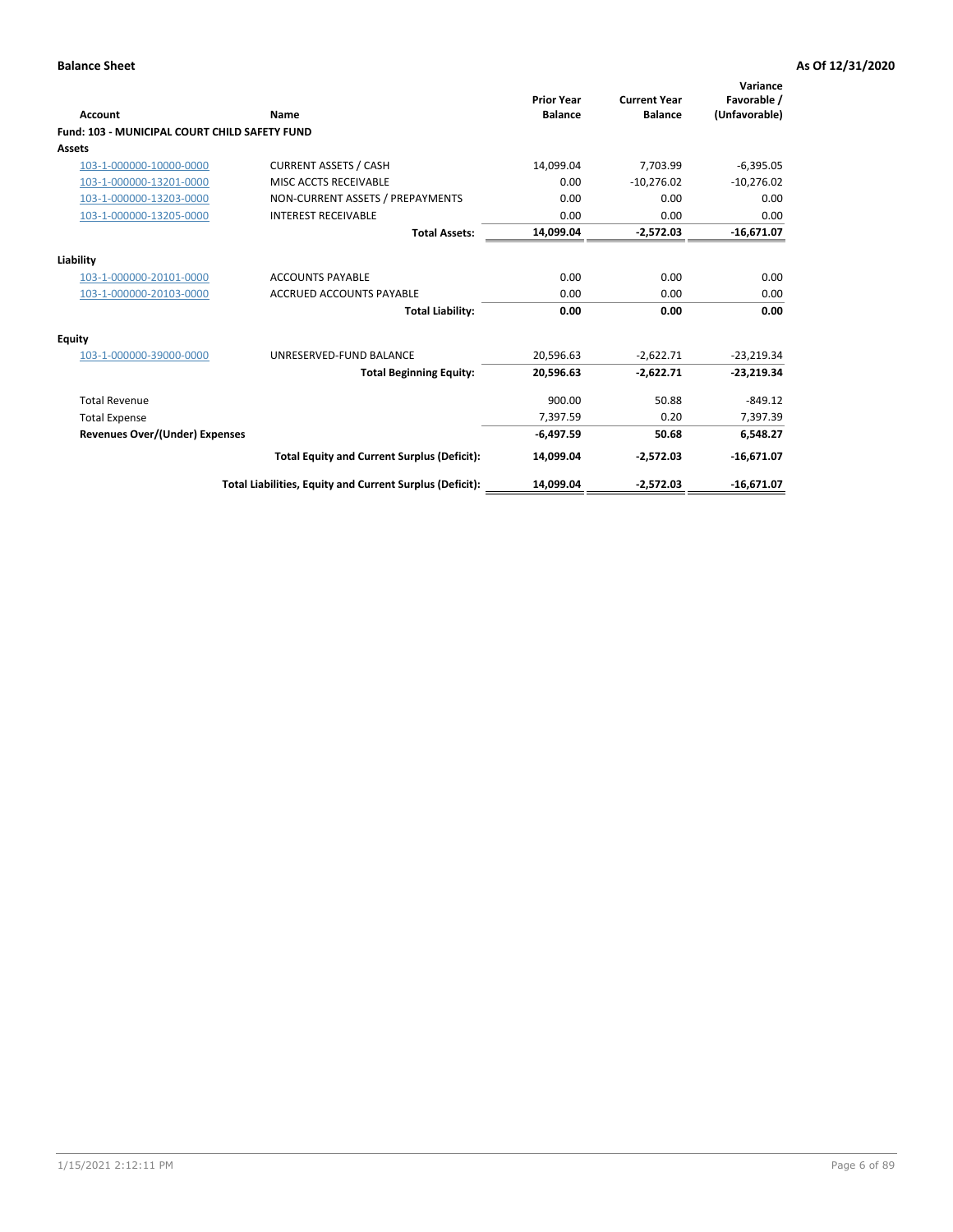**Balance Sheet** | **As Of 12/31/2020**

| Account | Name | Prior Year Balance | Current Year Balance | Variance Favorable / (Unfavorable) |
|---|---|---|---|---|
| **Fund: 103 - MUNICIPAL COURT CHILD SAFETY FUND** | | | | |
| **Assets** | | | | |
| 103-1-000000-10000-0000 | CURRENT ASSETS / CASH | 14,099.04 | 7,703.99 | -6,395.05 |
| 103-1-000000-13201-0000 | MISC ACCTS RECEIVABLE | 0.00 | -10,276.02 | -10,276.02 |
| 103-1-000000-13203-0000 | NON-CURRENT ASSETS / PREPAYMENTS | 0.00 | 0.00 | 0.00 |
| 103-1-000000-13205-0000 | INTEREST RECEIVABLE | 0.00 | 0.00 | 0.00 |
| | **Total Assets:** | **14,099.04** | **-2,572.03** | **-16,671.07** |
| **Liability** | | | | |
| 103-1-000000-20101-0000 | ACCOUNTS PAYABLE | 0.00 | 0.00 | 0.00 |
| 103-1-000000-20103-0000 | ACCRUED ACCOUNTS PAYABLE | 0.00 | 0.00 | 0.00 |
| | **Total Liability:** | **0.00** | **0.00** | **0.00** |
| **Equity** | | | | |
| 103-1-000000-39000-0000 | UNRESERVED-FUND BALANCE | 20,596.63 | -2,622.71 | -23,219.34 |
| | **Total Beginning Equity:** | **20,596.63** | **-2,622.71** | **-23,219.34** |
| Total Revenue | | 900.00 | 50.88 | -849.12 |
| Total Expense | | 7,397.59 | 0.20 | 7,397.39 |
| **Revenues Over/(Under) Expenses** | | **-6,497.59** | **50.68** | **6,548.27** |
| | **Total Equity and Current Surplus (Deficit):** | **14,099.04** | **-2,572.03** | **-16,671.07** |
| | **Total Liabilities, Equity and Current Surplus (Deficit):** | **14,099.04** | **-2,572.03** | **-16,671.07** |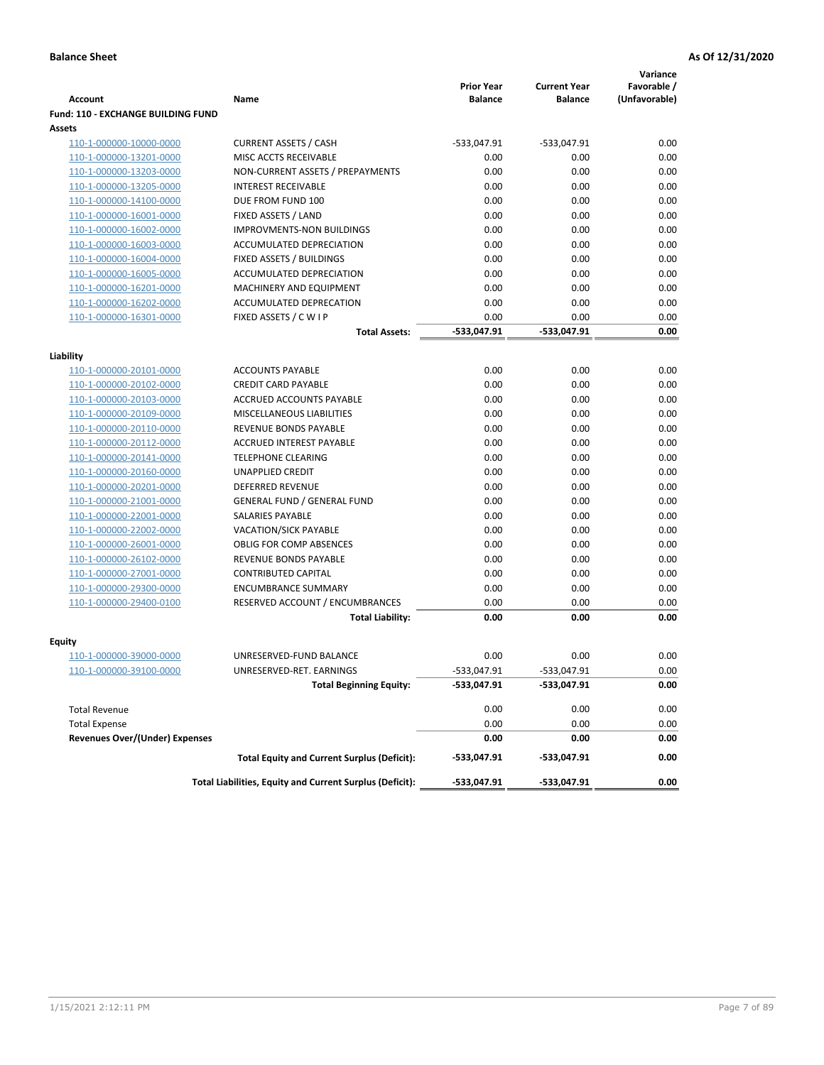**Balance Sheet** **As Of 12/31/2020**

| Account | Name | Prior Year Balance | Current Year Balance | Variance Favorable / (Unfavorable) |
|---|---|---|---|---|
| **Fund: 110 - EXCHANGE BUILDING FUND** | | | | |
| **Assets** | | | | |
| 110-1-000000-10000-0000 | CURRENT ASSETS / CASH | -533,047.91 | -533,047.91 | 0.00 |
| 110-1-000000-13201-0000 | MISC ACCTS RECEIVABLE | 0.00 | 0.00 | 0.00 |
| 110-1-000000-13203-0000 | NON-CURRENT ASSETS / PREPAYMENTS | 0.00 | 0.00 | 0.00 |
| 110-1-000000-13205-0000 | INTEREST RECEIVABLE | 0.00 | 0.00 | 0.00 |
| 110-1-000000-14100-0000 | DUE FROM FUND 100 | 0.00 | 0.00 | 0.00 |
| 110-1-000000-16001-0000 | FIXED ASSETS / LAND | 0.00 | 0.00 | 0.00 |
| 110-1-000000-16002-0000 | IMPROVMENTS-NON BUILDINGS | 0.00 | 0.00 | 0.00 |
| 110-1-000000-16003-0000 | ACCUMULATED DEPRECIATION | 0.00 | 0.00 | 0.00 |
| 110-1-000000-16004-0000 | FIXED ASSETS / BUILDINGS | 0.00 | 0.00 | 0.00 |
| 110-1-000000-16005-0000 | ACCUMULATED DEPRECIATION | 0.00 | 0.00 | 0.00 |
| 110-1-000000-16201-0000 | MACHINERY AND EQUIPMENT | 0.00 | 0.00 | 0.00 |
| 110-1-000000-16202-0000 | ACCUMULATED DEPRECATION | 0.00 | 0.00 | 0.00 |
| 110-1-000000-16301-0000 | FIXED ASSETS / C W I P | 0.00 | 0.00 | 0.00 |
| | **Total Assets:** | **-533,047.91** | **-533,047.91** | **0.00** |
| **Liability** | | | | |
| 110-1-000000-20101-0000 | ACCOUNTS PAYABLE | 0.00 | 0.00 | 0.00 |
| 110-1-000000-20102-0000 | CREDIT CARD PAYABLE | 0.00 | 0.00 | 0.00 |
| 110-1-000000-20103-0000 | ACCRUED ACCOUNTS PAYABLE | 0.00 | 0.00 | 0.00 |
| 110-1-000000-20109-0000 | MISCELLANEOUS LIABILITIES | 0.00 | 0.00 | 0.00 |
| 110-1-000000-20110-0000 | REVENUE BONDS PAYABLE | 0.00 | 0.00 | 0.00 |
| 110-1-000000-20112-0000 | ACCRUED INTEREST PAYABLE | 0.00 | 0.00 | 0.00 |
| 110-1-000000-20141-0000 | TELEPHONE CLEARING | 0.00 | 0.00 | 0.00 |
| 110-1-000000-20160-0000 | UNAPPLIED CREDIT | 0.00 | 0.00 | 0.00 |
| 110-1-000000-20201-0000 | DEFERRED REVENUE | 0.00 | 0.00 | 0.00 |
| 110-1-000000-21001-0000 | GENERAL FUND / GENERAL FUND | 0.00 | 0.00 | 0.00 |
| 110-1-000000-22001-0000 | SALARIES PAYABLE | 0.00 | 0.00 | 0.00 |
| 110-1-000000-22002-0000 | VACATION/SICK PAYABLE | 0.00 | 0.00 | 0.00 |
| 110-1-000000-26001-0000 | OBLIG FOR COMP ABSENCES | 0.00 | 0.00 | 0.00 |
| 110-1-000000-26102-0000 | REVENUE BONDS PAYABLE | 0.00 | 0.00 | 0.00 |
| 110-1-000000-27001-0000 | CONTRIBUTED CAPITAL | 0.00 | 0.00 | 0.00 |
| 110-1-000000-29300-0000 | ENCUMBRANCE SUMMARY | 0.00 | 0.00 | 0.00 |
| 110-1-000000-29400-0100 | RESERVED ACCOUNT / ENCUMBRANCES | 0.00 | 0.00 | 0.00 |
| | **Total Liability:** | **0.00** | **0.00** | **0.00** |
| **Equity** | | | | |
| 110-1-000000-39000-0000 | UNRESERVED-FUND BALANCE | 0.00 | 0.00 | 0.00 |
| 110-1-000000-39100-0000 | UNRESERVED-RET. EARNINGS | -533,047.91 | -533,047.91 | 0.00 |
| | **Total Beginning Equity:** | **-533,047.91** | **-533,047.91** | **0.00** |
| Total Revenue | | 0.00 | 0.00 | 0.00 |
| Total Expense | | 0.00 | 0.00 | 0.00 |
| **Revenues Over/(Under) Expenses** | | **0.00** | **0.00** | **0.00** |
| | **Total Equity and Current Surplus (Deficit):** | **-533,047.91** | **-533,047.91** | **0.00** |
| | **Total Liabilities, Equity and Current Surplus (Deficit):** | **-533,047.91** | **-533,047.91** | **0.00** |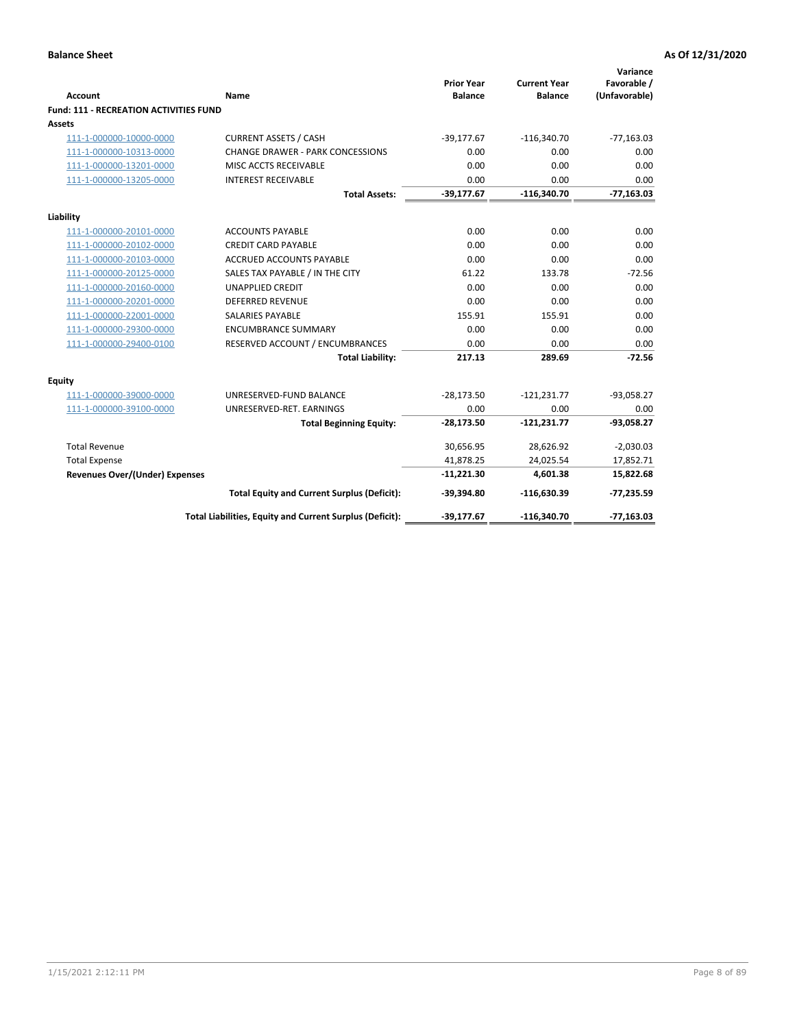**Balance Sheet** **As Of 12/31/2020**

| Account | Name | Prior Year Balance | Current Year Balance | Variance Favorable / (Unfavorable) |
|---|---|---|---|---|
| **Fund: 111 - RECREATION ACTIVITIES FUND** | | | | |
| **Assets** | | | | |
| 111-1-000000-10000-0000 | CURRENT ASSETS / CASH | -39,177.67 | -116,340.70 | -77,163.03 |
| 111-1-000000-10313-0000 | CHANGE DRAWER - PARK CONCESSIONS | 0.00 | 0.00 | 0.00 |
| 111-1-000000-13201-0000 | MISC ACCTS RECEIVABLE | 0.00 | 0.00 | 0.00 |
| 111-1-000000-13205-0000 | INTEREST RECEIVABLE | 0.00 | 0.00 | 0.00 |
| | **Total Assets:** | **-39,177.67** | **-116,340.70** | **-77,163.03** |
| **Liability** | | | | |
| 111-1-000000-20101-0000 | ACCOUNTS PAYABLE | 0.00 | 0.00 | 0.00 |
| 111-1-000000-20102-0000 | CREDIT CARD PAYABLE | 0.00 | 0.00 | 0.00 |
| 111-1-000000-20103-0000 | ACCRUED ACCOUNTS PAYABLE | 0.00 | 0.00 | 0.00 |
| 111-1-000000-20125-0000 | SALES TAX PAYABLE / IN THE CITY | 61.22 | 133.78 | -72.56 |
| 111-1-000000-20160-0000 | UNAPPLIED CREDIT | 0.00 | 0.00 | 0.00 |
| 111-1-000000-20201-0000 | DEFERRED REVENUE | 0.00 | 0.00 | 0.00 |
| 111-1-000000-22001-0000 | SALARIES PAYABLE | 155.91 | 155.91 | 0.00 |
| 111-1-000000-29300-0000 | ENCUMBRANCE SUMMARY | 0.00 | 0.00 | 0.00 |
| 111-1-000000-29400-0100 | RESERVED ACCOUNT / ENCUMBRANCES | 0.00 | 0.00 | 0.00 |
| | **Total Liability:** | **217.13** | **289.69** | **-72.56** |
| **Equity** | | | | |
| 111-1-000000-39000-0000 | UNRESERVED-FUND BALANCE | -28,173.50 | -121,231.77 | -93,058.27 |
| 111-1-000000-39100-0000 | UNRESERVED-RET. EARNINGS | 0.00 | 0.00 | 0.00 |
| | **Total Beginning Equity:** | **-28,173.50** | **-121,231.77** | **-93,058.27** |
| Total Revenue | | 30,656.95 | 28,626.92 | -2,030.03 |
| Total Expense | | 41,878.25 | 24,025.54 | 17,852.71 |
| **Revenues Over/(Under) Expenses** | | **-11,221.30** | **4,601.38** | **15,822.68** |
| | **Total Equity and Current Surplus (Deficit):** | **-39,394.80** | **-116,630.39** | **-77,235.59** |
| | **Total Liabilities, Equity and Current Surplus (Deficit):** | **-39,177.67** | **-116,340.70** | **-77,163.03** |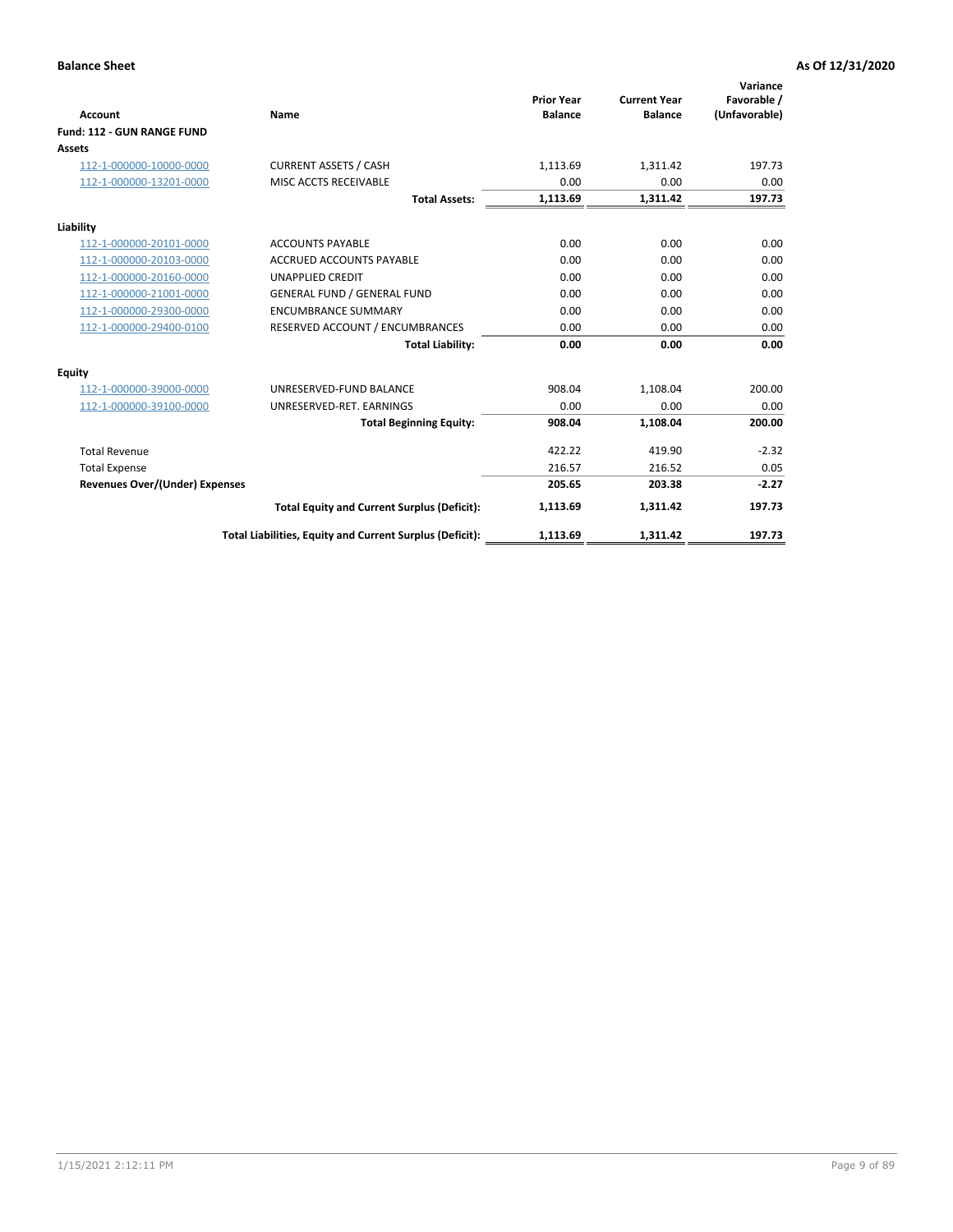**Balance Sheet** **As Of 12/31/2020**

| Account | Name | Prior Year Balance | Current Year Balance | Variance Favorable / (Unfavorable) |
|---|---|---|---|---|
| **Fund: 112 - GUN RANGE FUND** | | | | |
| **Assets** | | | | |
| 112-1-000000-10000-0000 | CURRENT ASSETS / CASH | 1,113.69 | 1,311.42 | 197.73 |
| 112-1-000000-13201-0000 | MISC ACCTS RECEIVABLE | 0.00 | 0.00 | 0.00 |
| | **Total Assets:** | **1,113.69** | **1,311.42** | **197.73** |
| **Liability** | | | | |
| 112-1-000000-20101-0000 | ACCOUNTS PAYABLE | 0.00 | 0.00 | 0.00 |
| 112-1-000000-20103-0000 | ACCRUED ACCOUNTS PAYABLE | 0.00 | 0.00 | 0.00 |
| 112-1-000000-20160-0000 | UNAPPLIED CREDIT | 0.00 | 0.00 | 0.00 |
| 112-1-000000-21001-0000 | GENERAL FUND / GENERAL FUND | 0.00 | 0.00 | 0.00 |
| 112-1-000000-29300-0000 | ENCUMBRANCE SUMMARY | 0.00 | 0.00 | 0.00 |
| 112-1-000000-29400-0100 | RESERVED ACCOUNT / ENCUMBRANCES | 0.00 | 0.00 | 0.00 |
| | **Total Liability:** | **0.00** | **0.00** | **0.00** |
| **Equity** | | | | |
| 112-1-000000-39000-0000 | UNRESERVED-FUND BALANCE | 908.04 | 1,108.04 | 200.00 |
| 112-1-000000-39100-0000 | UNRESERVED-RET. EARNINGS | 0.00 | 0.00 | 0.00 |
| | **Total Beginning Equity:** | **908.04** | **1,108.04** | **200.00** |
| Total Revenue | | 422.22 | 419.90 | -2.32 |
| Total Expense | | 216.57 | 216.52 | 0.05 |
| **Revenues Over/(Under) Expenses** | | **205.65** | **203.38** | **-2.27** |
| | **Total Equity and Current Surplus (Deficit):** | **1,113.69** | **1,311.42** | **197.73** |
| | **Total Liabilities, Equity and Current Surplus (Deficit):** | **1,113.69** | **1,311.42** | **197.73** |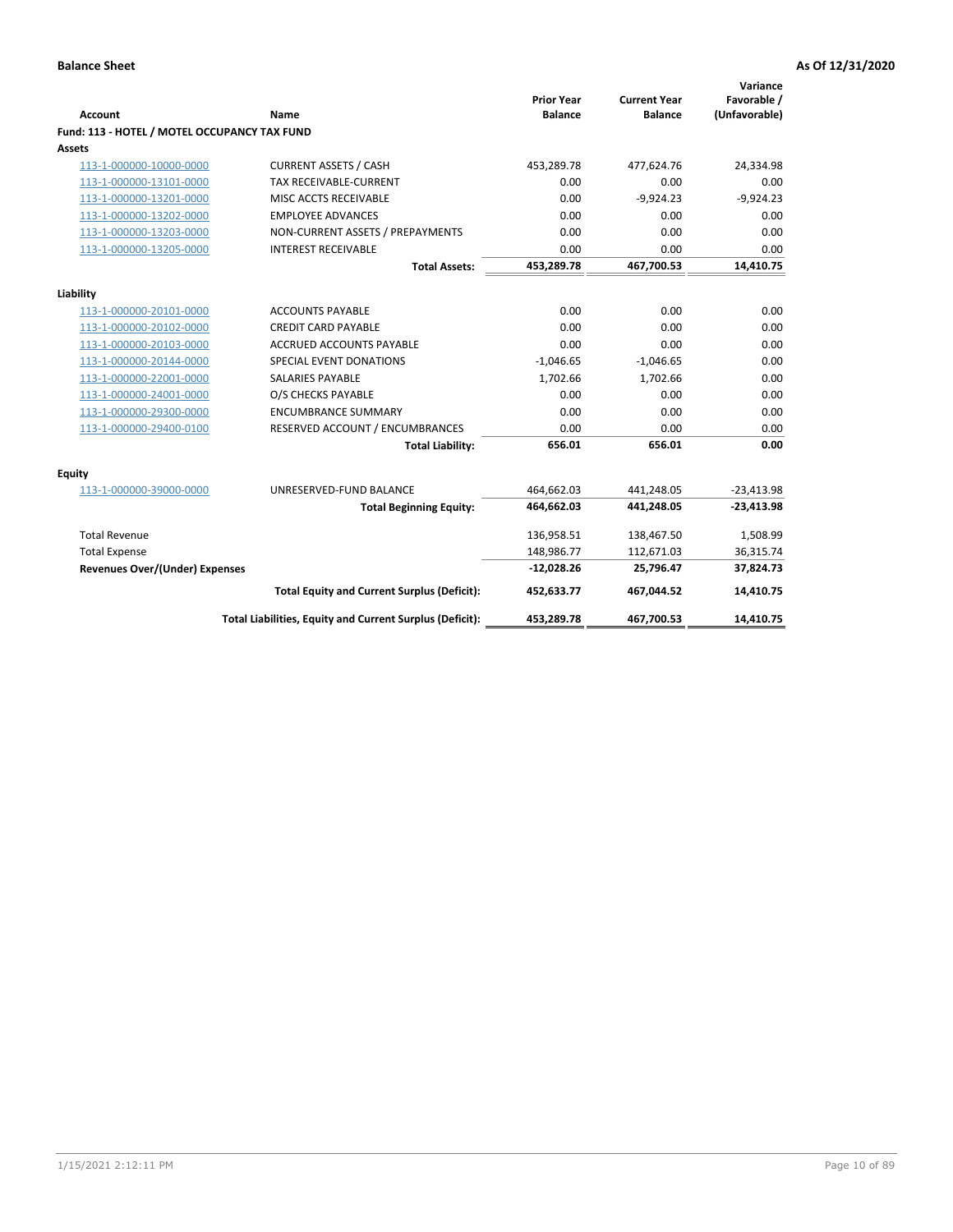**Balance Sheet** **As Of 12/31/2020**

| Account | Name | Prior Year Balance | Current Year Balance | Variance Favorable / (Unfavorable) |
|---|---|---|---|---|
| **Fund: 113 - HOTEL / MOTEL OCCUPANCY TAX FUND** | | | | |
| **Assets** | | | | |
| 113-1-000000-10000-0000 | CURRENT ASSETS / CASH | 453,289.78 | 477,624.76 | 24,334.98 |
| 113-1-000000-13101-0000 | TAX RECEIVABLE-CURRENT | 0.00 | 0.00 | 0.00 |
| 113-1-000000-13201-0000 | MISC ACCTS RECEIVABLE | 0.00 | -9,924.23 | -9,924.23 |
| 113-1-000000-13202-0000 | EMPLOYEE ADVANCES | 0.00 | 0.00 | 0.00 |
| 113-1-000000-13203-0000 | NON-CURRENT ASSETS / PREPAYMENTS | 0.00 | 0.00 | 0.00 |
| 113-1-000000-13205-0000 | INTEREST RECEIVABLE | 0.00 | 0.00 | 0.00 |
| | **Total Assets:** | **453,289.78** | **467,700.53** | **14,410.75** |
| **Liability** | | | | |
| 113-1-000000-20101-0000 | ACCOUNTS PAYABLE | 0.00 | 0.00 | 0.00 |
| 113-1-000000-20102-0000 | CREDIT CARD PAYABLE | 0.00 | 0.00 | 0.00 |
| 113-1-000000-20103-0000 | ACCRUED ACCOUNTS PAYABLE | 0.00 | 0.00 | 0.00 |
| 113-1-000000-20144-0000 | SPECIAL EVENT DONATIONS | -1,046.65 | -1,046.65 | 0.00 |
| 113-1-000000-22001-0000 | SALARIES PAYABLE | 1,702.66 | 1,702.66 | 0.00 |
| 113-1-000000-24001-0000 | O/S CHECKS PAYABLE | 0.00 | 0.00 | 0.00 |
| 113-1-000000-29300-0000 | ENCUMBRANCE SUMMARY | 0.00 | 0.00 | 0.00 |
| 113-1-000000-29400-0100 | RESERVED ACCOUNT / ENCUMBRANCES | 0.00 | 0.00 | 0.00 |
| | **Total Liability:** | **656.01** | **656.01** | **0.00** |
| **Equity** | | | | |
| 113-1-000000-39000-0000 | UNRESERVED-FUND BALANCE | 464,662.03 | 441,248.05 | -23,413.98 |
| | **Total Beginning Equity:** | **464,662.03** | **441,248.05** | **-23,413.98** |
| Total Revenue | | 136,958.51 | 138,467.50 | 1,508.99 |
| Total Expense | | 148,986.77 | 112,671.03 | 36,315.74 |
| **Revenues Over/(Under) Expenses** | | **-12,028.26** | **25,796.47** | **37,824.73** |
| | **Total Equity and Current Surplus (Deficit):** | **452,633.77** | **467,044.52** | **14,410.75** |
| | **Total Liabilities, Equity and Current Surplus (Deficit):** | **453,289.78** | **467,700.53** | **14,410.75** |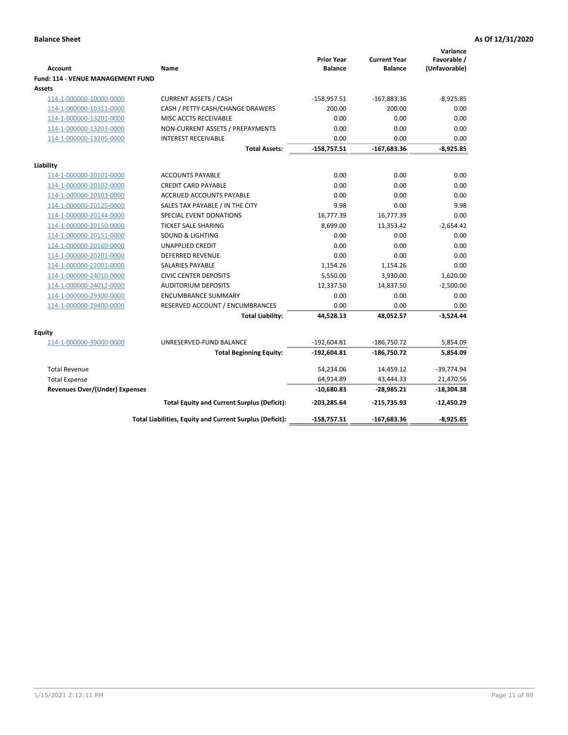**Balance Sheet** — As Of 12/31/2020

| Account | Name | Prior Year Balance | Current Year Balance | Variance Favorable / (Unfavorable) |
|---|---|---|---|---|
| **Fund: 114 - VENUE MANAGEMENT FUND** | | | | |
| **Assets** | | | | |
| 114-1-000000-10000-0000 | CURRENT ASSETS / CASH | -158,957.51 | -167,883.36 | -8,925.85 |
| 114-1-000000-10311-0000 | CASH / PETTY CASH/CHANGE DRAWERS | 200.00 | 200.00 | 0.00 |
| 114-1-000000-13201-0000 | MISC ACCTS RECEIVABLE | 0.00 | 0.00 | 0.00 |
| 114-1-000000-13203-0000 | NON-CURRENT ASSETS / PREPAYMENTS | 0.00 | 0.00 | 0.00 |
| 114-1-000000-13205-0000 | INTEREST RECEIVABLE | 0.00 | 0.00 | 0.00 |
| | **Total Assets:** | **-158,757.51** | **-167,683.36** | **-8,925.85** |
| **Liability** | | | | |
| 114-1-000000-20101-0000 | ACCOUNTS PAYABLE | 0.00 | 0.00 | 0.00 |
| 114-1-000000-20102-0000 | CREDIT CARD PAYABLE | 0.00 | 0.00 | 0.00 |
| 114-1-000000-20103-0000 | ACCRUED ACCOUNTS PAYABLE | 0.00 | 0.00 | 0.00 |
| 114-1-000000-20125-0000 | SALES TAX PAYABLE / IN THE CITY | 9.98 | 0.00 | 9.98 |
| 114-1-000000-20144-0000 | SPECIAL EVENT DONATIONS | 16,777.39 | 16,777.39 | 0.00 |
| 114-1-000000-20150-0000 | TICKET SALE SHARING | 8,699.00 | 11,353.42 | -2,654.42 |
| 114-1-000000-20151-0000 | SOUND & LIGHTING | 0.00 | 0.00 | 0.00 |
| 114-1-000000-20160-0000 | UNAPPLIED CREDIT | 0.00 | 0.00 | 0.00 |
| 114-1-000000-20201-0000 | DEFERRED REVENUE | 0.00 | 0.00 | 0.00 |
| 114-1-000000-22001-0000 | SALARIES PAYABLE | 1,154.26 | 1,154.26 | 0.00 |
| 114-1-000000-24010-0000 | CIVIC CENTER DEPOSITS | 5,550.00 | 3,930.00 | 1,620.00 |
| 114-1-000000-24012-0000 | AUDITORIUM DEPOSITS | 12,337.50 | 14,837.50 | -2,500.00 |
| 114-1-000000-29300-0000 | ENCUMBRANCE SUMMARY | 0.00 | 0.00 | 0.00 |
| 114-1-000000-29400-0000 | RESERVED ACCOUNT / ENCUMBRANCES | 0.00 | 0.00 | 0.00 |
| | **Total Liability:** | **44,528.13** | **48,052.57** | **-3,524.44** |
| **Equity** | | | | |
| 114-1-000000-39000-0000 | UNRESERVED-FUND BALANCE | -192,604.81 | -186,750.72 | 5,854.09 |
| | **Total Beginning Equity:** | **-192,604.81** | **-186,750.72** | **5,854.09** |
| Total Revenue | | 54,234.06 | 14,459.12 | -39,774.94 |
| Total Expense | | 64,914.89 | 43,444.33 | 21,470.56 |
| **Revenues Over/(Under) Expenses** | | **-10,680.83** | **-28,985.21** | **-18,304.38** |
| | **Total Equity and Current Surplus (Deficit):** | **-203,285.64** | **-215,735.93** | **-12,450.29** |
| | **Total Liabilities, Equity and Current Surplus (Deficit):** | **-158,757.51** | **-167,683.36** | **-8,925.85** |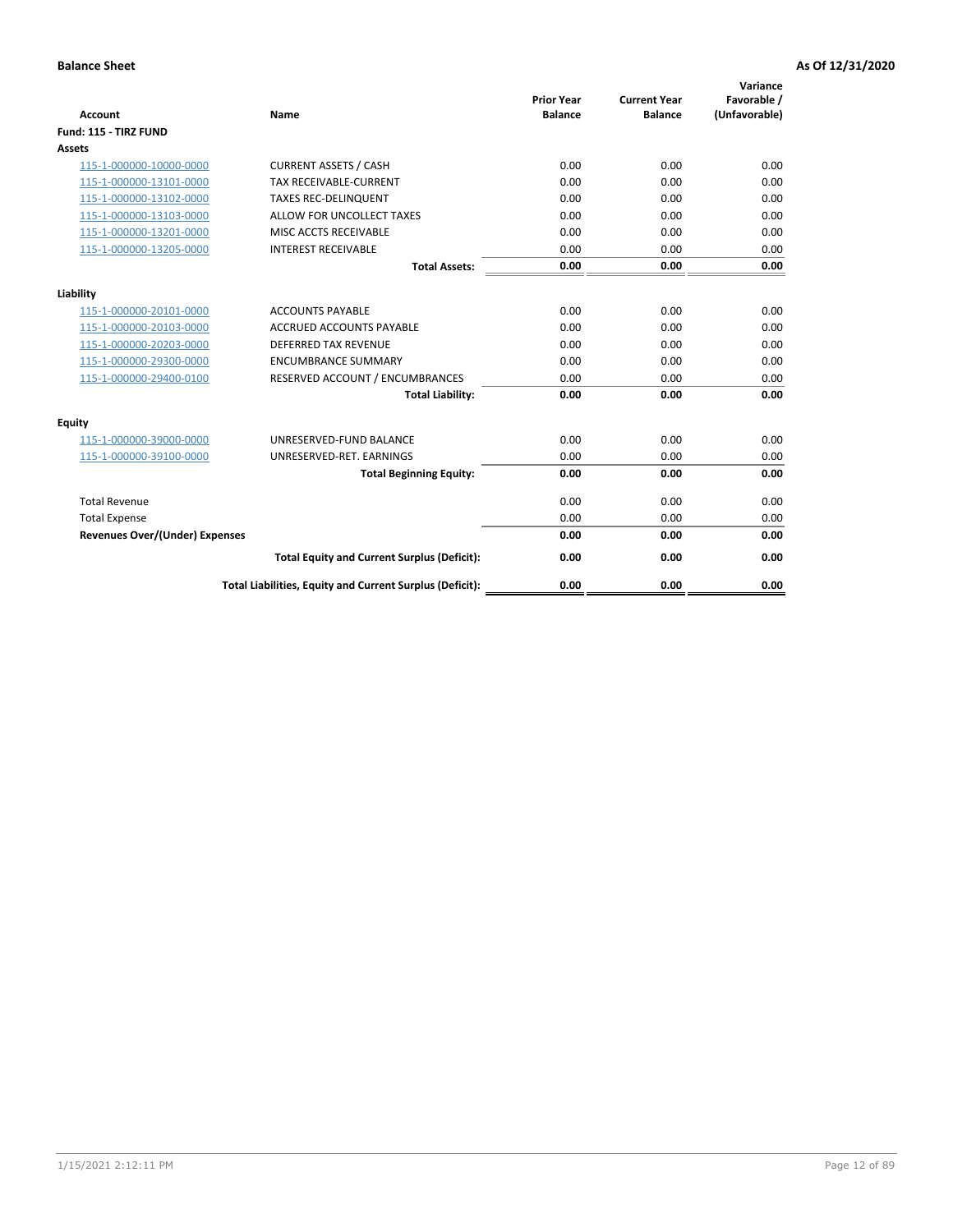**Balance Sheet** **As Of 12/31/2020**

| Account | Name | Prior Year Balance | Current Year Balance | Variance Favorable / (Unfavorable) |
|---|---|---|---|---|
| **Fund: 115 - TIRZ FUND** | | | | |
| **Assets** | | | | |
| 115-1-000000-10000-0000 | CURRENT ASSETS / CASH | 0.00 | 0.00 | 0.00 |
| 115-1-000000-13101-0000 | TAX RECEIVABLE-CURRENT | 0.00 | 0.00 | 0.00 |
| 115-1-000000-13102-0000 | TAXES REC-DELINQUENT | 0.00 | 0.00 | 0.00 |
| 115-1-000000-13103-0000 | ALLOW FOR UNCOLLECT TAXES | 0.00 | 0.00 | 0.00 |
| 115-1-000000-13201-0000 | MISC ACCTS RECEIVABLE | 0.00 | 0.00 | 0.00 |
| 115-1-000000-13205-0000 | INTEREST RECEIVABLE | 0.00 | 0.00 | 0.00 |
| | **Total Assets:** | **0.00** | **0.00** | **0.00** |
| **Liability** | | | | |
| 115-1-000000-20101-0000 | ACCOUNTS PAYABLE | 0.00 | 0.00 | 0.00 |
| 115-1-000000-20103-0000 | ACCRUED ACCOUNTS PAYABLE | 0.00 | 0.00 | 0.00 |
| 115-1-000000-20203-0000 | DEFERRED TAX REVENUE | 0.00 | 0.00 | 0.00 |
| 115-1-000000-29300-0000 | ENCUMBRANCE SUMMARY | 0.00 | 0.00 | 0.00 |
| 115-1-000000-29400-0100 | RESERVED ACCOUNT / ENCUMBRANCES | 0.00 | 0.00 | 0.00 |
| | **Total Liability:** | **0.00** | **0.00** | **0.00** |
| **Equity** | | | | |
| 115-1-000000-39000-0000 | UNRESERVED-FUND BALANCE | 0.00 | 0.00 | 0.00 |
| 115-1-000000-39100-0000 | UNRESERVED-RET. EARNINGS | 0.00 | 0.00 | 0.00 |
| | **Total Beginning Equity:** | **0.00** | **0.00** | **0.00** |
| Total Revenue | | 0.00 | 0.00 | 0.00 |
| Total Expense | | 0.00 | 0.00 | 0.00 |
| **Revenues Over/(Under) Expenses** | | **0.00** | **0.00** | **0.00** |
| | **Total Equity and Current Surplus (Deficit):** | **0.00** | **0.00** | **0.00** |
| | **Total Liabilities, Equity and Current Surplus (Deficit):** | **0.00** | **0.00** | **0.00** |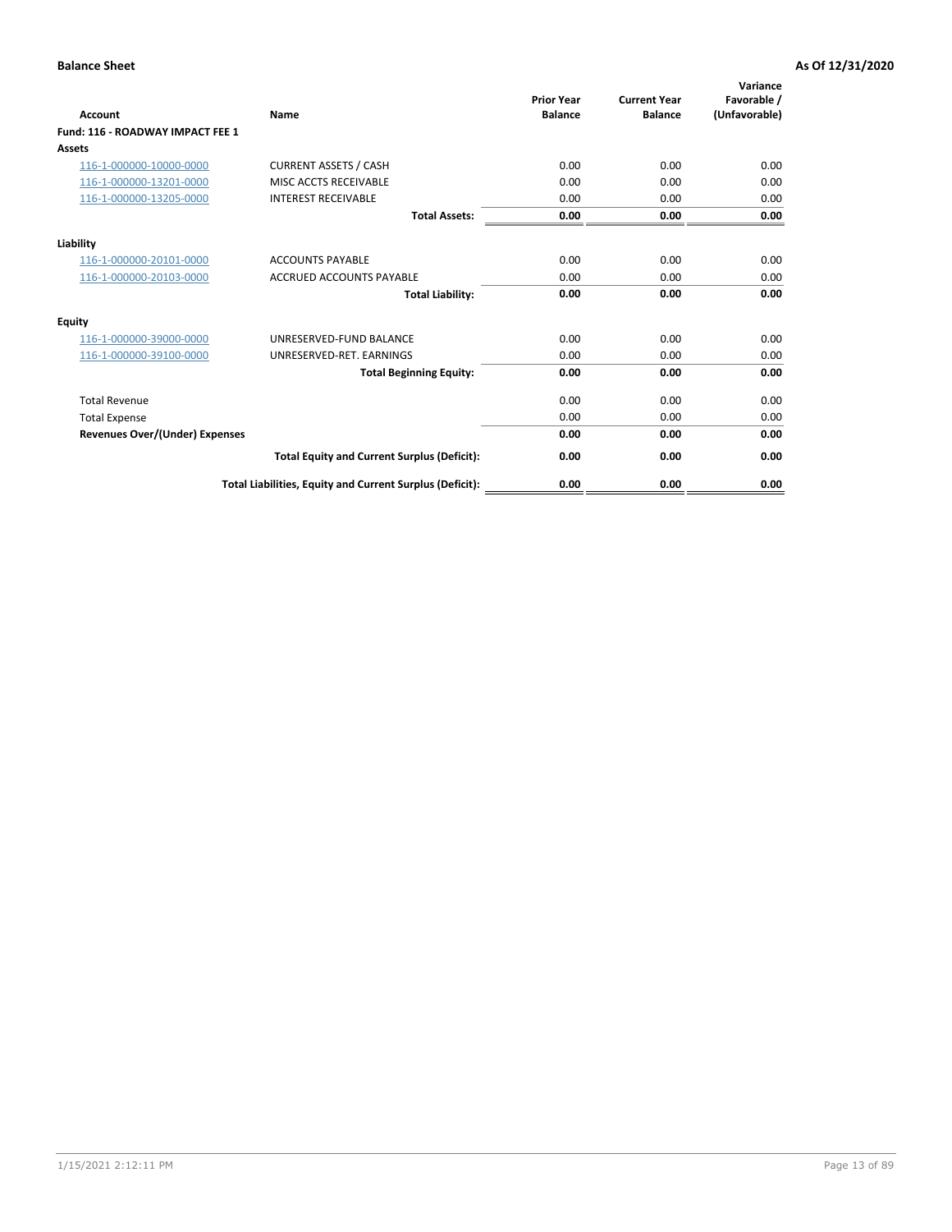**Balance Sheet** **As Of 12/31/2020**

| Account | Name | Prior Year Balance | Current Year Balance | Variance Favorable / (Unfavorable) |
|---|---|---|---|---|
| **Fund: 116 - ROADWAY IMPACT FEE 1** | | | | |
| **Assets** | | | | |
| 116-1-000000-10000-0000 | CURRENT ASSETS / CASH | 0.00 | 0.00 | 0.00 |
| 116-1-000000-13201-0000 | MISC ACCTS RECEIVABLE | 0.00 | 0.00 | 0.00 |
| 116-1-000000-13205-0000 | INTEREST RECEIVABLE | 0.00 | 0.00 | 0.00 |
| | **Total Assets:** | **0.00** | **0.00** | **0.00** |
| **Liability** | | | | |
| 116-1-000000-20101-0000 | ACCOUNTS PAYABLE | 0.00 | 0.00 | 0.00 |
| 116-1-000000-20103-0000 | ACCRUED ACCOUNTS PAYABLE | 0.00 | 0.00 | 0.00 |
| | **Total Liability:** | **0.00** | **0.00** | **0.00** |
| **Equity** | | | | |
| 116-1-000000-39000-0000 | UNRESERVED-FUND BALANCE | 0.00 | 0.00 | 0.00 |
| 116-1-000000-39100-0000 | UNRESERVED-RET. EARNINGS | 0.00 | 0.00 | 0.00 |
| | **Total Beginning Equity:** | **0.00** | **0.00** | **0.00** |
| Total Revenue | | 0.00 | 0.00 | 0.00 |
| Total Expense | | 0.00 | 0.00 | 0.00 |
| **Revenues Over/(Under) Expenses** | | **0.00** | **0.00** | **0.00** |
| | **Total Equity and Current Surplus (Deficit):** | **0.00** | **0.00** | **0.00** |
| | **Total Liabilities, Equity and Current Surplus (Deficit):** | **0.00** | **0.00** | **0.00** |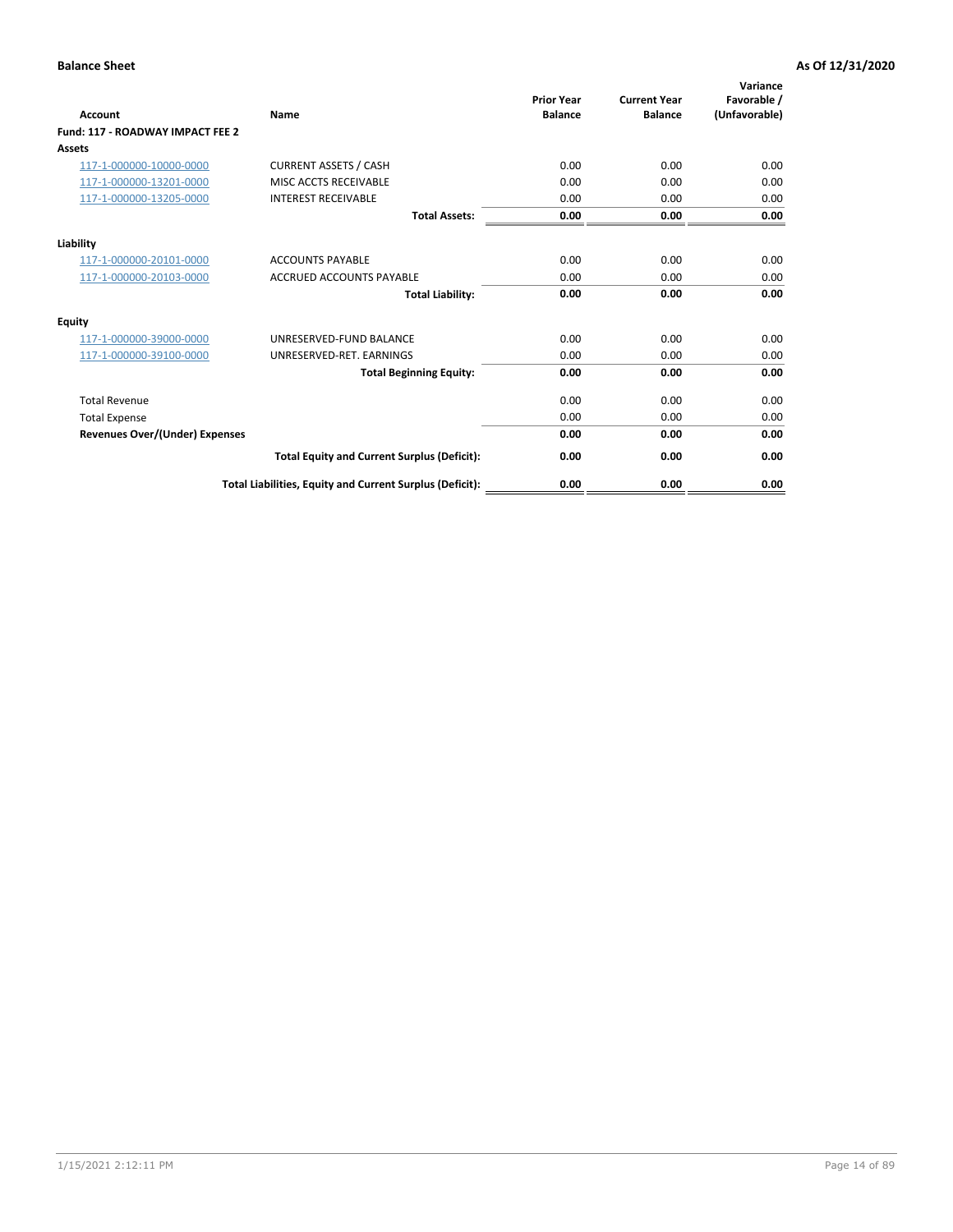**Balance Sheet** **As Of 12/31/2020**

| Account | Name | Prior Year Balance | Current Year Balance | Variance Favorable / (Unfavorable) |
|---|---|---|---|---|
| **Fund: 117 - ROADWAY IMPACT FEE 2** | | | | |
| **Assets** | | | | |
| 117-1-000000-10000-0000 | CURRENT ASSETS / CASH | 0.00 | 0.00 | 0.00 |
| 117-1-000000-13201-0000 | MISC ACCTS RECEIVABLE | 0.00 | 0.00 | 0.00 |
| 117-1-000000-13205-0000 | INTEREST RECEIVABLE | 0.00 | 0.00 | 0.00 |
| | **Total Assets:** | **0.00** | **0.00** | **0.00** |
| **Liability** | | | | |
| 117-1-000000-20101-0000 | ACCOUNTS PAYABLE | 0.00 | 0.00 | 0.00 |
| 117-1-000000-20103-0000 | ACCRUED ACCOUNTS PAYABLE | 0.00 | 0.00 | 0.00 |
| | **Total Liability:** | **0.00** | **0.00** | **0.00** |
| **Equity** | | | | |
| 117-1-000000-39000-0000 | UNRESERVED-FUND BALANCE | 0.00 | 0.00 | 0.00 |
| 117-1-000000-39100-0000 | UNRESERVED-RET. EARNINGS | 0.00 | 0.00 | 0.00 |
| | **Total Beginning Equity:** | **0.00** | **0.00** | **0.00** |
| Total Revenue | | 0.00 | 0.00 | 0.00 |
| Total Expense | | 0.00 | 0.00 | 0.00 |
| **Revenues Over/(Under) Expenses** | | **0.00** | **0.00** | **0.00** |
| | **Total Equity and Current Surplus (Deficit):** | **0.00** | **0.00** | **0.00** |
| | **Total Liabilities, Equity and Current Surplus (Deficit):** | **0.00** | **0.00** | **0.00** |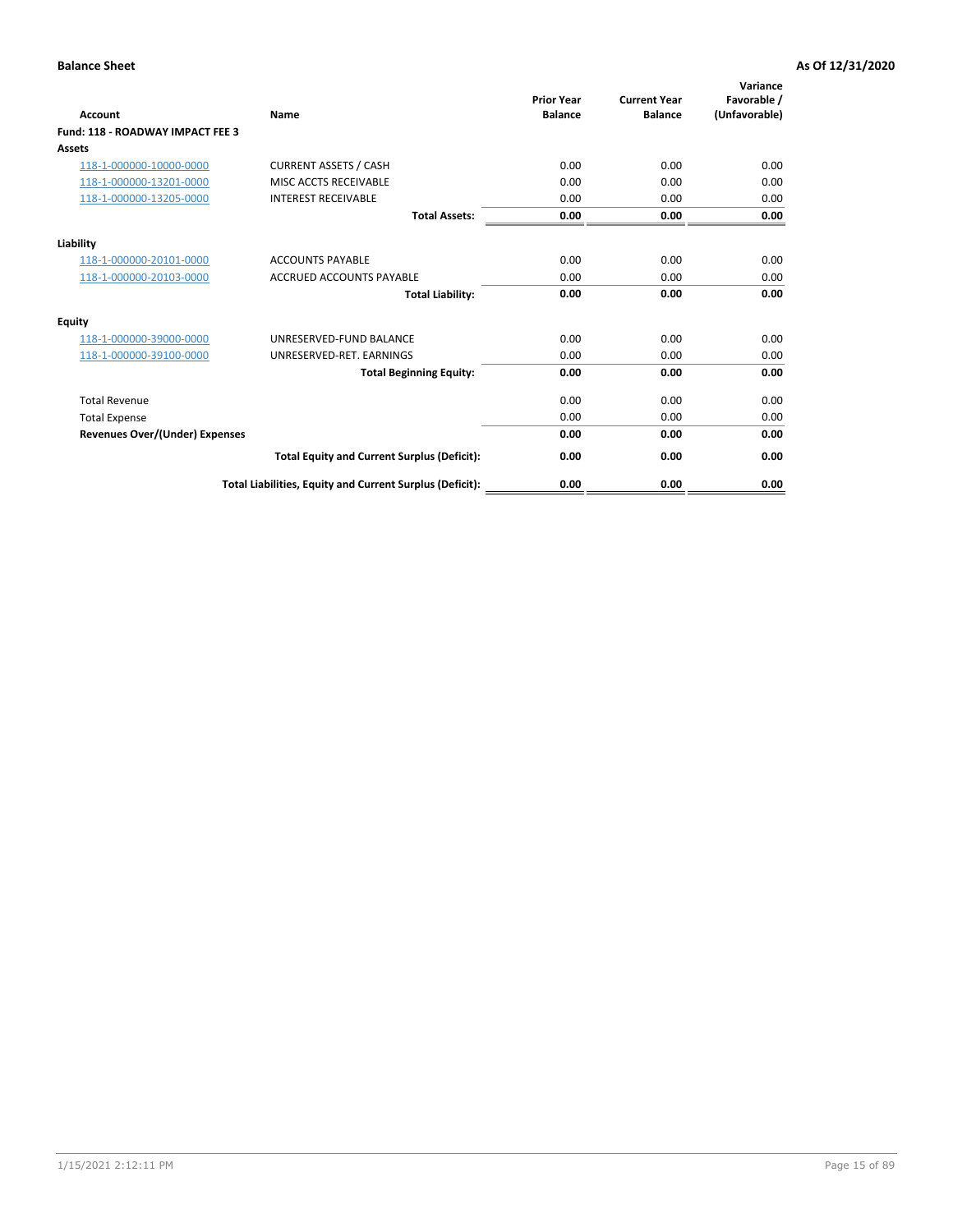**Balance Sheet** **As Of 12/31/2020**

| Account | Name | Prior Year Balance | Current Year Balance | Variance Favorable / (Unfavorable) |
|---|---|---|---|---|
| **Fund: 118 - ROADWAY IMPACT FEE 3** | | | | |
| **Assets** | | | | |
| 118-1-000000-10000-0000 | CURRENT ASSETS / CASH | 0.00 | 0.00 | 0.00 |
| 118-1-000000-13201-0000 | MISC ACCTS RECEIVABLE | 0.00 | 0.00 | 0.00 |
| 118-1-000000-13205-0000 | INTEREST RECEIVABLE | 0.00 | 0.00 | 0.00 |
| | **Total Assets:** | **0.00** | **0.00** | **0.00** |
| **Liability** | | | | |
| 118-1-000000-20101-0000 | ACCOUNTS PAYABLE | 0.00 | 0.00 | 0.00 |
| 118-1-000000-20103-0000 | ACCRUED ACCOUNTS PAYABLE | 0.00 | 0.00 | 0.00 |
| | **Total Liability:** | **0.00** | **0.00** | **0.00** |
| **Equity** | | | | |
| 118-1-000000-39000-0000 | UNRESERVED-FUND BALANCE | 0.00 | 0.00 | 0.00 |
| 118-1-000000-39100-0000 | UNRESERVED-RET. EARNINGS | 0.00 | 0.00 | 0.00 |
| | **Total Beginning Equity:** | **0.00** | **0.00** | **0.00** |
| Total Revenue | | 0.00 | 0.00 | 0.00 |
| Total Expense | | 0.00 | 0.00 | 0.00 |
| **Revenues Over/(Under) Expenses** | | **0.00** | **0.00** | **0.00** |
| | **Total Equity and Current Surplus (Deficit):** | **0.00** | **0.00** | **0.00** |
| | **Total Liabilities, Equity and Current Surplus (Deficit):** | **0.00** | **0.00** | **0.00** |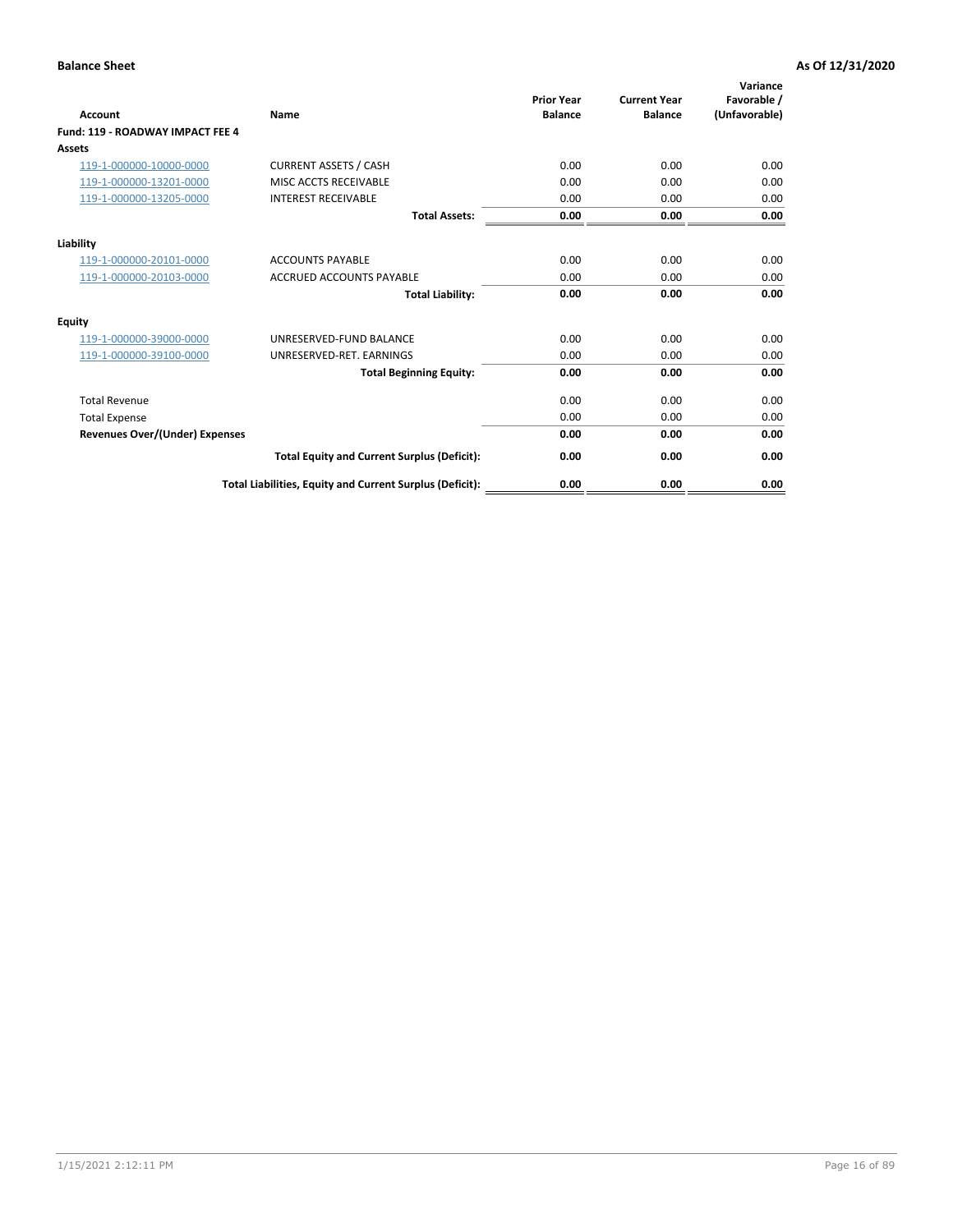**Balance Sheet** **As Of 12/31/2020**

| Account | Name | Prior Year Balance | Current Year Balance | Variance Favorable / (Unfavorable) |
|---|---|---|---|---|
| **Fund: 119 - ROADWAY IMPACT FEE 4** | | | | |
| **Assets** | | | | |
| 119-1-000000-10000-0000 | CURRENT ASSETS / CASH | 0.00 | 0.00 | 0.00 |
| 119-1-000000-13201-0000 | MISC ACCTS RECEIVABLE | 0.00 | 0.00 | 0.00 |
| 119-1-000000-13205-0000 | INTEREST RECEIVABLE | 0.00 | 0.00 | 0.00 |
| | **Total Assets:** | **0.00** | **0.00** | **0.00** |
| **Liability** | | | | |
| 119-1-000000-20101-0000 | ACCOUNTS PAYABLE | 0.00 | 0.00 | 0.00 |
| 119-1-000000-20103-0000 | ACCRUED ACCOUNTS PAYABLE | 0.00 | 0.00 | 0.00 |
| | **Total Liability:** | **0.00** | **0.00** | **0.00** |
| **Equity** | | | | |
| 119-1-000000-39000-0000 | UNRESERVED-FUND BALANCE | 0.00 | 0.00 | 0.00 |
| 119-1-000000-39100-0000 | UNRESERVED-RET. EARNINGS | 0.00 | 0.00 | 0.00 |
| | **Total Beginning Equity:** | **0.00** | **0.00** | **0.00** |
| Total Revenue | | 0.00 | 0.00 | 0.00 |
| Total Expense | | 0.00 | 0.00 | 0.00 |
| **Revenues Over/(Under) Expenses** | | **0.00** | **0.00** | **0.00** |
| | **Total Equity and Current Surplus (Deficit):** | **0.00** | **0.00** | **0.00** |
| | **Total Liabilities, Equity and Current Surplus (Deficit):** | **0.00** | **0.00** | **0.00** |

1/15/2021 2:12:11 PM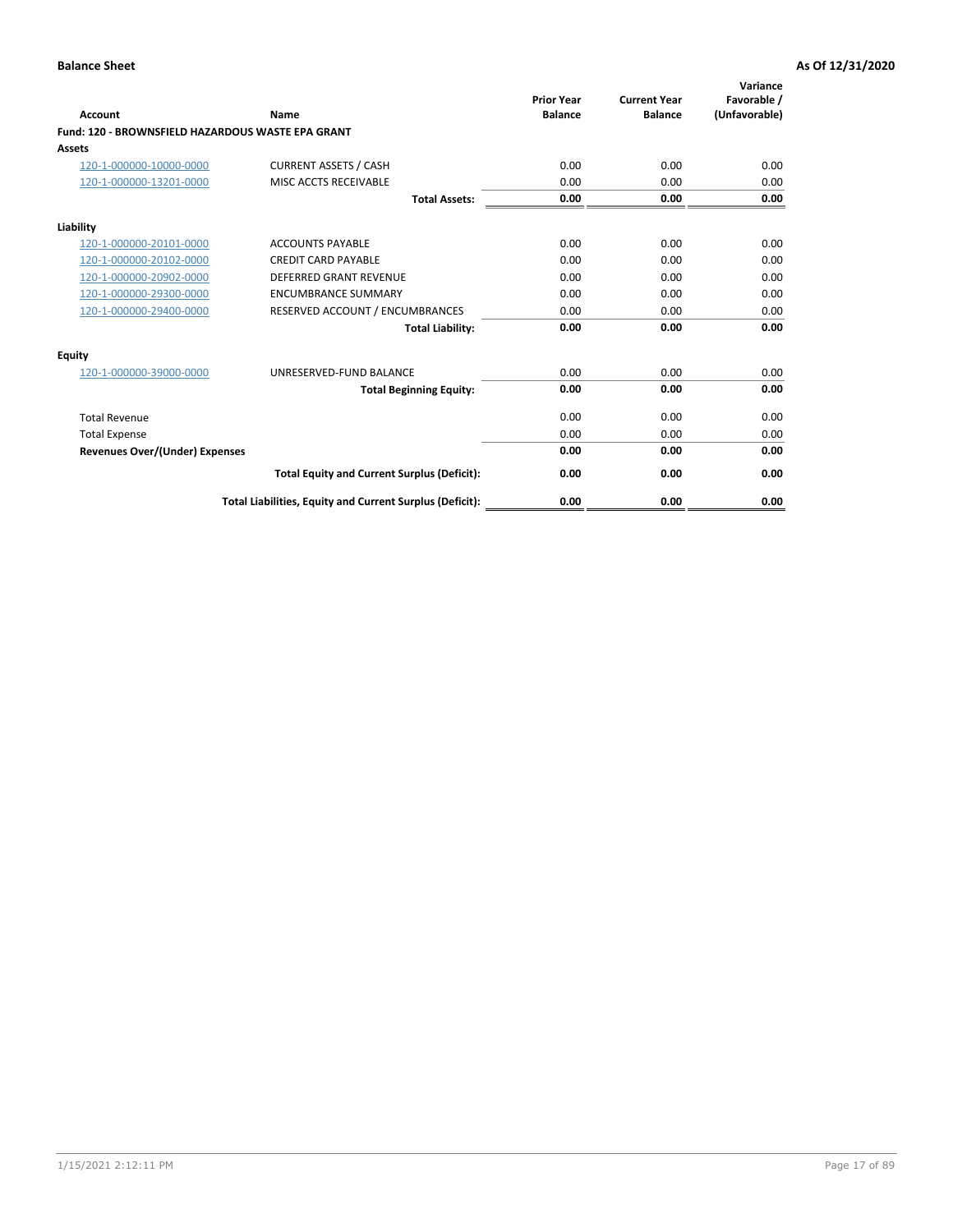**Balance Sheet** **As Of 12/31/2020**

| Account | Name | Prior Year Balance | Current Year Balance | Variance Favorable / (Unfavorable) |
|---|---|---|---|---|
| **Fund: 120 - BROWNSFIELD HAZARDOUS WASTE EPA GRANT** | | | | |
| **Assets** | | | | |
| 120-1-000000-10000-0000 | CURRENT ASSETS / CASH | 0.00 | 0.00 | 0.00 |
| 120-1-000000-13201-0000 | MISC ACCTS RECEIVABLE | 0.00 | 0.00 | 0.00 |
| | **Total Assets:** | **0.00** | **0.00** | **0.00** |
| **Liability** | | | | |
| 120-1-000000-20101-0000 | ACCOUNTS PAYABLE | 0.00 | 0.00 | 0.00 |
| 120-1-000000-20102-0000 | CREDIT CARD PAYABLE | 0.00 | 0.00 | 0.00 |
| 120-1-000000-20902-0000 | DEFERRED GRANT REVENUE | 0.00 | 0.00 | 0.00 |
| 120-1-000000-29300-0000 | ENCUMBRANCE SUMMARY | 0.00 | 0.00 | 0.00 |
| 120-1-000000-29400-0000 | RESERVED ACCOUNT / ENCUMBRANCES | 0.00 | 0.00 | 0.00 |
| | **Total Liability:** | **0.00** | **0.00** | **0.00** |
| **Equity** | | | | |
| 120-1-000000-39000-0000 | UNRESERVED-FUND BALANCE | 0.00 | 0.00 | 0.00 |
| | **Total Beginning Equity:** | **0.00** | **0.00** | **0.00** |
| Total Revenue | | 0.00 | 0.00 | 0.00 |
| Total Expense | | 0.00 | 0.00 | 0.00 |
| **Revenues Over/(Under) Expenses** | | **0.00** | **0.00** | **0.00** |
| | **Total Equity and Current Surplus (Deficit):** | **0.00** | **0.00** | **0.00** |
| | **Total Liabilities, Equity and Current Surplus (Deficit):** | **0.00** | **0.00** | **0.00** |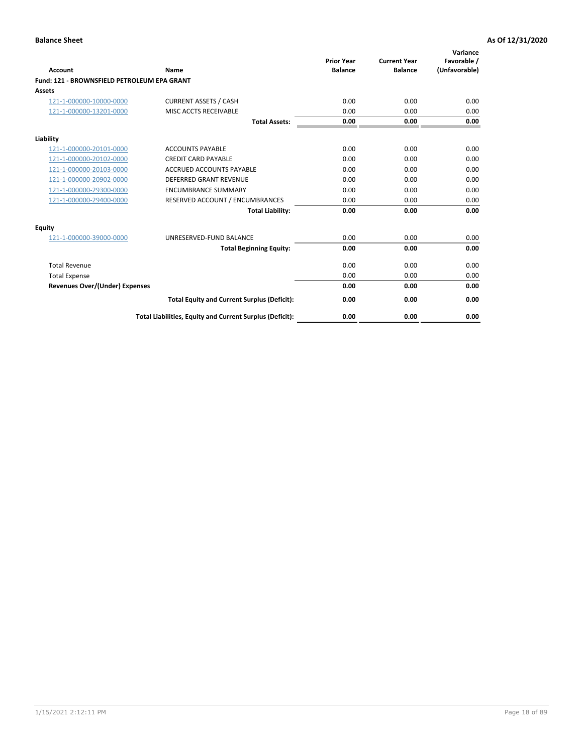**Balance Sheet** **As Of 12/31/2020**

| Account | Name | Prior Year Balance | Current Year Balance | Variance Favorable / (Unfavorable) |
|---|---|---|---|---|
| **Fund: 121 - BROWNSFIELD PETROLEUM EPA GRANT** | | | | |
| **Assets** | | | | |
| 121-1-000000-10000-0000 | CURRENT ASSETS / CASH | 0.00 | 0.00 | 0.00 |
| 121-1-000000-13201-0000 | MISC ACCTS RECEIVABLE | 0.00 | 0.00 | 0.00 |
| | **Total Assets:** | **0.00** | **0.00** | **0.00** |
| **Liability** | | | | |
| 121-1-000000-20101-0000 | ACCOUNTS PAYABLE | 0.00 | 0.00 | 0.00 |
| 121-1-000000-20102-0000 | CREDIT CARD PAYABLE | 0.00 | 0.00 | 0.00 |
| 121-1-000000-20103-0000 | ACCRUED ACCOUNTS PAYABLE | 0.00 | 0.00 | 0.00 |
| 121-1-000000-20902-0000 | DEFERRED GRANT REVENUE | 0.00 | 0.00 | 0.00 |
| 121-1-000000-29300-0000 | ENCUMBRANCE SUMMARY | 0.00 | 0.00 | 0.00 |
| 121-1-000000-29400-0000 | RESERVED ACCOUNT / ENCUMBRANCES | 0.00 | 0.00 | 0.00 |
| | **Total Liability:** | **0.00** | **0.00** | **0.00** |
| **Equity** | | | | |
| 121-1-000000-39000-0000 | UNRESERVED-FUND BALANCE | 0.00 | 0.00 | 0.00 |
| | **Total Beginning Equity:** | **0.00** | **0.00** | **0.00** |
| Total Revenue | | 0.00 | 0.00 | 0.00 |
| Total Expense | | 0.00 | 0.00 | 0.00 |
| **Revenues Over/(Under) Expenses** | | **0.00** | **0.00** | **0.00** |
| | **Total Equity and Current Surplus (Deficit):** | **0.00** | **0.00** | **0.00** |
| | **Total Liabilities, Equity and Current Surplus (Deficit):** | **0.00** | **0.00** | **0.00** |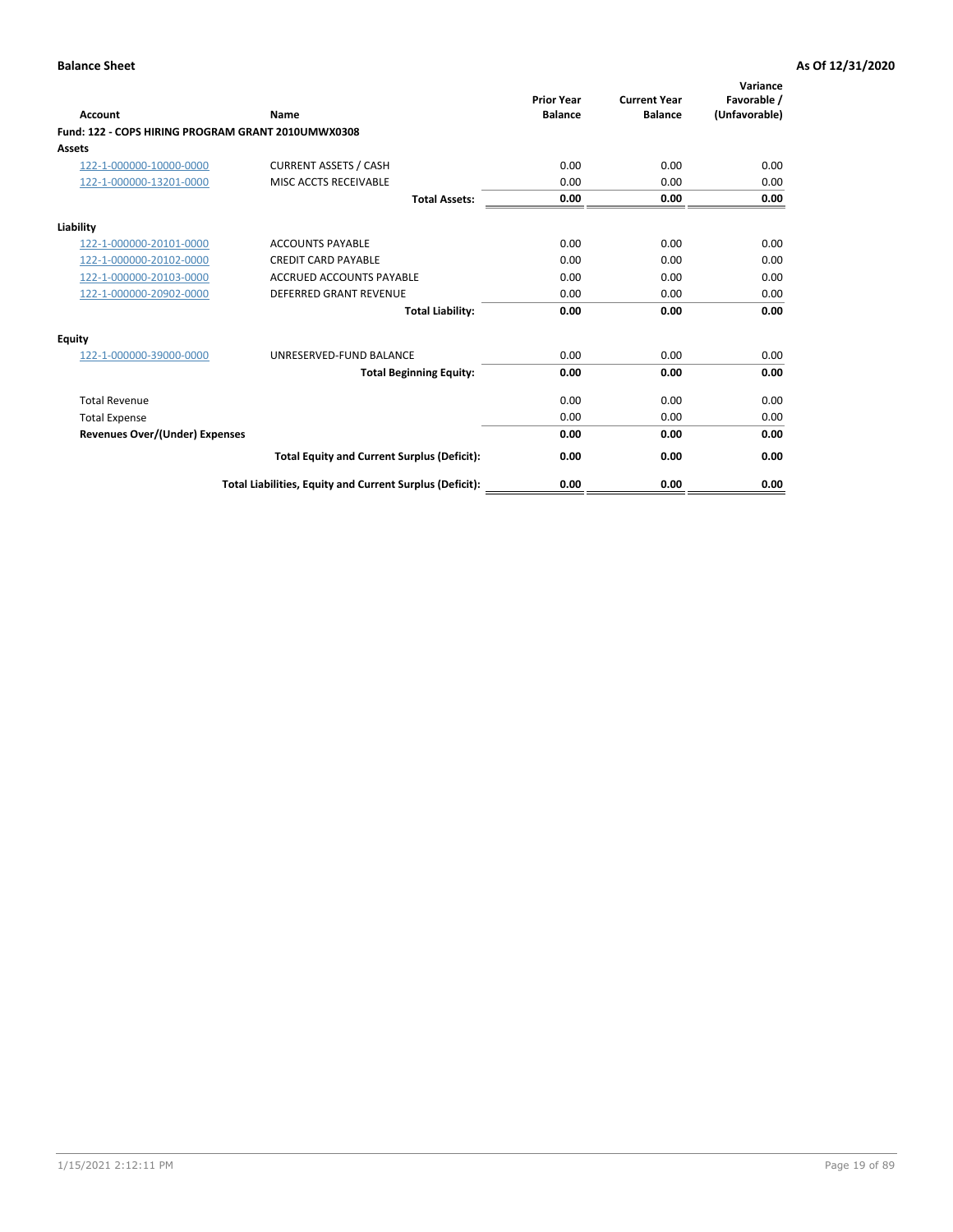**Balance Sheet** **As Of 12/31/2020**

| Account | Name | Prior Year Balance | Current Year Balance | Variance Favorable / (Unfavorable) |
|---|---|---|---|---|
| **Fund: 122 - COPS HIRING PROGRAM GRANT 2010UMWX0308** | | | | |
| **Assets** | | | | |
| 122-1-000000-10000-0000 | CURRENT ASSETS / CASH | 0.00 | 0.00 | 0.00 |
| 122-1-000000-13201-0000 | MISC ACCTS RECEIVABLE | 0.00 | 0.00 | 0.00 |
| | **Total Assets:** | **0.00** | **0.00** | **0.00** |
| **Liability** | | | | |
| 122-1-000000-20101-0000 | ACCOUNTS PAYABLE | 0.00 | 0.00 | 0.00 |
| 122-1-000000-20102-0000 | CREDIT CARD PAYABLE | 0.00 | 0.00 | 0.00 |
| 122-1-000000-20103-0000 | ACCRUED ACCOUNTS PAYABLE | 0.00 | 0.00 | 0.00 |
| 122-1-000000-20902-0000 | DEFERRED GRANT REVENUE | 0.00 | 0.00 | 0.00 |
| | **Total Liability:** | **0.00** | **0.00** | **0.00** |
| **Equity** | | | | |
| 122-1-000000-39000-0000 | UNRESERVED-FUND BALANCE | 0.00 | 0.00 | 0.00 |
| | **Total Beginning Equity:** | **0.00** | **0.00** | **0.00** |
| Total Revenue | | 0.00 | 0.00 | 0.00 |
| Total Expense | | 0.00 | 0.00 | 0.00 |
| **Revenues Over/(Under) Expenses** | | **0.00** | **0.00** | **0.00** |
| | **Total Equity and Current Surplus (Deficit):** | **0.00** | **0.00** | **0.00** |
| | **Total Liabilities, Equity and Current Surplus (Deficit):** | **0.00** | **0.00** | **0.00** |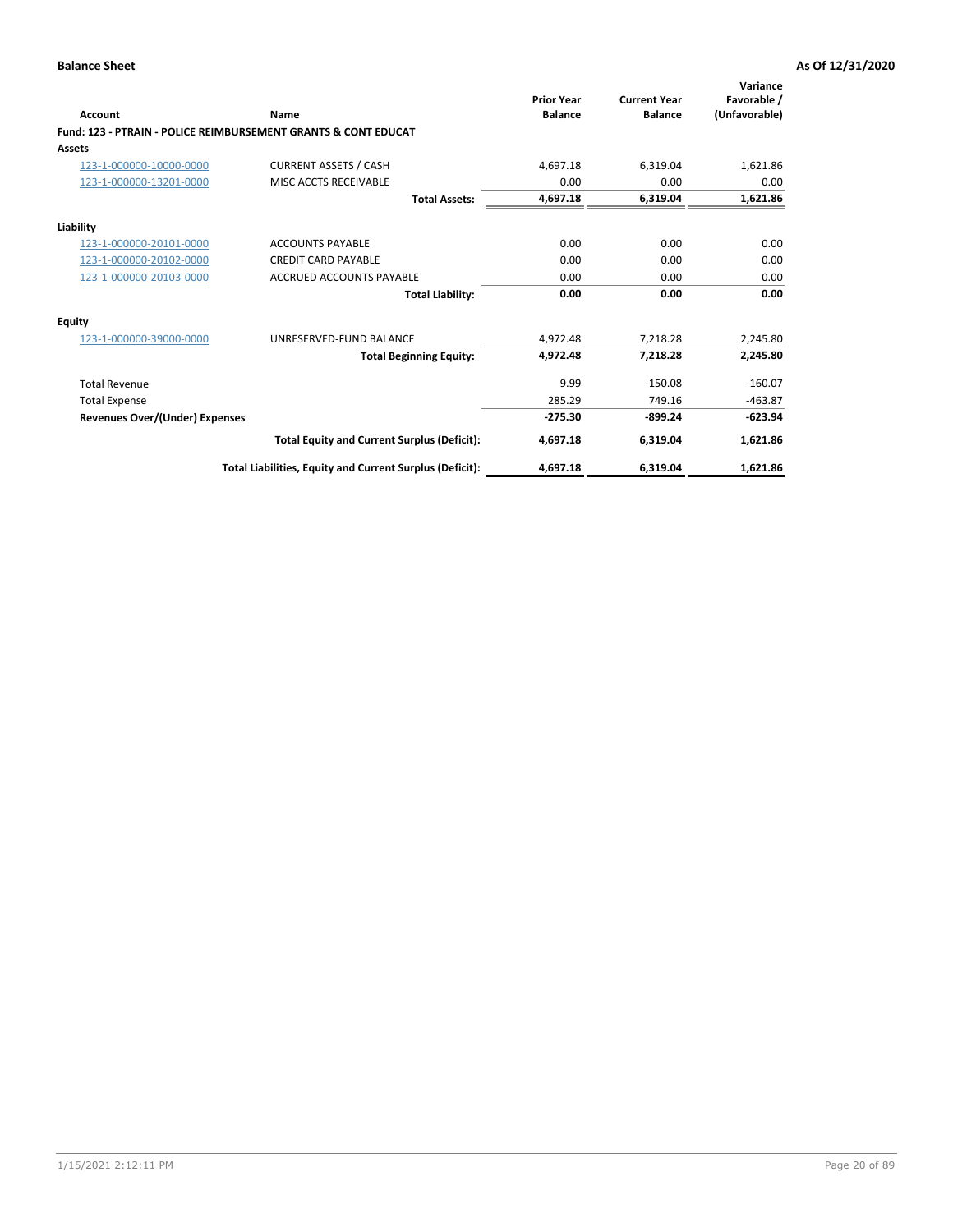**Balance Sheet** **As Of 12/31/2020**

| Account | Name | Prior Year Balance | Current Year Balance | Variance Favorable / (Unfavorable) |
|---|---|---|---|---|
| **Fund: 123 - PTRAIN - POLICE REIMBURSEMENT GRANTS & CONT EDUCAT** | | | | |
| **Assets** | | | | |
| 123-1-000000-10000-0000 | CURRENT ASSETS / CASH | 4,697.18 | 6,319.04 | 1,621.86 |
| 123-1-000000-13201-0000 | MISC ACCTS RECEIVABLE | 0.00 | 0.00 | 0.00 |
| | **Total Assets:** | **4,697.18** | **6,319.04** | **1,621.86** |
| **Liability** | | | | |
| 123-1-000000-20101-0000 | ACCOUNTS PAYABLE | 0.00 | 0.00 | 0.00 |
| 123-1-000000-20102-0000 | CREDIT CARD PAYABLE | 0.00 | 0.00 | 0.00 |
| 123-1-000000-20103-0000 | ACCRUED ACCOUNTS PAYABLE | 0.00 | 0.00 | 0.00 |
| | **Total Liability:** | **0.00** | **0.00** | **0.00** |
| **Equity** | | | | |
| 123-1-000000-39000-0000 | UNRESERVED-FUND BALANCE | 4,972.48 | 7,218.28 | 2,245.80 |
| | **Total Beginning Equity:** | **4,972.48** | **7,218.28** | **2,245.80** |
| Total Revenue | | 9.99 | -150.08 | -160.07 |
| Total Expense | | 285.29 | 749.16 | -463.87 |
| **Revenues Over/(Under) Expenses** | | **-275.30** | **-899.24** | **-623.94** |
| | **Total Equity and Current Surplus (Deficit):** | **4,697.18** | **6,319.04** | **1,621.86** |
| | **Total Liabilities, Equity and Current Surplus (Deficit):** | **4,697.18** | **6,319.04** | **1,621.86** |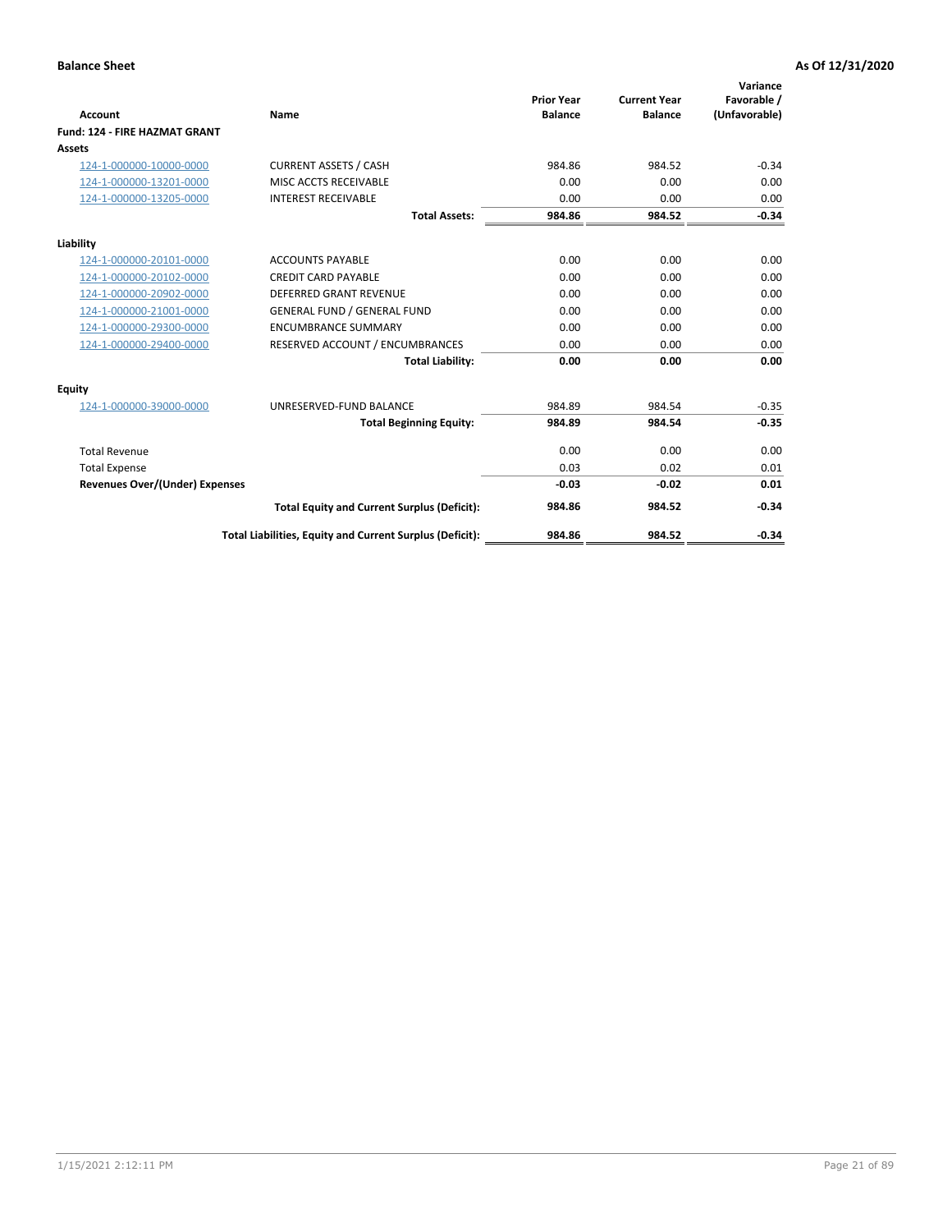**Balance Sheet** **As Of 12/31/2020**

| Account | Name | Prior Year Balance | Current Year Balance | Variance Favorable / (Unfavorable) |
|---|---|---|---|---|
| **Fund: 124 - FIRE HAZMAT GRANT** | | | | |
| **Assets** | | | | |
| 124-1-000000-10000-0000 | CURRENT ASSETS / CASH | 984.86 | 984.52 | -0.34 |
| 124-1-000000-13201-0000 | MISC ACCTS RECEIVABLE | 0.00 | 0.00 | 0.00 |
| 124-1-000000-13205-0000 | INTEREST RECEIVABLE | 0.00 | 0.00 | 0.00 |
| | **Total Assets:** | **984.86** | **984.52** | **-0.34** |
| **Liability** | | | | |
| 124-1-000000-20101-0000 | ACCOUNTS PAYABLE | 0.00 | 0.00 | 0.00 |
| 124-1-000000-20102-0000 | CREDIT CARD PAYABLE | 0.00 | 0.00 | 0.00 |
| 124-1-000000-20902-0000 | DEFERRED GRANT REVENUE | 0.00 | 0.00 | 0.00 |
| 124-1-000000-21001-0000 | GENERAL FUND / GENERAL FUND | 0.00 | 0.00 | 0.00 |
| 124-1-000000-29300-0000 | ENCUMBRANCE SUMMARY | 0.00 | 0.00 | 0.00 |
| 124-1-000000-29400-0000 | RESERVED ACCOUNT / ENCUMBRANCES | 0.00 | 0.00 | 0.00 |
| | **Total Liability:** | **0.00** | **0.00** | **0.00** |
| **Equity** | | | | |
| 124-1-000000-39000-0000 | UNRESERVED-FUND BALANCE | 984.89 | 984.54 | -0.35 |
| | **Total Beginning Equity:** | **984.89** | **984.54** | **-0.35** |
| Total Revenue | | 0.00 | 0.00 | 0.00 |
| Total Expense | | 0.03 | 0.02 | 0.01 |
| **Revenues Over/(Under) Expenses** | | **-0.03** | **-0.02** | **0.01** |
| | **Total Equity and Current Surplus (Deficit):** | **984.86** | **984.52** | **-0.34** |
| | **Total Liabilities, Equity and Current Surplus (Deficit):** | **984.86** | **984.52** | **-0.34** |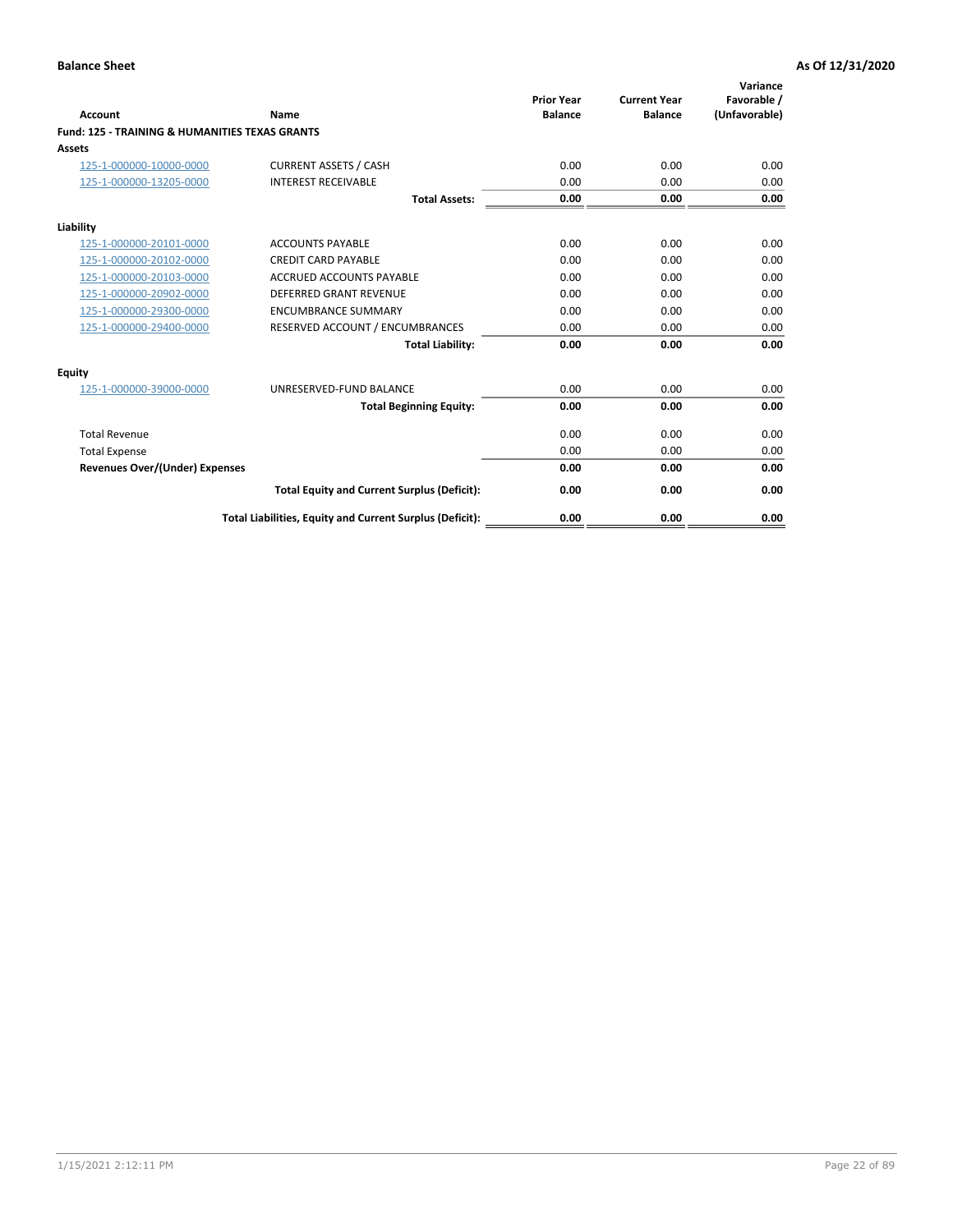**Balance Sheet** — As Of 12/31/2020

| Account | Name | Prior Year Balance | Current Year Balance | Variance Favorable / (Unfavorable) |
|---|---|---|---|---|
| **Fund: 125 - TRAINING & HUMANITIES TEXAS GRANTS** | | | | |
| **Assets** | | | | |
| 125-1-000000-10000-0000 | CURRENT ASSETS / CASH | 0.00 | 0.00 | 0.00 |
| 125-1-000000-13205-0000 | INTEREST RECEIVABLE | 0.00 | 0.00 | 0.00 |
| | **Total Assets:** | **0.00** | **0.00** | **0.00** |
| **Liability** | | | | |
| 125-1-000000-20101-0000 | ACCOUNTS PAYABLE | 0.00 | 0.00 | 0.00 |
| 125-1-000000-20102-0000 | CREDIT CARD PAYABLE | 0.00 | 0.00 | 0.00 |
| 125-1-000000-20103-0000 | ACCRUED ACCOUNTS PAYABLE | 0.00 | 0.00 | 0.00 |
| 125-1-000000-20902-0000 | DEFERRED GRANT REVENUE | 0.00 | 0.00 | 0.00 |
| 125-1-000000-29300-0000 | ENCUMBRANCE SUMMARY | 0.00 | 0.00 | 0.00 |
| 125-1-000000-29400-0000 | RESERVED ACCOUNT / ENCUMBRANCES | 0.00 | 0.00 | 0.00 |
| | **Total Liability:** | **0.00** | **0.00** | **0.00** |
| **Equity** | | | | |
| 125-1-000000-39000-0000 | UNRESERVED-FUND BALANCE | 0.00 | 0.00 | 0.00 |
| | **Total Beginning Equity:** | **0.00** | **0.00** | **0.00** |
| Total Revenue | | 0.00 | 0.00 | 0.00 |
| Total Expense | | 0.00 | 0.00 | 0.00 |
| **Revenues Over/(Under) Expenses** | | **0.00** | **0.00** | **0.00** |
| | **Total Equity and Current Surplus (Deficit):** | **0.00** | **0.00** | **0.00** |
| | **Total Liabilities, Equity and Current Surplus (Deficit):** | **0.00** | **0.00** | **0.00** |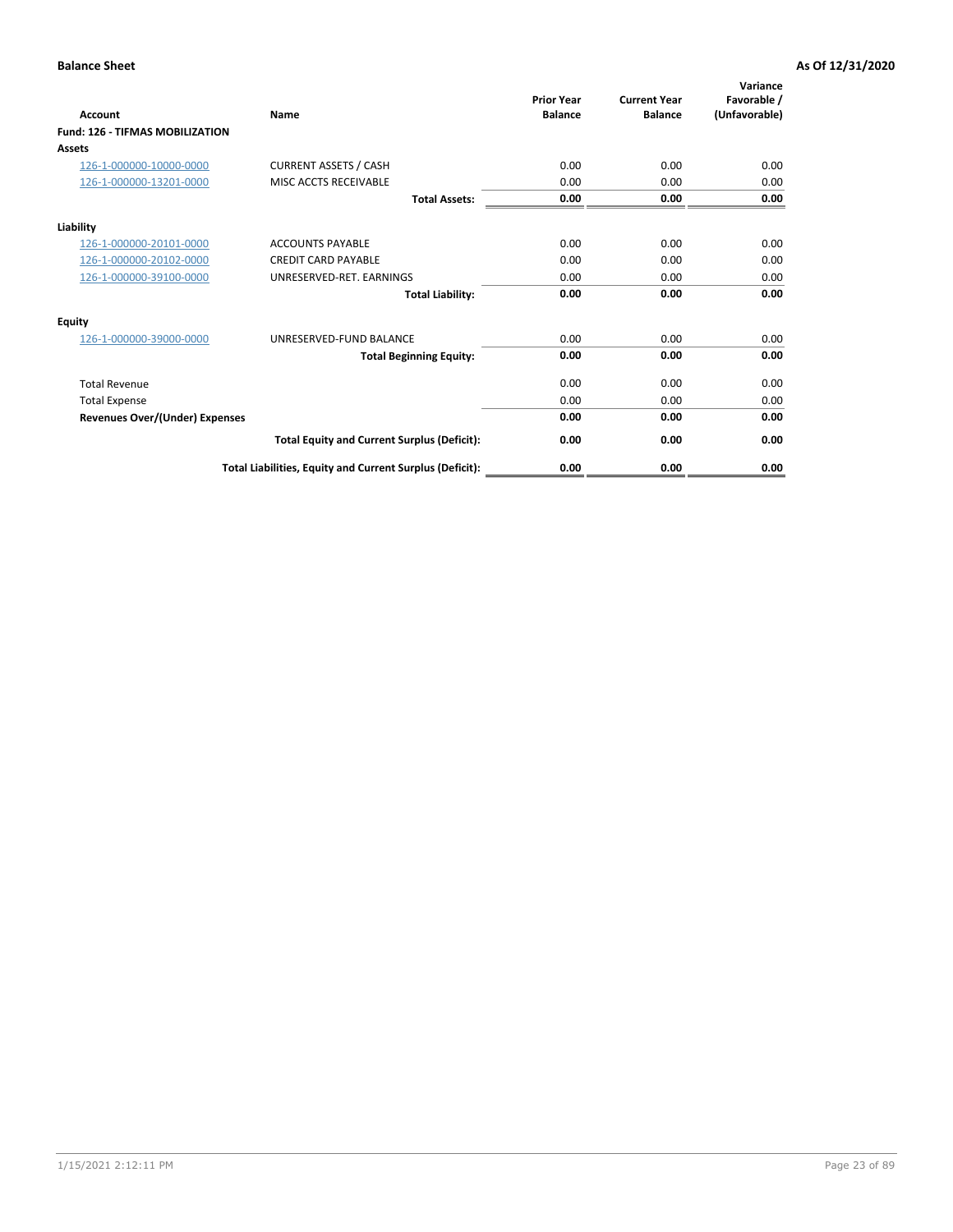**Balance Sheet** **As Of 12/31/2020**

| Account | Name | Prior Year Balance | Current Year Balance | Variance Favorable / (Unfavorable) |
|---|---|---|---|---|
| **Fund: 126 - TIFMAS MOBILIZATION** | | | | |
| **Assets** | | | | |
| 126-1-000000-10000-0000 | CURRENT ASSETS / CASH | 0.00 | 0.00 | 0.00 |
| 126-1-000000-13201-0000 | MISC ACCTS RECEIVABLE | 0.00 | 0.00 | 0.00 |
| | **Total Assets:** | **0.00** | **0.00** | **0.00** |
| **Liability** | | | | |
| 126-1-000000-20101-0000 | ACCOUNTS PAYABLE | 0.00 | 0.00 | 0.00 |
| 126-1-000000-20102-0000 | CREDIT CARD PAYABLE | 0.00 | 0.00 | 0.00 |
| 126-1-000000-39100-0000 | UNRESERVED-RET. EARNINGS | 0.00 | 0.00 | 0.00 |
| | **Total Liability:** | **0.00** | **0.00** | **0.00** |
| **Equity** | | | | |
| 126-1-000000-39000-0000 | UNRESERVED-FUND BALANCE | 0.00 | 0.00 | 0.00 |
| | **Total Beginning Equity:** | **0.00** | **0.00** | **0.00** |
| Total Revenue | | 0.00 | 0.00 | 0.00 |
| Total Expense | | 0.00 | 0.00 | 0.00 |
| **Revenues Over/(Under) Expenses** | | **0.00** | **0.00** | **0.00** |
| | **Total Equity and Current Surplus (Deficit):** | **0.00** | **0.00** | **0.00** |
| | **Total Liabilities, Equity and Current Surplus (Deficit):** | **0.00** | **0.00** | **0.00** |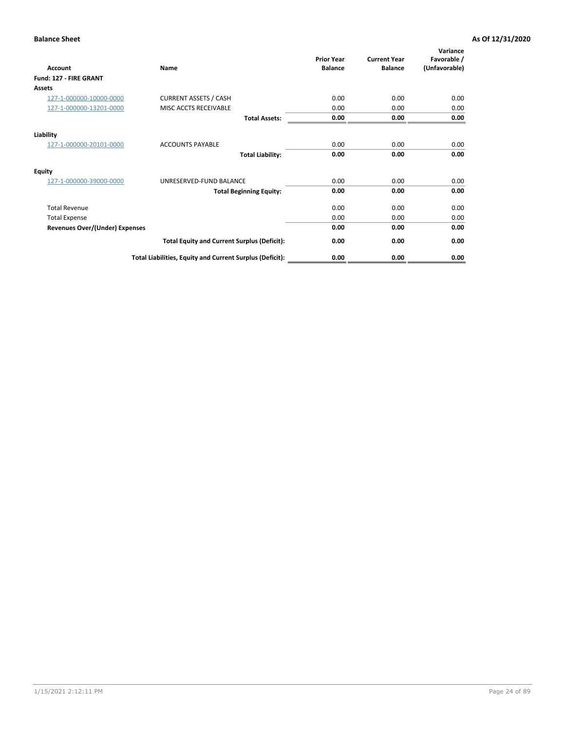**Balance Sheet** **As Of 12/31/2020**

| Account | Name | Prior Year Balance | Current Year Balance | Variance Favorable / (Unfavorable) |
|---|---|---|---|---|
| **Fund: 127 - FIRE GRANT** | | | | |
| **Assets** | | | | |
| 127-1-000000-10000-0000 | CURRENT ASSETS / CASH | 0.00 | 0.00 | 0.00 |
| 127-1-000000-13201-0000 | MISC ACCTS RECEIVABLE | 0.00 | 0.00 | 0.00 |
| | **Total Assets:** | **0.00** | **0.00** | **0.00** |
| **Liability** | | | | |
| 127-1-000000-20101-0000 | ACCOUNTS PAYABLE | 0.00 | 0.00 | 0.00 |
| | **Total Liability:** | **0.00** | **0.00** | **0.00** |
| **Equity** | | | | |
| 127-1-000000-39000-0000 | UNRESERVED-FUND BALANCE | 0.00 | 0.00 | 0.00 |
| | **Total Beginning Equity:** | **0.00** | **0.00** | **0.00** |
| Total Revenue | | 0.00 | 0.00 | 0.00 |
| Total Expense | | 0.00 | 0.00 | 0.00 |
| **Revenues Over/(Under) Expenses** | | **0.00** | **0.00** | **0.00** |
| | **Total Equity and Current Surplus (Deficit):** | **0.00** | **0.00** | **0.00** |
| | **Total Liabilities, Equity and Current Surplus (Deficit):** | **0.00** | **0.00** | **0.00** |

1/15/2021 2:12:11 PM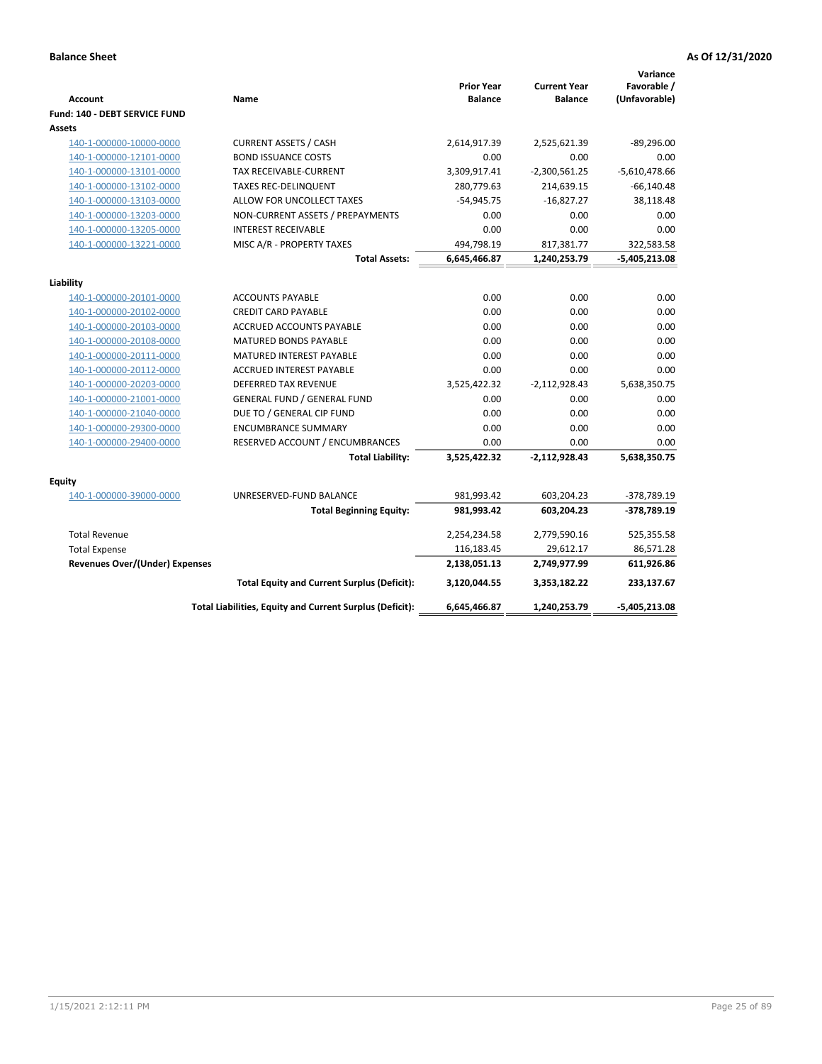**Balance Sheet** | **As Of 12/31/2020**

| Account | Name | Prior Year Balance | Current Year Balance | Variance Favorable / (Unfavorable) |
|---|---|---|---|---|
| **Fund: 140 - DEBT SERVICE FUND** | | | | |
| **Assets** | | | | |
| 140-1-000000-10000-0000 | CURRENT ASSETS / CASH | 2,614,917.39 | 2,525,621.39 | -89,296.00 |
| 140-1-000000-12101-0000 | BOND ISSUANCE COSTS | 0.00 | 0.00 | 0.00 |
| 140-1-000000-13101-0000 | TAX RECEIVABLE-CURRENT | 3,309,917.41 | -2,300,561.25 | -5,610,478.66 |
| 140-1-000000-13102-0000 | TAXES REC-DELINQUENT | 280,779.63 | 214,639.15 | -66,140.48 |
| 140-1-000000-13103-0000 | ALLOW FOR UNCOLLECT TAXES | -54,945.75 | -16,827.27 | 38,118.48 |
| 140-1-000000-13203-0000 | NON-CURRENT ASSETS / PREPAYMENTS | 0.00 | 0.00 | 0.00 |
| 140-1-000000-13205-0000 | INTEREST RECEIVABLE | 0.00 | 0.00 | 0.00 |
| 140-1-000000-13221-0000 | MISC A/R - PROPERTY TAXES | 494,798.19 | 817,381.77 | 322,583.58 |
| | **Total Assets:** | **6,645,466.87** | **1,240,253.79** | **-5,405,213.08** |
| **Liability** | | | | |
| 140-1-000000-20101-0000 | ACCOUNTS PAYABLE | 0.00 | 0.00 | 0.00 |
| 140-1-000000-20102-0000 | CREDIT CARD PAYABLE | 0.00 | 0.00 | 0.00 |
| 140-1-000000-20103-0000 | ACCRUED ACCOUNTS PAYABLE | 0.00 | 0.00 | 0.00 |
| 140-1-000000-20108-0000 | MATURED BONDS PAYABLE | 0.00 | 0.00 | 0.00 |
| 140-1-000000-20111-0000 | MATURED INTEREST PAYABLE | 0.00 | 0.00 | 0.00 |
| 140-1-000000-20112-0000 | ACCRUED INTEREST PAYABLE | 0.00 | 0.00 | 0.00 |
| 140-1-000000-20203-0000 | DEFERRED TAX REVENUE | 3,525,422.32 | -2,112,928.43 | 5,638,350.75 |
| 140-1-000000-21001-0000 | GENERAL FUND / GENERAL FUND | 0.00 | 0.00 | 0.00 |
| 140-1-000000-21040-0000 | DUE TO / GENERAL CIP FUND | 0.00 | 0.00 | 0.00 |
| 140-1-000000-29300-0000 | ENCUMBRANCE SUMMARY | 0.00 | 0.00 | 0.00 |
| 140-1-000000-29400-0000 | RESERVED ACCOUNT / ENCUMBRANCES | 0.00 | 0.00 | 0.00 |
| | **Total Liability:** | **3,525,422.32** | **-2,112,928.43** | **5,638,350.75** |
| **Equity** | | | | |
| 140-1-000000-39000-0000 | UNRESERVED-FUND BALANCE | 981,993.42 | 603,204.23 | -378,789.19 |
| | **Total Beginning Equity:** | **981,993.42** | **603,204.23** | **-378,789.19** |
| Total Revenue | | 2,254,234.58 | 2,779,590.16 | 525,355.58 |
| Total Expense | | 116,183.45 | 29,612.17 | 86,571.28 |
| **Revenues Over/(Under) Expenses** | | **2,138,051.13** | **2,749,977.99** | **611,926.86** |
| | **Total Equity and Current Surplus (Deficit):** | **3,120,044.55** | **3,353,182.22** | **233,137.67** |
| | **Total Liabilities, Equity and Current Surplus (Deficit):** | **6,645,466.87** | **1,240,253.79** | **-5,405,213.08** |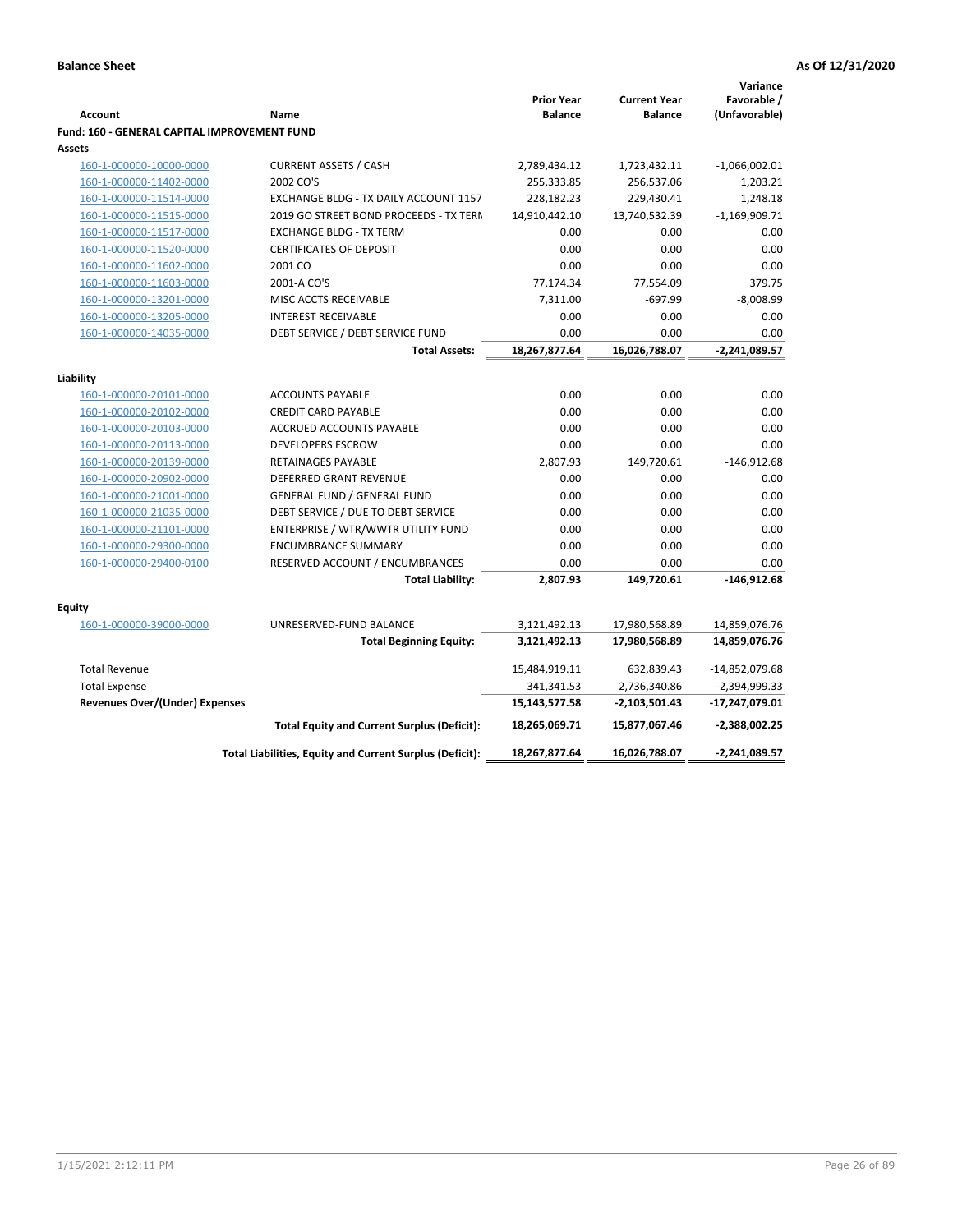**Balance Sheet** **As Of 12/31/2020**

| Account | Name | Prior Year Balance | Current Year Balance | Variance Favorable / (Unfavorable) |
|---|---|---|---|---|
| **Fund: 160 - GENERAL CAPITAL IMPROVEMENT FUND** | | | | |
| **Assets** | | | | |
| 160-1-000000-10000-0000 | CURRENT ASSETS / CASH | 2,789,434.12 | 1,723,432.11 | -1,066,002.01 |
| 160-1-000000-11402-0000 | 2002 CO'S | 255,333.85 | 256,537.06 | 1,203.21 |
| 160-1-000000-11514-0000 | EXCHANGE BLDG - TX DAILY ACCOUNT 1157 | 228,182.23 | 229,430.41 | 1,248.18 |
| 160-1-000000-11515-0000 | 2019 GO STREET BOND PROCEEDS - TX TERN | 14,910,442.10 | 13,740,532.39 | -1,169,909.71 |
| 160-1-000000-11517-0000 | EXCHANGE BLDG - TX TERM | 0.00 | 0.00 | 0.00 |
| 160-1-000000-11520-0000 | CERTIFICATES OF DEPOSIT | 0.00 | 0.00 | 0.00 |
| 160-1-000000-11602-0000 | 2001 CO | 0.00 | 0.00 | 0.00 |
| 160-1-000000-11603-0000 | 2001-A CO'S | 77,174.34 | 77,554.09 | 379.75 |
| 160-1-000000-13201-0000 | MISC ACCTS RECEIVABLE | 7,311.00 | -697.99 | -8,008.99 |
| 160-1-000000-13205-0000 | INTEREST RECEIVABLE | 0.00 | 0.00 | 0.00 |
| 160-1-000000-14035-0000 | DEBT SERVICE / DEBT SERVICE FUND | 0.00 | 0.00 | 0.00 |
| | **Total Assets:** | **18,267,877.64** | **16,026,788.07** | **-2,241,089.57** |
| **Liability** | | | | |
| 160-1-000000-20101-0000 | ACCOUNTS PAYABLE | 0.00 | 0.00 | 0.00 |
| 160-1-000000-20102-0000 | CREDIT CARD PAYABLE | 0.00 | 0.00 | 0.00 |
| 160-1-000000-20103-0000 | ACCRUED ACCOUNTS PAYABLE | 0.00 | 0.00 | 0.00 |
| 160-1-000000-20113-0000 | DEVELOPERS ESCROW | 0.00 | 0.00 | 0.00 |
| 160-1-000000-20139-0000 | RETAINAGES PAYABLE | 2,807.93 | 149,720.61 | -146,912.68 |
| 160-1-000000-20902-0000 | DEFERRED GRANT REVENUE | 0.00 | 0.00 | 0.00 |
| 160-1-000000-21001-0000 | GENERAL FUND / GENERAL FUND | 0.00 | 0.00 | 0.00 |
| 160-1-000000-21035-0000 | DEBT SERVICE / DUE TO DEBT SERVICE | 0.00 | 0.00 | 0.00 |
| 160-1-000000-21101-0000 | ENTERPRISE / WTR/WWTR UTILITY FUND | 0.00 | 0.00 | 0.00 |
| 160-1-000000-29300-0000 | ENCUMBRANCE SUMMARY | 0.00 | 0.00 | 0.00 |
| 160-1-000000-29400-0100 | RESERVED ACCOUNT / ENCUMBRANCES | 0.00 | 0.00 | 0.00 |
| | **Total Liability:** | **2,807.93** | **149,720.61** | **-146,912.68** |
| **Equity** | | | | |
| 160-1-000000-39000-0000 | UNRESERVED-FUND BALANCE | 3,121,492.13 | 17,980,568.89 | 14,859,076.76 |
| | **Total Beginning Equity:** | **3,121,492.13** | **17,980,568.89** | **14,859,076.76** |
| Total Revenue | | 15,484,919.11 | 632,839.43 | -14,852,079.68 |
| Total Expense | | 341,341.53 | 2,736,340.86 | -2,394,999.33 |
| **Revenues Over/(Under) Expenses** | | **15,143,577.58** | **-2,103,501.43** | **-17,247,079.01** |
| | **Total Equity and Current Surplus (Deficit):** | **18,265,069.71** | **15,877,067.46** | **-2,388,002.25** |
| | **Total Liabilities, Equity and Current Surplus (Deficit):** | **18,267,877.64** | **16,026,788.07** | **-2,241,089.57** |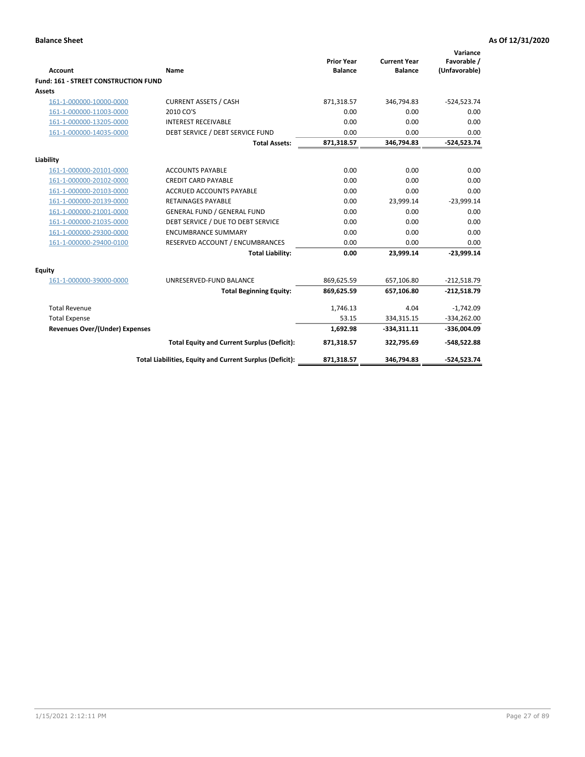**Balance Sheet** | **As Of 12/31/2020**

| Account | Name | Prior Year Balance | Current Year Balance | Variance Favorable / (Unfavorable) |
|---|---|---|---|---|
| **Fund: 161 - STREET CONSTRUCTION FUND** | | | | |
| **Assets** | | | | |
| 161-1-000000-10000-0000 | CURRENT ASSETS / CASH | 871,318.57 | 346,794.83 | -524,523.74 |
| 161-1-000000-11003-0000 | 2010 CO'S | 0.00 | 0.00 | 0.00 |
| 161-1-000000-13205-0000 | INTEREST RECEIVABLE | 0.00 | 0.00 | 0.00 |
| 161-1-000000-14035-0000 | DEBT SERVICE / DEBT SERVICE FUND | 0.00 | 0.00 | 0.00 |
| | **Total Assets:** | **871,318.57** | **346,794.83** | **-524,523.74** |
| **Liability** | | | | |
| 161-1-000000-20101-0000 | ACCOUNTS PAYABLE | 0.00 | 0.00 | 0.00 |
| 161-1-000000-20102-0000 | CREDIT CARD PAYABLE | 0.00 | 0.00 | 0.00 |
| 161-1-000000-20103-0000 | ACCRUED ACCOUNTS PAYABLE | 0.00 | 0.00 | 0.00 |
| 161-1-000000-20139-0000 | RETAINAGES PAYABLE | 0.00 | 23,999.14 | -23,999.14 |
| 161-1-000000-21001-0000 | GENERAL FUND / GENERAL FUND | 0.00 | 0.00 | 0.00 |
| 161-1-000000-21035-0000 | DEBT SERVICE / DUE TO DEBT SERVICE | 0.00 | 0.00 | 0.00 |
| 161-1-000000-29300-0000 | ENCUMBRANCE SUMMARY | 0.00 | 0.00 | 0.00 |
| 161-1-000000-29400-0100 | RESERVED ACCOUNT / ENCUMBRANCES | 0.00 | 0.00 | 0.00 |
| | **Total Liability:** | **0.00** | **23,999.14** | **-23,999.14** |
| **Equity** | | | | |
| 161-1-000000-39000-0000 | UNRESERVED-FUND BALANCE | 869,625.59 | 657,106.80 | -212,518.79 |
| | **Total Beginning Equity:** | **869,625.59** | **657,106.80** | **-212,518.79** |
| Total Revenue | | 1,746.13 | 4.04 | -1,742.09 |
| Total Expense | | 53.15 | 334,315.15 | -334,262.00 |
| **Revenues Over/(Under) Expenses** | | **1,692.98** | **-334,311.11** | **-336,004.09** |
| | **Total Equity and Current Surplus (Deficit):** | **871,318.57** | **322,795.69** | **-548,522.88** |
| | **Total Liabilities, Equity and Current Surplus (Deficit):** | **871,318.57** | **346,794.83** | **-524,523.74** |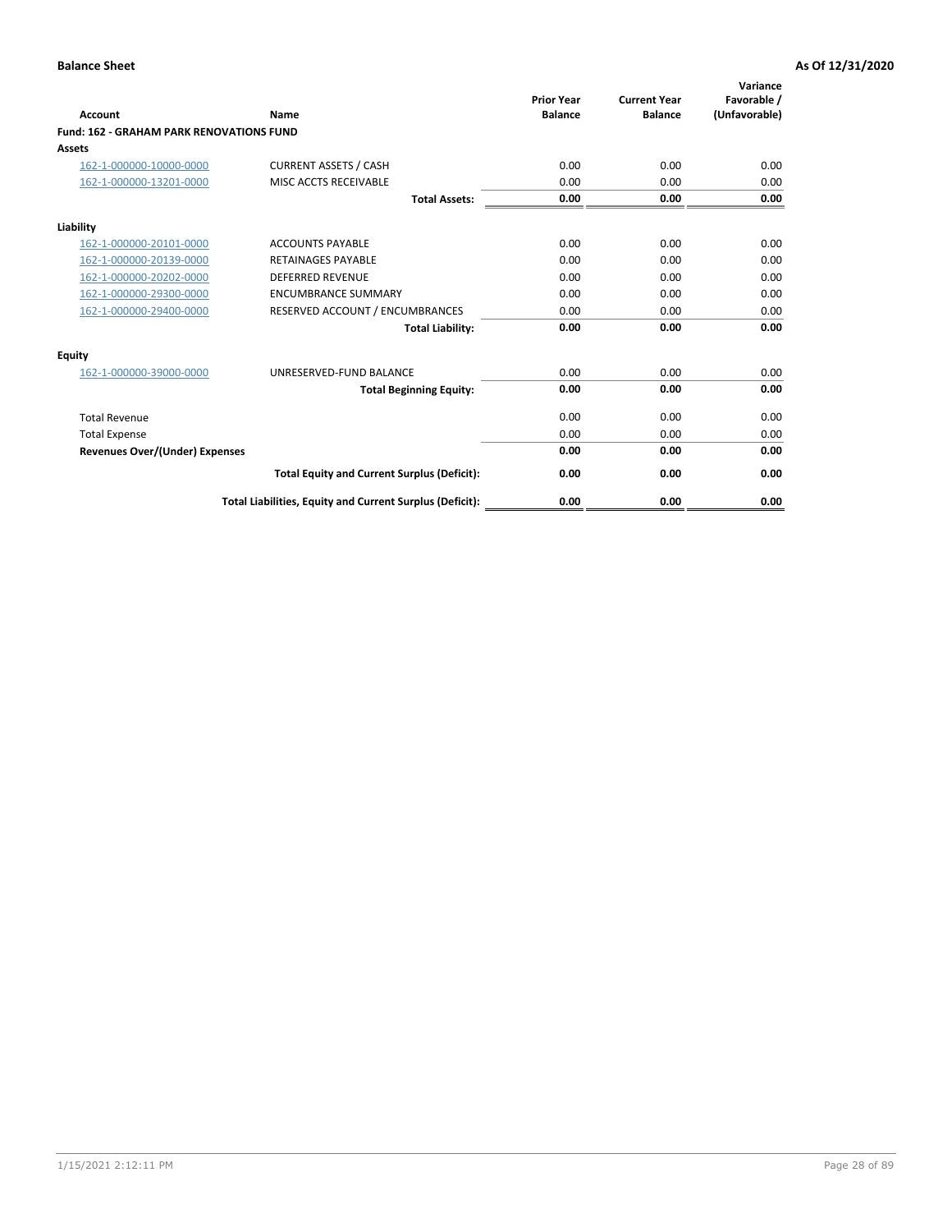**Balance Sheet** **As Of 12/31/2020**

| Account | Name | Prior Year Balance | Current Year Balance | Variance Favorable / (Unfavorable) |
|---|---|---|---|---|
| **Fund: 162 - GRAHAM PARK RENOVATIONS FUND** | | | | |
| **Assets** | | | | |
| 162-1-000000-10000-0000 | CURRENT ASSETS / CASH | 0.00 | 0.00 | 0.00 |
| 162-1-000000-13201-0000 | MISC ACCTS RECEIVABLE | 0.00 | 0.00 | 0.00 |
| | **Total Assets:** | **0.00** | **0.00** | **0.00** |
| **Liability** | | | | |
| 162-1-000000-20101-0000 | ACCOUNTS PAYABLE | 0.00 | 0.00 | 0.00 |
| 162-1-000000-20139-0000 | RETAINAGES PAYABLE | 0.00 | 0.00 | 0.00 |
| 162-1-000000-20202-0000 | DEFERRED REVENUE | 0.00 | 0.00 | 0.00 |
| 162-1-000000-29300-0000 | ENCUMBRANCE SUMMARY | 0.00 | 0.00 | 0.00 |
| 162-1-000000-29400-0000 | RESERVED ACCOUNT / ENCUMBRANCES | 0.00 | 0.00 | 0.00 |
| | **Total Liability:** | **0.00** | **0.00** | **0.00** |
| **Equity** | | | | |
| 162-1-000000-39000-0000 | UNRESERVED-FUND BALANCE | 0.00 | 0.00 | 0.00 |
| | **Total Beginning Equity:** | **0.00** | **0.00** | **0.00** |
| Total Revenue | | 0.00 | 0.00 | 0.00 |
| Total Expense | | 0.00 | 0.00 | 0.00 |
| **Revenues Over/(Under) Expenses** | | **0.00** | **0.00** | **0.00** |
| | **Total Equity and Current Surplus (Deficit):** | **0.00** | **0.00** | **0.00** |
| | **Total Liabilities, Equity and Current Surplus (Deficit):** | **0.00** | **0.00** | **0.00** |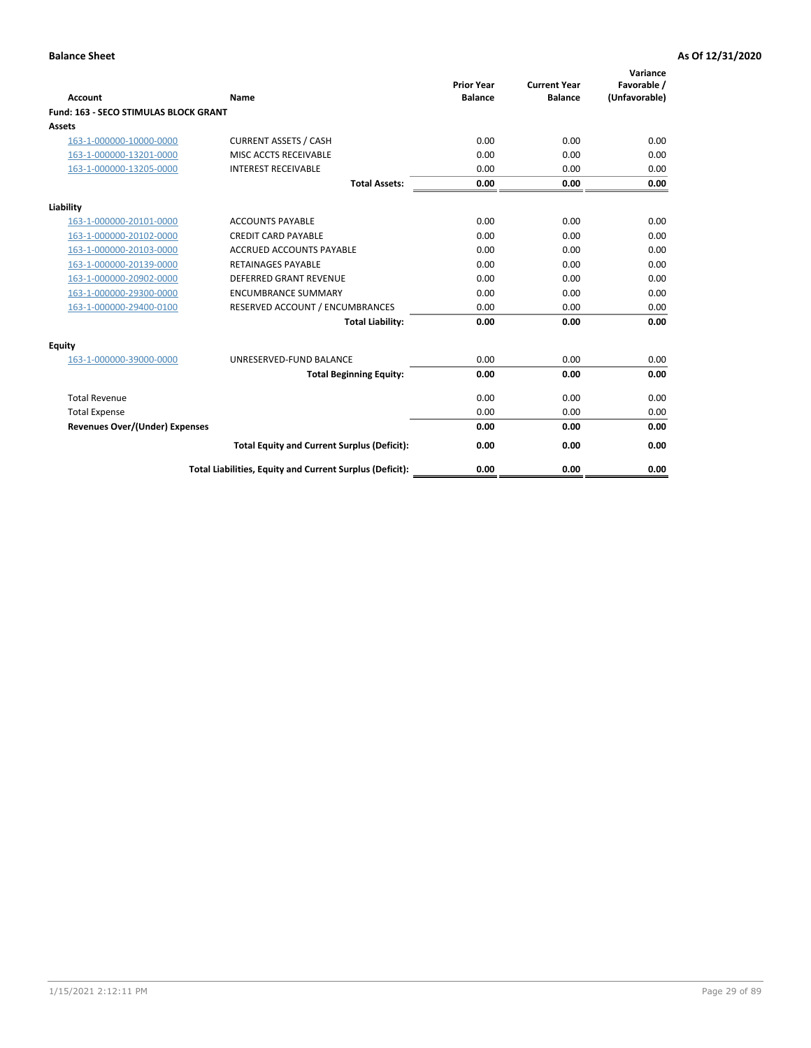**Balance Sheet** **As Of 12/31/2020**

| Account | Name | Prior Year Balance | Current Year Balance | Variance Favorable / (Unfavorable) |
|---|---|---|---|---|
| **Fund: 163 - SECO STIMULAS BLOCK GRANT** | | | | |
| **Assets** | | | | |
| 163-1-000000-10000-0000 | CURRENT ASSETS / CASH | 0.00 | 0.00 | 0.00 |
| 163-1-000000-13201-0000 | MISC ACCTS RECEIVABLE | 0.00 | 0.00 | 0.00 |
| 163-1-000000-13205-0000 | INTEREST RECEIVABLE | 0.00 | 0.00 | 0.00 |
| | **Total Assets:** | **0.00** | **0.00** | **0.00** |
| **Liability** | | | | |
| 163-1-000000-20101-0000 | ACCOUNTS PAYABLE | 0.00 | 0.00 | 0.00 |
| 163-1-000000-20102-0000 | CREDIT CARD PAYABLE | 0.00 | 0.00 | 0.00 |
| 163-1-000000-20103-0000 | ACCRUED ACCOUNTS PAYABLE | 0.00 | 0.00 | 0.00 |
| 163-1-000000-20139-0000 | RETAINAGES PAYABLE | 0.00 | 0.00 | 0.00 |
| 163-1-000000-20902-0000 | DEFERRED GRANT REVENUE | 0.00 | 0.00 | 0.00 |
| 163-1-000000-29300-0000 | ENCUMBRANCE SUMMARY | 0.00 | 0.00 | 0.00 |
| 163-1-000000-29400-0100 | RESERVED ACCOUNT / ENCUMBRANCES | 0.00 | 0.00 | 0.00 |
| | **Total Liability:** | **0.00** | **0.00** | **0.00** |
| **Equity** | | | | |
| 163-1-000000-39000-0000 | UNRESERVED-FUND BALANCE | 0.00 | 0.00 | 0.00 |
| | **Total Beginning Equity:** | **0.00** | **0.00** | **0.00** |
| Total Revenue | | 0.00 | 0.00 | 0.00 |
| Total Expense | | 0.00 | 0.00 | 0.00 |
| **Revenues Over/(Under) Expenses** | | **0.00** | **0.00** | **0.00** |
| | **Total Equity and Current Surplus (Deficit):** | **0.00** | **0.00** | **0.00** |
| | **Total Liabilities, Equity and Current Surplus (Deficit):** | **0.00** | **0.00** | **0.00** |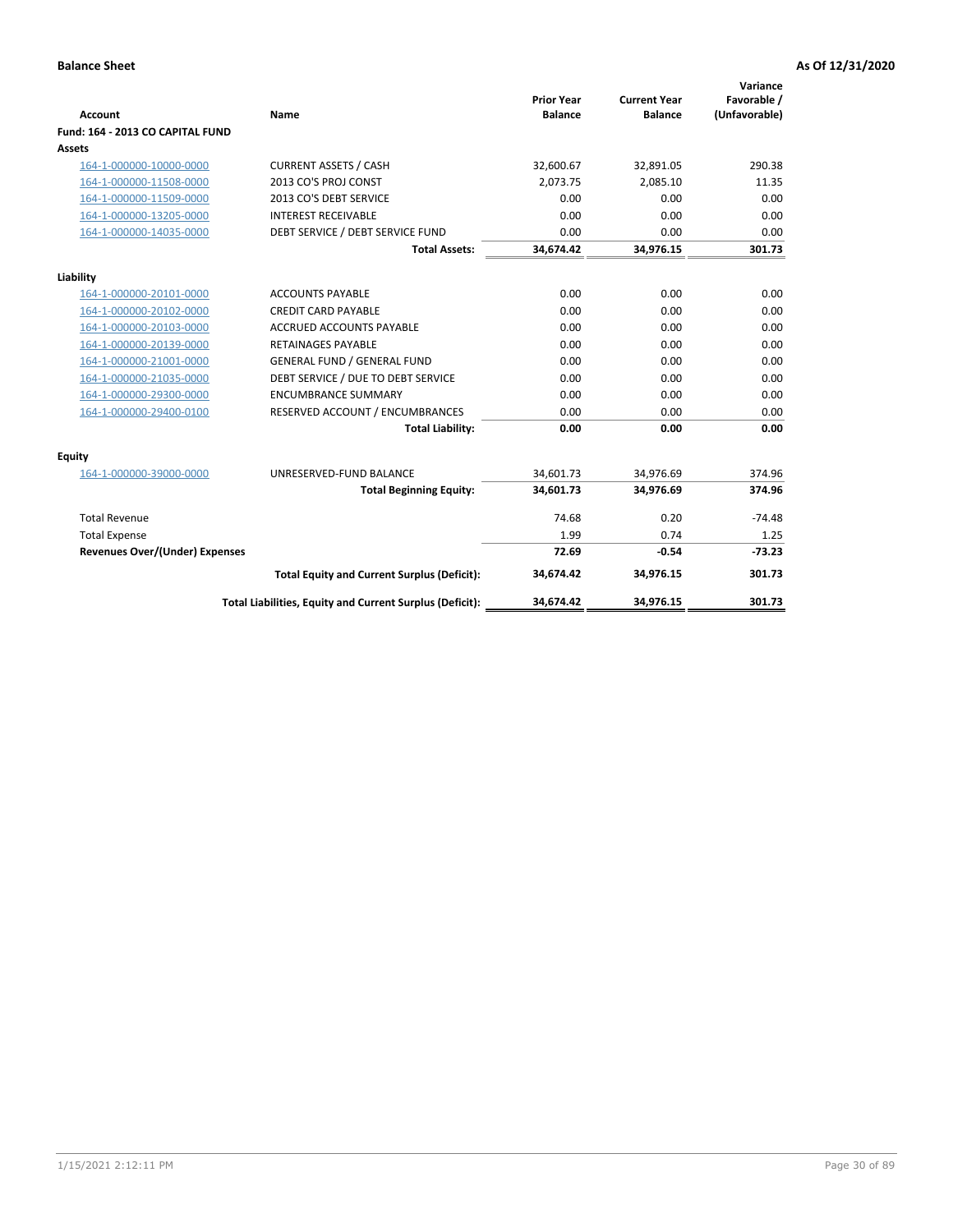**Balance Sheet** **As Of 12/31/2020**

| Account | Name | Prior Year Balance | Current Year Balance | Variance Favorable / (Unfavorable) |
|---|---|---|---|---|
| **Fund: 164 - 2013 CO CAPITAL FUND** | | | | |
| **Assets** | | | | |
| 164-1-000000-10000-0000 | CURRENT ASSETS / CASH | 32,600.67 | 32,891.05 | 290.38 |
| 164-1-000000-11508-0000 | 2013 CO'S PROJ CONST | 2,073.75 | 2,085.10 | 11.35 |
| 164-1-000000-11509-0000 | 2013 CO'S DEBT SERVICE | 0.00 | 0.00 | 0.00 |
| 164-1-000000-13205-0000 | INTEREST RECEIVABLE | 0.00 | 0.00 | 0.00 |
| 164-1-000000-14035-0000 | DEBT SERVICE / DEBT SERVICE FUND | 0.00 | 0.00 | 0.00 |
| | **Total Assets:** | **34,674.42** | **34,976.15** | **301.73** |
| **Liability** | | | | |
| 164-1-000000-20101-0000 | ACCOUNTS PAYABLE | 0.00 | 0.00 | 0.00 |
| 164-1-000000-20102-0000 | CREDIT CARD PAYABLE | 0.00 | 0.00 | 0.00 |
| 164-1-000000-20103-0000 | ACCRUED ACCOUNTS PAYABLE | 0.00 | 0.00 | 0.00 |
| 164-1-000000-20139-0000 | RETAINAGES PAYABLE | 0.00 | 0.00 | 0.00 |
| 164-1-000000-21001-0000 | GENERAL FUND / GENERAL FUND | 0.00 | 0.00 | 0.00 |
| 164-1-000000-21035-0000 | DEBT SERVICE / DUE TO DEBT SERVICE | 0.00 | 0.00 | 0.00 |
| 164-1-000000-29300-0000 | ENCUMBRANCE SUMMARY | 0.00 | 0.00 | 0.00 |
| 164-1-000000-29400-0100 | RESERVED ACCOUNT / ENCUMBRANCES | 0.00 | 0.00 | 0.00 |
| | **Total Liability:** | **0.00** | **0.00** | **0.00** |
| **Equity** | | | | |
| 164-1-000000-39000-0000 | UNRESERVED-FUND BALANCE | 34,601.73 | 34,976.69 | 374.96 |
| | **Total Beginning Equity:** | **34,601.73** | **34,976.69** | **374.96** |
| Total Revenue | | 74.68 | 0.20 | -74.48 |
| Total Expense | | 1.99 | 0.74 | 1.25 |
| **Revenues Over/(Under) Expenses** | | **72.69** | **-0.54** | **-73.23** |
| | **Total Equity and Current Surplus (Deficit):** | **34,674.42** | **34,976.15** | **301.73** |
| | **Total Liabilities, Equity and Current Surplus (Deficit):** | **34,674.42** | **34,976.15** | **301.73** |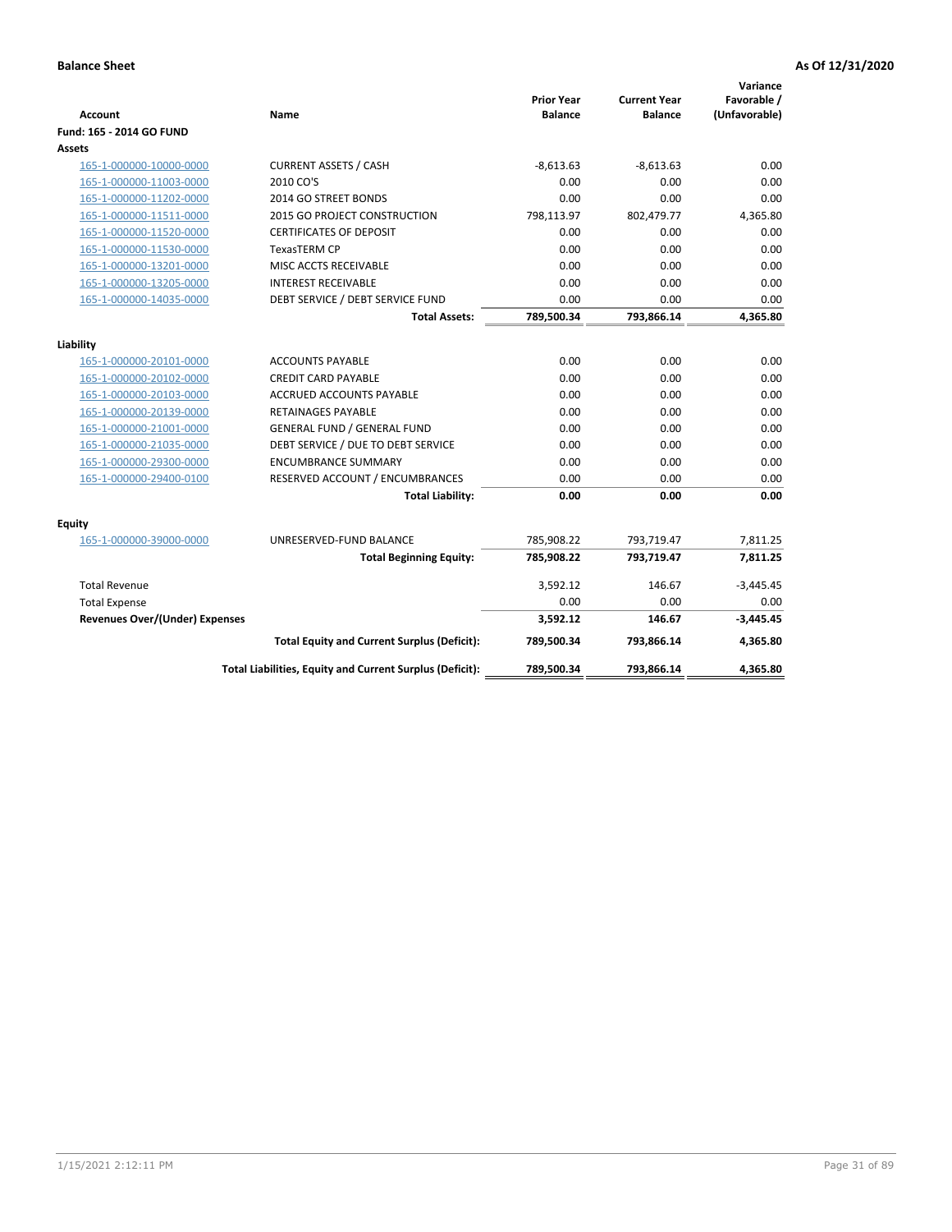**Balance Sheet** **As Of 12/31/2020**

| Account | Name | Prior Year Balance | Current Year Balance | Variance Favorable / (Unfavorable) |
|---|---|---|---|---|
| **Fund: 165 - 2014 GO FUND** | | | | |
| **Assets** | | | | |
| 165-1-000000-10000-0000 | CURRENT ASSETS / CASH | -8,613.63 | -8,613.63 | 0.00 |
| 165-1-000000-11003-0000 | 2010 CO'S | 0.00 | 0.00 | 0.00 |
| 165-1-000000-11202-0000 | 2014 GO STREET BONDS | 0.00 | 0.00 | 0.00 |
| 165-1-000000-11511-0000 | 2015 GO PROJECT CONSTRUCTION | 798,113.97 | 802,479.77 | 4,365.80 |
| 165-1-000000-11520-0000 | CERTIFICATES OF DEPOSIT | 0.00 | 0.00 | 0.00 |
| 165-1-000000-11530-0000 | TexasTERM CP | 0.00 | 0.00 | 0.00 |
| 165-1-000000-13201-0000 | MISC ACCTS RECEIVABLE | 0.00 | 0.00 | 0.00 |
| 165-1-000000-13205-0000 | INTEREST RECEIVABLE | 0.00 | 0.00 | 0.00 |
| 165-1-000000-14035-0000 | DEBT SERVICE / DEBT SERVICE FUND | 0.00 | 0.00 | 0.00 |
| | **Total Assets:** | **789,500.34** | **793,866.14** | **4,365.80** |
| **Liability** | | | | |
| 165-1-000000-20101-0000 | ACCOUNTS PAYABLE | 0.00 | 0.00 | 0.00 |
| 165-1-000000-20102-0000 | CREDIT CARD PAYABLE | 0.00 | 0.00 | 0.00 |
| 165-1-000000-20103-0000 | ACCRUED ACCOUNTS PAYABLE | 0.00 | 0.00 | 0.00 |
| 165-1-000000-20139-0000 | RETAINAGES PAYABLE | 0.00 | 0.00 | 0.00 |
| 165-1-000000-21001-0000 | GENERAL FUND / GENERAL FUND | 0.00 | 0.00 | 0.00 |
| 165-1-000000-21035-0000 | DEBT SERVICE / DUE TO DEBT SERVICE | 0.00 | 0.00 | 0.00 |
| 165-1-000000-29300-0000 | ENCUMBRANCE SUMMARY | 0.00 | 0.00 | 0.00 |
| 165-1-000000-29400-0100 | RESERVED ACCOUNT / ENCUMBRANCES | 0.00 | 0.00 | 0.00 |
| | **Total Liability:** | **0.00** | **0.00** | **0.00** |
| **Equity** | | | | |
| 165-1-000000-39000-0000 | UNRESERVED-FUND BALANCE | 785,908.22 | 793,719.47 | 7,811.25 |
| | **Total Beginning Equity:** | **785,908.22** | **793,719.47** | **7,811.25** |
| Total Revenue | | 3,592.12 | 146.67 | -3,445.45 |
| Total Expense | | 0.00 | 0.00 | 0.00 |
| **Revenues Over/(Under) Expenses** | | **3,592.12** | **146.67** | **-3,445.45** |
| | **Total Equity and Current Surplus (Deficit):** | **789,500.34** | **793,866.14** | **4,365.80** |
| | **Total Liabilities, Equity and Current Surplus (Deficit):** | **789,500.34** | **793,866.14** | **4,365.80** |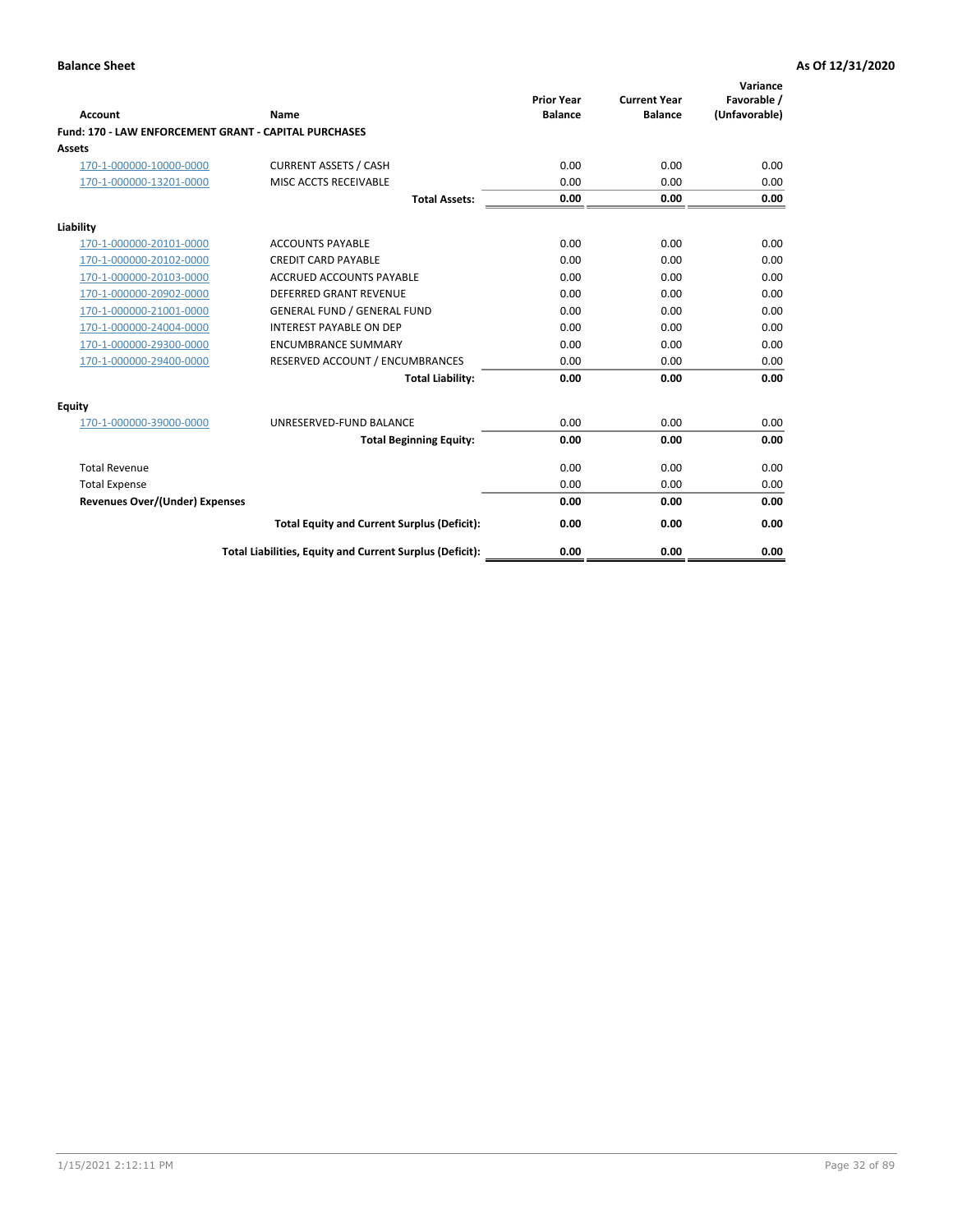**Balance Sheet** | **As Of 12/31/2020**

| Account | Name | Prior Year Balance | Current Year Balance | Variance Favorable / (Unfavorable) |
|---|---|---|---|---|
| **Fund: 170 - LAW ENFORCEMENT GRANT - CAPITAL PURCHASES** | | | | |
| **Assets** | | | | |
| 170-1-000000-10000-0000 | CURRENT ASSETS / CASH | 0.00 | 0.00 | 0.00 |
| 170-1-000000-13201-0000 | MISC ACCTS RECEIVABLE | 0.00 | 0.00 | 0.00 |
| | **Total Assets:** | **0.00** | **0.00** | **0.00** |
| **Liability** | | | | |
| 170-1-000000-20101-0000 | ACCOUNTS PAYABLE | 0.00 | 0.00 | 0.00 |
| 170-1-000000-20102-0000 | CREDIT CARD PAYABLE | 0.00 | 0.00 | 0.00 |
| 170-1-000000-20103-0000 | ACCRUED ACCOUNTS PAYABLE | 0.00 | 0.00 | 0.00 |
| 170-1-000000-20902-0000 | DEFERRED GRANT REVENUE | 0.00 | 0.00 | 0.00 |
| 170-1-000000-21001-0000 | GENERAL FUND / GENERAL FUND | 0.00 | 0.00 | 0.00 |
| 170-1-000000-24004-0000 | INTEREST PAYABLE ON DEP | 0.00 | 0.00 | 0.00 |
| 170-1-000000-29300-0000 | ENCUMBRANCE SUMMARY | 0.00 | 0.00 | 0.00 |
| 170-1-000000-29400-0000 | RESERVED ACCOUNT / ENCUMBRANCES | 0.00 | 0.00 | 0.00 |
| | **Total Liability:** | **0.00** | **0.00** | **0.00** |
| **Equity** | | | | |
| 170-1-000000-39000-0000 | UNRESERVED-FUND BALANCE | 0.00 | 0.00 | 0.00 |
| | **Total Beginning Equity:** | **0.00** | **0.00** | **0.00** |
| Total Revenue | | 0.00 | 0.00 | 0.00 |
| Total Expense | | 0.00 | 0.00 | 0.00 |
| **Revenues Over/(Under) Expenses** | | **0.00** | **0.00** | **0.00** |
| | **Total Equity and Current Surplus (Deficit):** | **0.00** | **0.00** | **0.00** |
| | **Total Liabilities, Equity and Current Surplus (Deficit):** | **0.00** | **0.00** | **0.00** |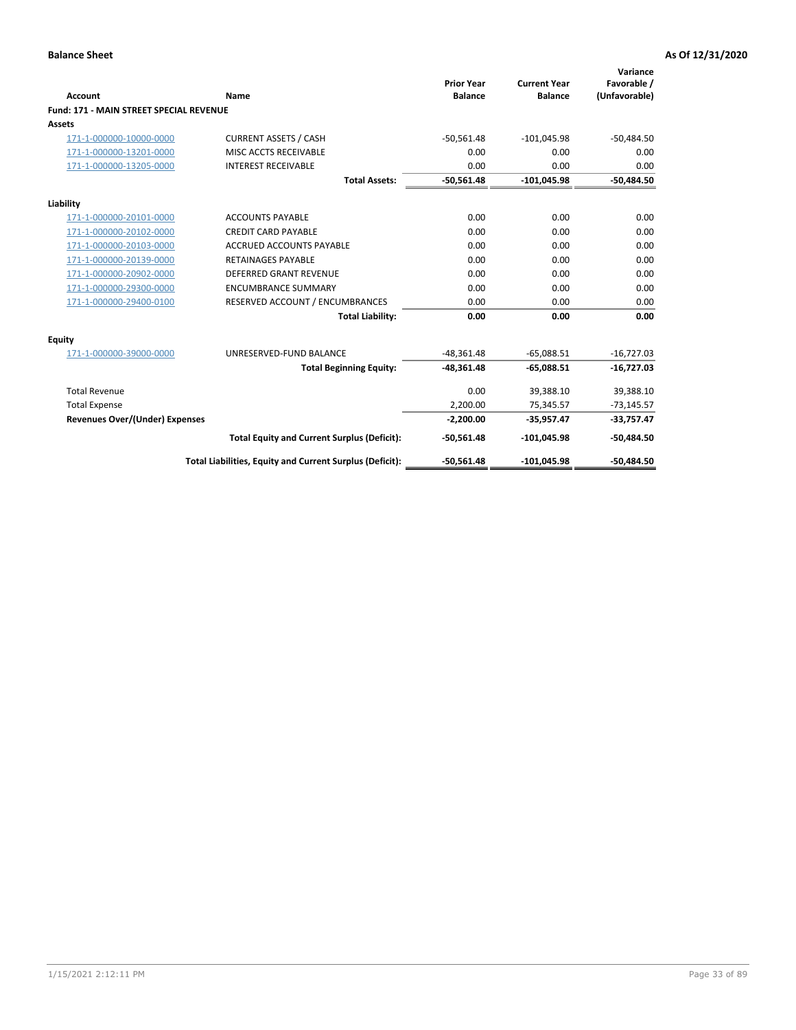**Balance Sheet** **As Of 12/31/2020**

| Account | Name | Prior Year Balance | Current Year Balance | Variance Favorable / (Unfavorable) |
|---|---|---|---|---|
| **Fund: 171 - MAIN STREET SPECIAL REVENUE** | | | | |
| **Assets** | | | | |
| 171-1-000000-10000-0000 | CURRENT ASSETS / CASH | -50,561.48 | -101,045.98 | -50,484.50 |
| 171-1-000000-13201-0000 | MISC ACCTS RECEIVABLE | 0.00 | 0.00 | 0.00 |
| 171-1-000000-13205-0000 | INTEREST RECEIVABLE | 0.00 | 0.00 | 0.00 |
| | **Total Assets:** | **-50,561.48** | **-101,045.98** | **-50,484.50** |
| **Liability** | | | | |
| 171-1-000000-20101-0000 | ACCOUNTS PAYABLE | 0.00 | 0.00 | 0.00 |
| 171-1-000000-20102-0000 | CREDIT CARD PAYABLE | 0.00 | 0.00 | 0.00 |
| 171-1-000000-20103-0000 | ACCRUED ACCOUNTS PAYABLE | 0.00 | 0.00 | 0.00 |
| 171-1-000000-20139-0000 | RETAINAGES PAYABLE | 0.00 | 0.00 | 0.00 |
| 171-1-000000-20902-0000 | DEFERRED GRANT REVENUE | 0.00 | 0.00 | 0.00 |
| 171-1-000000-29300-0000 | ENCUMBRANCE SUMMARY | 0.00 | 0.00 | 0.00 |
| 171-1-000000-29400-0100 | RESERVED ACCOUNT / ENCUMBRANCES | 0.00 | 0.00 | 0.00 |
| | **Total Liability:** | **0.00** | **0.00** | **0.00** |
| **Equity** | | | | |
| 171-1-000000-39000-0000 | UNRESERVED-FUND BALANCE | -48,361.48 | -65,088.51 | -16,727.03 |
| | **Total Beginning Equity:** | **-48,361.48** | **-65,088.51** | **-16,727.03** |
| Total Revenue | | 0.00 | 39,388.10 | 39,388.10 |
| Total Expense | | 2,200.00 | 75,345.57 | -73,145.57 |
| **Revenues Over/(Under) Expenses** | | **-2,200.00** | **-35,957.47** | **-33,757.47** |
| | **Total Equity and Current Surplus (Deficit):** | **-50,561.48** | **-101,045.98** | **-50,484.50** |
| | **Total Liabilities, Equity and Current Surplus (Deficit):** | **-50,561.48** | **-101,045.98** | **-50,484.50** |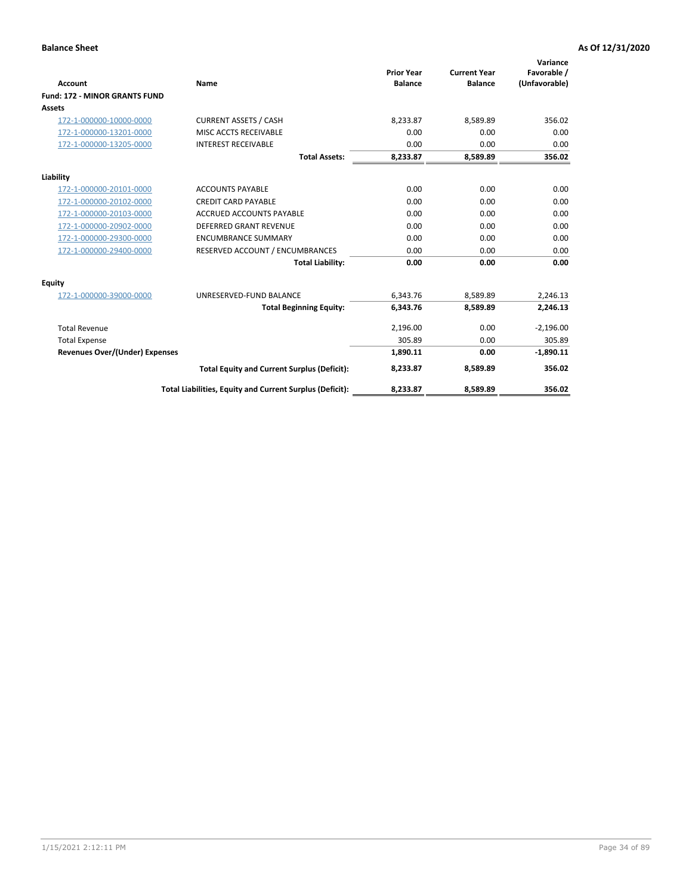**Balance Sheet** **As Of 12/31/2020**

| Account | Name | Prior Year Balance | Current Year Balance | Variance Favorable / (Unfavorable) |
|---|---|---|---|---|
| **Fund: 172 - MINOR GRANTS FUND** | | | | |
| **Assets** | | | | |
| 172-1-000000-10000-0000 | CURRENT ASSETS / CASH | 8,233.87 | 8,589.89 | 356.02 |
| 172-1-000000-13201-0000 | MISC ACCTS RECEIVABLE | 0.00 | 0.00 | 0.00 |
| 172-1-000000-13205-0000 | INTEREST RECEIVABLE | 0.00 | 0.00 | 0.00 |
| | **Total Assets:** | **8,233.87** | **8,589.89** | **356.02** |
| **Liability** | | | | |
| 172-1-000000-20101-0000 | ACCOUNTS PAYABLE | 0.00 | 0.00 | 0.00 |
| 172-1-000000-20102-0000 | CREDIT CARD PAYABLE | 0.00 | 0.00 | 0.00 |
| 172-1-000000-20103-0000 | ACCRUED ACCOUNTS PAYABLE | 0.00 | 0.00 | 0.00 |
| 172-1-000000-20902-0000 | DEFERRED GRANT REVENUE | 0.00 | 0.00 | 0.00 |
| 172-1-000000-29300-0000 | ENCUMBRANCE SUMMARY | 0.00 | 0.00 | 0.00 |
| 172-1-000000-29400-0000 | RESERVED ACCOUNT / ENCUMBRANCES | 0.00 | 0.00 | 0.00 |
| | **Total Liability:** | **0.00** | **0.00** | **0.00** |
| **Equity** | | | | |
| 172-1-000000-39000-0000 | UNRESERVED-FUND BALANCE | 6,343.76 | 8,589.89 | 2,246.13 |
| | **Total Beginning Equity:** | **6,343.76** | **8,589.89** | **2,246.13** |
| Total Revenue | | 2,196.00 | 0.00 | -2,196.00 |
| Total Expense | | 305.89 | 0.00 | 305.89 |
| **Revenues Over/(Under) Expenses** | | **1,890.11** | **0.00** | **-1,890.11** |
| | **Total Equity and Current Surplus (Deficit):** | **8,233.87** | **8,589.89** | **356.02** |
| | **Total Liabilities, Equity and Current Surplus (Deficit):** | **8,233.87** | **8,589.89** | **356.02** |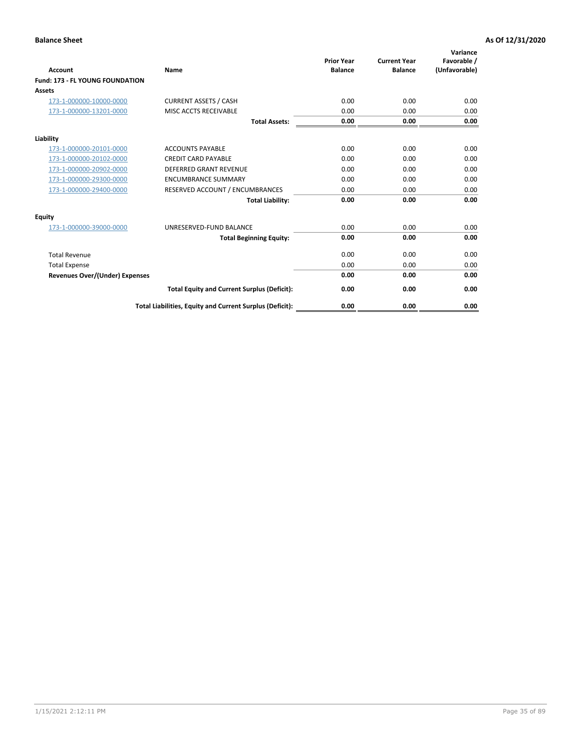**Balance Sheet** **As Of 12/31/2020**

| Account | Name | Prior Year Balance | Current Year Balance | Variance Favorable / (Unfavorable) |
|---|---|---|---|---|
| **Fund: 173 - FL YOUNG FOUNDATION** | | | | |
| **Assets** | | | | |
| 173-1-000000-10000-0000 | CURRENT ASSETS / CASH | 0.00 | 0.00 | 0.00 |
| 173-1-000000-13201-0000 | MISC ACCTS RECEIVABLE | 0.00 | 0.00 | 0.00 |
| | **Total Assets:** | **0.00** | **0.00** | **0.00** |
| **Liability** | | | | |
| 173-1-000000-20101-0000 | ACCOUNTS PAYABLE | 0.00 | 0.00 | 0.00 |
| 173-1-000000-20102-0000 | CREDIT CARD PAYABLE | 0.00 | 0.00 | 0.00 |
| 173-1-000000-20902-0000 | DEFERRED GRANT REVENUE | 0.00 | 0.00 | 0.00 |
| 173-1-000000-29300-0000 | ENCUMBRANCE SUMMARY | 0.00 | 0.00 | 0.00 |
| 173-1-000000-29400-0000 | RESERVED ACCOUNT / ENCUMBRANCES | 0.00 | 0.00 | 0.00 |
| | **Total Liability:** | **0.00** | **0.00** | **0.00** |
| **Equity** | | | | |
| 173-1-000000-39000-0000 | UNRESERVED-FUND BALANCE | 0.00 | 0.00 | 0.00 |
| | **Total Beginning Equity:** | **0.00** | **0.00** | **0.00** |
| Total Revenue | | 0.00 | 0.00 | 0.00 |
| Total Expense | | 0.00 | 0.00 | 0.00 |
| **Revenues Over/(Under) Expenses** | | **0.00** | **0.00** | **0.00** |
| | **Total Equity and Current Surplus (Deficit):** | **0.00** | **0.00** | **0.00** |
| | **Total Liabilities, Equity and Current Surplus (Deficit):** | **0.00** | **0.00** | **0.00** |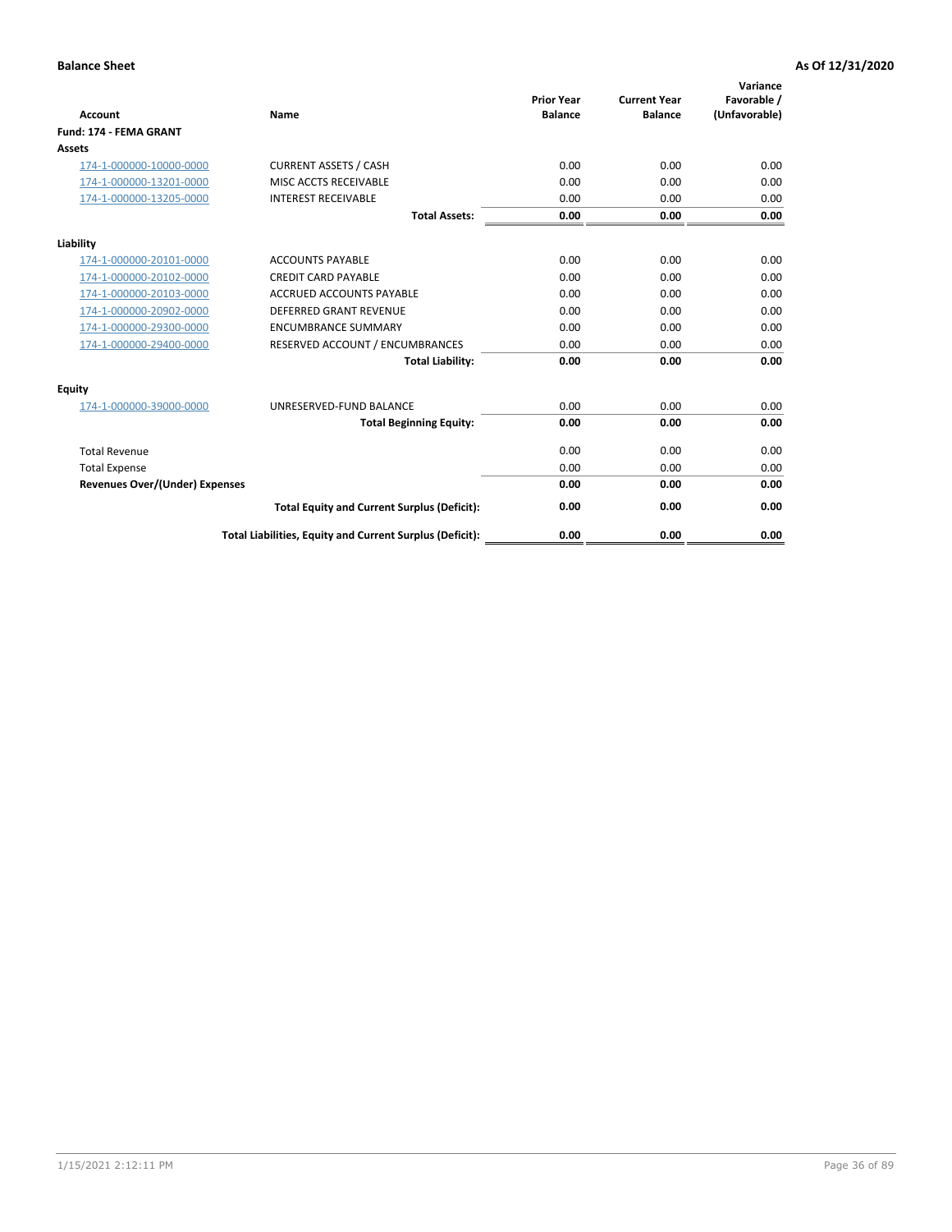**Balance Sheet** **As Of 12/31/2020**

| Account | Name | Prior Year Balance | Current Year Balance | Variance Favorable / (Unfavorable) |
|---|---|---|---|---|
| **Fund: 174 - FEMA GRANT** | | | | |
| **Assets** | | | | |
| 174-1-000000-10000-0000 | CURRENT ASSETS / CASH | 0.00 | 0.00 | 0.00 |
| 174-1-000000-13201-0000 | MISC ACCTS RECEIVABLE | 0.00 | 0.00 | 0.00 |
| 174-1-000000-13205-0000 | INTEREST RECEIVABLE | 0.00 | 0.00 | 0.00 |
| | **Total Assets:** | **0.00** | **0.00** | **0.00** |
| **Liability** | | | | |
| 174-1-000000-20101-0000 | ACCOUNTS PAYABLE | 0.00 | 0.00 | 0.00 |
| 174-1-000000-20102-0000 | CREDIT CARD PAYABLE | 0.00 | 0.00 | 0.00 |
| 174-1-000000-20103-0000 | ACCRUED ACCOUNTS PAYABLE | 0.00 | 0.00 | 0.00 |
| 174-1-000000-20902-0000 | DEFERRED GRANT REVENUE | 0.00 | 0.00 | 0.00 |
| 174-1-000000-29300-0000 | ENCUMBRANCE SUMMARY | 0.00 | 0.00 | 0.00 |
| 174-1-000000-29400-0000 | RESERVED ACCOUNT / ENCUMBRANCES | 0.00 | 0.00 | 0.00 |
| | **Total Liability:** | **0.00** | **0.00** | **0.00** |
| **Equity** | | | | |
| 174-1-000000-39000-0000 | UNRESERVED-FUND BALANCE | 0.00 | 0.00 | 0.00 |
| | **Total Beginning Equity:** | **0.00** | **0.00** | **0.00** |
| Total Revenue | | 0.00 | 0.00 | 0.00 |
| Total Expense | | 0.00 | 0.00 | 0.00 |
| **Revenues Over/(Under) Expenses** | | **0.00** | **0.00** | **0.00** |
| | **Total Equity and Current Surplus (Deficit):** | **0.00** | **0.00** | **0.00** |
| | **Total Liabilities, Equity and Current Surplus (Deficit):** | **0.00** | **0.00** | **0.00** |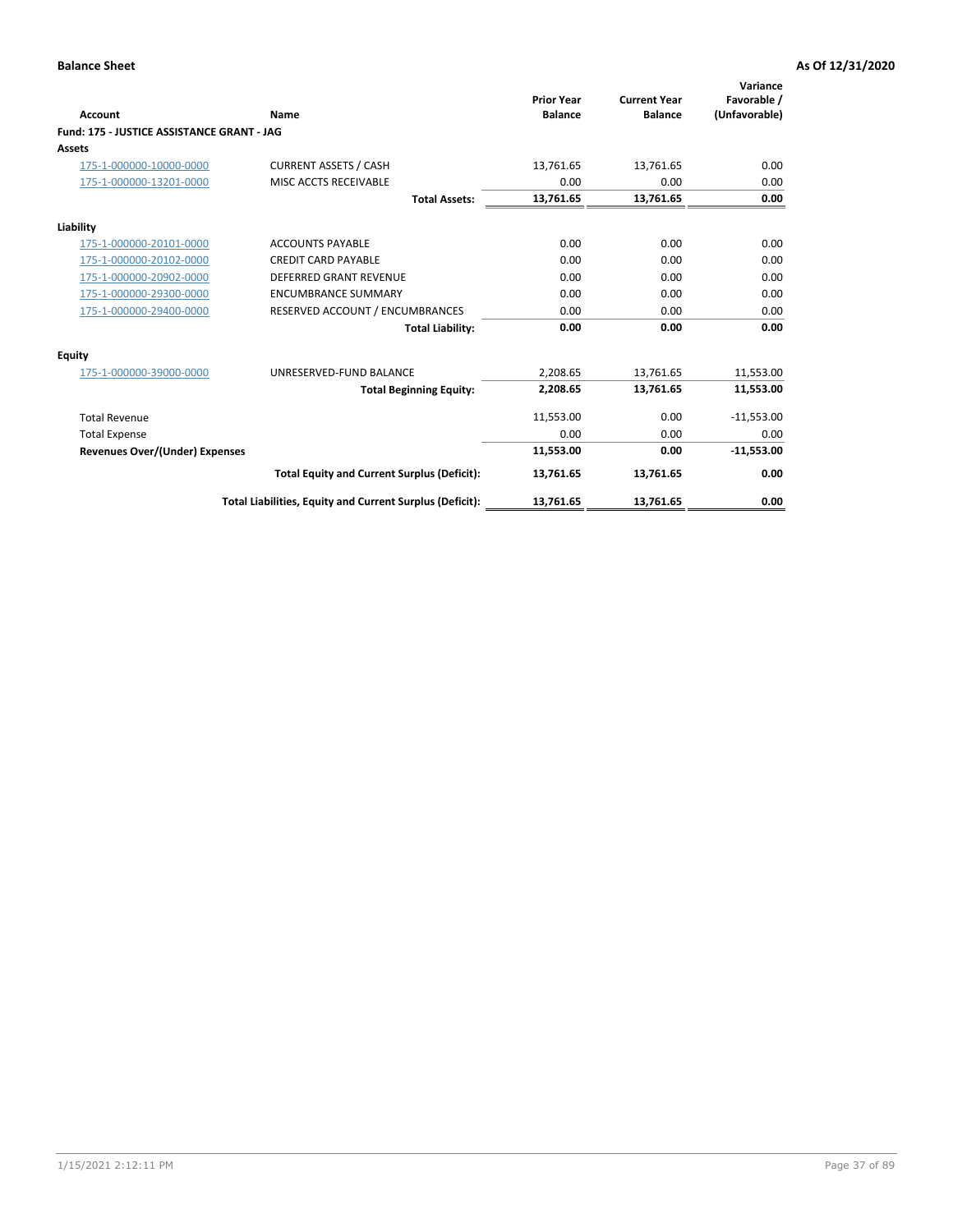**Balance Sheet** **As Of 12/31/2020**

| Account | Name | Prior Year Balance | Current Year Balance | Variance Favorable / (Unfavorable) |
|---|---|---|---|---|
| **Fund: 175 - JUSTICE ASSISTANCE GRANT - JAG** | | | | |
| **Assets** | | | | |
| 175-1-000000-10000-0000 | CURRENT ASSETS / CASH | 13,761.65 | 13,761.65 | 0.00 |
| 175-1-000000-13201-0000 | MISC ACCTS RECEIVABLE | 0.00 | 0.00 | 0.00 |
| | **Total Assets:** | **13,761.65** | **13,761.65** | **0.00** |
| **Liability** | | | | |
| 175-1-000000-20101-0000 | ACCOUNTS PAYABLE | 0.00 | 0.00 | 0.00 |
| 175-1-000000-20102-0000 | CREDIT CARD PAYABLE | 0.00 | 0.00 | 0.00 |
| 175-1-000000-20902-0000 | DEFERRED GRANT REVENUE | 0.00 | 0.00 | 0.00 |
| 175-1-000000-29300-0000 | ENCUMBRANCE SUMMARY | 0.00 | 0.00 | 0.00 |
| 175-1-000000-29400-0000 | RESERVED ACCOUNT / ENCUMBRANCES | 0.00 | 0.00 | 0.00 |
| | **Total Liability:** | **0.00** | **0.00** | **0.00** |
| **Equity** | | | | |
| 175-1-000000-39000-0000 | UNRESERVED-FUND BALANCE | 2,208.65 | 13,761.65 | 11,553.00 |
| | **Total Beginning Equity:** | **2,208.65** | **13,761.65** | **11,553.00** |
| Total Revenue | | 11,553.00 | 0.00 | -11,553.00 |
| Total Expense | | 0.00 | 0.00 | 0.00 |
| **Revenues Over/(Under) Expenses** | | **11,553.00** | **0.00** | **-11,553.00** |
| | **Total Equity and Current Surplus (Deficit):** | **13,761.65** | **13,761.65** | **0.00** |
| | **Total Liabilities, Equity and Current Surplus (Deficit):** | **13,761.65** | **13,761.65** | **0.00** |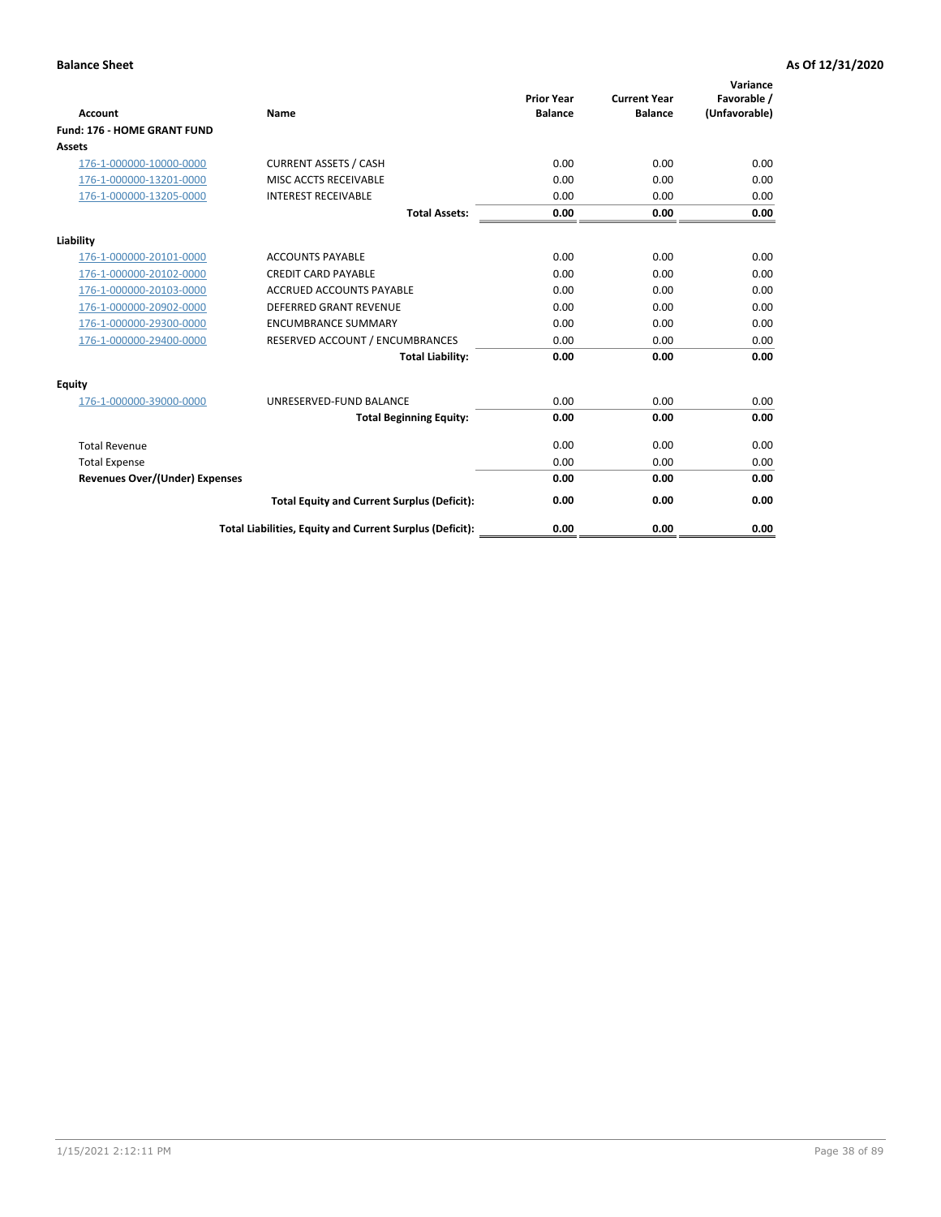**Balance Sheet** **As Of 12/31/2020**

| Account | Name | Prior Year Balance | Current Year Balance | Variance Favorable / (Unfavorable) |
|---|---|---|---|---|
| **Fund: 176 - HOME GRANT FUND** | | | | |
| **Assets** | | | | |
| 176-1-000000-10000-0000 | CURRENT ASSETS / CASH | 0.00 | 0.00 | 0.00 |
| 176-1-000000-13201-0000 | MISC ACCTS RECEIVABLE | 0.00 | 0.00 | 0.00 |
| 176-1-000000-13205-0000 | INTEREST RECEIVABLE | 0.00 | 0.00 | 0.00 |
| | **Total Assets:** | **0.00** | **0.00** | **0.00** |
| **Liability** | | | | |
| 176-1-000000-20101-0000 | ACCOUNTS PAYABLE | 0.00 | 0.00 | 0.00 |
| 176-1-000000-20102-0000 | CREDIT CARD PAYABLE | 0.00 | 0.00 | 0.00 |
| 176-1-000000-20103-0000 | ACCRUED ACCOUNTS PAYABLE | 0.00 | 0.00 | 0.00 |
| 176-1-000000-20902-0000 | DEFERRED GRANT REVENUE | 0.00 | 0.00 | 0.00 |
| 176-1-000000-29300-0000 | ENCUMBRANCE SUMMARY | 0.00 | 0.00 | 0.00 |
| 176-1-000000-29400-0000 | RESERVED ACCOUNT / ENCUMBRANCES | 0.00 | 0.00 | 0.00 |
| | **Total Liability:** | **0.00** | **0.00** | **0.00** |
| **Equity** | | | | |
| 176-1-000000-39000-0000 | UNRESERVED-FUND BALANCE | 0.00 | 0.00 | 0.00 |
| | **Total Beginning Equity:** | **0.00** | **0.00** | **0.00** |
| Total Revenue | | 0.00 | 0.00 | 0.00 |
| Total Expense | | 0.00 | 0.00 | 0.00 |
| **Revenues Over/(Under) Expenses** | | **0.00** | **0.00** | **0.00** |
| | **Total Equity and Current Surplus (Deficit):** | **0.00** | **0.00** | **0.00** |
| | **Total Liabilities, Equity and Current Surplus (Deficit):** | **0.00** | **0.00** | **0.00** |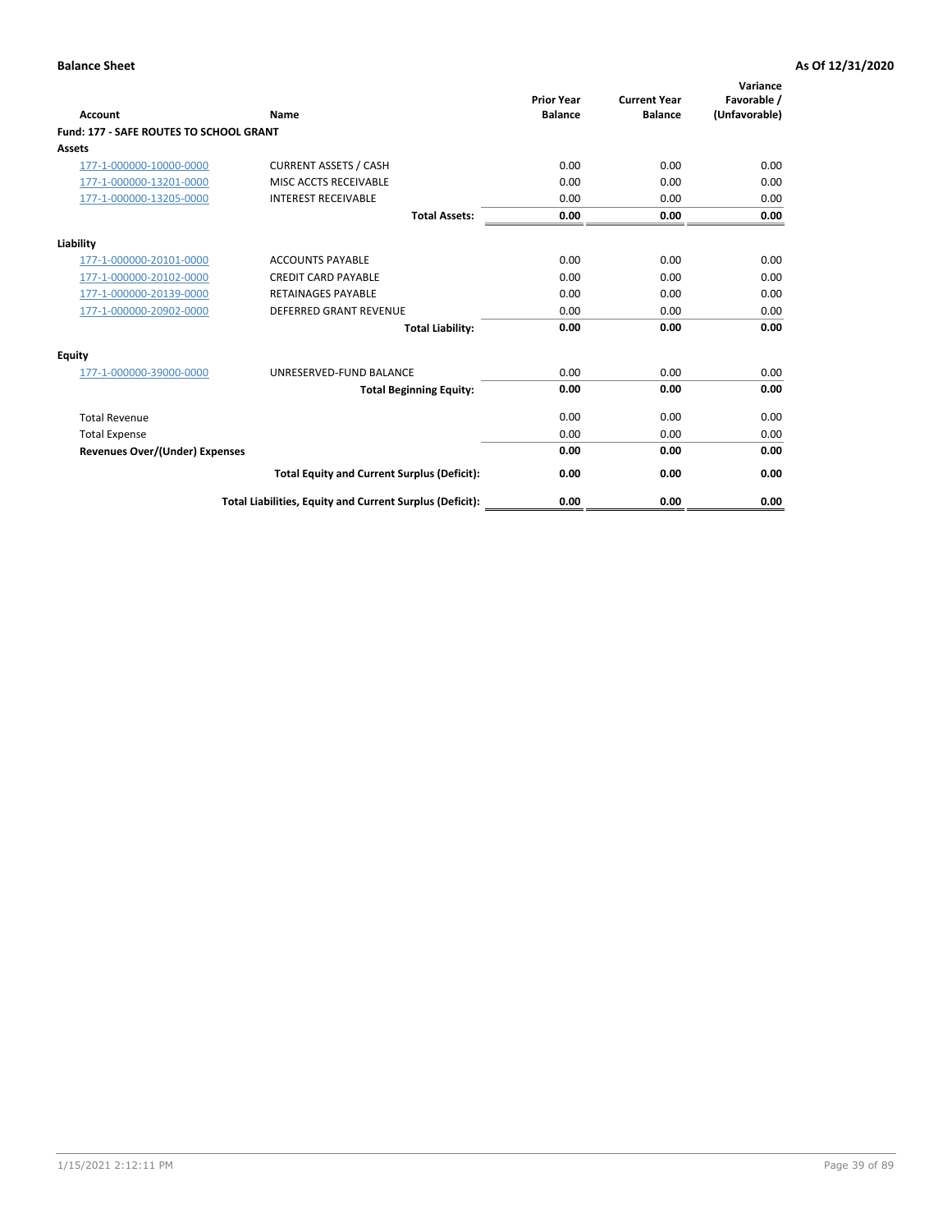**Balance Sheet** **As Of 12/31/2020**

| Account | Name | Prior Year Balance | Current Year Balance | Variance Favorable / (Unfavorable) |
|---|---|---|---|---|
| **Fund: 177 - SAFE ROUTES TO SCHOOL GRANT** | | | | |
| **Assets** | | | | |
| 177-1-000000-10000-0000 | CURRENT ASSETS / CASH | 0.00 | 0.00 | 0.00 |
| 177-1-000000-13201-0000 | MISC ACCTS RECEIVABLE | 0.00 | 0.00 | 0.00 |
| 177-1-000000-13205-0000 | INTEREST RECEIVABLE | 0.00 | 0.00 | 0.00 |
| | **Total Assets:** | **0.00** | **0.00** | **0.00** |
| **Liability** | | | | |
| 177-1-000000-20101-0000 | ACCOUNTS PAYABLE | 0.00 | 0.00 | 0.00 |
| 177-1-000000-20102-0000 | CREDIT CARD PAYABLE | 0.00 | 0.00 | 0.00 |
| 177-1-000000-20139-0000 | RETAINAGES PAYABLE | 0.00 | 0.00 | 0.00 |
| 177-1-000000-20902-0000 | DEFERRED GRANT REVENUE | 0.00 | 0.00 | 0.00 |
| | **Total Liability:** | **0.00** | **0.00** | **0.00** |
| **Equity** | | | | |
| 177-1-000000-39000-0000 | UNRESERVED-FUND BALANCE | 0.00 | 0.00 | 0.00 |
| | **Total Beginning Equity:** | **0.00** | **0.00** | **0.00** |
| Total Revenue | | 0.00 | 0.00 | 0.00 |
| Total Expense | | 0.00 | 0.00 | 0.00 |
| **Revenues Over/(Under) Expenses** | | **0.00** | **0.00** | **0.00** |
| | **Total Equity and Current Surplus (Deficit):** | **0.00** | **0.00** | **0.00** |
| | **Total Liabilities, Equity and Current Surplus (Deficit):** | **0.00** | **0.00** | **0.00** |

1/15/2021 2:12:11 PM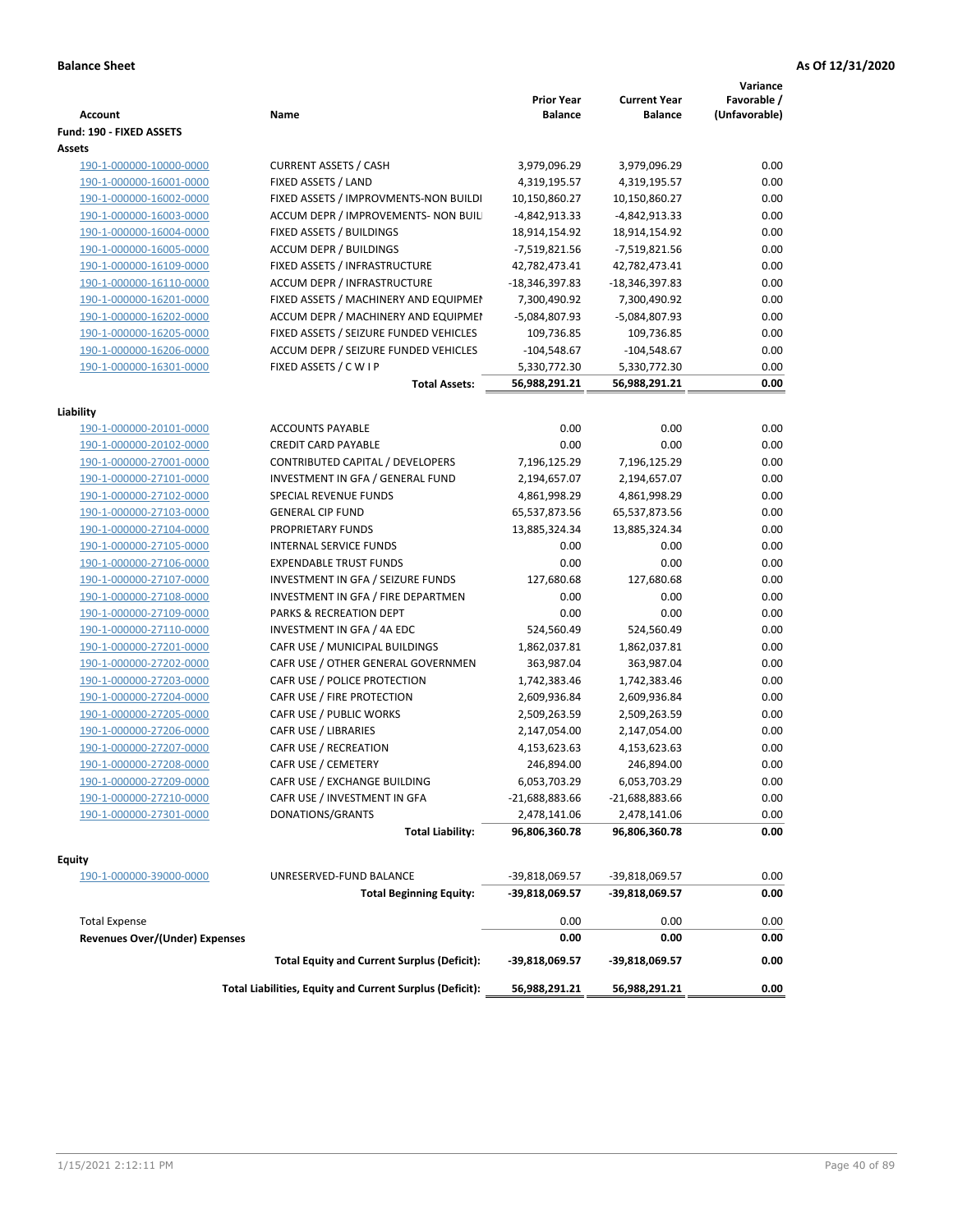**Balance Sheet** | **As Of 12/31/2020**

| Account | Name | Prior Year Balance | Current Year Balance | Variance Favorable / (Unfavorable) |
|---|---|---|---|---|
| **Fund: 190 - FIXED ASSETS** | | | | |
| **Assets** | | | | |
| 190-1-000000-10000-0000 | CURRENT ASSETS / CASH | 3,979,096.29 | 3,979,096.29 | 0.00 |
| 190-1-000000-16001-0000 | FIXED ASSETS / LAND | 4,319,195.57 | 4,319,195.57 | 0.00 |
| 190-1-000000-16002-0000 | FIXED ASSETS / IMPROVMENTS-NON BUILDI | 10,150,860.27 | 10,150,860.27 | 0.00 |
| 190-1-000000-16003-0000 | ACCUM DEPR / IMPROVEMENTS- NON BUIL | -4,842,913.33 | -4,842,913.33 | 0.00 |
| 190-1-000000-16004-0000 | FIXED ASSETS / BUILDINGS | 18,914,154.92 | 18,914,154.92 | 0.00 |
| 190-1-000000-16005-0000 | ACCUM DEPR / BUILDINGS | -7,519,821.56 | -7,519,821.56 | 0.00 |
| 190-1-000000-16109-0000 | FIXED ASSETS / INFRASTRUCTURE | 42,782,473.41 | 42,782,473.41 | 0.00 |
| 190-1-000000-16110-0000 | ACCUM DEPR / INFRASTRUCTURE | -18,346,397.83 | -18,346,397.83 | 0.00 |
| 190-1-000000-16201-0000 | FIXED ASSETS / MACHINERY AND EQUIPMEI | 7,300,490.92 | 7,300,490.92 | 0.00 |
| 190-1-000000-16202-0000 | ACCUM DEPR / MACHINERY AND EQUIPMEI | -5,084,807.93 | -5,084,807.93 | 0.00 |
| 190-1-000000-16205-0000 | FIXED ASSETS / SEIZURE FUNDED VEHICLES | 109,736.85 | 109,736.85 | 0.00 |
| 190-1-000000-16206-0000 | ACCUM DEPR / SEIZURE FUNDED VEHICLES | -104,548.67 | -104,548.67 | 0.00 |
| 190-1-000000-16301-0000 | FIXED ASSETS / C W I P | 5,330,772.30 | 5,330,772.30 | 0.00 |
| | **Total Assets:** | **56,988,291.21** | **56,988,291.21** | **0.00** |
| **Liability** | | | | |
| 190-1-000000-20101-0000 | ACCOUNTS PAYABLE | 0.00 | 0.00 | 0.00 |
| 190-1-000000-20102-0000 | CREDIT CARD PAYABLE | 0.00 | 0.00 | 0.00 |
| 190-1-000000-27001-0000 | CONTRIBUTED CAPITAL / DEVELOPERS | 7,196,125.29 | 7,196,125.29 | 0.00 |
| 190-1-000000-27101-0000 | INVESTMENT IN GFA / GENERAL FUND | 2,194,657.07 | 2,194,657.07 | 0.00 |
| 190-1-000000-27102-0000 | SPECIAL REVENUE FUNDS | 4,861,998.29 | 4,861,998.29 | 0.00 |
| 190-1-000000-27103-0000 | GENERAL CIP FUND | 65,537,873.56 | 65,537,873.56 | 0.00 |
| 190-1-000000-27104-0000 | PROPRIETARY FUNDS | 13,885,324.34 | 13,885,324.34 | 0.00 |
| 190-1-000000-27105-0000 | INTERNAL SERVICE FUNDS | 0.00 | 0.00 | 0.00 |
| 190-1-000000-27106-0000 | EXPENDABLE TRUST FUNDS | 0.00 | 0.00 | 0.00 |
| 190-1-000000-27107-0000 | INVESTMENT IN GFA / SEIZURE FUNDS | 127,680.68 | 127,680.68 | 0.00 |
| 190-1-000000-27108-0000 | INVESTMENT IN GFA / FIRE DEPARTMEN | 0.00 | 0.00 | 0.00 |
| 190-1-000000-27109-0000 | PARKS & RECREATION DEPT | 0.00 | 0.00 | 0.00 |
| 190-1-000000-27110-0000 | INVESTMENT IN GFA / 4A EDC | 524,560.49 | 524,560.49 | 0.00 |
| 190-1-000000-27201-0000 | CAFR USE / MUNICIPAL BUILDINGS | 1,862,037.81 | 1,862,037.81 | 0.00 |
| 190-1-000000-27202-0000 | CAFR USE / OTHER GENERAL GOVERNMEN | 363,987.04 | 363,987.04 | 0.00 |
| 190-1-000000-27203-0000 | CAFR USE / POLICE PROTECTION | 1,742,383.46 | 1,742,383.46 | 0.00 |
| 190-1-000000-27204-0000 | CAFR USE / FIRE PROTECTION | 2,609,936.84 | 2,609,936.84 | 0.00 |
| 190-1-000000-27205-0000 | CAFR USE / PUBLIC WORKS | 2,509,263.59 | 2,509,263.59 | 0.00 |
| 190-1-000000-27206-0000 | CAFR USE / LIBRARIES | 2,147,054.00 | 2,147,054.00 | 0.00 |
| 190-1-000000-27207-0000 | CAFR USE / RECREATION | 4,153,623.63 | 4,153,623.63 | 0.00 |
| 190-1-000000-27208-0000 | CAFR USE / CEMETERY | 246,894.00 | 246,894.00 | 0.00 |
| 190-1-000000-27209-0000 | CAFR USE / EXCHANGE BUILDING | 6,053,703.29 | 6,053,703.29 | 0.00 |
| 190-1-000000-27210-0000 | CAFR USE / INVESTMENT IN GFA | -21,688,883.66 | -21,688,883.66 | 0.00 |
| 190-1-000000-27301-0000 | DONATIONS/GRANTS | 2,478,141.06 | 2,478,141.06 | 0.00 |
| | **Total Liability:** | **96,806,360.78** | **96,806,360.78** | **0.00** |
| **Equity** | | | | |
| 190-1-000000-39000-0000 | UNRESERVED-FUND BALANCE | -39,818,069.57 | -39,818,069.57 | 0.00 |
| | **Total Beginning Equity:** | **-39,818,069.57** | **-39,818,069.57** | **0.00** |
| Total Expense | | 0.00 | 0.00 | 0.00 |
| **Revenues Over/(Under) Expenses** | | **0.00** | **0.00** | **0.00** |
| | **Total Equity and Current Surplus (Deficit):** | **-39,818,069.57** | **-39,818,069.57** | **0.00** |
| | **Total Liabilities, Equity and Current Surplus (Deficit):** | **56,988,291.21** | **56,988,291.21** | **0.00** |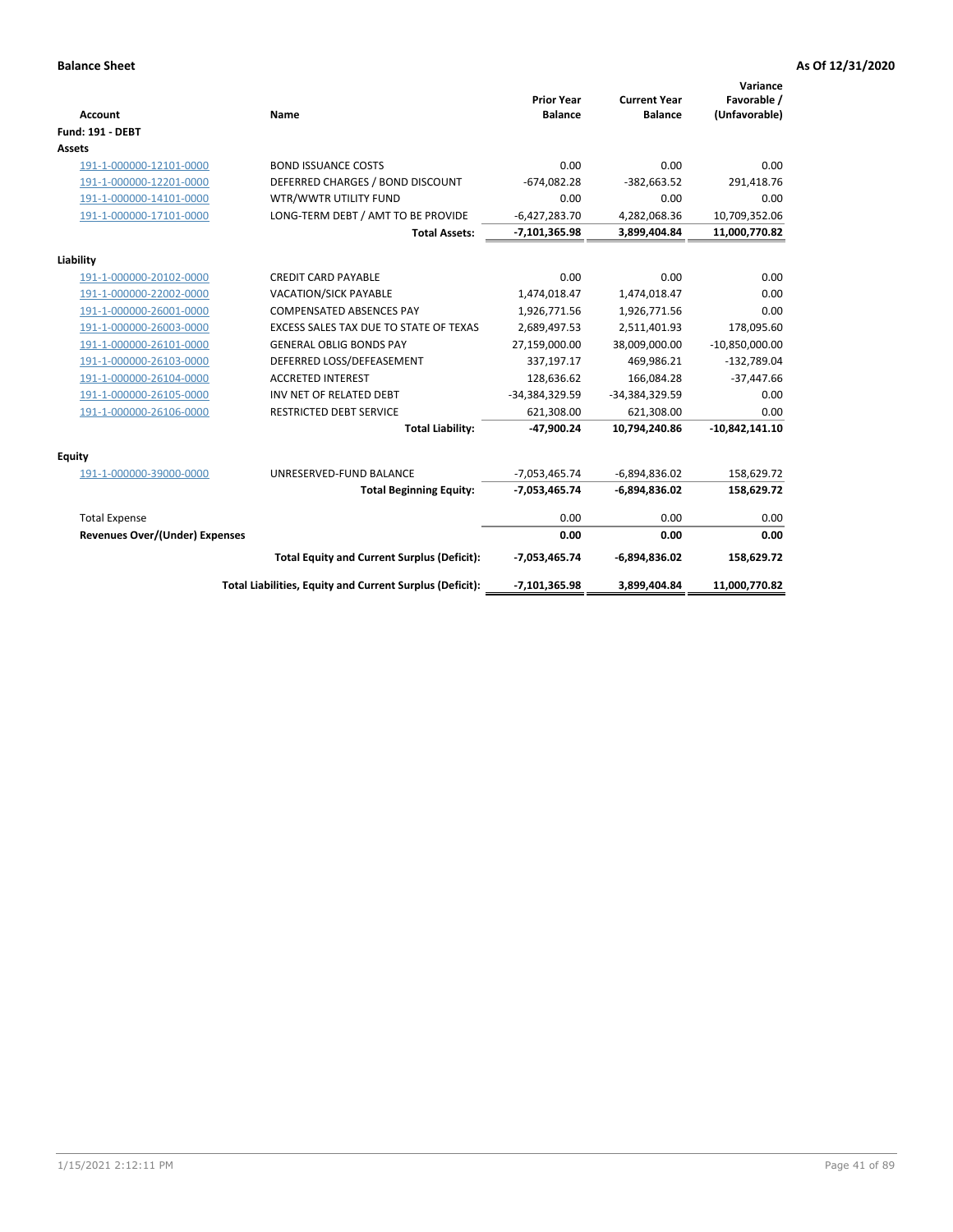**Balance Sheet** **As Of 12/31/2020**

| Account | Name | Prior Year Balance | Current Year Balance | Variance Favorable / (Unfavorable) |
|---|---|---|---|---|
| **Fund: 191 - DEBT** | | | | |
| **Assets** | | | | |
| 191-1-000000-12101-0000 | BOND ISSUANCE COSTS | 0.00 | 0.00 | 0.00 |
| 191-1-000000-12201-0000 | DEFERRED CHARGES / BOND DISCOUNT | -674,082.28 | -382,663.52 | 291,418.76 |
| 191-1-000000-14101-0000 | WTR/WWTR UTILITY FUND | 0.00 | 0.00 | 0.00 |
| 191-1-000000-17101-0000 | LONG-TERM DEBT / AMT TO BE PROVIDE | -6,427,283.70 | 4,282,068.36 | 10,709,352.06 |
| | **Total Assets:** | **-7,101,365.98** | **3,899,404.84** | **11,000,770.82** |
| **Liability** | | | | |
| 191-1-000000-20102-0000 | CREDIT CARD PAYABLE | 0.00 | 0.00 | 0.00 |
| 191-1-000000-22002-0000 | VACATION/SICK PAYABLE | 1,474,018.47 | 1,474,018.47 | 0.00 |
| 191-1-000000-26001-0000 | COMPENSATED ABSENCES PAY | 1,926,771.56 | 1,926,771.56 | 0.00 |
| 191-1-000000-26003-0000 | EXCESS SALES TAX DUE TO STATE OF TEXAS | 2,689,497.53 | 2,511,401.93 | 178,095.60 |
| 191-1-000000-26101-0000 | GENERAL OBLIG BONDS PAY | 27,159,000.00 | 38,009,000.00 | -10,850,000.00 |
| 191-1-000000-26103-0000 | DEFERRED LOSS/DEFEASEMENT | 337,197.17 | 469,986.21 | -132,789.04 |
| 191-1-000000-26104-0000 | ACCRETED INTEREST | 128,636.62 | 166,084.28 | -37,447.66 |
| 191-1-000000-26105-0000 | INV NET OF RELATED DEBT | -34,384,329.59 | -34,384,329.59 | 0.00 |
| 191-1-000000-26106-0000 | RESTRICTED DEBT SERVICE | 621,308.00 | 621,308.00 | 0.00 |
| | **Total Liability:** | **-47,900.24** | **10,794,240.86** | **-10,842,141.10** |
| **Equity** | | | | |
| 191-1-000000-39000-0000 | UNRESERVED-FUND BALANCE | -7,053,465.74 | -6,894,836.02 | 158,629.72 |
| | **Total Beginning Equity:** | **-7,053,465.74** | **-6,894,836.02** | **158,629.72** |
| Total Expense | | 0.00 | 0.00 | 0.00 |
| **Revenues Over/(Under) Expenses** | | **0.00** | **0.00** | **0.00** |
| | **Total Equity and Current Surplus (Deficit):** | **-7,053,465.74** | **-6,894,836.02** | **158,629.72** |
| | **Total Liabilities, Equity and Current Surplus (Deficit):** | **-7,101,365.98** | **3,899,404.84** | **11,000,770.82** |

1/15/2021 2:12:11 PM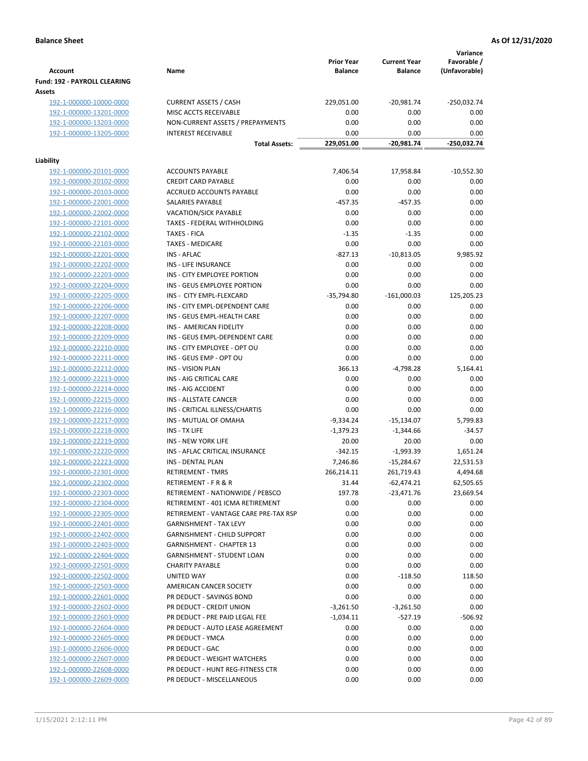**Balance Sheet** **As Of 12/31/2020**

| Account | Name | Prior Year Balance | Current Year Balance | Variance Favorable / (Unfavorable) |
|---|---|---|---|---|
| **Fund: 192 - PAYROLL CLEARING** | | | | |
| **Assets** | | | | |
| 192-1-000000-10000-0000 | CURRENT ASSETS / CASH | 229,051.00 | -20,981.74 | -250,032.74 |
| 192-1-000000-13201-0000 | MISC ACCTS RECEIVABLE | 0.00 | 0.00 | 0.00 |
| 192-1-000000-13203-0000 | NON-CURRENT ASSETS / PREPAYMENTS | 0.00 | 0.00 | 0.00 |
| 192-1-000000-13205-0000 | INTEREST RECEIVABLE | 0.00 | 0.00 | 0.00 |
| | **Total Assets:** | **229,051.00** | **-20,981.74** | **-250,032.74** |
| **Liability** | | | | |
| 192-1-000000-20101-0000 | ACCOUNTS PAYABLE | 7,406.54 | 17,958.84 | -10,552.30 |
| 192-1-000000-20102-0000 | CREDIT CARD PAYABLE | 0.00 | 0.00 | 0.00 |
| 192-1-000000-20103-0000 | ACCRUED ACCOUNTS PAYABLE | 0.00 | 0.00 | 0.00 |
| 192-1-000000-22001-0000 | SALARIES PAYABLE | -457.35 | -457.35 | 0.00 |
| 192-1-000000-22002-0000 | VACATION/SICK PAYABLE | 0.00 | 0.00 | 0.00 |
| 192-1-000000-22101-0000 | TAXES - FEDERAL WITHHOLDING | 0.00 | 0.00 | 0.00 |
| 192-1-000000-22102-0000 | TAXES - FICA | -1.35 | -1.35 | 0.00 |
| 192-1-000000-22103-0000 | TAXES - MEDICARE | 0.00 | 0.00 | 0.00 |
| 192-1-000000-22201-0000 | INS - AFLAC | -827.13 | -10,813.05 | 9,985.92 |
| 192-1-000000-22202-0000 | INS - LIFE INSURANCE | 0.00 | 0.00 | 0.00 |
| 192-1-000000-22203-0000 | INS - CITY EMPLOYEE PORTION | 0.00 | 0.00 | 0.00 |
| 192-1-000000-22204-0000 | INS - GEUS EMPLOYEE PORTION | 0.00 | 0.00 | 0.00 |
| 192-1-000000-22205-0000 | INS - CITY EMPL-FLEXCARD | -35,794.80 | -161,000.03 | 125,205.23 |
| 192-1-000000-22206-0000 | INS - CITY EMPL-DEPENDENT CARE | 0.00 | 0.00 | 0.00 |
| 192-1-000000-22207-0000 | INS - GEUS EMPL-HEALTH CARE | 0.00 | 0.00 | 0.00 |
| 192-1-000000-22208-0000 | INS - AMERICAN FIDELITY | 0.00 | 0.00 | 0.00 |
| 192-1-000000-22209-0000 | INS - GEUS EMPL-DEPENDENT CARE | 0.00 | 0.00 | 0.00 |
| 192-1-000000-22210-0000 | INS - CITY EMPLOYEE - OPT OU | 0.00 | 0.00 | 0.00 |
| 192-1-000000-22211-0000 | INS - GEUS EMP - OPT OU | 0.00 | 0.00 | 0.00 |
| 192-1-000000-22212-0000 | INS - VISION PLAN | 366.13 | -4,798.28 | 5,164.41 |
| 192-1-000000-22213-0000 | INS - AIG CRITICAL CARE | 0.00 | 0.00 | 0.00 |
| 192-1-000000-22214-0000 | INS - AIG ACCIDENT | 0.00 | 0.00 | 0.00 |
| 192-1-000000-22215-0000 | INS - ALLSTATE CANCER | 0.00 | 0.00 | 0.00 |
| 192-1-000000-22216-0000 | INS - CRITICAL ILLNESS/CHARTIS | 0.00 | 0.00 | 0.00 |
| 192-1-000000-22217-0000 | INS - MUTUAL OF OMAHA | -9,334.24 | -15,134.07 | 5,799.83 |
| 192-1-000000-22218-0000 | INS - TX LIFE | -1,379.23 | -1,344.66 | -34.57 |
| 192-1-000000-22219-0000 | INS - NEW YORK LIFE | 20.00 | 20.00 | 0.00 |
| 192-1-000000-22220-0000 | INS - AFLAC CRITICAL INSURANCE | -342.15 | -1,993.39 | 1,651.24 |
| 192-1-000000-22223-0000 | INS - DENTAL PLAN | 7,246.86 | -15,284.67 | 22,531.53 |
| 192-1-000000-22301-0000 | RETIREMENT - TMRS | 266,214.11 | 261,719.43 | 4,494.68 |
| 192-1-000000-22302-0000 | RETIREMENT - F R & R | 31.44 | -62,474.21 | 62,505.65 |
| 192-1-000000-22303-0000 | RETIREMENT - NATIONWIDE / PEBSCO | 197.78 | -23,471.76 | 23,669.54 |
| 192-1-000000-22304-0000 | RETIREMENT - 401 ICMA RETIREMENT | 0.00 | 0.00 | 0.00 |
| 192-1-000000-22305-0000 | RETIREMENT - VANTAGE CARE PRE-TAX RSP | 0.00 | 0.00 | 0.00 |
| 192-1-000000-22401-0000 | GARNISHMENT - TAX LEVY | 0.00 | 0.00 | 0.00 |
| 192-1-000000-22402-0000 | GARNISHMENT - CHILD SUPPORT | 0.00 | 0.00 | 0.00 |
| 192-1-000000-22403-0000 | GARNISHMENT - CHAPTER 13 | 0.00 | 0.00 | 0.00 |
| 192-1-000000-22404-0000 | GARNISHMENT - STUDENT LOAN | 0.00 | 0.00 | 0.00 |
| 192-1-000000-22501-0000 | CHARITY PAYABLE | 0.00 | 0.00 | 0.00 |
| 192-1-000000-22502-0000 | UNITED WAY | 0.00 | -118.50 | 118.50 |
| 192-1-000000-22503-0000 | AMERICAN CANCER SOCIETY | 0.00 | 0.00 | 0.00 |
| 192-1-000000-22601-0000 | PR DEDUCT - SAVINGS BOND | 0.00 | 0.00 | 0.00 |
| 192-1-000000-22602-0000 | PR DEDUCT - CREDIT UNION | -3,261.50 | -3,261.50 | 0.00 |
| 192-1-000000-22603-0000 | PR DEDUCT - PRE PAID LEGAL FEE | -1,034.11 | -527.19 | -506.92 |
| 192-1-000000-22604-0000 | PR DEDUCT - AUTO LEASE AGREEMENT | 0.00 | 0.00 | 0.00 |
| 192-1-000000-22605-0000 | PR DEDUCT - YMCA | 0.00 | 0.00 | 0.00 |
| 192-1-000000-22606-0000 | PR DEDUCT - GAC | 0.00 | 0.00 | 0.00 |
| 192-1-000000-22607-0000 | PR DEDUCT - WEIGHT WATCHERS | 0.00 | 0.00 | 0.00 |
| 192-1-000000-22608-0000 | PR DEDUCT - HUNT REG-FITNESS CTR | 0.00 | 0.00 | 0.00 |
| 192-1-000000-22609-0000 | PR DEDUCT - MISCELLANEOUS | 0.00 | 0.00 | 0.00 |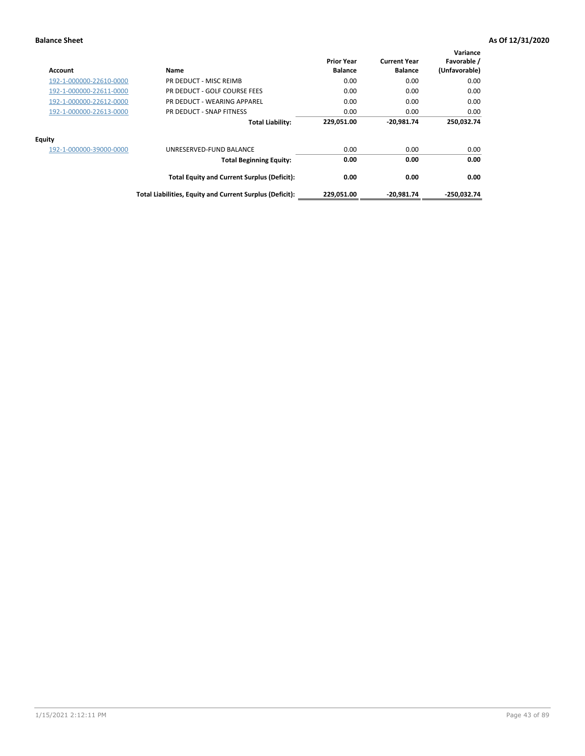**Balance Sheet** **As Of 12/31/2020**

| Account | Name | Prior Year Balance | Current Year Balance | Variance Favorable / (Unfavorable) |
|---|---|---|---|---|
| 192-1-000000-22610-0000 | PR DEDUCT - MISC REIMB | 0.00 | 0.00 | 0.00 |
| 192-1-000000-22611-0000 | PR DEDUCT - GOLF COURSE FEES | 0.00 | 0.00 | 0.00 |
| 192-1-000000-22612-0000 | PR DEDUCT - WEARING APPAREL | 0.00 | 0.00 | 0.00 |
| 192-1-000000-22613-0000 | PR DEDUCT - SNAP FITNESS | 0.00 | 0.00 | 0.00 |
| | **Total Liability:** | **229,051.00** | **-20,981.74** | **250,032.74** |
| **Equity** | | | | |
| 192-1-000000-39000-0000 | UNRESERVED-FUND BALANCE | 0.00 | 0.00 | 0.00 |
| | **Total Beginning Equity:** | **0.00** | **0.00** | **0.00** |
| | **Total Equity and Current Surplus (Deficit):** | **0.00** | **0.00** | **0.00** |
| | **Total Liabilities, Equity and Current Surplus (Deficit):** | **229,051.00** | **-20,981.74** | **-250,032.74** |

1/15/2021 2:12:11 PM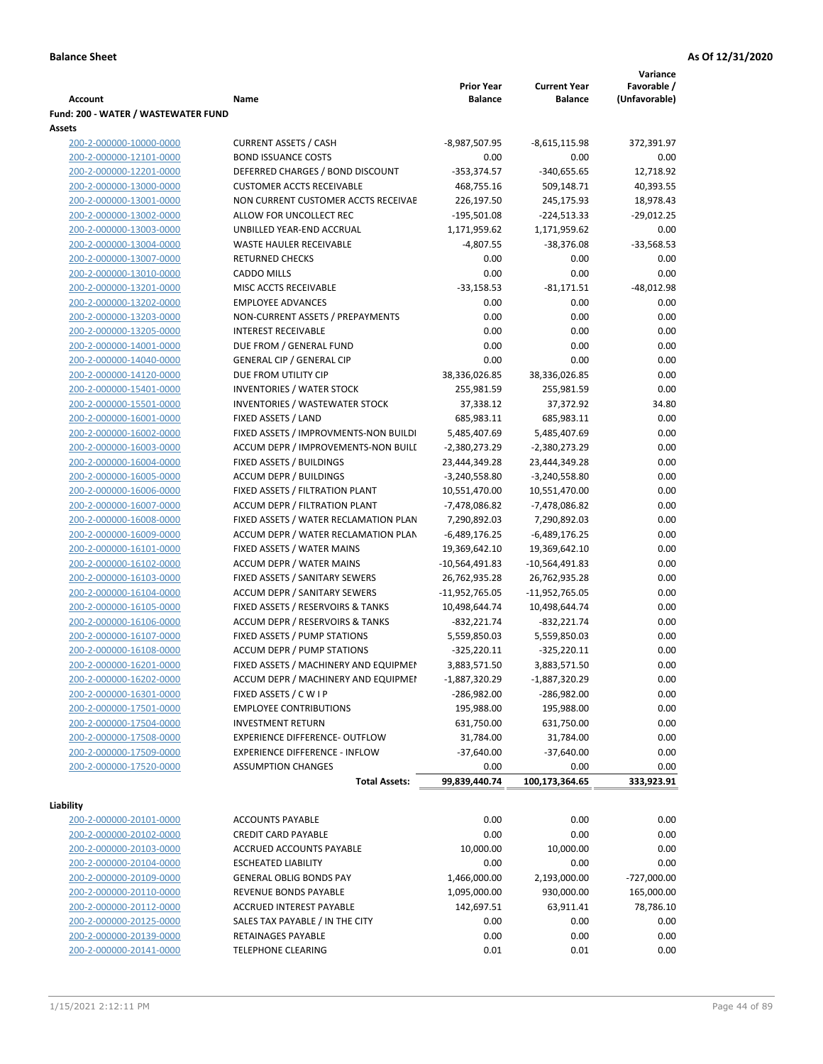**Balance Sheet** **As Of 12/31/2020**

| Account | Name | Prior Year Balance | Current Year Balance | Variance Favorable / (Unfavorable) |
|---|---|---|---|---|
| **Fund: 200 - WATER / WASTEWATER FUND** | | | | |
| **Assets** | | | | |
| 200-2-000000-10000-0000 | CURRENT ASSETS / CASH | -8,987,507.95 | -8,615,115.98 | 372,391.97 |
| 200-2-000000-12101-0000 | BOND ISSUANCE COSTS | 0.00 | 0.00 | 0.00 |
| 200-2-000000-12201-0000 | DEFERRED CHARGES / BOND DISCOUNT | -353,374.57 | -340,655.65 | 12,718.92 |
| 200-2-000000-13000-0000 | CUSTOMER ACCTS RECEIVABLE | 468,755.16 | 509,148.71 | 40,393.55 |
| 200-2-000000-13001-0000 | NON CURRENT CUSTOMER ACCTS RECEIVAE | 226,197.50 | 245,175.93 | 18,978.43 |
| 200-2-000000-13002-0000 | ALLOW FOR UNCOLLECT REC | -195,501.08 | -224,513.33 | -29,012.25 |
| 200-2-000000-13003-0000 | UNBILLED YEAR-END ACCRUAL | 1,171,959.62 | 1,171,959.62 | 0.00 |
| 200-2-000000-13004-0000 | WASTE HAULER RECEIVABLE | -4,807.55 | -38,376.08 | -33,568.53 |
| 200-2-000000-13007-0000 | RETURNED CHECKS | 0.00 | 0.00 | 0.00 |
| 200-2-000000-13010-0000 | CADDO MILLS | 0.00 | 0.00 | 0.00 |
| 200-2-000000-13201-0000 | MISC ACCTS RECEIVABLE | -33,158.53 | -81,171.51 | -48,012.98 |
| 200-2-000000-13202-0000 | EMPLOYEE ADVANCES | 0.00 | 0.00 | 0.00 |
| 200-2-000000-13203-0000 | NON-CURRENT ASSETS / PREPAYMENTS | 0.00 | 0.00 | 0.00 |
| 200-2-000000-13205-0000 | INTEREST RECEIVABLE | 0.00 | 0.00 | 0.00 |
| 200-2-000000-14001-0000 | DUE FROM / GENERAL FUND | 0.00 | 0.00 | 0.00 |
| 200-2-000000-14040-0000 | GENERAL CIP / GENERAL CIP | 0.00 | 0.00 | 0.00 |
| 200-2-000000-14120-0000 | DUE FROM UTILITY CIP | 38,336,026.85 | 38,336,026.85 | 0.00 |
| 200-2-000000-15401-0000 | INVENTORIES / WATER STOCK | 255,981.59 | 255,981.59 | 0.00 |
| 200-2-000000-15501-0000 | INVENTORIES / WASTEWATER STOCK | 37,338.12 | 37,372.92 | 34.80 |
| 200-2-000000-16001-0000 | FIXED ASSETS / LAND | 685,983.11 | 685,983.11 | 0.00 |
| 200-2-000000-16002-0000 | FIXED ASSETS / IMPROVMENTS-NON BUILDI | 5,485,407.69 | 5,485,407.69 | 0.00 |
| 200-2-000000-16003-0000 | ACCUM DEPR / IMPROVEMENTS-NON BUILI | -2,380,273.29 | -2,380,273.29 | 0.00 |
| 200-2-000000-16004-0000 | FIXED ASSETS / BUILDINGS | 23,444,349.28 | 23,444,349.28 | 0.00 |
| 200-2-000000-16005-0000 | ACCUM DEPR / BUILDINGS | -3,240,558.80 | -3,240,558.80 | 0.00 |
| 200-2-000000-16006-0000 | FIXED ASSETS / FILTRATION PLANT | 10,551,470.00 | 10,551,470.00 | 0.00 |
| 200-2-000000-16007-0000 | ACCUM DEPR / FILTRATION PLANT | -7,478,086.82 | -7,478,086.82 | 0.00 |
| 200-2-000000-16008-0000 | FIXED ASSETS / WATER RECLAMATION PLAN | 7,290,892.03 | 7,290,892.03 | 0.00 |
| 200-2-000000-16009-0000 | ACCUM DEPR / WATER RECLAMATION PLAN | -6,489,176.25 | -6,489,176.25 | 0.00 |
| 200-2-000000-16101-0000 | FIXED ASSETS / WATER MAINS | 19,369,642.10 | 19,369,642.10 | 0.00 |
| 200-2-000000-16102-0000 | ACCUM DEPR / WATER MAINS | -10,564,491.83 | -10,564,491.83 | 0.00 |
| 200-2-000000-16103-0000 | FIXED ASSETS / SANITARY SEWERS | 26,762,935.28 | 26,762,935.28 | 0.00 |
| 200-2-000000-16104-0000 | ACCUM DEPR / SANITARY SEWERS | -11,952,765.05 | -11,952,765.05 | 0.00 |
| 200-2-000000-16105-0000 | FIXED ASSETS / RESERVOIRS & TANKS | 10,498,644.74 | 10,498,644.74 | 0.00 |
| 200-2-000000-16106-0000 | ACCUM DEPR / RESERVOIRS & TANKS | -832,221.74 | -832,221.74 | 0.00 |
| 200-2-000000-16107-0000 | FIXED ASSETS / PUMP STATIONS | 5,559,850.03 | 5,559,850.03 | 0.00 |
| 200-2-000000-16108-0000 | ACCUM DEPR / PUMP STATIONS | -325,220.11 | -325,220.11 | 0.00 |
| 200-2-000000-16201-0000 | FIXED ASSETS / MACHINERY AND EQUIPMEI | 3,883,571.50 | 3,883,571.50 | 0.00 |
| 200-2-000000-16202-0000 | ACCUM DEPR / MACHINERY AND EQUIPMEI | -1,887,320.29 | -1,887,320.29 | 0.00 |
| 200-2-000000-16301-0000 | FIXED ASSETS / C W I P | -286,982.00 | -286,982.00 | 0.00 |
| 200-2-000000-17501-0000 | EMPLOYEE CONTRIBUTIONS | 195,988.00 | 195,988.00 | 0.00 |
| 200-2-000000-17504-0000 | INVESTMENT RETURN | 631,750.00 | 631,750.00 | 0.00 |
| 200-2-000000-17508-0000 | EXPERIENCE DIFFERENCE- OUTFLOW | 31,784.00 | 31,784.00 | 0.00 |
| 200-2-000000-17509-0000 | EXPERIENCE DIFFERENCE - INFLOW | -37,640.00 | -37,640.00 | 0.00 |
| 200-2-000000-17520-0000 | ASSUMPTION CHANGES | 0.00 | 0.00 | 0.00 |
| | **Total Assets:** | **99,839,440.74** | **100,173,364.65** | **333,923.91** |
| **Liability** | | | | |
| 200-2-000000-20101-0000 | ACCOUNTS PAYABLE | 0.00 | 0.00 | 0.00 |
| 200-2-000000-20102-0000 | CREDIT CARD PAYABLE | 0.00 | 0.00 | 0.00 |
| 200-2-000000-20103-0000 | ACCRUED ACCOUNTS PAYABLE | 10,000.00 | 10,000.00 | 0.00 |
| 200-2-000000-20104-0000 | ESCHEATED LIABILITY | 0.00 | 0.00 | 0.00 |
| 200-2-000000-20109-0000 | GENERAL OBLIG BONDS PAY | 1,466,000.00 | 2,193,000.00 | -727,000.00 |
| 200-2-000000-20110-0000 | REVENUE BONDS PAYABLE | 1,095,000.00 | 930,000.00 | 165,000.00 |
| 200-2-000000-20112-0000 | ACCRUED INTEREST PAYABLE | 142,697.51 | 63,911.41 | 78,786.10 |
| 200-2-000000-20125-0000 | SALES TAX PAYABLE / IN THE CITY | 0.00 | 0.00 | 0.00 |
| 200-2-000000-20139-0000 | RETAINAGES PAYABLE | 0.00 | 0.00 | 0.00 |
| 200-2-000000-20141-0000 | TELEPHONE CLEARING | 0.01 | 0.01 | 0.00 |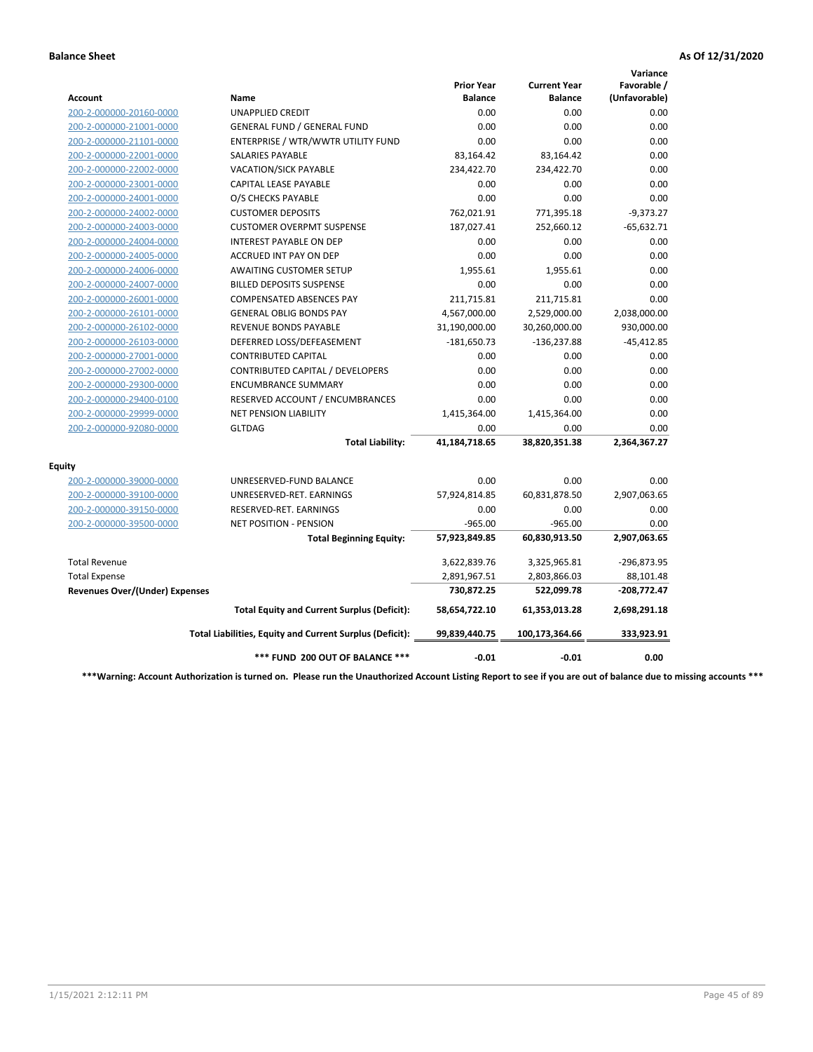**Balance Sheet** **As Of 12/31/2020**

| Account | Name | Prior Year Balance | Current Year Balance | Variance Favorable / (Unfavorable) |
|---|---|---|---|---|
| 200-2-000000-20160-0000 | UNAPPLIED CREDIT | 0.00 | 0.00 | 0.00 |
| 200-2-000000-21001-0000 | GENERAL FUND / GENERAL FUND | 0.00 | 0.00 | 0.00 |
| 200-2-000000-21101-0000 | ENTERPRISE / WTR/WWTR UTILITY FUND | 0.00 | 0.00 | 0.00 |
| 200-2-000000-22001-0000 | SALARIES PAYABLE | 83,164.42 | 83,164.42 | 0.00 |
| 200-2-000000-22002-0000 | VACATION/SICK PAYABLE | 234,422.70 | 234,422.70 | 0.00 |
| 200-2-000000-23001-0000 | CAPITAL LEASE PAYABLE | 0.00 | 0.00 | 0.00 |
| 200-2-000000-24001-0000 | O/S CHECKS PAYABLE | 0.00 | 0.00 | 0.00 |
| 200-2-000000-24002-0000 | CUSTOMER DEPOSITS | 762,021.91 | 771,395.18 | -9,373.27 |
| 200-2-000000-24003-0000 | CUSTOMER OVERPMT SUSPENSE | 187,027.41 | 252,660.12 | -65,632.71 |
| 200-2-000000-24004-0000 | INTEREST PAYABLE ON DEP | 0.00 | 0.00 | 0.00 |
| 200-2-000000-24005-0000 | ACCRUED INT PAY ON DEP | 0.00 | 0.00 | 0.00 |
| 200-2-000000-24006-0000 | AWAITING CUSTOMER SETUP | 1,955.61 | 1,955.61 | 0.00 |
| 200-2-000000-24007-0000 | BILLED DEPOSITS SUSPENSE | 0.00 | 0.00 | 0.00 |
| 200-2-000000-26001-0000 | COMPENSATED ABSENCES PAY | 211,715.81 | 211,715.81 | 0.00 |
| 200-2-000000-26101-0000 | GENERAL OBLIG BONDS PAY | 4,567,000.00 | 2,529,000.00 | 2,038,000.00 |
| 200-2-000000-26102-0000 | REVENUE BONDS PAYABLE | 31,190,000.00 | 30,260,000.00 | 930,000.00 |
| 200-2-000000-26103-0000 | DEFERRED LOSS/DEFEASEMENT | -181,650.73 | -136,237.88 | -45,412.85 |
| 200-2-000000-27001-0000 | CONTRIBUTED CAPITAL | 0.00 | 0.00 | 0.00 |
| 200-2-000000-27002-0000 | CONTRIBUTED CAPITAL / DEVELOPERS | 0.00 | 0.00 | 0.00 |
| 200-2-000000-29300-0000 | ENCUMBRANCE SUMMARY | 0.00 | 0.00 | 0.00 |
| 200-2-000000-29400-0100 | RESERVED ACCOUNT / ENCUMBRANCES | 0.00 | 0.00 | 0.00 |
| 200-2-000000-29999-0000 | NET PENSION LIABILITY | 1,415,364.00 | 1,415,364.00 | 0.00 |
| 200-2-000000-92080-0000 | GLTDAG | 0.00 | 0.00 | 0.00 |
| | **Total Liability:** | **41,184,718.65** | **38,820,351.38** | **2,364,367.27** |
| **Equity** | | | | |
| 200-2-000000-39000-0000 | UNRESERVED-FUND BALANCE | 0.00 | 0.00 | 0.00 |
| 200-2-000000-39100-0000 | UNRESERVED-RET. EARNINGS | 57,924,814.85 | 60,831,878.50 | 2,907,063.65 |
| 200-2-000000-39150-0000 | RESERVED-RET. EARNINGS | 0.00 | 0.00 | 0.00 |
| 200-2-000000-39500-0000 | NET POSITION - PENSION | -965.00 | -965.00 | 0.00 |
| | **Total Beginning Equity:** | **57,923,849.85** | **60,830,913.50** | **2,907,063.65** |
| Total Revenue | | 3,622,839.76 | 3,325,965.81 | -296,873.95 |
| Total Expense | | 2,891,967.51 | 2,803,866.03 | 88,101.48 |
| **Revenues Over/(Under) Expenses** | | **730,872.25** | **522,099.78** | **-208,772.47** |
| | **Total Equity and Current Surplus (Deficit):** | **58,654,722.10** | **61,353,013.28** | **2,698,291.18** |
| | **Total Liabilities, Equity and Current Surplus (Deficit):** | **99,839,440.75** | **100,173,364.66** | **333,923.91** |
| | **\*\*\* FUND 200 OUT OF BALANCE \*\*\*** | **-0.01** | **-0.01** | **0.00** |

**\*\*\*Warning: Account Authorization is turned on. Please run the Unauthorized Account Listing Report to see if you are out of balance due to missing accounts \*\*\***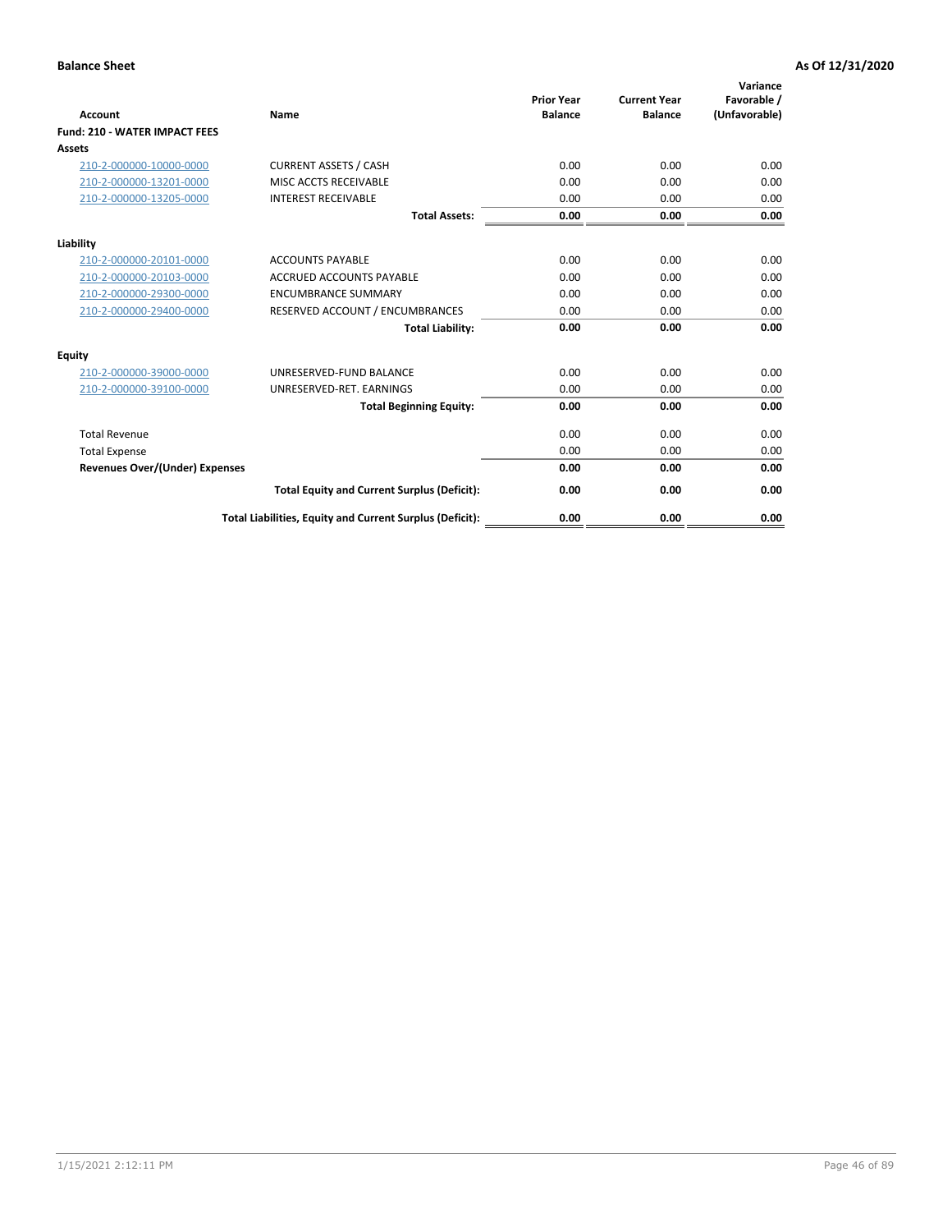**Balance Sheet** **As Of 12/31/2020**

| Account | Name | Prior Year Balance | Current Year Balance | Variance Favorable / (Unfavorable) |
|---|---|---|---|---|
| **Fund: 210 - WATER IMPACT FEES** | | | | |
| **Assets** | | | | |
| 210-2-000000-10000-0000 | CURRENT ASSETS / CASH | 0.00 | 0.00 | 0.00 |
| 210-2-000000-13201-0000 | MISC ACCTS RECEIVABLE | 0.00 | 0.00 | 0.00 |
| 210-2-000000-13205-0000 | INTEREST RECEIVABLE | 0.00 | 0.00 | 0.00 |
| | **Total Assets:** | **0.00** | **0.00** | **0.00** |
| **Liability** | | | | |
| 210-2-000000-20101-0000 | ACCOUNTS PAYABLE | 0.00 | 0.00 | 0.00 |
| 210-2-000000-20103-0000 | ACCRUED ACCOUNTS PAYABLE | 0.00 | 0.00 | 0.00 |
| 210-2-000000-29300-0000 | ENCUMBRANCE SUMMARY | 0.00 | 0.00 | 0.00 |
| 210-2-000000-29400-0000 | RESERVED ACCOUNT / ENCUMBRANCES | 0.00 | 0.00 | 0.00 |
| | **Total Liability:** | **0.00** | **0.00** | **0.00** |
| **Equity** | | | | |
| 210-2-000000-39000-0000 | UNRESERVED-FUND BALANCE | 0.00 | 0.00 | 0.00 |
| 210-2-000000-39100-0000 | UNRESERVED-RET. EARNINGS | 0.00 | 0.00 | 0.00 |
| | **Total Beginning Equity:** | **0.00** | **0.00** | **0.00** |
| Total Revenue | | 0.00 | 0.00 | 0.00 |
| Total Expense | | 0.00 | 0.00 | 0.00 |
| **Revenues Over/(Under) Expenses** | | **0.00** | **0.00** | **0.00** |
| | **Total Equity and Current Surplus (Deficit):** | **0.00** | **0.00** | **0.00** |
| | **Total Liabilities, Equity and Current Surplus (Deficit):** | **0.00** | **0.00** | **0.00** |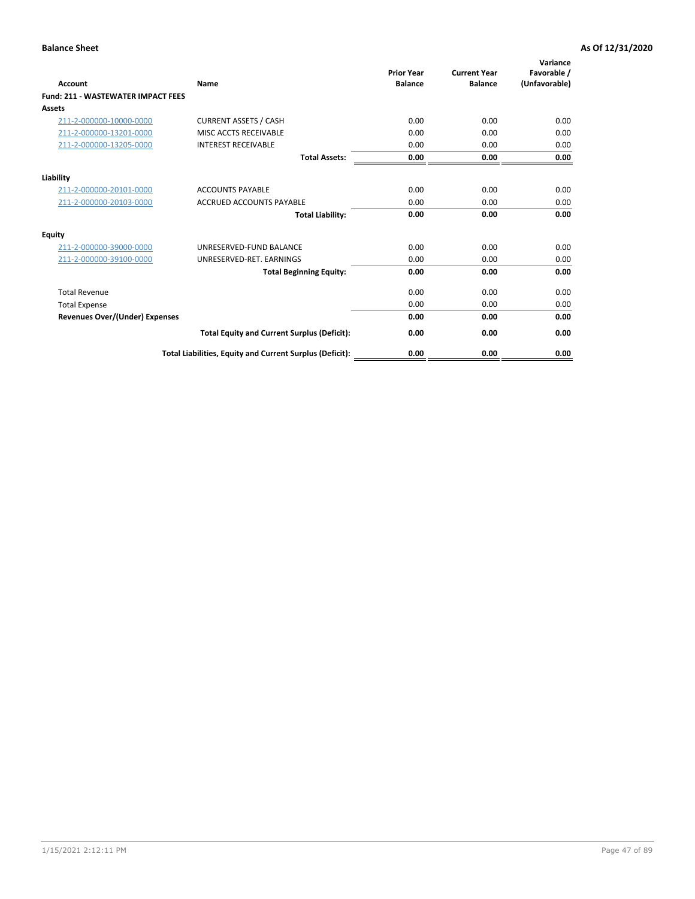**Balance Sheet** **As Of 12/31/2020**

| Account | Name | Prior Year Balance | Current Year Balance | Variance Favorable / (Unfavorable) |
|---|---|---|---|---|
| **Fund: 211 - WASTEWATER IMPACT FEES** | | | | |
| **Assets** | | | | |
| 211-2-000000-10000-0000 | CURRENT ASSETS / CASH | 0.00 | 0.00 | 0.00 |
| 211-2-000000-13201-0000 | MISC ACCTS RECEIVABLE | 0.00 | 0.00 | 0.00 |
| 211-2-000000-13205-0000 | INTEREST RECEIVABLE | 0.00 | 0.00 | 0.00 |
| | **Total Assets:** | **0.00** | **0.00** | **0.00** |
| **Liability** | | | | |
| 211-2-000000-20101-0000 | ACCOUNTS PAYABLE | 0.00 | 0.00 | 0.00 |
| 211-2-000000-20103-0000 | ACCRUED ACCOUNTS PAYABLE | 0.00 | 0.00 | 0.00 |
| | **Total Liability:** | **0.00** | **0.00** | **0.00** |
| **Equity** | | | | |
| 211-2-000000-39000-0000 | UNRESERVED-FUND BALANCE | 0.00 | 0.00 | 0.00 |
| 211-2-000000-39100-0000 | UNRESERVED-RET. EARNINGS | 0.00 | 0.00 | 0.00 |
| | **Total Beginning Equity:** | **0.00** | **0.00** | **0.00** |
| Total Revenue | | 0.00 | 0.00 | 0.00 |
| Total Expense | | 0.00 | 0.00 | 0.00 |
| **Revenues Over/(Under) Expenses** | | **0.00** | **0.00** | **0.00** |
| | **Total Equity and Current Surplus (Deficit):** | **0.00** | **0.00** | **0.00** |
| | **Total Liabilities, Equity and Current Surplus (Deficit):** | **0.00** | **0.00** | **0.00** |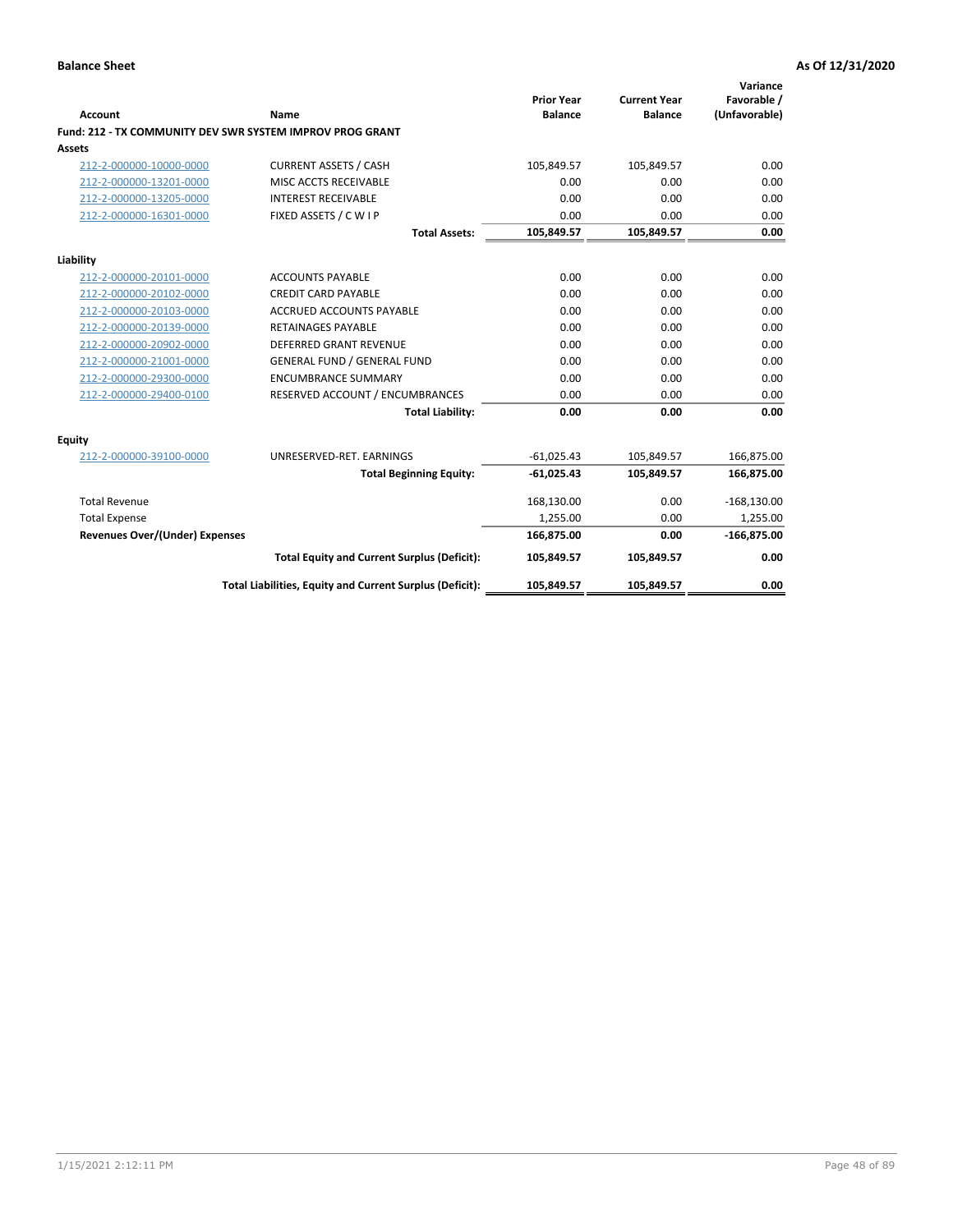**Balance Sheet** | **As Of 12/31/2020**

| Account | Name | Prior Year Balance | Current Year Balance | Variance Favorable / (Unfavorable) |
|---|---|---|---|---|
| **Fund: 212 - TX COMMUNITY DEV SWR SYSTEM IMPROV PROG GRANT** | | | | |
| **Assets** | | | | |
| 212-2-000000-10000-0000 | CURRENT ASSETS / CASH | 105,849.57 | 105,849.57 | 0.00 |
| 212-2-000000-13201-0000 | MISC ACCTS RECEIVABLE | 0.00 | 0.00 | 0.00 |
| 212-2-000000-13205-0000 | INTEREST RECEIVABLE | 0.00 | 0.00 | 0.00 |
| 212-2-000000-16301-0000 | FIXED ASSETS / C W I P | 0.00 | 0.00 | 0.00 |
| | **Total Assets:** | **105,849.57** | **105,849.57** | **0.00** |
| **Liability** | | | | |
| 212-2-000000-20101-0000 | ACCOUNTS PAYABLE | 0.00 | 0.00 | 0.00 |
| 212-2-000000-20102-0000 | CREDIT CARD PAYABLE | 0.00 | 0.00 | 0.00 |
| 212-2-000000-20103-0000 | ACCRUED ACCOUNTS PAYABLE | 0.00 | 0.00 | 0.00 |
| 212-2-000000-20139-0000 | RETAINAGES PAYABLE | 0.00 | 0.00 | 0.00 |
| 212-2-000000-20902-0000 | DEFERRED GRANT REVENUE | 0.00 | 0.00 | 0.00 |
| 212-2-000000-21001-0000 | GENERAL FUND / GENERAL FUND | 0.00 | 0.00 | 0.00 |
| 212-2-000000-29300-0000 | ENCUMBRANCE SUMMARY | 0.00 | 0.00 | 0.00 |
| 212-2-000000-29400-0100 | RESERVED ACCOUNT / ENCUMBRANCES | 0.00 | 0.00 | 0.00 |
| | **Total Liability:** | **0.00** | **0.00** | **0.00** |
| **Equity** | | | | |
| 212-2-000000-39100-0000 | UNRESERVED-RET. EARNINGS | -61,025.43 | 105,849.57 | 166,875.00 |
| | **Total Beginning Equity:** | **-61,025.43** | **105,849.57** | **166,875.00** |
| Total Revenue | | 168,130.00 | 0.00 | -168,130.00 |
| Total Expense | | 1,255.00 | 0.00 | 1,255.00 |
| **Revenues Over/(Under) Expenses** | | **166,875.00** | **0.00** | **-166,875.00** |
| | **Total Equity and Current Surplus (Deficit):** | **105,849.57** | **105,849.57** | **0.00** |
| | **Total Liabilities, Equity and Current Surplus (Deficit):** | **105,849.57** | **105,849.57** | **0.00** |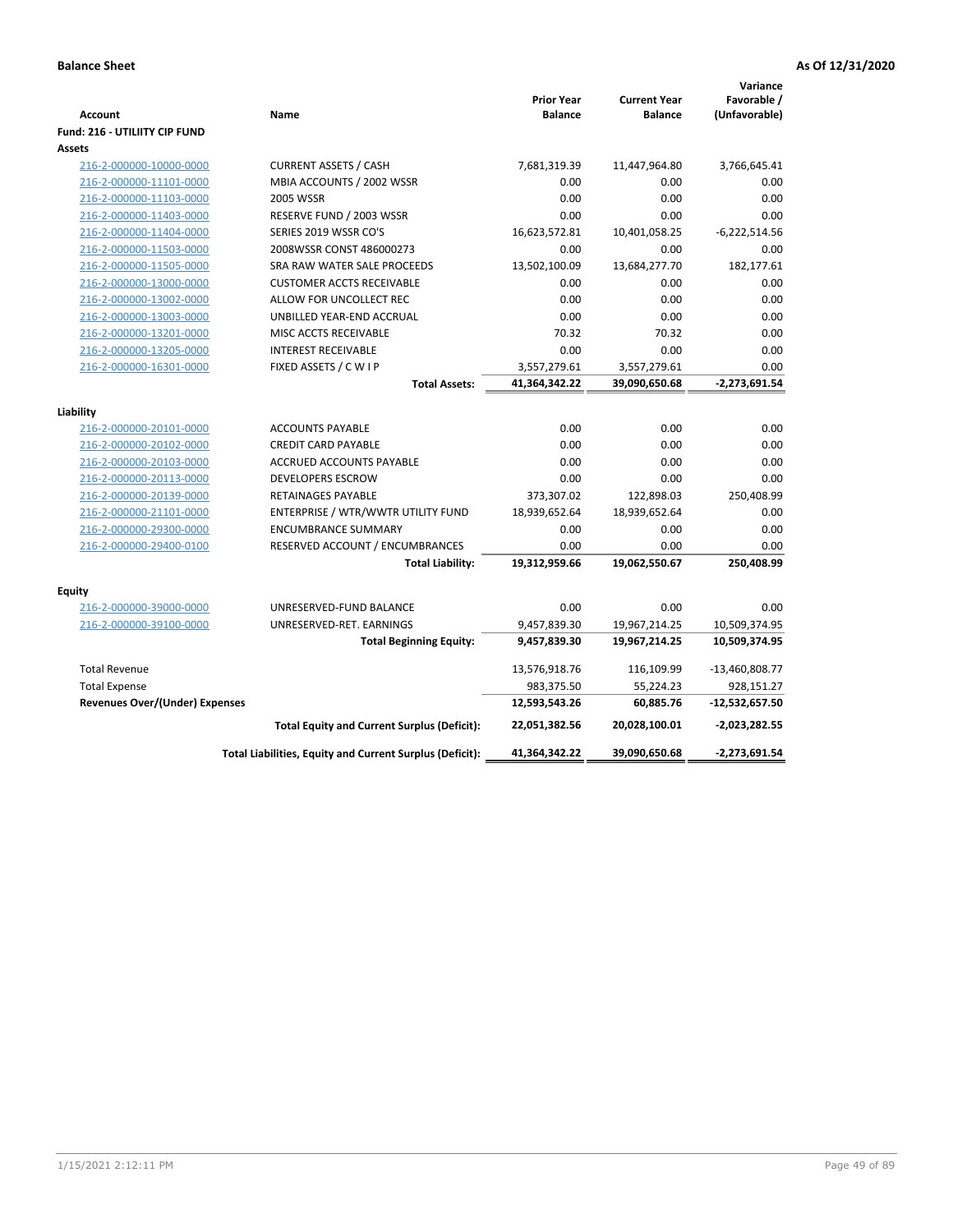**Balance Sheet** **As Of 12/31/2020**

| Account | Name | Prior Year Balance | Current Year Balance | Variance Favorable / (Unfavorable) |
|---|---|---|---|---|
| **Fund: 216 - UTILIITY CIP FUND** | | | | |
| **Assets** | | | | |
| 216-2-000000-10000-0000 | CURRENT ASSETS / CASH | 7,681,319.39 | 11,447,964.80 | 3,766,645.41 |
| 216-2-000000-11101-0000 | MBIA ACCOUNTS / 2002 WSSR | 0.00 | 0.00 | 0.00 |
| 216-2-000000-11103-0000 | 2005 WSSR | 0.00 | 0.00 | 0.00 |
| 216-2-000000-11403-0000 | RESERVE FUND / 2003 WSSR | 0.00 | 0.00 | 0.00 |
| 216-2-000000-11404-0000 | SERIES 2019 WSSR CO'S | 16,623,572.81 | 10,401,058.25 | -6,222,514.56 |
| 216-2-000000-11503-0000 | 2008WSSR CONST 486000273 | 0.00 | 0.00 | 0.00 |
| 216-2-000000-11505-0000 | SRA RAW WATER SALE PROCEEDS | 13,502,100.09 | 13,684,277.70 | 182,177.61 |
| 216-2-000000-13000-0000 | CUSTOMER ACCTS RECEIVABLE | 0.00 | 0.00 | 0.00 |
| 216-2-000000-13002-0000 | ALLOW FOR UNCOLLECT REC | 0.00 | 0.00 | 0.00 |
| 216-2-000000-13003-0000 | UNBILLED YEAR-END ACCRUAL | 0.00 | 0.00 | 0.00 |
| 216-2-000000-13201-0000 | MISC ACCTS RECEIVABLE | 70.32 | 70.32 | 0.00 |
| 216-2-000000-13205-0000 | INTEREST RECEIVABLE | 0.00 | 0.00 | 0.00 |
| 216-2-000000-16301-0000 | FIXED ASSETS / C W I P | 3,557,279.61 | 3,557,279.61 | 0.00 |
| | **Total Assets:** | **41,364,342.22** | **39,090,650.68** | **-2,273,691.54** |
| **Liability** | | | | |
| 216-2-000000-20101-0000 | ACCOUNTS PAYABLE | 0.00 | 0.00 | 0.00 |
| 216-2-000000-20102-0000 | CREDIT CARD PAYABLE | 0.00 | 0.00 | 0.00 |
| 216-2-000000-20103-0000 | ACCRUED ACCOUNTS PAYABLE | 0.00 | 0.00 | 0.00 |
| 216-2-000000-20113-0000 | DEVELOPERS ESCROW | 0.00 | 0.00 | 0.00 |
| 216-2-000000-20139-0000 | RETAINAGES PAYABLE | 373,307.02 | 122,898.03 | 250,408.99 |
| 216-2-000000-21101-0000 | ENTERPRISE / WTR/WWTR UTILITY FUND | 18,939,652.64 | 18,939,652.64 | 0.00 |
| 216-2-000000-29300-0000 | ENCUMBRANCE SUMMARY | 0.00 | 0.00 | 0.00 |
| 216-2-000000-29400-0100 | RESERVED ACCOUNT / ENCUMBRANCES | 0.00 | 0.00 | 0.00 |
| | **Total Liability:** | **19,312,959.66** | **19,062,550.67** | **250,408.99** |
| **Equity** | | | | |
| 216-2-000000-39000-0000 | UNRESERVED-FUND BALANCE | 0.00 | 0.00 | 0.00 |
| 216-2-000000-39100-0000 | UNRESERVED-RET. EARNINGS | 9,457,839.30 | 19,967,214.25 | 10,509,374.95 |
| | **Total Beginning Equity:** | **9,457,839.30** | **19,967,214.25** | **10,509,374.95** |
| Total Revenue | | 13,576,918.76 | 116,109.99 | -13,460,808.77 |
| Total Expense | | 983,375.50 | 55,224.23 | 928,151.27 |
| **Revenues Over/(Under) Expenses** | | **12,593,543.26** | **60,885.76** | **-12,532,657.50** |
| | **Total Equity and Current Surplus (Deficit):** | **22,051,382.56** | **20,028,100.01** | **-2,023,282.55** |
| | **Total Liabilities, Equity and Current Surplus (Deficit):** | **41,364,342.22** | **39,090,650.68** | **-2,273,691.54** |

1/15/2021 2:12:11 PM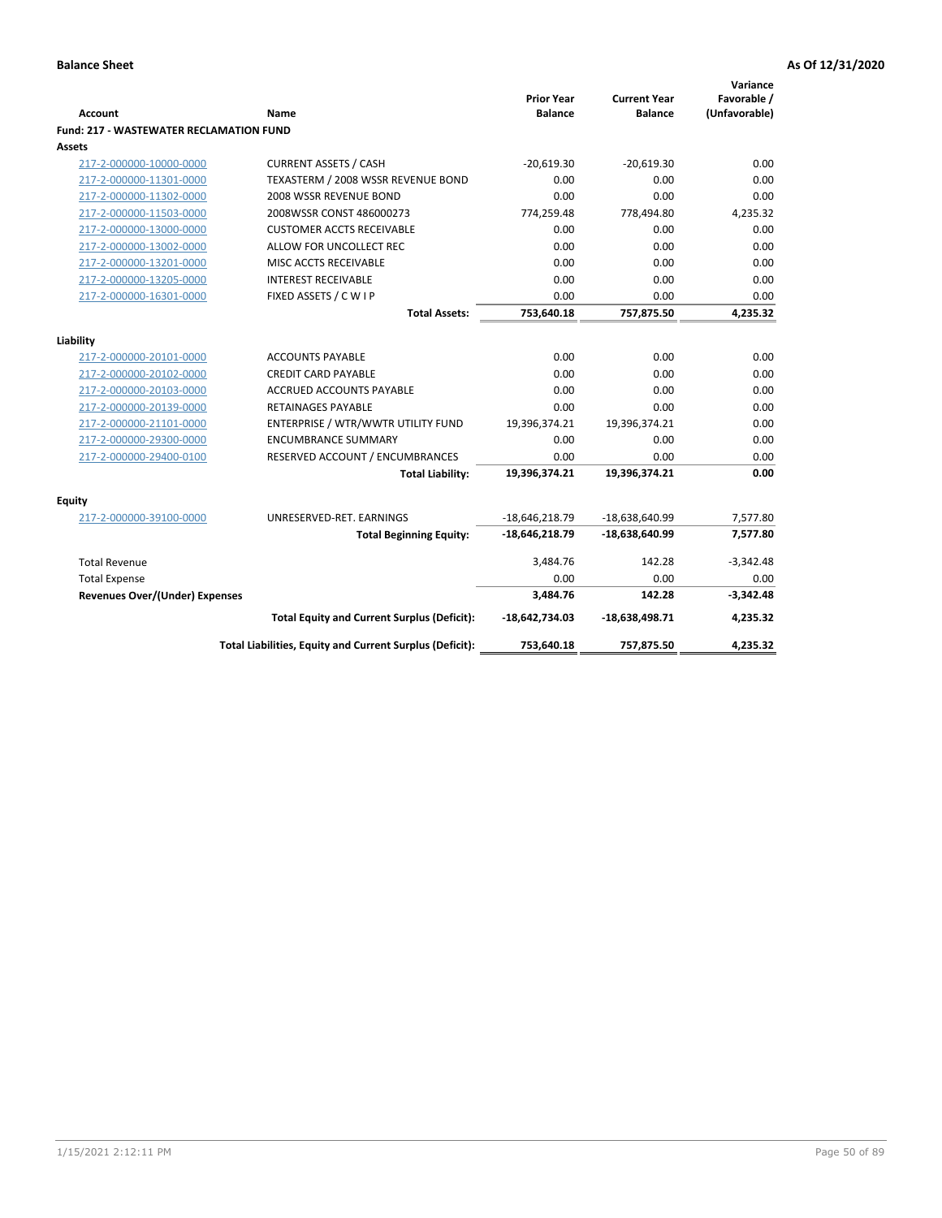**Balance Sheet** **As Of 12/31/2020**

| Account | Name | Prior Year Balance | Current Year Balance | Variance Favorable / (Unfavorable) |
|---|---|---|---|---|
| **Fund: 217 - WASTEWATER RECLAMATION FUND** | | | | |
| **Assets** | | | | |
| 217-2-000000-10000-0000 | CURRENT ASSETS / CASH | -20,619.30 | -20,619.30 | 0.00 |
| 217-2-000000-11301-0000 | TEXASTERM / 2008 WSSR REVENUE BOND | 0.00 | 0.00 | 0.00 |
| 217-2-000000-11302-0000 | 2008 WSSR REVENUE BOND | 0.00 | 0.00 | 0.00 |
| 217-2-000000-11503-0000 | 2008WSSR CONST 486000273 | 774,259.48 | 778,494.80 | 4,235.32 |
| 217-2-000000-13000-0000 | CUSTOMER ACCTS RECEIVABLE | 0.00 | 0.00 | 0.00 |
| 217-2-000000-13002-0000 | ALLOW FOR UNCOLLECT REC | 0.00 | 0.00 | 0.00 |
| 217-2-000000-13201-0000 | MISC ACCTS RECEIVABLE | 0.00 | 0.00 | 0.00 |
| 217-2-000000-13205-0000 | INTEREST RECEIVABLE | 0.00 | 0.00 | 0.00 |
| 217-2-000000-16301-0000 | FIXED ASSETS / C W I P | 0.00 | 0.00 | 0.00 |
| | **Total Assets:** | **753,640.18** | **757,875.50** | **4,235.32** |
| **Liability** | | | | |
| 217-2-000000-20101-0000 | ACCOUNTS PAYABLE | 0.00 | 0.00 | 0.00 |
| 217-2-000000-20102-0000 | CREDIT CARD PAYABLE | 0.00 | 0.00 | 0.00 |
| 217-2-000000-20103-0000 | ACCRUED ACCOUNTS PAYABLE | 0.00 | 0.00 | 0.00 |
| 217-2-000000-20139-0000 | RETAINAGES PAYABLE | 0.00 | 0.00 | 0.00 |
| 217-2-000000-21101-0000 | ENTERPRISE / WTR/WWTR UTILITY FUND | 19,396,374.21 | 19,396,374.21 | 0.00 |
| 217-2-000000-29300-0000 | ENCUMBRANCE SUMMARY | 0.00 | 0.00 | 0.00 |
| 217-2-000000-29400-0100 | RESERVED ACCOUNT / ENCUMBRANCES | 0.00 | 0.00 | 0.00 |
| | **Total Liability:** | **19,396,374.21** | **19,396,374.21** | **0.00** |
| **Equity** | | | | |
| 217-2-000000-39100-0000 | UNRESERVED-RET. EARNINGS | -18,646,218.79 | -18,638,640.99 | 7,577.80 |
| | **Total Beginning Equity:** | **-18,646,218.79** | **-18,638,640.99** | **7,577.80** |
| Total Revenue | | 3,484.76 | 142.28 | -3,342.48 |
| Total Expense | | 0.00 | 0.00 | 0.00 |
| **Revenues Over/(Under) Expenses** | | **3,484.76** | **142.28** | **-3,342.48** |
| | **Total Equity and Current Surplus (Deficit):** | **-18,642,734.03** | **-18,638,498.71** | **4,235.32** |
| | **Total Liabilities, Equity and Current Surplus (Deficit):** | **753,640.18** | **757,875.50** | **4,235.32** |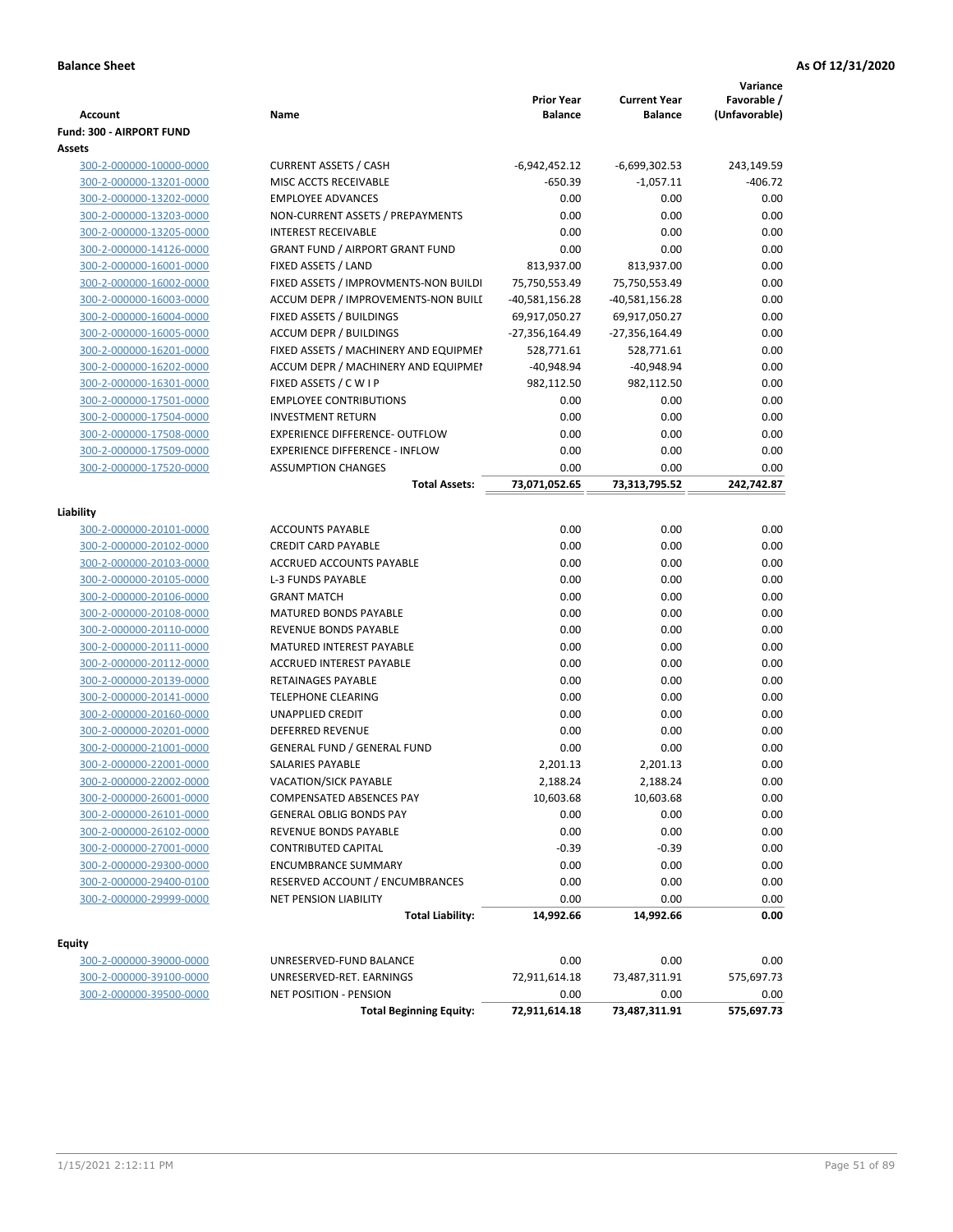**Balance Sheet** **As Of 12/31/2020**

| Account | Name | Prior Year Balance | Current Year Balance | Variance Favorable / (Unfavorable) |
|---|---|---|---|---|
| **Fund: 300 - AIRPORT FUND** | | | | |
| **Assets** | | | | |
| 300-2-000000-10000-0000 | CURRENT ASSETS / CASH | -6,942,452.12 | -6,699,302.53 | 243,149.59 |
| 300-2-000000-13201-0000 | MISC ACCTS RECEIVABLE | -650.39 | -1,057.11 | -406.72 |
| 300-2-000000-13202-0000 | EMPLOYEE ADVANCES | 0.00 | 0.00 | 0.00 |
| 300-2-000000-13203-0000 | NON-CURRENT ASSETS / PREPAYMENTS | 0.00 | 0.00 | 0.00 |
| 300-2-000000-13205-0000 | INTEREST RECEIVABLE | 0.00 | 0.00 | 0.00 |
| 300-2-000000-14126-0000 | GRANT FUND / AIRPORT GRANT FUND | 0.00 | 0.00 | 0.00 |
| 300-2-000000-16001-0000 | FIXED ASSETS / LAND | 813,937.00 | 813,937.00 | 0.00 |
| 300-2-000000-16002-0000 | FIXED ASSETS / IMPROVMENTS-NON BUILDI | 75,750,553.49 | 75,750,553.49 | 0.00 |
| 300-2-000000-16003-0000 | ACCUM DEPR / IMPROVEMENTS-NON BUILI | -40,581,156.28 | -40,581,156.28 | 0.00 |
| 300-2-000000-16004-0000 | FIXED ASSETS / BUILDINGS | 69,917,050.27 | 69,917,050.27 | 0.00 |
| 300-2-000000-16005-0000 | ACCUM DEPR / BUILDINGS | -27,356,164.49 | -27,356,164.49 | 0.00 |
| 300-2-000000-16201-0000 | FIXED ASSETS / MACHINERY AND EQUIPMEI | 528,771.61 | 528,771.61 | 0.00 |
| 300-2-000000-16202-0000 | ACCUM DEPR / MACHINERY AND EQUIPMEI | -40,948.94 | -40,948.94 | 0.00 |
| 300-2-000000-16301-0000 | FIXED ASSETS / C W I P | 982,112.50 | 982,112.50 | 0.00 |
| 300-2-000000-17501-0000 | EMPLOYEE CONTRIBUTIONS | 0.00 | 0.00 | 0.00 |
| 300-2-000000-17504-0000 | INVESTMENT RETURN | 0.00 | 0.00 | 0.00 |
| 300-2-000000-17508-0000 | EXPERIENCE DIFFERENCE- OUTFLOW | 0.00 | 0.00 | 0.00 |
| 300-2-000000-17509-0000 | EXPERIENCE DIFFERENCE - INFLOW | 0.00 | 0.00 | 0.00 |
| 300-2-000000-17520-0000 | ASSUMPTION CHANGES | 0.00 | 0.00 | 0.00 |
| | **Total Assets:** | **73,071,052.65** | **73,313,795.52** | **242,742.87** |
| **Liability** | | | | |
| 300-2-000000-20101-0000 | ACCOUNTS PAYABLE | 0.00 | 0.00 | 0.00 |
| 300-2-000000-20102-0000 | CREDIT CARD PAYABLE | 0.00 | 0.00 | 0.00 |
| 300-2-000000-20103-0000 | ACCRUED ACCOUNTS PAYABLE | 0.00 | 0.00 | 0.00 |
| 300-2-000000-20105-0000 | L-3 FUNDS PAYABLE | 0.00 | 0.00 | 0.00 |
| 300-2-000000-20106-0000 | GRANT MATCH | 0.00 | 0.00 | 0.00 |
| 300-2-000000-20108-0000 | MATURED BONDS PAYABLE | 0.00 | 0.00 | 0.00 |
| 300-2-000000-20110-0000 | REVENUE BONDS PAYABLE | 0.00 | 0.00 | 0.00 |
| 300-2-000000-20111-0000 | MATURED INTEREST PAYABLE | 0.00 | 0.00 | 0.00 |
| 300-2-000000-20112-0000 | ACCRUED INTEREST PAYABLE | 0.00 | 0.00 | 0.00 |
| 300-2-000000-20139-0000 | RETAINAGES PAYABLE | 0.00 | 0.00 | 0.00 |
| 300-2-000000-20141-0000 | TELEPHONE CLEARING | 0.00 | 0.00 | 0.00 |
| 300-2-000000-20160-0000 | UNAPPLIED CREDIT | 0.00 | 0.00 | 0.00 |
| 300-2-000000-20201-0000 | DEFERRED REVENUE | 0.00 | 0.00 | 0.00 |
| 300-2-000000-21001-0000 | GENERAL FUND / GENERAL FUND | 0.00 | 0.00 | 0.00 |
| 300-2-000000-22001-0000 | SALARIES PAYABLE | 2,201.13 | 2,201.13 | 0.00 |
| 300-2-000000-22002-0000 | VACATION/SICK PAYABLE | 2,188.24 | 2,188.24 | 0.00 |
| 300-2-000000-26001-0000 | COMPENSATED ABSENCES PAY | 10,603.68 | 10,603.68 | 0.00 |
| 300-2-000000-26101-0000 | GENERAL OBLIG BONDS PAY | 0.00 | 0.00 | 0.00 |
| 300-2-000000-26102-0000 | REVENUE BONDS PAYABLE | 0.00 | 0.00 | 0.00 |
| 300-2-000000-27001-0000 | CONTRIBUTED CAPITAL | -0.39 | -0.39 | 0.00 |
| 300-2-000000-29300-0000 | ENCUMBRANCE SUMMARY | 0.00 | 0.00 | 0.00 |
| 300-2-000000-29400-0100 | RESERVED ACCOUNT / ENCUMBRANCES | 0.00 | 0.00 | 0.00 |
| 300-2-000000-29999-0000 | NET PENSION LIABILITY | 0.00 | 0.00 | 0.00 |
| | **Total Liability:** | **14,992.66** | **14,992.66** | **0.00** |
| **Equity** | | | | |
| 300-2-000000-39000-0000 | UNRESERVED-FUND BALANCE | 0.00 | 0.00 | 0.00 |
| 300-2-000000-39100-0000 | UNRESERVED-RET. EARNINGS | 72,911,614.18 | 73,487,311.91 | 575,697.73 |
| 300-2-000000-39500-0000 | NET POSITION - PENSION | 0.00 | 0.00 | 0.00 |
| | **Total Beginning Equity:** | **72,911,614.18** | **73,487,311.91** | **575,697.73** |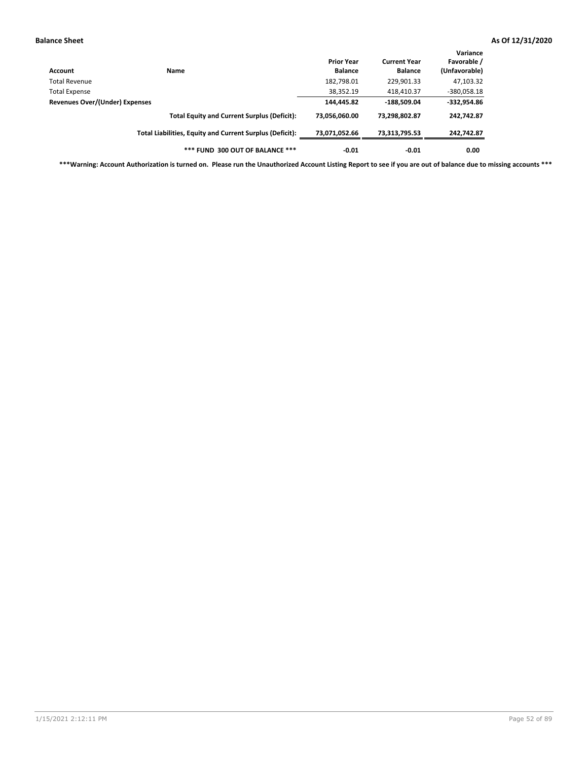**Balance Sheet** **As Of 12/31/2020**

| Account | Name | Prior Year Balance | Current Year Balance | Variance Favorable / (Unfavorable) |
|---|---|---|---|---|
| Total Revenue | | 182,798.01 | 229,901.33 | 47,103.32 |
| Total Expense | | 38,352.19 | 418,410.37 | -380,058.18 |
| **Revenues Over/(Under) Expenses** | | **144,445.82** | **-188,509.04** | **-332,954.86** |
| | **Total Equity and Current Surplus (Deficit):** | **73,056,060.00** | **73,298,802.87** | **242,742.87** |
| | **Total Liabilities, Equity and Current Surplus (Deficit):** | **73,071,052.66** | **73,313,795.53** | **242,742.87** |
| | **\*\*\* FUND 300 OUT OF BALANCE \*\*\*** | **-0.01** | **-0.01** | **0.00** |

**\*\*\*Warning: Account Authorization is turned on. Please run the Unauthorized Account Listing Report to see if you are out of balance due to missing accounts \*\*\***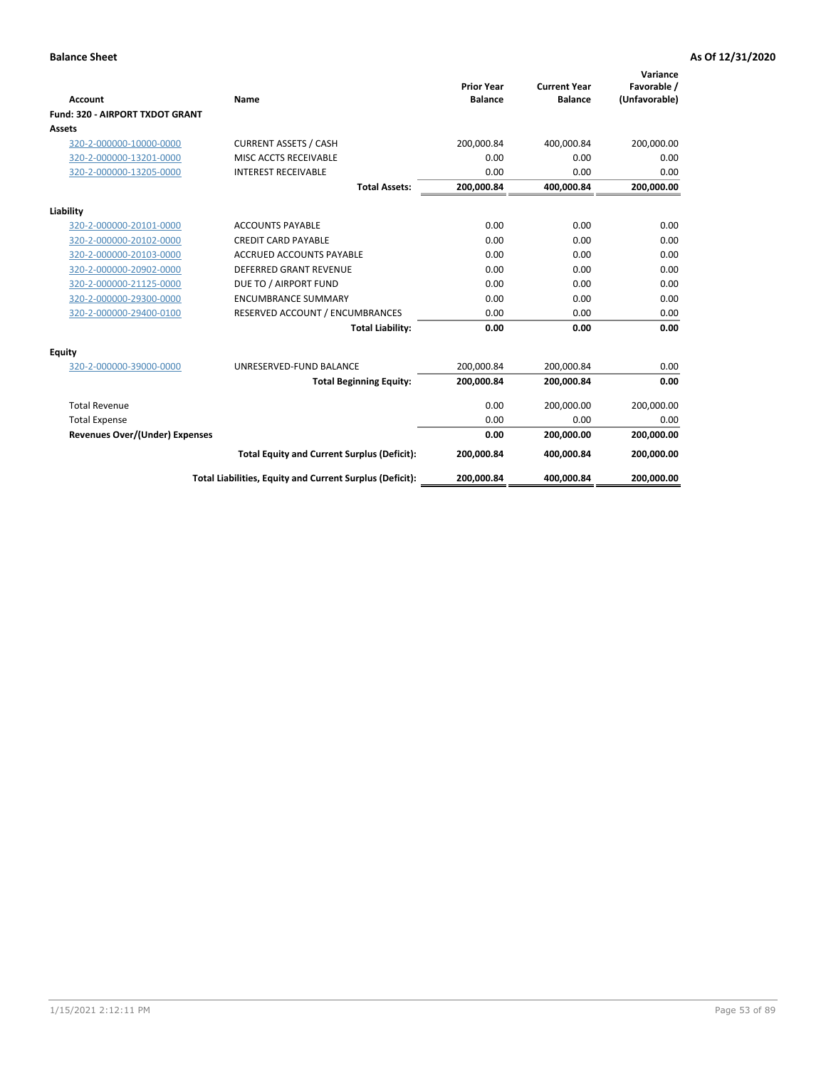**Balance Sheet** **As Of 12/31/2020**

| Account | Name | Prior Year Balance | Current Year Balance | Variance Favorable / (Unfavorable) |
|---|---|---|---|---|
| **Fund: 320 - AIRPORT TXDOT GRANT** | | | | |
| **Assets** | | | | |
| 320-2-000000-10000-0000 | CURRENT ASSETS / CASH | 200,000.84 | 400,000.84 | 200,000.00 |
| 320-2-000000-13201-0000 | MISC ACCTS RECEIVABLE | 0.00 | 0.00 | 0.00 |
| 320-2-000000-13205-0000 | INTEREST RECEIVABLE | 0.00 | 0.00 | 0.00 |
| | **Total Assets:** | **200,000.84** | **400,000.84** | **200,000.00** |
| **Liability** | | | | |
| 320-2-000000-20101-0000 | ACCOUNTS PAYABLE | 0.00 | 0.00 | 0.00 |
| 320-2-000000-20102-0000 | CREDIT CARD PAYABLE | 0.00 | 0.00 | 0.00 |
| 320-2-000000-20103-0000 | ACCRUED ACCOUNTS PAYABLE | 0.00 | 0.00 | 0.00 |
| 320-2-000000-20902-0000 | DEFERRED GRANT REVENUE | 0.00 | 0.00 | 0.00 |
| 320-2-000000-21125-0000 | DUE TO / AIRPORT FUND | 0.00 | 0.00 | 0.00 |
| 320-2-000000-29300-0000 | ENCUMBRANCE SUMMARY | 0.00 | 0.00 | 0.00 |
| 320-2-000000-29400-0100 | RESERVED ACCOUNT / ENCUMBRANCES | 0.00 | 0.00 | 0.00 |
| | **Total Liability:** | **0.00** | **0.00** | **0.00** |
| **Equity** | | | | |
| 320-2-000000-39000-0000 | UNRESERVED-FUND BALANCE | 200,000.84 | 200,000.84 | 0.00 |
| | **Total Beginning Equity:** | **200,000.84** | **200,000.84** | **0.00** |
| Total Revenue | | 0.00 | 200,000.00 | 200,000.00 |
| Total Expense | | 0.00 | 0.00 | 0.00 |
| **Revenues Over/(Under) Expenses** | | **0.00** | **200,000.00** | **200,000.00** |
| | **Total Equity and Current Surplus (Deficit):** | **200,000.84** | **400,000.84** | **200,000.00** |
| | **Total Liabilities, Equity and Current Surplus (Deficit):** | **200,000.84** | **400,000.84** | **200,000.00** |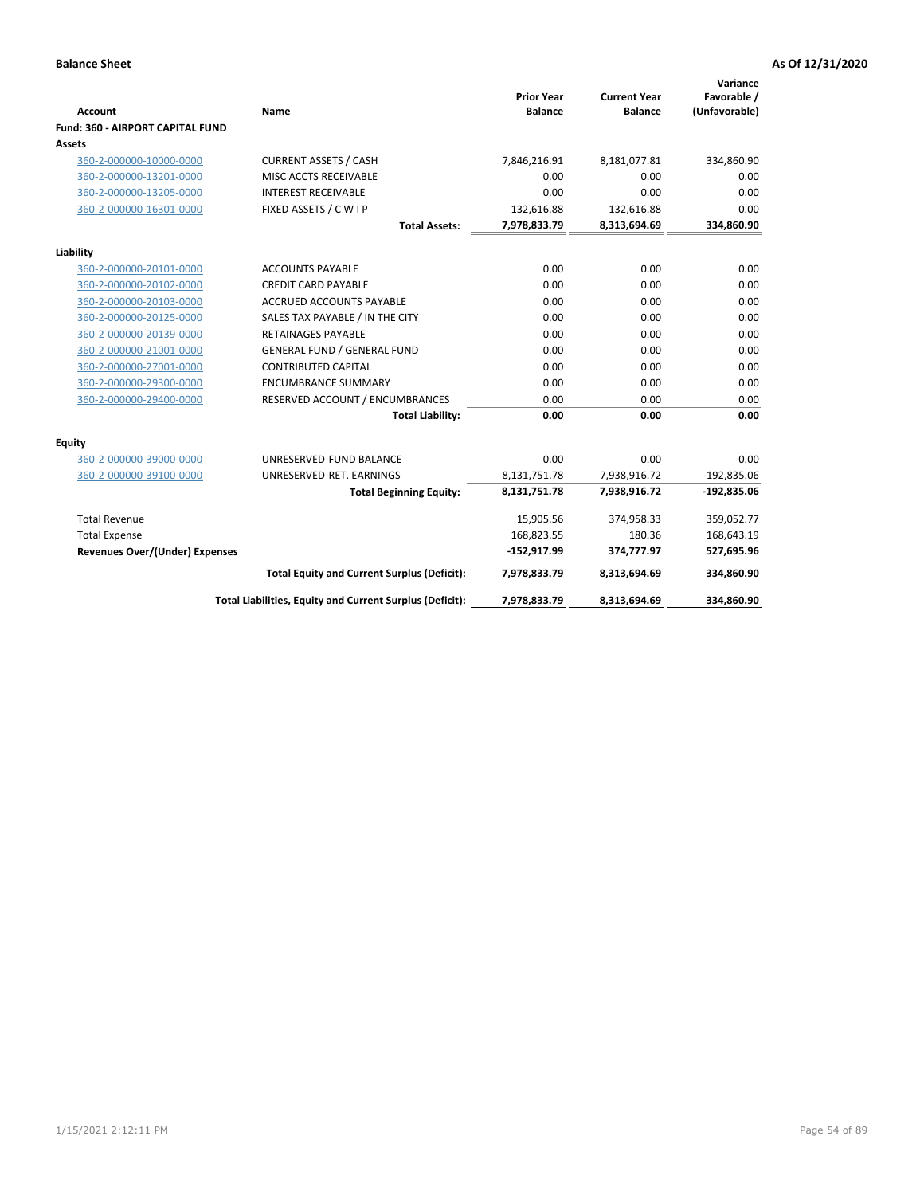**Balance Sheet** **As Of 12/31/2020**

| Account | Name | Prior Year Balance | Current Year Balance | Variance Favorable / (Unfavorable) |
|---|---|---|---|---|
| **Fund: 360 - AIRPORT CAPITAL FUND** | | | | |
| **Assets** | | | | |
| 360-2-000000-10000-0000 | CURRENT ASSETS / CASH | 7,846,216.91 | 8,181,077.81 | 334,860.90 |
| 360-2-000000-13201-0000 | MISC ACCTS RECEIVABLE | 0.00 | 0.00 | 0.00 |
| 360-2-000000-13205-0000 | INTEREST RECEIVABLE | 0.00 | 0.00 | 0.00 |
| 360-2-000000-16301-0000 | FIXED ASSETS / C W I P | 132,616.88 | 132,616.88 | 0.00 |
| | **Total Assets:** | **7,978,833.79** | **8,313,694.69** | **334,860.90** |
| **Liability** | | | | |
| 360-2-000000-20101-0000 | ACCOUNTS PAYABLE | 0.00 | 0.00 | 0.00 |
| 360-2-000000-20102-0000 | CREDIT CARD PAYABLE | 0.00 | 0.00 | 0.00 |
| 360-2-000000-20103-0000 | ACCRUED ACCOUNTS PAYABLE | 0.00 | 0.00 | 0.00 |
| 360-2-000000-20125-0000 | SALES TAX PAYABLE / IN THE CITY | 0.00 | 0.00 | 0.00 |
| 360-2-000000-20139-0000 | RETAINAGES PAYABLE | 0.00 | 0.00 | 0.00 |
| 360-2-000000-21001-0000 | GENERAL FUND / GENERAL FUND | 0.00 | 0.00 | 0.00 |
| 360-2-000000-27001-0000 | CONTRIBUTED CAPITAL | 0.00 | 0.00 | 0.00 |
| 360-2-000000-29300-0000 | ENCUMBRANCE SUMMARY | 0.00 | 0.00 | 0.00 |
| 360-2-000000-29400-0000 | RESERVED ACCOUNT / ENCUMBRANCES | 0.00 | 0.00 | 0.00 |
| | **Total Liability:** | **0.00** | **0.00** | **0.00** |
| **Equity** | | | | |
| 360-2-000000-39000-0000 | UNRESERVED-FUND BALANCE | 0.00 | 0.00 | 0.00 |
| 360-2-000000-39100-0000 | UNRESERVED-RET. EARNINGS | 8,131,751.78 | 7,938,916.72 | -192,835.06 |
| | **Total Beginning Equity:** | **8,131,751.78** | **7,938,916.72** | **-192,835.06** |
| Total Revenue | | 15,905.56 | 374,958.33 | 359,052.77 |
| Total Expense | | 168,823.55 | 180.36 | 168,643.19 |
| **Revenues Over/(Under) Expenses** | | **-152,917.99** | **374,777.97** | **527,695.96** |
| | **Total Equity and Current Surplus (Deficit):** | **7,978,833.79** | **8,313,694.69** | **334,860.90** |
| | **Total Liabilities, Equity and Current Surplus (Deficit):** | **7,978,833.79** | **8,313,694.69** | **334,860.90** |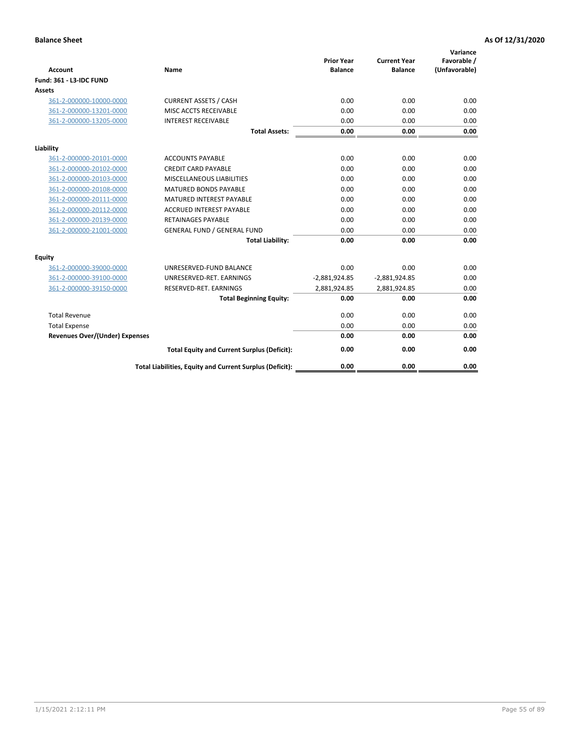**Balance Sheet** **As Of 12/31/2020**

| Account | Name | Prior Year Balance | Current Year Balance | Variance Favorable / (Unfavorable) |
|---|---|---|---|---|
| **Fund: 361 - L3-IDC FUND** | | | | |
| **Assets** | | | | |
| 361-2-000000-10000-0000 | CURRENT ASSETS / CASH | 0.00 | 0.00 | 0.00 |
| 361-2-000000-13201-0000 | MISC ACCTS RECEIVABLE | 0.00 | 0.00 | 0.00 |
| 361-2-000000-13205-0000 | INTEREST RECEIVABLE | 0.00 | 0.00 | 0.00 |
| | **Total Assets:** | **0.00** | **0.00** | **0.00** |
| **Liability** | | | | |
| 361-2-000000-20101-0000 | ACCOUNTS PAYABLE | 0.00 | 0.00 | 0.00 |
| 361-2-000000-20102-0000 | CREDIT CARD PAYABLE | 0.00 | 0.00 | 0.00 |
| 361-2-000000-20103-0000 | MISCELLANEOUS LIABILITIES | 0.00 | 0.00 | 0.00 |
| 361-2-000000-20108-0000 | MATURED BONDS PAYABLE | 0.00 | 0.00 | 0.00 |
| 361-2-000000-20111-0000 | MATURED INTEREST PAYABLE | 0.00 | 0.00 | 0.00 |
| 361-2-000000-20112-0000 | ACCRUED INTEREST PAYABLE | 0.00 | 0.00 | 0.00 |
| 361-2-000000-20139-0000 | RETAINAGES PAYABLE | 0.00 | 0.00 | 0.00 |
| 361-2-000000-21001-0000 | GENERAL FUND / GENERAL FUND | 0.00 | 0.00 | 0.00 |
| | **Total Liability:** | **0.00** | **0.00** | **0.00** |
| **Equity** | | | | |
| 361-2-000000-39000-0000 | UNRESERVED-FUND BALANCE | 0.00 | 0.00 | 0.00 |
| 361-2-000000-39100-0000 | UNRESERVED-RET. EARNINGS | -2,881,924.85 | -2,881,924.85 | 0.00 |
| 361-2-000000-39150-0000 | RESERVED-RET. EARNINGS | 2,881,924.85 | 2,881,924.85 | 0.00 |
| | **Total Beginning Equity:** | **0.00** | **0.00** | **0.00** |
| Total Revenue | | 0.00 | 0.00 | 0.00 |
| Total Expense | | 0.00 | 0.00 | 0.00 |
| **Revenues Over/(Under) Expenses** | | **0.00** | **0.00** | **0.00** |
| | **Total Equity and Current Surplus (Deficit):** | **0.00** | **0.00** | **0.00** |
| | **Total Liabilities, Equity and Current Surplus (Deficit):** | **0.00** | **0.00** | **0.00** |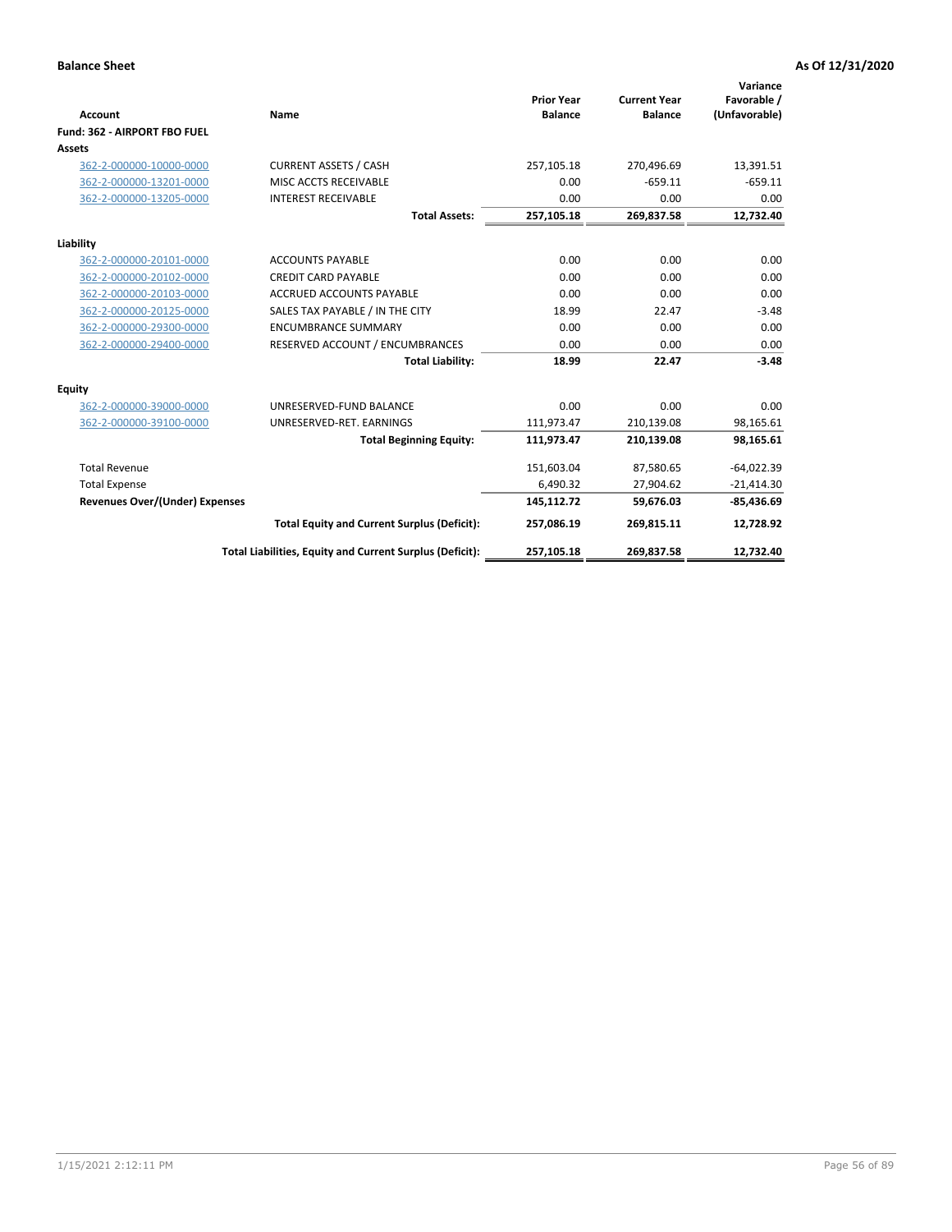**Balance Sheet** | **As Of 12/31/2020**

| Account | Name | Prior Year Balance | Current Year Balance | Variance Favorable / (Unfavorable) |
|---|---|---|---|---|
| **Fund: 362 - AIRPORT FBO FUEL** | | | | |
| **Assets** | | | | |
| 362-2-000000-10000-0000 | CURRENT ASSETS / CASH | 257,105.18 | 270,496.69 | 13,391.51 |
| 362-2-000000-13201-0000 | MISC ACCTS RECEIVABLE | 0.00 | -659.11 | -659.11 |
| 362-2-000000-13205-0000 | INTEREST RECEIVABLE | 0.00 | 0.00 | 0.00 |
| | **Total Assets:** | **257,105.18** | **269,837.58** | **12,732.40** |
| **Liability** | | | | |
| 362-2-000000-20101-0000 | ACCOUNTS PAYABLE | 0.00 | 0.00 | 0.00 |
| 362-2-000000-20102-0000 | CREDIT CARD PAYABLE | 0.00 | 0.00 | 0.00 |
| 362-2-000000-20103-0000 | ACCRUED ACCOUNTS PAYABLE | 0.00 | 0.00 | 0.00 |
| 362-2-000000-20125-0000 | SALES TAX PAYABLE / IN THE CITY | 18.99 | 22.47 | -3.48 |
| 362-2-000000-29300-0000 | ENCUMBRANCE SUMMARY | 0.00 | 0.00 | 0.00 |
| 362-2-000000-29400-0000 | RESERVED ACCOUNT / ENCUMBRANCES | 0.00 | 0.00 | 0.00 |
| | **Total Liability:** | **18.99** | **22.47** | **-3.48** |
| **Equity** | | | | |
| 362-2-000000-39000-0000 | UNRESERVED-FUND BALANCE | 0.00 | 0.00 | 0.00 |
| 362-2-000000-39100-0000 | UNRESERVED-RET. EARNINGS | 111,973.47 | 210,139.08 | 98,165.61 |
| | **Total Beginning Equity:** | **111,973.47** | **210,139.08** | **98,165.61** |
| Total Revenue | | 151,603.04 | 87,580.65 | -64,022.39 |
| Total Expense | | 6,490.32 | 27,904.62 | -21,414.30 |
| **Revenues Over/(Under) Expenses** | | **145,112.72** | **59,676.03** | **-85,436.69** |
| | **Total Equity and Current Surplus (Deficit):** | **257,086.19** | **269,815.11** | **12,728.92** |
| | **Total Liabilities, Equity and Current Surplus (Deficit):** | **257,105.18** | **269,837.58** | **12,732.40** |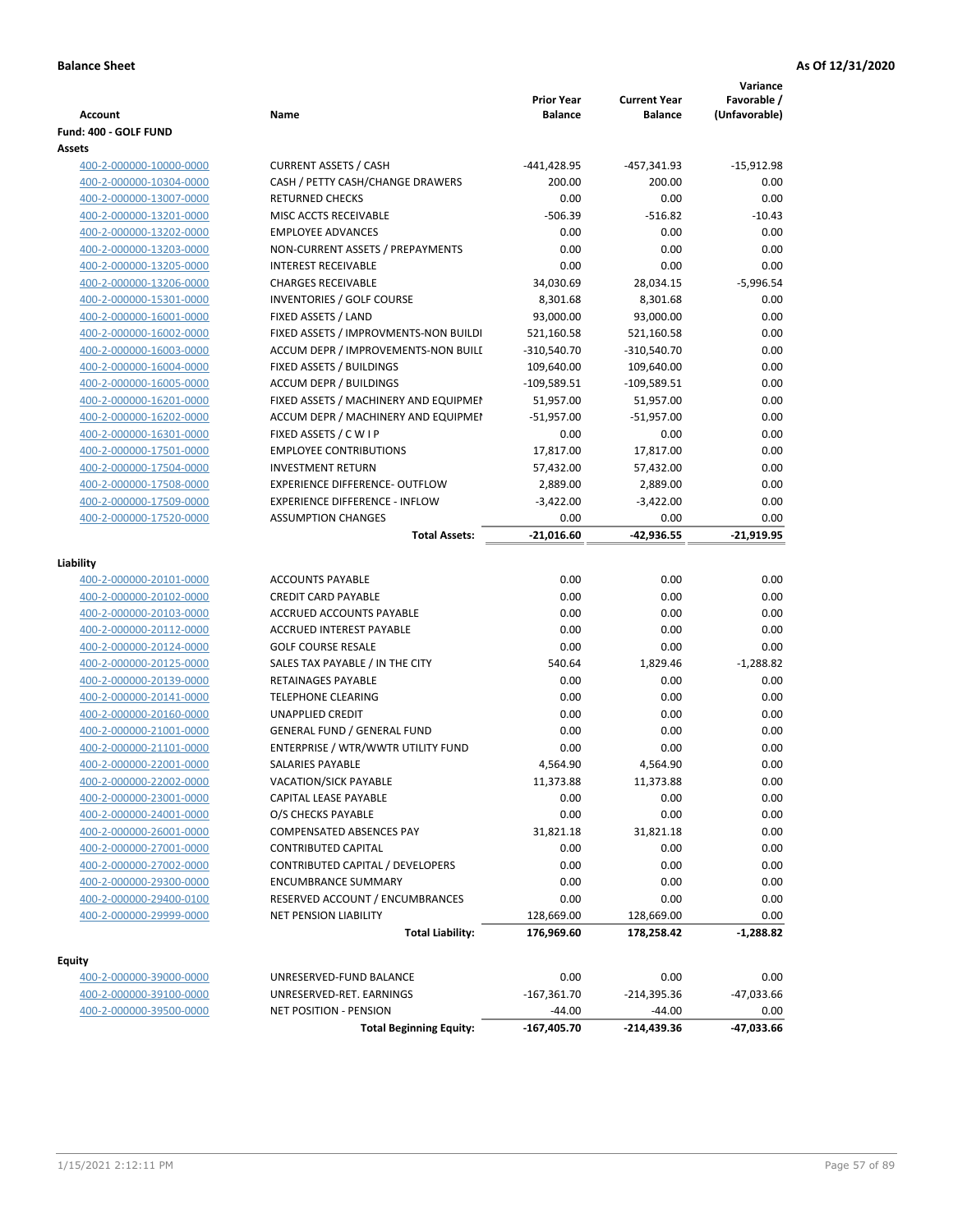**Balance Sheet** **As Of 12/31/2020**

| Account | Name | Prior Year Balance | Current Year Balance | Variance Favorable / (Unfavorable) |
|---|---|---|---|---|
| **Fund: 400 - GOLF FUND** | | | | |
| **Assets** | | | | |
| 400-2-000000-10000-0000 | CURRENT ASSETS / CASH | -441,428.95 | -457,341.93 | -15,912.98 |
| 400-2-000000-10304-0000 | CASH / PETTY CASH/CHANGE DRAWERS | 200.00 | 200.00 | 0.00 |
| 400-2-000000-13007-0000 | RETURNED CHECKS | 0.00 | 0.00 | 0.00 |
| 400-2-000000-13201-0000 | MISC ACCTS RECEIVABLE | -506.39 | -516.82 | -10.43 |
| 400-2-000000-13202-0000 | EMPLOYEE ADVANCES | 0.00 | 0.00 | 0.00 |
| 400-2-000000-13203-0000 | NON-CURRENT ASSETS / PREPAYMENTS | 0.00 | 0.00 | 0.00 |
| 400-2-000000-13205-0000 | INTEREST RECEIVABLE | 0.00 | 0.00 | 0.00 |
| 400-2-000000-13206-0000 | CHARGES RECEIVABLE | 34,030.69 | 28,034.15 | -5,996.54 |
| 400-2-000000-15301-0000 | INVENTORIES / GOLF COURSE | 8,301.68 | 8,301.68 | 0.00 |
| 400-2-000000-16001-0000 | FIXED ASSETS / LAND | 93,000.00 | 93,000.00 | 0.00 |
| 400-2-000000-16002-0000 | FIXED ASSETS / IMPROVMENTS-NON BUILDI | 521,160.58 | 521,160.58 | 0.00 |
| 400-2-000000-16003-0000 | ACCUM DEPR / IMPROVEMENTS-NON BUILI | -310,540.70 | -310,540.70 | 0.00 |
| 400-2-000000-16004-0000 | FIXED ASSETS / BUILDINGS | 109,640.00 | 109,640.00 | 0.00 |
| 400-2-000000-16005-0000 | ACCUM DEPR / BUILDINGS | -109,589.51 | -109,589.51 | 0.00 |
| 400-2-000000-16201-0000 | FIXED ASSETS / MACHINERY AND EQUIPMEI | 51,957.00 | 51,957.00 | 0.00 |
| 400-2-000000-16202-0000 | ACCUM DEPR / MACHINERY AND EQUIPMEI | -51,957.00 | -51,957.00 | 0.00 |
| 400-2-000000-16301-0000 | FIXED ASSETS / C W I P | 0.00 | 0.00 | 0.00 |
| 400-2-000000-17501-0000 | EMPLOYEE CONTRIBUTIONS | 17,817.00 | 17,817.00 | 0.00 |
| 400-2-000000-17504-0000 | INVESTMENT RETURN | 57,432.00 | 57,432.00 | 0.00 |
| 400-2-000000-17508-0000 | EXPERIENCE DIFFERENCE- OUTFLOW | 2,889.00 | 2,889.00 | 0.00 |
| 400-2-000000-17509-0000 | EXPERIENCE DIFFERENCE - INFLOW | -3,422.00 | -3,422.00 | 0.00 |
| 400-2-000000-17520-0000 | ASSUMPTION CHANGES | 0.00 | 0.00 | 0.00 |
| | **Total Assets:** | **-21,016.60** | **-42,936.55** | **-21,919.95** |
| **Liability** | | | | |
| 400-2-000000-20101-0000 | ACCOUNTS PAYABLE | 0.00 | 0.00 | 0.00 |
| 400-2-000000-20102-0000 | CREDIT CARD PAYABLE | 0.00 | 0.00 | 0.00 |
| 400-2-000000-20103-0000 | ACCRUED ACCOUNTS PAYABLE | 0.00 | 0.00 | 0.00 |
| 400-2-000000-20112-0000 | ACCRUED INTEREST PAYABLE | 0.00 | 0.00 | 0.00 |
| 400-2-000000-20124-0000 | GOLF COURSE RESALE | 0.00 | 0.00 | 0.00 |
| 400-2-000000-20125-0000 | SALES TAX PAYABLE / IN THE CITY | 540.64 | 1,829.46 | -1,288.82 |
| 400-2-000000-20139-0000 | RETAINAGES PAYABLE | 0.00 | 0.00 | 0.00 |
| 400-2-000000-20141-0000 | TELEPHONE CLEARING | 0.00 | 0.00 | 0.00 |
| 400-2-000000-20160-0000 | UNAPPLIED CREDIT | 0.00 | 0.00 | 0.00 |
| 400-2-000000-21001-0000 | GENERAL FUND / GENERAL FUND | 0.00 | 0.00 | 0.00 |
| 400-2-000000-21101-0000 | ENTERPRISE / WTR/WWTR UTILITY FUND | 0.00 | 0.00 | 0.00 |
| 400-2-000000-22001-0000 | SALARIES PAYABLE | 4,564.90 | 4,564.90 | 0.00 |
| 400-2-000000-22002-0000 | VACATION/SICK PAYABLE | 11,373.88 | 11,373.88 | 0.00 |
| 400-2-000000-23001-0000 | CAPITAL LEASE PAYABLE | 0.00 | 0.00 | 0.00 |
| 400-2-000000-24001-0000 | O/S CHECKS PAYABLE | 0.00 | 0.00 | 0.00 |
| 400-2-000000-26001-0000 | COMPENSATED ABSENCES PAY | 31,821.18 | 31,821.18 | 0.00 |
| 400-2-000000-27001-0000 | CONTRIBUTED CAPITAL | 0.00 | 0.00 | 0.00 |
| 400-2-000000-27002-0000 | CONTRIBUTED CAPITAL / DEVELOPERS | 0.00 | 0.00 | 0.00 |
| 400-2-000000-29300-0000 | ENCUMBRANCE SUMMARY | 0.00 | 0.00 | 0.00 |
| 400-2-000000-29400-0100 | RESERVED ACCOUNT / ENCUMBRANCES | 0.00 | 0.00 | 0.00 |
| 400-2-000000-29999-0000 | NET PENSION LIABILITY | 128,669.00 | 128,669.00 | 0.00 |
| | **Total Liability:** | **176,969.60** | **178,258.42** | **-1,288.82** |
| **Equity** | | | | |
| 400-2-000000-39000-0000 | UNRESERVED-FUND BALANCE | 0.00 | 0.00 | 0.00 |
| 400-2-000000-39100-0000 | UNRESERVED-RET. EARNINGS | -167,361.70 | -214,395.36 | -47,033.66 |
| 400-2-000000-39500-0000 | NET POSITION - PENSION | -44.00 | -44.00 | 0.00 |
| | **Total Beginning Equity:** | **-167,405.70** | **-214,439.36** | **-47,033.66** |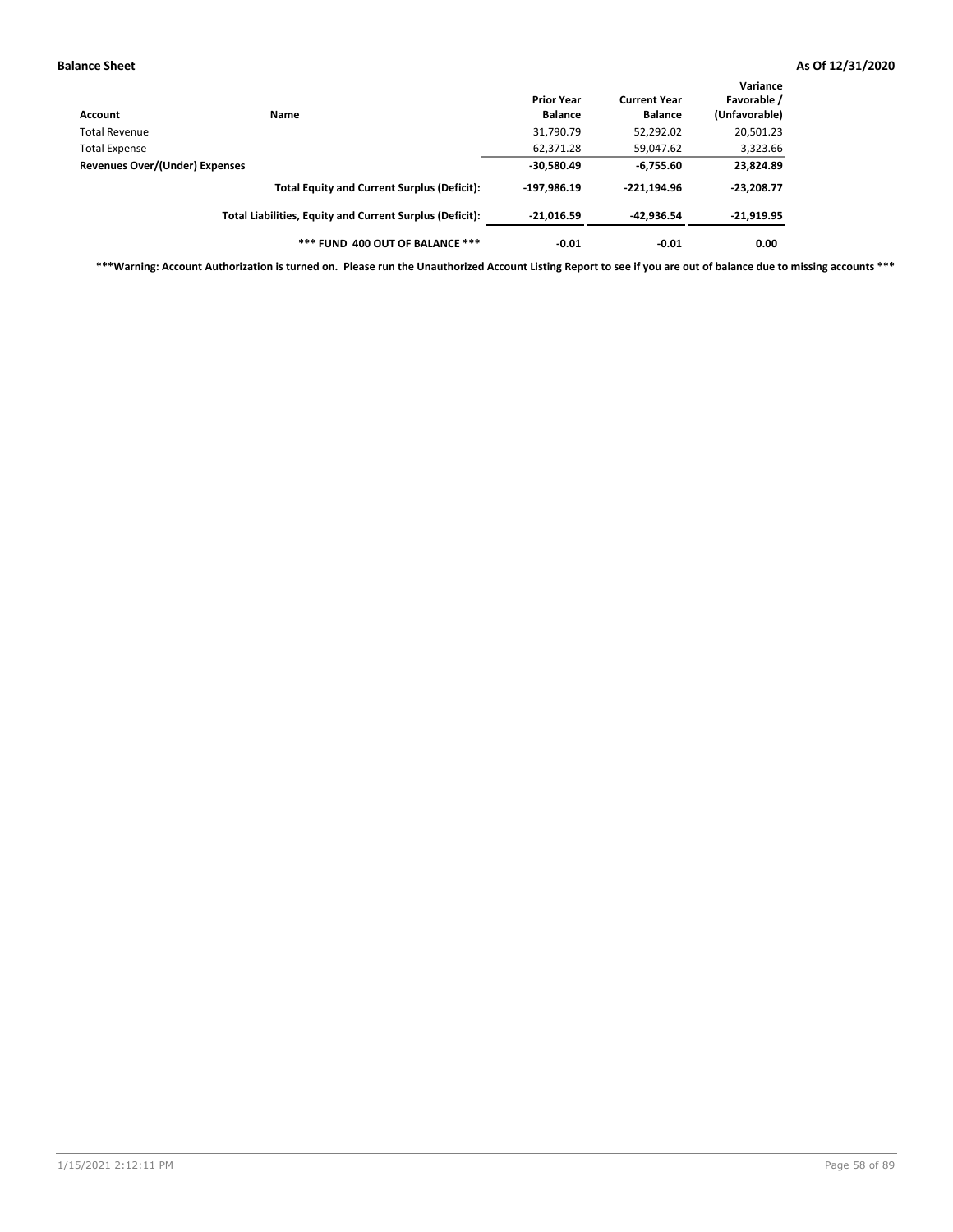**Balance Sheet** **As Of 12/31/2020**

| Account | Name | Prior Year Balance | Current Year Balance | Variance Favorable / (Unfavorable) |
|---|---|---|---|---|
| Total Revenue | | 31,790.79 | 52,292.02 | 20,501.23 |
| Total Expense | | 62,371.28 | 59,047.62 | 3,323.66 |
| **Revenues Over/(Under) Expenses** | | **-30,580.49** | **-6,755.60** | **23,824.89** |
| | **Total Equity and Current Surplus (Deficit):** | **-197,986.19** | **-221,194.96** | **-23,208.77** |
| | **Total Liabilities, Equity and Current Surplus (Deficit):** | **-21,016.59** | **-42,936.54** | **-21,919.95** |
| | **\*\*\* FUND 400 OUT OF BALANCE \*\*\*** | **-0.01** | **-0.01** | **0.00** |

**\*\*\*Warning: Account Authorization is turned on. Please run the Unauthorized Account Listing Report to see if you are out of balance due to missing accounts \*\*\***

1/15/2021 2:12:11 PM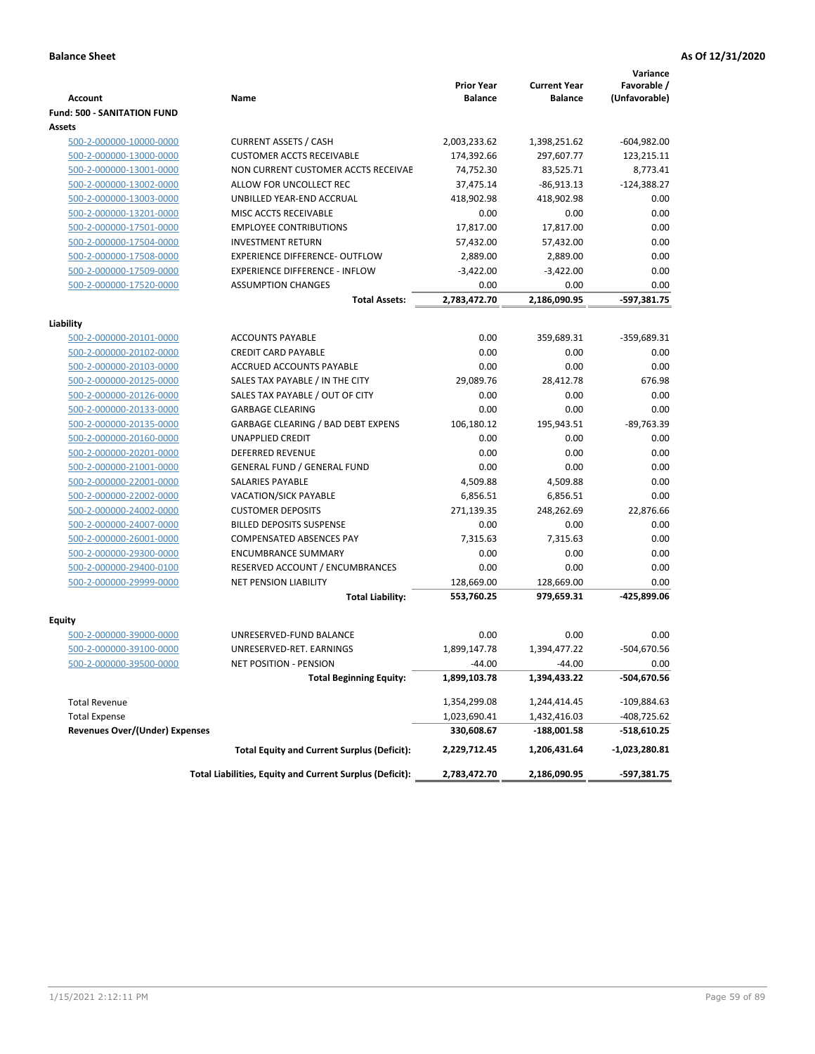**Balance Sheet** **As Of 12/31/2020**

| Account | Name | Prior Year Balance | Current Year Balance | Variance Favorable / (Unfavorable) |
|---|---|---|---|---|
| **Fund: 500 - SANITATION FUND** | | | | |
| **Assets** | | | | |
| 500-2-000000-10000-0000 | CURRENT ASSETS / CASH | 2,003,233.62 | 1,398,251.62 | -604,982.00 |
| 500-2-000000-13000-0000 | CUSTOMER ACCTS RECEIVABLE | 174,392.66 | 297,607.77 | 123,215.11 |
| 500-2-000000-13001-0000 | NON CURRENT CUSTOMER ACCTS RECEIVAE | 74,752.30 | 83,525.71 | 8,773.41 |
| 500-2-000000-13002-0000 | ALLOW FOR UNCOLLECT REC | 37,475.14 | -86,913.13 | -124,388.27 |
| 500-2-000000-13003-0000 | UNBILLED YEAR-END ACCRUAL | 418,902.98 | 418,902.98 | 0.00 |
| 500-2-000000-13201-0000 | MISC ACCTS RECEIVABLE | 0.00 | 0.00 | 0.00 |
| 500-2-000000-17501-0000 | EMPLOYEE CONTRIBUTIONS | 17,817.00 | 17,817.00 | 0.00 |
| 500-2-000000-17504-0000 | INVESTMENT RETURN | 57,432.00 | 57,432.00 | 0.00 |
| 500-2-000000-17508-0000 | EXPERIENCE DIFFERENCE- OUTFLOW | 2,889.00 | 2,889.00 | 0.00 |
| 500-2-000000-17509-0000 | EXPERIENCE DIFFERENCE - INFLOW | -3,422.00 | -3,422.00 | 0.00 |
| 500-2-000000-17520-0000 | ASSUMPTION CHANGES | 0.00 | 0.00 | 0.00 |
| | **Total Assets:** | **2,783,472.70** | **2,186,090.95** | **-597,381.75** |
| **Liability** | | | | |
| 500-2-000000-20101-0000 | ACCOUNTS PAYABLE | 0.00 | 359,689.31 | -359,689.31 |
| 500-2-000000-20102-0000 | CREDIT CARD PAYABLE | 0.00 | 0.00 | 0.00 |
| 500-2-000000-20103-0000 | ACCRUED ACCOUNTS PAYABLE | 0.00 | 0.00 | 0.00 |
| 500-2-000000-20125-0000 | SALES TAX PAYABLE / IN THE CITY | 29,089.76 | 28,412.78 | 676.98 |
| 500-2-000000-20126-0000 | SALES TAX PAYABLE / OUT OF CITY | 0.00 | 0.00 | 0.00 |
| 500-2-000000-20133-0000 | GARBAGE CLEARING | 0.00 | 0.00 | 0.00 |
| 500-2-000000-20135-0000 | GARBAGE CLEARING / BAD DEBT EXPENS | 106,180.12 | 195,943.51 | -89,763.39 |
| 500-2-000000-20160-0000 | UNAPPLIED CREDIT | 0.00 | 0.00 | 0.00 |
| 500-2-000000-20201-0000 | DEFERRED REVENUE | 0.00 | 0.00 | 0.00 |
| 500-2-000000-21001-0000 | GENERAL FUND / GENERAL FUND | 0.00 | 0.00 | 0.00 |
| 500-2-000000-22001-0000 | SALARIES PAYABLE | 4,509.88 | 4,509.88 | 0.00 |
| 500-2-000000-22002-0000 | VACATION/SICK PAYABLE | 6,856.51 | 6,856.51 | 0.00 |
| 500-2-000000-24002-0000 | CUSTOMER DEPOSITS | 271,139.35 | 248,262.69 | 22,876.66 |
| 500-2-000000-24007-0000 | BILLED DEPOSITS SUSPENSE | 0.00 | 0.00 | 0.00 |
| 500-2-000000-26001-0000 | COMPENSATED ABSENCES PAY | 7,315.63 | 7,315.63 | 0.00 |
| 500-2-000000-29300-0000 | ENCUMBRANCE SUMMARY | 0.00 | 0.00 | 0.00 |
| 500-2-000000-29400-0100 | RESERVED ACCOUNT / ENCUMBRANCES | 0.00 | 0.00 | 0.00 |
| 500-2-000000-29999-0000 | NET PENSION LIABILITY | 128,669.00 | 128,669.00 | 0.00 |
| | **Total Liability:** | **553,760.25** | **979,659.31** | **-425,899.06** |
| **Equity** | | | | |
| 500-2-000000-39000-0000 | UNRESERVED-FUND BALANCE | 0.00 | 0.00 | 0.00 |
| 500-2-000000-39100-0000 | UNRESERVED-RET. EARNINGS | 1,899,147.78 | 1,394,477.22 | -504,670.56 |
| 500-2-000000-39500-0000 | NET POSITION - PENSION | -44.00 | -44.00 | 0.00 |
| | **Total Beginning Equity:** | **1,899,103.78** | **1,394,433.22** | **-504,670.56** |
| Total Revenue | | 1,354,299.08 | 1,244,414.45 | -109,884.63 |
| Total Expense | | 1,023,690.41 | 1,432,416.03 | -408,725.62 |
| **Revenues Over/(Under) Expenses** | | **330,608.67** | **-188,001.58** | **-518,610.25** |
| | **Total Equity and Current Surplus (Deficit):** | **2,229,712.45** | **1,206,431.64** | **-1,023,280.81** |
| | **Total Liabilities, Equity and Current Surplus (Deficit):** | **2,783,472.70** | **2,186,090.95** | **-597,381.75** |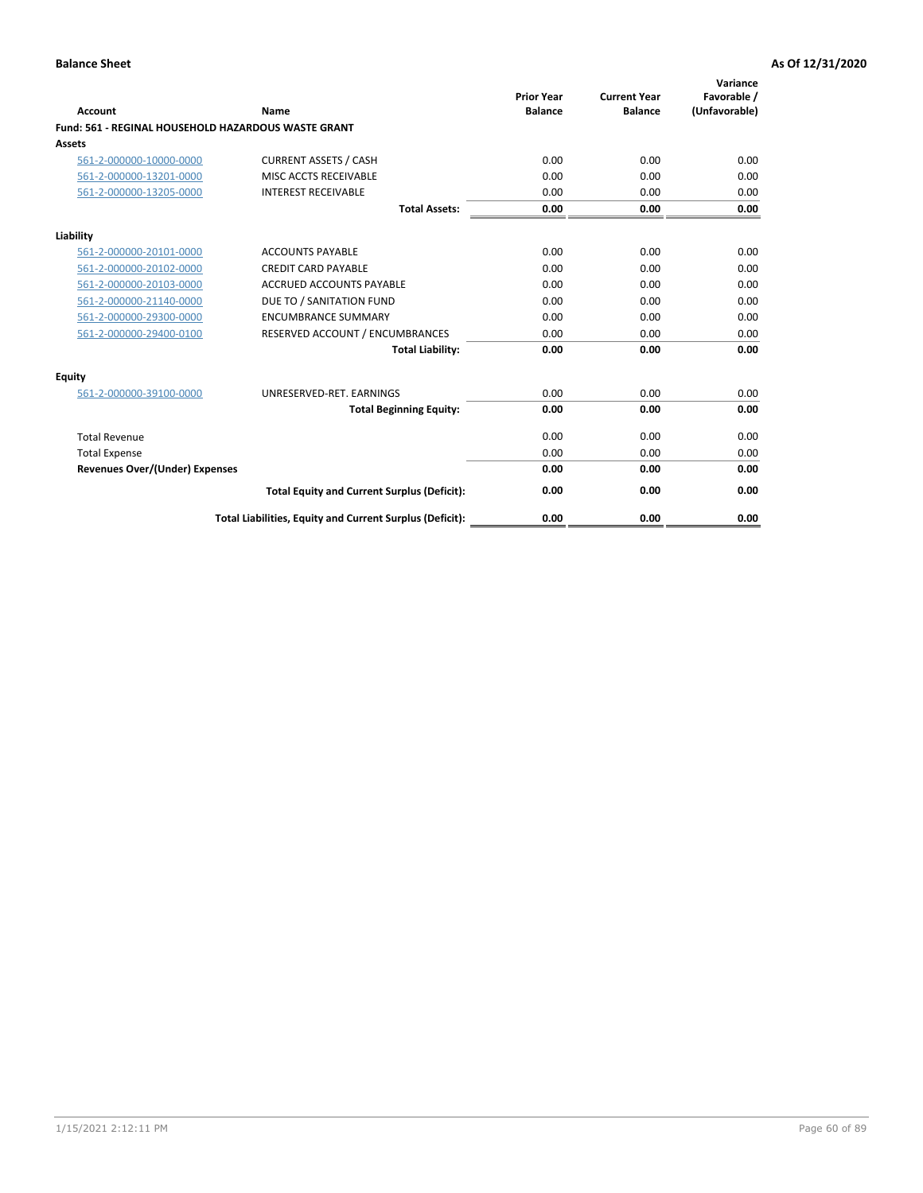**Balance Sheet** | **As Of 12/31/2020**

| Account | Name | Prior Year Balance | Current Year Balance | Variance Favorable / (Unfavorable) |
|---|---|---|---|---|
| **Fund: 561 - REGINAL HOUSEHOLD HAZARDOUS WASTE GRANT** | | | | |
| **Assets** | | | | |
| 561-2-000000-10000-0000 | CURRENT ASSETS / CASH | 0.00 | 0.00 | 0.00 |
| 561-2-000000-13201-0000 | MISC ACCTS RECEIVABLE | 0.00 | 0.00 | 0.00 |
| 561-2-000000-13205-0000 | INTEREST RECEIVABLE | 0.00 | 0.00 | 0.00 |
| | **Total Assets:** | **0.00** | **0.00** | **0.00** |
| **Liability** | | | | |
| 561-2-000000-20101-0000 | ACCOUNTS PAYABLE | 0.00 | 0.00 | 0.00 |
| 561-2-000000-20102-0000 | CREDIT CARD PAYABLE | 0.00 | 0.00 | 0.00 |
| 561-2-000000-20103-0000 | ACCRUED ACCOUNTS PAYABLE | 0.00 | 0.00 | 0.00 |
| 561-2-000000-21140-0000 | DUE TO / SANITATION FUND | 0.00 | 0.00 | 0.00 |
| 561-2-000000-29300-0000 | ENCUMBRANCE SUMMARY | 0.00 | 0.00 | 0.00 |
| 561-2-000000-29400-0100 | RESERVED ACCOUNT / ENCUMBRANCES | 0.00 | 0.00 | 0.00 |
| | **Total Liability:** | **0.00** | **0.00** | **0.00** |
| **Equity** | | | | |
| 561-2-000000-39100-0000 | UNRESERVED-RET. EARNINGS | 0.00 | 0.00 | 0.00 |
| | **Total Beginning Equity:** | **0.00** | **0.00** | **0.00** |
| Total Revenue | | 0.00 | 0.00 | 0.00 |
| Total Expense | | 0.00 | 0.00 | 0.00 |
| **Revenues Over/(Under) Expenses** | | **0.00** | **0.00** | **0.00** |
| | **Total Equity and Current Surplus (Deficit):** | **0.00** | **0.00** | **0.00** |
| | **Total Liabilities, Equity and Current Surplus (Deficit):** | **0.00** | **0.00** | **0.00** |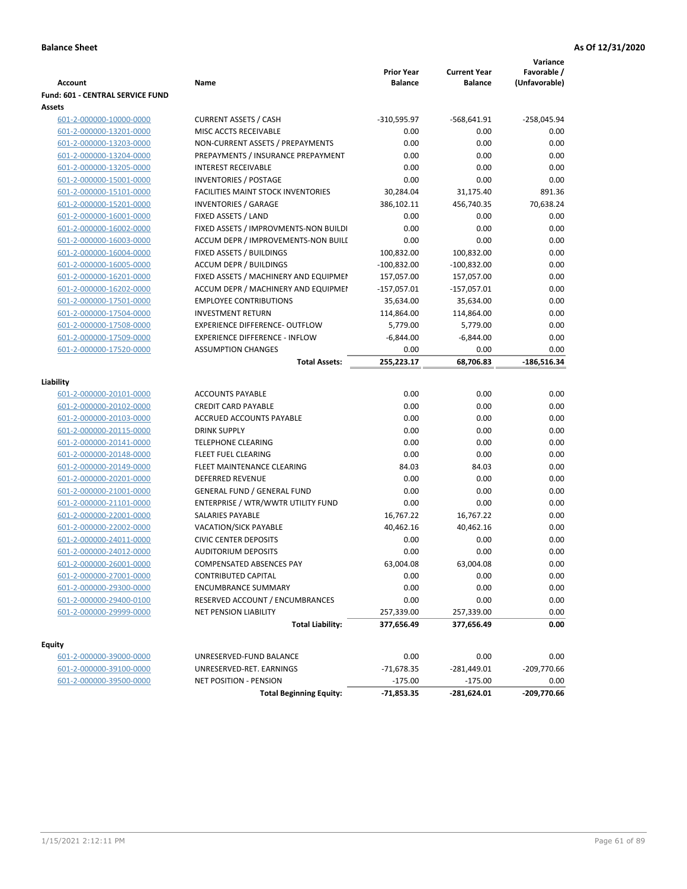**Balance Sheet** **As Of 12/31/2020**

| Account | Name | Prior Year Balance | Current Year Balance | Variance Favorable / (Unfavorable) |
|---|---|---|---|---|
| **Fund: 601 - CENTRAL SERVICE FUND** | | | | |
| **Assets** | | | | |
| 601-2-000000-10000-0000 | CURRENT ASSETS / CASH | -310,595.97 | -568,641.91 | -258,045.94 |
| 601-2-000000-13201-0000 | MISC ACCTS RECEIVABLE | 0.00 | 0.00 | 0.00 |
| 601-2-000000-13203-0000 | NON-CURRENT ASSETS / PREPAYMENTS | 0.00 | 0.00 | 0.00 |
| 601-2-000000-13204-0000 | PREPAYMENTS / INSURANCE PREPAYMENT | 0.00 | 0.00 | 0.00 |
| 601-2-000000-13205-0000 | INTEREST RECEIVABLE | 0.00 | 0.00 | 0.00 |
| 601-2-000000-15001-0000 | INVENTORIES / POSTAGE | 0.00 | 0.00 | 0.00 |
| 601-2-000000-15101-0000 | FACILITIES MAINT STOCK INVENTORIES | 30,284.04 | 31,175.40 | 891.36 |
| 601-2-000000-15201-0000 | INVENTORIES / GARAGE | 386,102.11 | 456,740.35 | 70,638.24 |
| 601-2-000000-16001-0000 | FIXED ASSETS / LAND | 0.00 | 0.00 | 0.00 |
| 601-2-000000-16002-0000 | FIXED ASSETS / IMPROVMENTS-NON BUILDI | 0.00 | 0.00 | 0.00 |
| 601-2-000000-16003-0000 | ACCUM DEPR / IMPROVEMENTS-NON BUILI | 0.00 | 0.00 | 0.00 |
| 601-2-000000-16004-0000 | FIXED ASSETS / BUILDINGS | 100,832.00 | 100,832.00 | 0.00 |
| 601-2-000000-16005-0000 | ACCUM DEPR / BUILDINGS | -100,832.00 | -100,832.00 | 0.00 |
| 601-2-000000-16201-0000 | FIXED ASSETS / MACHINERY AND EQUIPMEI | 157,057.00 | 157,057.00 | 0.00 |
| 601-2-000000-16202-0000 | ACCUM DEPR / MACHINERY AND EQUIPMEI | -157,057.01 | -157,057.01 | 0.00 |
| 601-2-000000-17501-0000 | EMPLOYEE CONTRIBUTIONS | 35,634.00 | 35,634.00 | 0.00 |
| 601-2-000000-17504-0000 | INVESTMENT RETURN | 114,864.00 | 114,864.00 | 0.00 |
| 601-2-000000-17508-0000 | EXPERIENCE DIFFERENCE- OUTFLOW | 5,779.00 | 5,779.00 | 0.00 |
| 601-2-000000-17509-0000 | EXPERIENCE DIFFERENCE - INFLOW | -6,844.00 | -6,844.00 | 0.00 |
| 601-2-000000-17520-0000 | ASSUMPTION CHANGES | 0.00 | 0.00 | 0.00 |
| | **Total Assets:** | **255,223.17** | **68,706.83** | **-186,516.34** |
| **Liability** | | | | |
| 601-2-000000-20101-0000 | ACCOUNTS PAYABLE | 0.00 | 0.00 | 0.00 |
| 601-2-000000-20102-0000 | CREDIT CARD PAYABLE | 0.00 | 0.00 | 0.00 |
| 601-2-000000-20103-0000 | ACCRUED ACCOUNTS PAYABLE | 0.00 | 0.00 | 0.00 |
| 601-2-000000-20115-0000 | DRINK SUPPLY | 0.00 | 0.00 | 0.00 |
| 601-2-000000-20141-0000 | TELEPHONE CLEARING | 0.00 | 0.00 | 0.00 |
| 601-2-000000-20148-0000 | FLEET FUEL CLEARING | 0.00 | 0.00 | 0.00 |
| 601-2-000000-20149-0000 | FLEET MAINTENANCE CLEARING | 84.03 | 84.03 | 0.00 |
| 601-2-000000-20201-0000 | DEFERRED REVENUE | 0.00 | 0.00 | 0.00 |
| 601-2-000000-21001-0000 | GENERAL FUND / GENERAL FUND | 0.00 | 0.00 | 0.00 |
| 601-2-000000-21101-0000 | ENTERPRISE / WTR/WWTR UTILITY FUND | 0.00 | 0.00 | 0.00 |
| 601-2-000000-22001-0000 | SALARIES PAYABLE | 16,767.22 | 16,767.22 | 0.00 |
| 601-2-000000-22002-0000 | VACATION/SICK PAYABLE | 40,462.16 | 40,462.16 | 0.00 |
| 601-2-000000-24011-0000 | CIVIC CENTER DEPOSITS | 0.00 | 0.00 | 0.00 |
| 601-2-000000-24012-0000 | AUDITORIUM DEPOSITS | 0.00 | 0.00 | 0.00 |
| 601-2-000000-26001-0000 | COMPENSATED ABSENCES PAY | 63,004.08 | 63,004.08 | 0.00 |
| 601-2-000000-27001-0000 | CONTRIBUTED CAPITAL | 0.00 | 0.00 | 0.00 |
| 601-2-000000-29300-0000 | ENCUMBRANCE SUMMARY | 0.00 | 0.00 | 0.00 |
| 601-2-000000-29400-0100 | RESERVED ACCOUNT / ENCUMBRANCES | 0.00 | 0.00 | 0.00 |
| 601-2-000000-29999-0000 | NET PENSION LIABILITY | 257,339.00 | 257,339.00 | 0.00 |
| | **Total Liability:** | **377,656.49** | **377,656.49** | **0.00** |
| **Equity** | | | | |
| 601-2-000000-39000-0000 | UNRESERVED-FUND BALANCE | 0.00 | 0.00 | 0.00 |
| 601-2-000000-39100-0000 | UNRESERVED-RET. EARNINGS | -71,678.35 | -281,449.01 | -209,770.66 |
| 601-2-000000-39500-0000 | NET POSITION - PENSION | -175.00 | -175.00 | 0.00 |
| | **Total Beginning Equity:** | **-71,853.35** | **-281,624.01** | **-209,770.66** |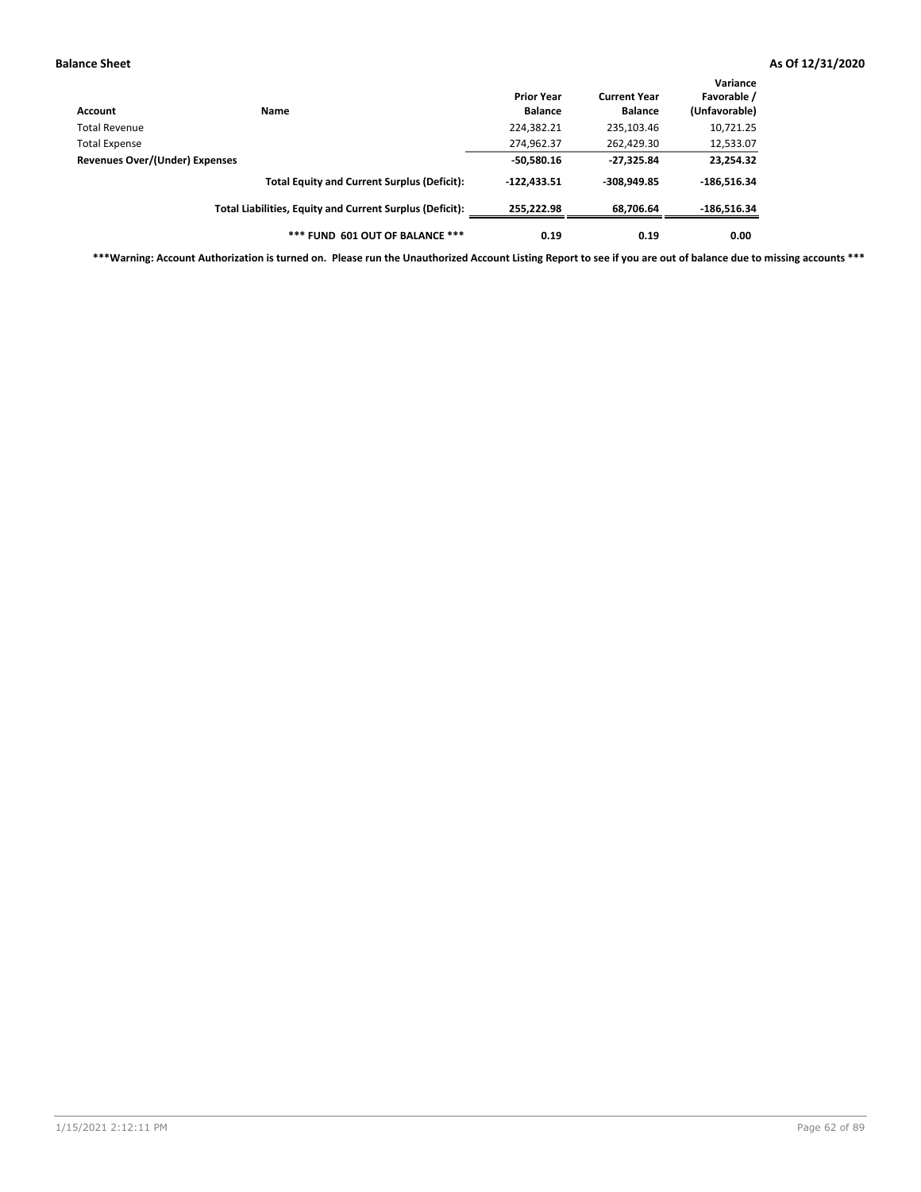| Account | Name | Prior Year Balance | Current Year Balance | Variance Favorable / (Unfavorable) |
|---|---|---|---|---|
| Total Revenue | | 224,382.21 | 235,103.46 | 10,721.25 |
| Total Expense | | 274,962.37 | 262,429.30 | 12,533.07 |
| **Revenues Over/(Under) Expenses** | | **-50,580.16** | **-27,325.84** | **23,254.32** |
| | **Total Equity and Current Surplus (Deficit):** | **-122,433.51** | **-308,949.85** | **-186,516.34** |
| | **Total Liabilities, Equity and Current Surplus (Deficit):** | **255,222.98** | **68,706.64** | **-186,516.34** |
| | **\*\*\* FUND 601 OUT OF BALANCE \*\*\*** | **0.19** | **0.19** | **0.00** |

**\*\*\*Warning: Account Authorization is turned on. Please run the Unauthorized Account Listing Report to see if you are out of balance due to missing accounts \*\*\***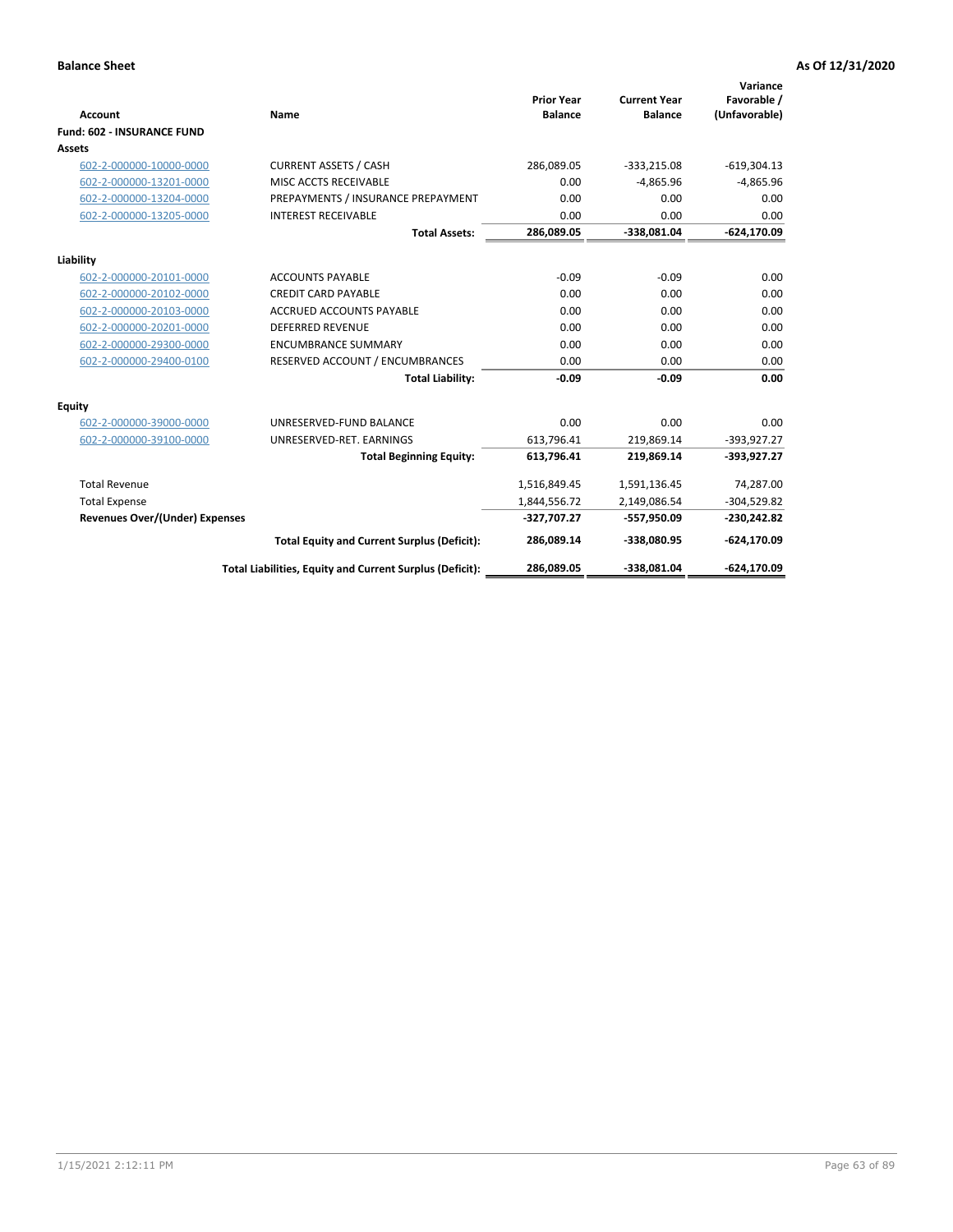**Balance Sheet** — **As Of 12/31/2020**

| Account | Name | Prior Year Balance | Current Year Balance | Variance Favorable / (Unfavorable) |
|---|---|---|---|---|
| **Fund: 602 - INSURANCE FUND** | | | | |
| **Assets** | | | | |
| 602-2-000000-10000-0000 | CURRENT ASSETS / CASH | 286,089.05 | -333,215.08 | -619,304.13 |
| 602-2-000000-13201-0000 | MISC ACCTS RECEIVABLE | 0.00 | -4,865.96 | -4,865.96 |
| 602-2-000000-13204-0000 | PREPAYMENTS / INSURANCE PREPAYMENT | 0.00 | 0.00 | 0.00 |
| 602-2-000000-13205-0000 | INTEREST RECEIVABLE | 0.00 | 0.00 | 0.00 |
| | **Total Assets:** | **286,089.05** | **-338,081.04** | **-624,170.09** |
| **Liability** | | | | |
| 602-2-000000-20101-0000 | ACCOUNTS PAYABLE | -0.09 | -0.09 | 0.00 |
| 602-2-000000-20102-0000 | CREDIT CARD PAYABLE | 0.00 | 0.00 | 0.00 |
| 602-2-000000-20103-0000 | ACCRUED ACCOUNTS PAYABLE | 0.00 | 0.00 | 0.00 |
| 602-2-000000-20201-0000 | DEFERRED REVENUE | 0.00 | 0.00 | 0.00 |
| 602-2-000000-29300-0000 | ENCUMBRANCE SUMMARY | 0.00 | 0.00 | 0.00 |
| 602-2-000000-29400-0100 | RESERVED ACCOUNT / ENCUMBRANCES | 0.00 | 0.00 | 0.00 |
| | **Total Liability:** | **-0.09** | **-0.09** | **0.00** |
| **Equity** | | | | |
| 602-2-000000-39000-0000 | UNRESERVED-FUND BALANCE | 0.00 | 0.00 | 0.00 |
| 602-2-000000-39100-0000 | UNRESERVED-RET. EARNINGS | 613,796.41 | 219,869.14 | -393,927.27 |
| | **Total Beginning Equity:** | **613,796.41** | **219,869.14** | **-393,927.27** |
| Total Revenue | | 1,516,849.45 | 1,591,136.45 | 74,287.00 |
| Total Expense | | 1,844,556.72 | 2,149,086.54 | -304,529.82 |
| **Revenues Over/(Under) Expenses** | | **-327,707.27** | **-557,950.09** | **-230,242.82** |
| | **Total Equity and Current Surplus (Deficit):** | **286,089.14** | **-338,080.95** | **-624,170.09** |
| | **Total Liabilities, Equity and Current Surplus (Deficit):** | **286,089.05** | **-338,081.04** | **-624,170.09** |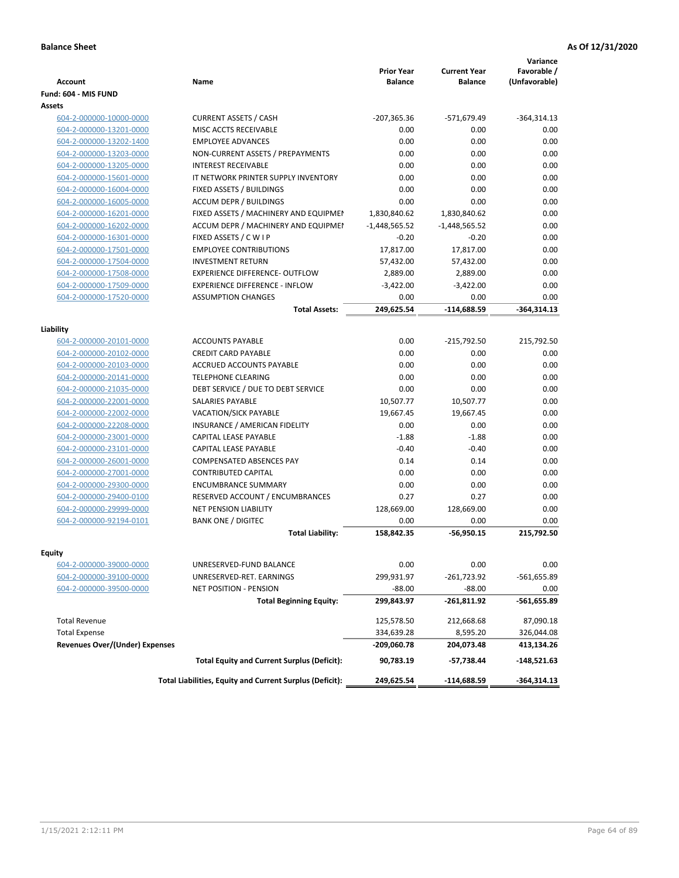**Balance Sheet** **As Of 12/31/2020**

| Account | Name | Prior Year Balance | Current Year Balance | Variance Favorable / (Unfavorable) |
|---|---|---|---|---|
| **Fund: 604 - MIS FUND** | | | | |
| **Assets** | | | | |
| 604-2-000000-10000-0000 | CURRENT ASSETS / CASH | -207,365.36 | -571,679.49 | -364,314.13 |
| 604-2-000000-13201-0000 | MISC ACCTS RECEIVABLE | 0.00 | 0.00 | 0.00 |
| 604-2-000000-13202-1400 | EMPLOYEE ADVANCES | 0.00 | 0.00 | 0.00 |
| 604-2-000000-13203-0000 | NON-CURRENT ASSETS / PREPAYMENTS | 0.00 | 0.00 | 0.00 |
| 604-2-000000-13205-0000 | INTEREST RECEIVABLE | 0.00 | 0.00 | 0.00 |
| 604-2-000000-15601-0000 | IT NETWORK PRINTER SUPPLY INVENTORY | 0.00 | 0.00 | 0.00 |
| 604-2-000000-16004-0000 | FIXED ASSETS / BUILDINGS | 0.00 | 0.00 | 0.00 |
| 604-2-000000-16005-0000 | ACCUM DEPR / BUILDINGS | 0.00 | 0.00 | 0.00 |
| 604-2-000000-16201-0000 | FIXED ASSETS / MACHINERY AND EQUIPMEI | 1,830,840.62 | 1,830,840.62 | 0.00 |
| 604-2-000000-16202-0000 | ACCUM DEPR / MACHINERY AND EQUIPMEI | -1,448,565.52 | -1,448,565.52 | 0.00 |
| 604-2-000000-16301-0000 | FIXED ASSETS / C W I P | -0.20 | -0.20 | 0.00 |
| 604-2-000000-17501-0000 | EMPLOYEE CONTRIBUTIONS | 17,817.00 | 17,817.00 | 0.00 |
| 604-2-000000-17504-0000 | INVESTMENT RETURN | 57,432.00 | 57,432.00 | 0.00 |
| 604-2-000000-17508-0000 | EXPERIENCE DIFFERENCE- OUTFLOW | 2,889.00 | 2,889.00 | 0.00 |
| 604-2-000000-17509-0000 | EXPERIENCE DIFFERENCE - INFLOW | -3,422.00 | -3,422.00 | 0.00 |
| 604-2-000000-17520-0000 | ASSUMPTION CHANGES | 0.00 | 0.00 | 0.00 |
| | **Total Assets:** | **249,625.54** | **-114,688.59** | **-364,314.13** |
| **Liability** | | | | |
| 604-2-000000-20101-0000 | ACCOUNTS PAYABLE | 0.00 | -215,792.50 | 215,792.50 |
| 604-2-000000-20102-0000 | CREDIT CARD PAYABLE | 0.00 | 0.00 | 0.00 |
| 604-2-000000-20103-0000 | ACCRUED ACCOUNTS PAYABLE | 0.00 | 0.00 | 0.00 |
| 604-2-000000-20141-0000 | TELEPHONE CLEARING | 0.00 | 0.00 | 0.00 |
| 604-2-000000-21035-0000 | DEBT SERVICE / DUE TO DEBT SERVICE | 0.00 | 0.00 | 0.00 |
| 604-2-000000-22001-0000 | SALARIES PAYABLE | 10,507.77 | 10,507.77 | 0.00 |
| 604-2-000000-22002-0000 | VACATION/SICK PAYABLE | 19,667.45 | 19,667.45 | 0.00 |
| 604-2-000000-22208-0000 | INSURANCE / AMERICAN FIDELITY | 0.00 | 0.00 | 0.00 |
| 604-2-000000-23001-0000 | CAPITAL LEASE PAYABLE | -1.88 | -1.88 | 0.00 |
| 604-2-000000-23101-0000 | CAPITAL LEASE PAYABLE | -0.40 | -0.40 | 0.00 |
| 604-2-000000-26001-0000 | COMPENSATED ABSENCES PAY | 0.14 | 0.14 | 0.00 |
| 604-2-000000-27001-0000 | CONTRIBUTED CAPITAL | 0.00 | 0.00 | 0.00 |
| 604-2-000000-29300-0000 | ENCUMBRANCE SUMMARY | 0.00 | 0.00 | 0.00 |
| 604-2-000000-29400-0100 | RESERVED ACCOUNT / ENCUMBRANCES | 0.27 | 0.27 | 0.00 |
| 604-2-000000-29999-0000 | NET PENSION LIABILITY | 128,669.00 | 128,669.00 | 0.00 |
| 604-2-000000-92194-0101 | BANK ONE / DIGITEC | 0.00 | 0.00 | 0.00 |
| | **Total Liability:** | **158,842.35** | **-56,950.15** | **215,792.50** |
| **Equity** | | | | |
| 604-2-000000-39000-0000 | UNRESERVED-FUND BALANCE | 0.00 | 0.00 | 0.00 |
| 604-2-000000-39100-0000 | UNRESERVED-RET. EARNINGS | 299,931.97 | -261,723.92 | -561,655.89 |
| 604-2-000000-39500-0000 | NET POSITION - PENSION | -88.00 | -88.00 | 0.00 |
| | **Total Beginning Equity:** | **299,843.97** | **-261,811.92** | **-561,655.89** |
| Total Revenue | | 125,578.50 | 212,668.68 | 87,090.18 |
| Total Expense | | 334,639.28 | 8,595.20 | 326,044.08 |
| **Revenues Over/(Under) Expenses** | | **-209,060.78** | **204,073.48** | **413,134.26** |
| | **Total Equity and Current Surplus (Deficit):** | **90,783.19** | **-57,738.44** | **-148,521.63** |
| | **Total Liabilities, Equity and Current Surplus (Deficit):** | **249,625.54** | **-114,688.59** | **-364,314.13** |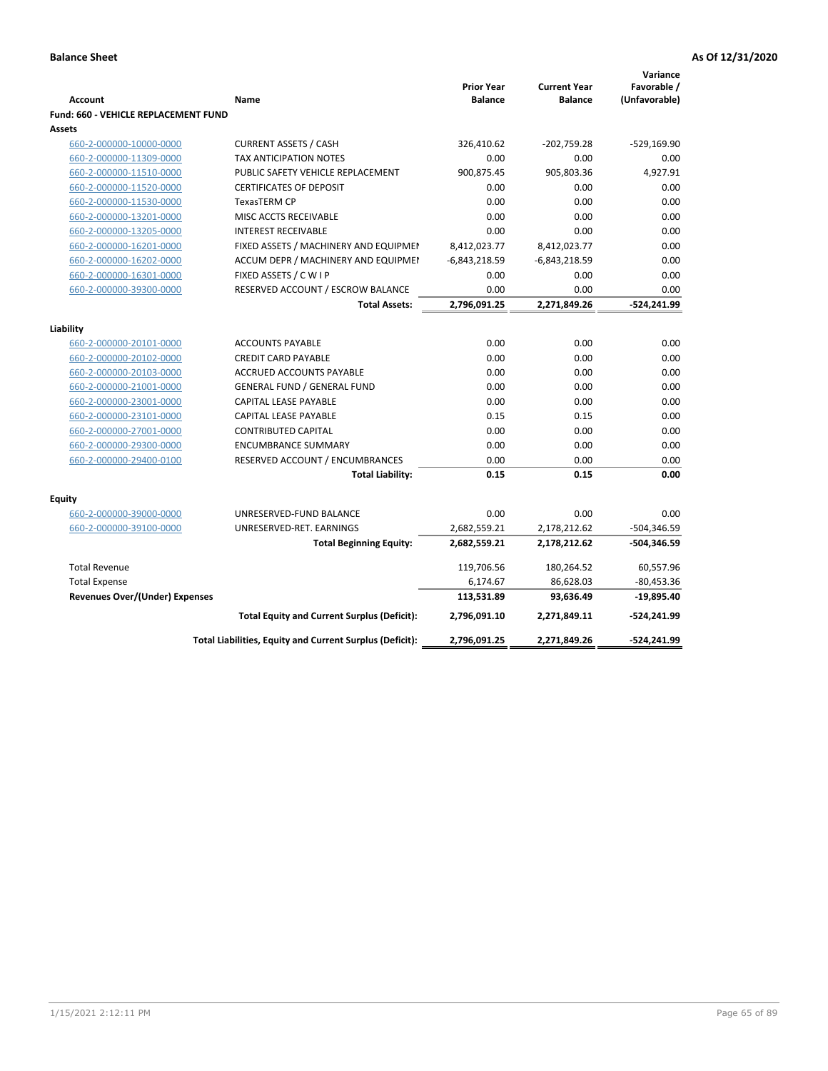**Balance Sheet** | **As Of 12/31/2020**

| Account | Name | Prior Year Balance | Current Year Balance | Variance Favorable / (Unfavorable) |
|---|---|---|---|---|
| **Fund: 660 - VEHICLE REPLACEMENT FUND** | | | | |
| **Assets** | | | | |
| 660-2-000000-10000-0000 | CURRENT ASSETS / CASH | 326,410.62 | -202,759.28 | -529,169.90 |
| 660-2-000000-11309-0000 | TAX ANTICIPATION NOTES | 0.00 | 0.00 | 0.00 |
| 660-2-000000-11510-0000 | PUBLIC SAFETY VEHICLE REPLACEMENT | 900,875.45 | 905,803.36 | 4,927.91 |
| 660-2-000000-11520-0000 | CERTIFICATES OF DEPOSIT | 0.00 | 0.00 | 0.00 |
| 660-2-000000-11530-0000 | TexasTERM CP | 0.00 | 0.00 | 0.00 |
| 660-2-000000-13201-0000 | MISC ACCTS RECEIVABLE | 0.00 | 0.00 | 0.00 |
| 660-2-000000-13205-0000 | INTEREST RECEIVABLE | 0.00 | 0.00 | 0.00 |
| 660-2-000000-16201-0000 | FIXED ASSETS / MACHINERY AND EQUIPMEI | 8,412,023.77 | 8,412,023.77 | 0.00 |
| 660-2-000000-16202-0000 | ACCUM DEPR / MACHINERY AND EQUIPMEI | -6,843,218.59 | -6,843,218.59 | 0.00 |
| 660-2-000000-16301-0000 | FIXED ASSETS / C W I P | 0.00 | 0.00 | 0.00 |
| 660-2-000000-39300-0000 | RESERVED ACCOUNT / ESCROW BALANCE | 0.00 | 0.00 | 0.00 |
| | **Total Assets:** | **2,796,091.25** | **2,271,849.26** | **-524,241.99** |
| **Liability** | | | | |
| 660-2-000000-20101-0000 | ACCOUNTS PAYABLE | 0.00 | 0.00 | 0.00 |
| 660-2-000000-20102-0000 | CREDIT CARD PAYABLE | 0.00 | 0.00 | 0.00 |
| 660-2-000000-20103-0000 | ACCRUED ACCOUNTS PAYABLE | 0.00 | 0.00 | 0.00 |
| 660-2-000000-21001-0000 | GENERAL FUND / GENERAL FUND | 0.00 | 0.00 | 0.00 |
| 660-2-000000-23001-0000 | CAPITAL LEASE PAYABLE | 0.00 | 0.00 | 0.00 |
| 660-2-000000-23101-0000 | CAPITAL LEASE PAYABLE | 0.15 | 0.15 | 0.00 |
| 660-2-000000-27001-0000 | CONTRIBUTED CAPITAL | 0.00 | 0.00 | 0.00 |
| 660-2-000000-29300-0000 | ENCUMBRANCE SUMMARY | 0.00 | 0.00 | 0.00 |
| 660-2-000000-29400-0100 | RESERVED ACCOUNT / ENCUMBRANCES | 0.00 | 0.00 | 0.00 |
| | **Total Liability:** | **0.15** | **0.15** | **0.00** |
| **Equity** | | | | |
| 660-2-000000-39000-0000 | UNRESERVED-FUND BALANCE | 0.00 | 0.00 | 0.00 |
| 660-2-000000-39100-0000 | UNRESERVED-RET. EARNINGS | 2,682,559.21 | 2,178,212.62 | -504,346.59 |
| | **Total Beginning Equity:** | **2,682,559.21** | **2,178,212.62** | **-504,346.59** |
| Total Revenue | | 119,706.56 | 180,264.52 | 60,557.96 |
| Total Expense | | 6,174.67 | 86,628.03 | -80,453.36 |
| **Revenues Over/(Under) Expenses** | | **113,531.89** | **93,636.49** | **-19,895.40** |
| | **Total Equity and Current Surplus (Deficit):** | **2,796,091.10** | **2,271,849.11** | **-524,241.99** |
| | **Total Liabilities, Equity and Current Surplus (Deficit):** | **2,796,091.25** | **2,271,849.26** | **-524,241.99** |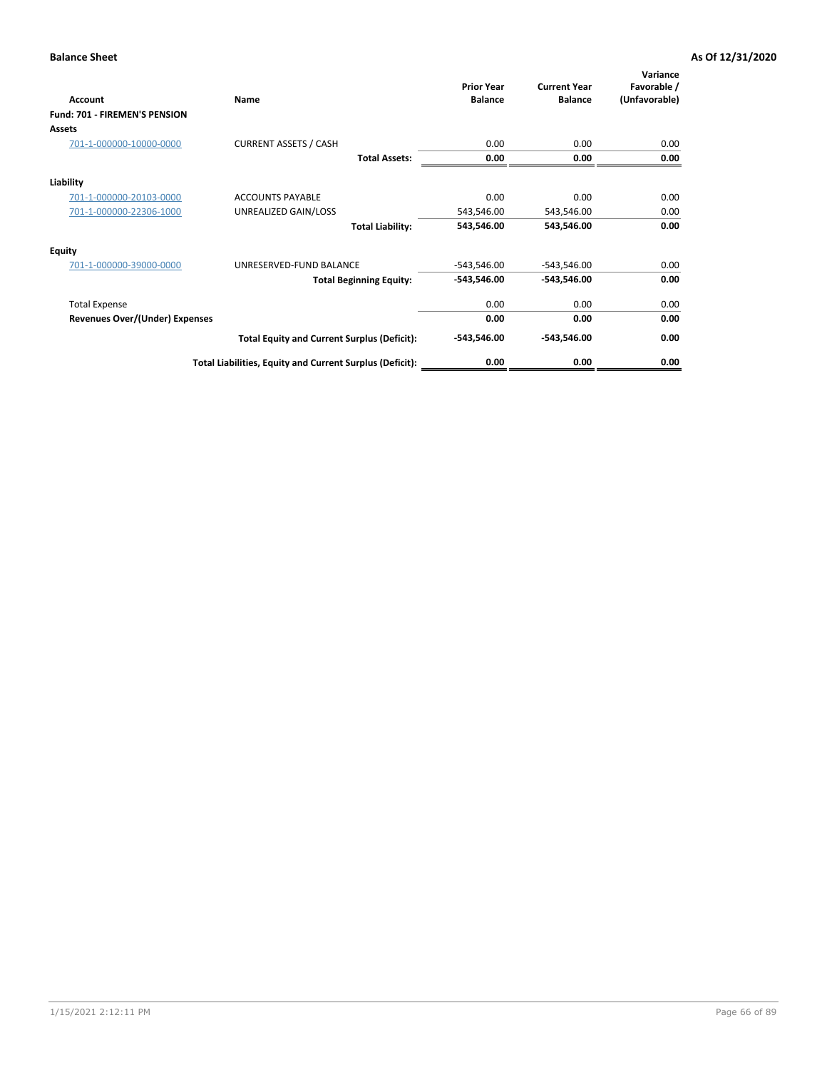**Balance Sheet** **As Of 12/31/2020**

| Account | Name | Prior Year Balance | Current Year Balance | Variance Favorable / (Unfavorable) |
|---|---|---|---|---|
| **Fund: 701 - FIREMEN'S PENSION** | | | | |
| **Assets** | | | | |
| 701-1-000000-10000-0000 | CURRENT ASSETS / CASH | 0.00 | 0.00 | 0.00 |
| | **Total Assets:** | **0.00** | **0.00** | **0.00** |
| **Liability** | | | | |
| 701-1-000000-20103-0000 | ACCOUNTS PAYABLE | 0.00 | 0.00 | 0.00 |
| 701-1-000000-22306-1000 | UNREALIZED GAIN/LOSS | 543,546.00 | 543,546.00 | 0.00 |
| | **Total Liability:** | **543,546.00** | **543,546.00** | **0.00** |
| **Equity** | | | | |
| 701-1-000000-39000-0000 | UNRESERVED-FUND BALANCE | -543,546.00 | -543,546.00 | 0.00 |
| | **Total Beginning Equity:** | **-543,546.00** | **-543,546.00** | **0.00** |
| Total Expense | | 0.00 | 0.00 | 0.00 |
| **Revenues Over/(Under) Expenses** | | **0.00** | **0.00** | **0.00** |
| | **Total Equity and Current Surplus (Deficit):** | **-543,546.00** | **-543,546.00** | **0.00** |
| | **Total Liabilities, Equity and Current Surplus (Deficit):** | **0.00** | **0.00** | **0.00** |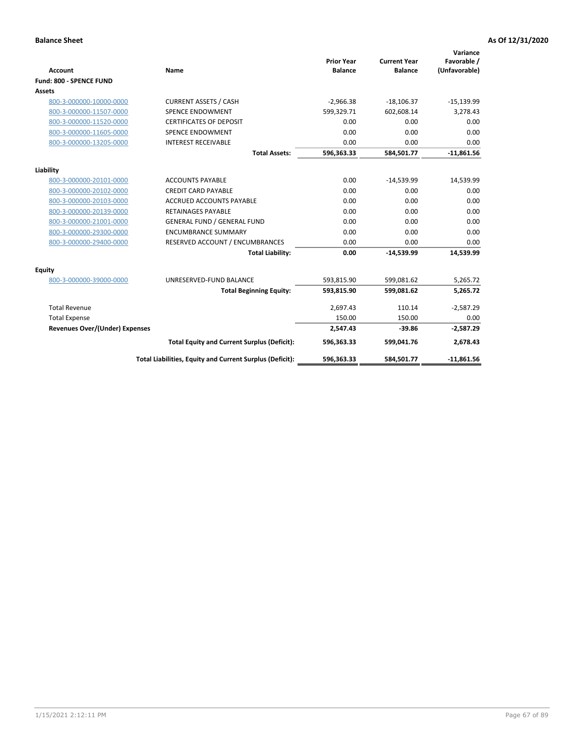**Balance Sheet** **As Of 12/31/2020**

| Account | Name | Prior Year Balance | Current Year Balance | Variance Favorable / (Unfavorable) |
|---|---|---|---|---|
| **Fund: 800 - SPENCE FUND** | | | | |
| **Assets** | | | | |
| 800-3-000000-10000-0000 | CURRENT ASSETS / CASH | -2,966.38 | -18,106.37 | -15,139.99 |
| 800-3-000000-11507-0000 | SPENCE ENDOWMENT | 599,329.71 | 602,608.14 | 3,278.43 |
| 800-3-000000-11520-0000 | CERTIFICATES OF DEPOSIT | 0.00 | 0.00 | 0.00 |
| 800-3-000000-11605-0000 | SPENCE ENDOWMENT | 0.00 | 0.00 | 0.00 |
| 800-3-000000-13205-0000 | INTEREST RECEIVABLE | 0.00 | 0.00 | 0.00 |
| | **Total Assets:** | **596,363.33** | **584,501.77** | **-11,861.56** |
| **Liability** | | | | |
| 800-3-000000-20101-0000 | ACCOUNTS PAYABLE | 0.00 | -14,539.99 | 14,539.99 |
| 800-3-000000-20102-0000 | CREDIT CARD PAYABLE | 0.00 | 0.00 | 0.00 |
| 800-3-000000-20103-0000 | ACCRUED ACCOUNTS PAYABLE | 0.00 | 0.00 | 0.00 |
| 800-3-000000-20139-0000 | RETAINAGES PAYABLE | 0.00 | 0.00 | 0.00 |
| 800-3-000000-21001-0000 | GENERAL FUND / GENERAL FUND | 0.00 | 0.00 | 0.00 |
| 800-3-000000-29300-0000 | ENCUMBRANCE SUMMARY | 0.00 | 0.00 | 0.00 |
| 800-3-000000-29400-0000 | RESERVED ACCOUNT / ENCUMBRANCES | 0.00 | 0.00 | 0.00 |
| | **Total Liability:** | **0.00** | **-14,539.99** | **14,539.99** |
| **Equity** | | | | |
| 800-3-000000-39000-0000 | UNRESERVED-FUND BALANCE | 593,815.90 | 599,081.62 | 5,265.72 |
| | **Total Beginning Equity:** | **593,815.90** | **599,081.62** | **5,265.72** |
| Total Revenue | | 2,697.43 | 110.14 | -2,587.29 |
| Total Expense | | 150.00 | 150.00 | 0.00 |
| **Revenues Over/(Under) Expenses** | | **2,547.43** | **-39.86** | **-2,587.29** |
| | **Total Equity and Current Surplus (Deficit):** | **596,363.33** | **599,041.76** | **2,678.43** |
| | **Total Liabilities, Equity and Current Surplus (Deficit):** | **596,363.33** | **584,501.77** | **-11,861.56** |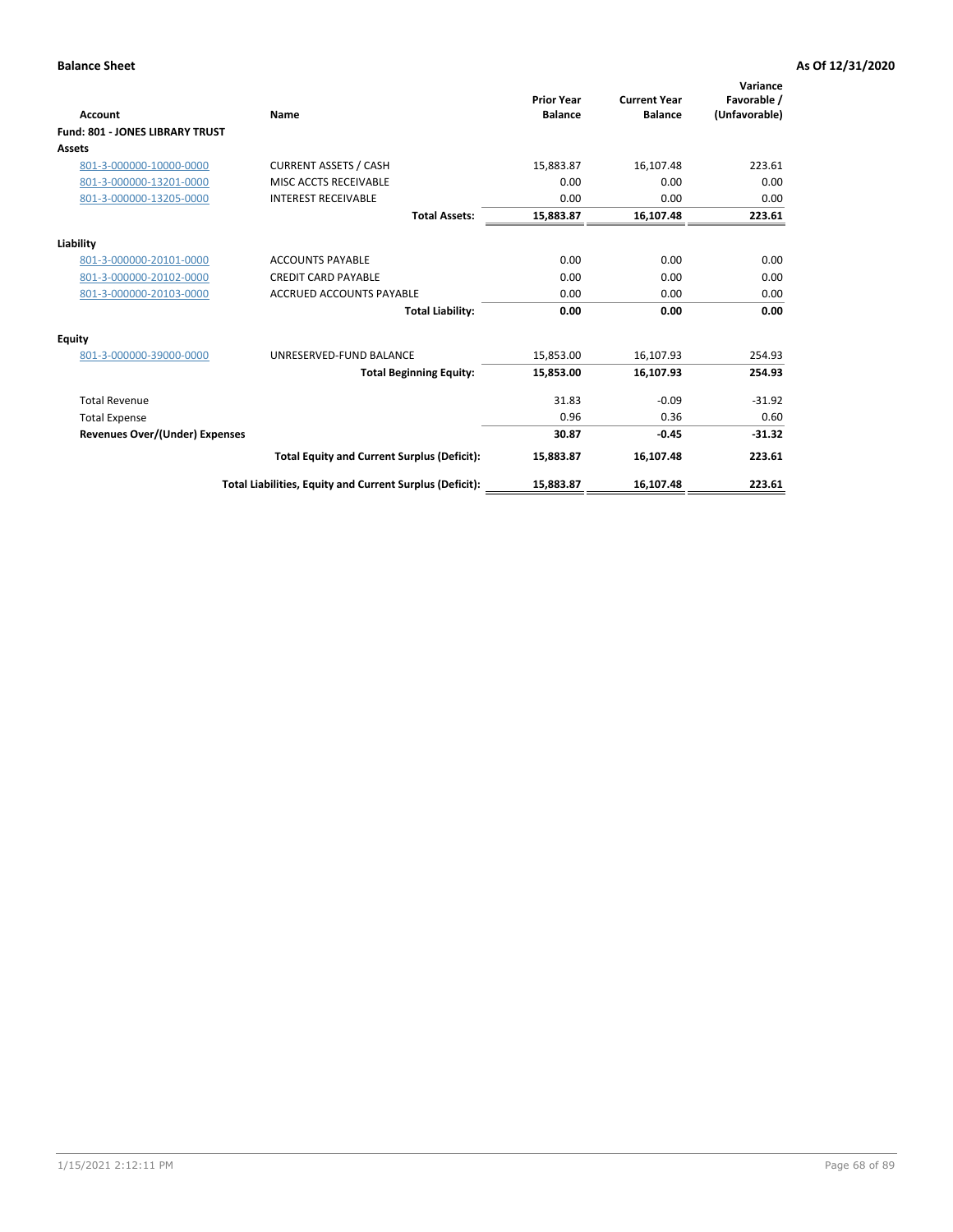**Balance Sheet** **As Of 12/31/2020**

| Account | Name | Prior Year Balance | Current Year Balance | Variance Favorable / (Unfavorable) |
|---|---|---|---|---|
| **Fund: 801 - JONES LIBRARY TRUST** | | | | |
| **Assets** | | | | |
| 801-3-000000-10000-0000 | CURRENT ASSETS / CASH | 15,883.87 | 16,107.48 | 223.61 |
| 801-3-000000-13201-0000 | MISC ACCTS RECEIVABLE | 0.00 | 0.00 | 0.00 |
| 801-3-000000-13205-0000 | INTEREST RECEIVABLE | 0.00 | 0.00 | 0.00 |
| | **Total Assets:** | **15,883.87** | **16,107.48** | **223.61** |
| **Liability** | | | | |
| 801-3-000000-20101-0000 | ACCOUNTS PAYABLE | 0.00 | 0.00 | 0.00 |
| 801-3-000000-20102-0000 | CREDIT CARD PAYABLE | 0.00 | 0.00 | 0.00 |
| 801-3-000000-20103-0000 | ACCRUED ACCOUNTS PAYABLE | 0.00 | 0.00 | 0.00 |
| | **Total Liability:** | **0.00** | **0.00** | **0.00** |
| **Equity** | | | | |
| 801-3-000000-39000-0000 | UNRESERVED-FUND BALANCE | 15,853.00 | 16,107.93 | 254.93 |
| | **Total Beginning Equity:** | **15,853.00** | **16,107.93** | **254.93** |
| Total Revenue | | 31.83 | -0.09 | -31.92 |
| Total Expense | | 0.96 | 0.36 | 0.60 |
| **Revenues Over/(Under) Expenses** | | **30.87** | **-0.45** | **-31.32** |
| | **Total Equity and Current Surplus (Deficit):** | **15,883.87** | **16,107.48** | **223.61** |
| | **Total Liabilities, Equity and Current Surplus (Deficit):** | **15,883.87** | **16,107.48** | **223.61** |

1/15/2021 2:12:11 PM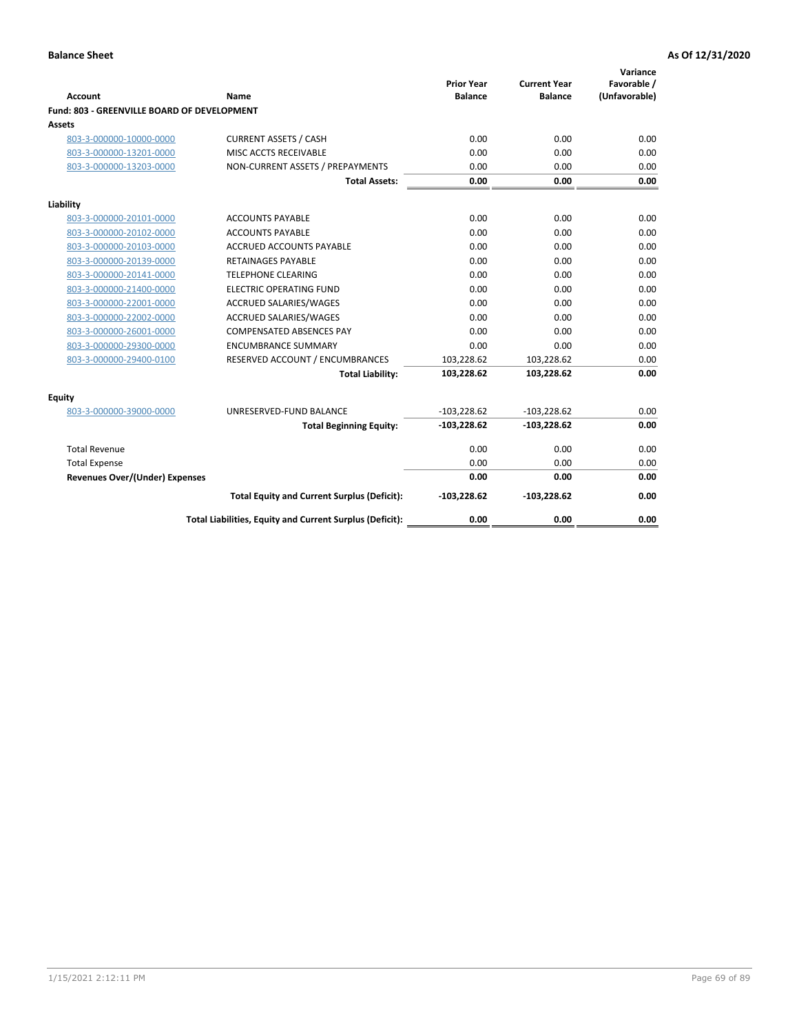**Balance Sheet** | **As Of 12/31/2020**

| Account | Name | Prior Year Balance | Current Year Balance | Variance Favorable / (Unfavorable) |
|---|---|---|---|---|
| **Fund: 803 - GREENVILLE BOARD OF DEVELOPMENT** | | | | |
| **Assets** | | | | |
| 803-3-000000-10000-0000 | CURRENT ASSETS / CASH | 0.00 | 0.00 | 0.00 |
| 803-3-000000-13201-0000 | MISC ACCTS RECEIVABLE | 0.00 | 0.00 | 0.00 |
| 803-3-000000-13203-0000 | NON-CURRENT ASSETS / PREPAYMENTS | 0.00 | 0.00 | 0.00 |
| | **Total Assets:** | **0.00** | **0.00** | **0.00** |
| **Liability** | | | | |
| 803-3-000000-20101-0000 | ACCOUNTS PAYABLE | 0.00 | 0.00 | 0.00 |
| 803-3-000000-20102-0000 | ACCOUNTS PAYABLE | 0.00 | 0.00 | 0.00 |
| 803-3-000000-20103-0000 | ACCRUED ACCOUNTS PAYABLE | 0.00 | 0.00 | 0.00 |
| 803-3-000000-20139-0000 | RETAINAGES PAYABLE | 0.00 | 0.00 | 0.00 |
| 803-3-000000-20141-0000 | TELEPHONE CLEARING | 0.00 | 0.00 | 0.00 |
| 803-3-000000-21400-0000 | ELECTRIC OPERATING FUND | 0.00 | 0.00 | 0.00 |
| 803-3-000000-22001-0000 | ACCRUED SALARIES/WAGES | 0.00 | 0.00 | 0.00 |
| 803-3-000000-22002-0000 | ACCRUED SALARIES/WAGES | 0.00 | 0.00 | 0.00 |
| 803-3-000000-26001-0000 | COMPENSATED ABSENCES PAY | 0.00 | 0.00 | 0.00 |
| 803-3-000000-29300-0000 | ENCUMBRANCE SUMMARY | 0.00 | 0.00 | 0.00 |
| 803-3-000000-29400-0100 | RESERVED ACCOUNT / ENCUMBRANCES | 103,228.62 | 103,228.62 | 0.00 |
| | **Total Liability:** | **103,228.62** | **103,228.62** | **0.00** |
| **Equity** | | | | |
| 803-3-000000-39000-0000 | UNRESERVED-FUND BALANCE | -103,228.62 | -103,228.62 | 0.00 |
| | **Total Beginning Equity:** | **-103,228.62** | **-103,228.62** | **0.00** |
| Total Revenue | | 0.00 | 0.00 | 0.00 |
| Total Expense | | 0.00 | 0.00 | 0.00 |
| **Revenues Over/(Under) Expenses** | | **0.00** | **0.00** | **0.00** |
| | **Total Equity and Current Surplus (Deficit):** | **-103,228.62** | **-103,228.62** | **0.00** |
| | **Total Liabilities, Equity and Current Surplus (Deficit):** | **0.00** | **0.00** | **0.00** |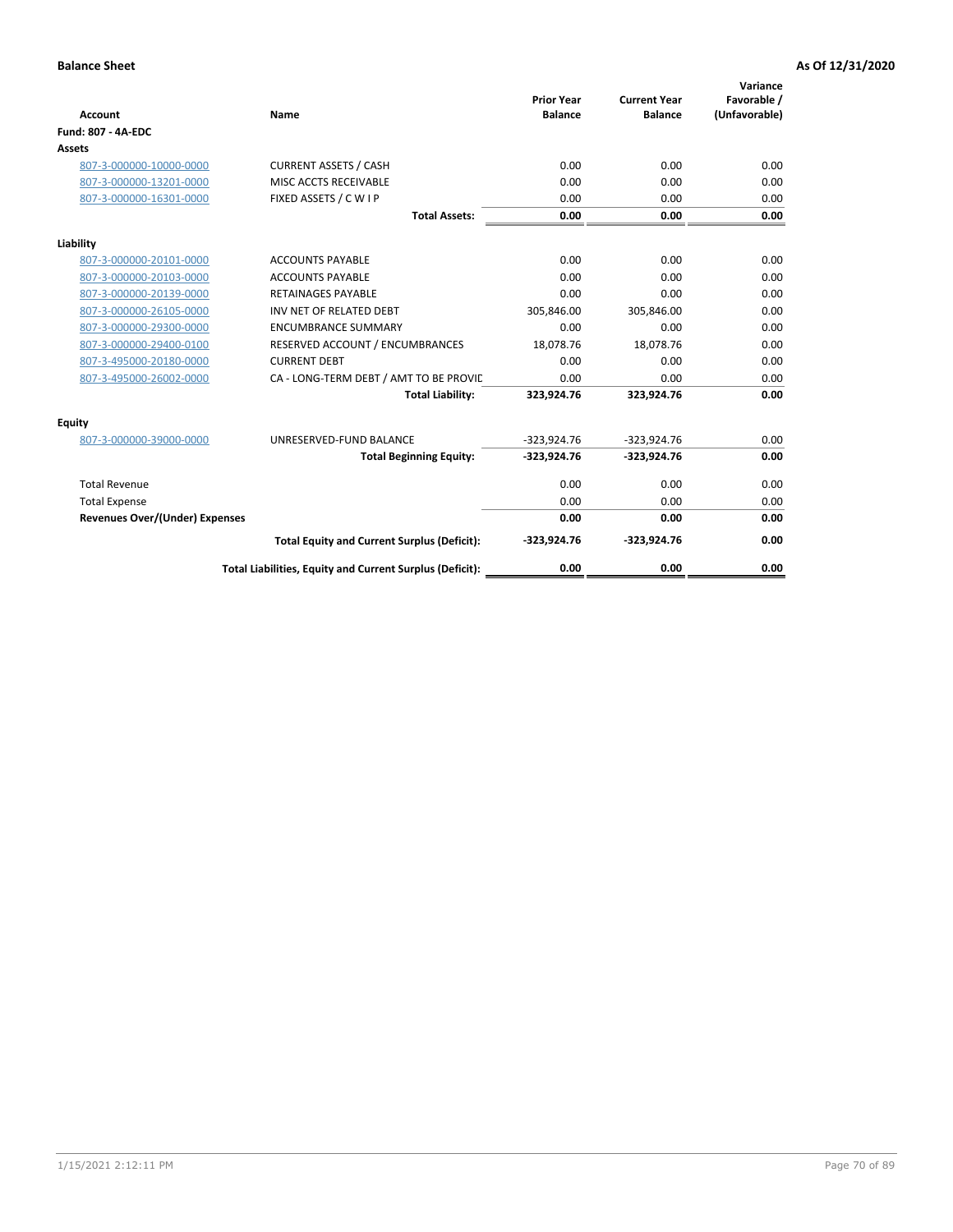**Balance Sheet** **As Of 12/31/2020**

| Account | Name | Prior Year Balance | Current Year Balance | Variance Favorable / (Unfavorable) |
|---|---|---|---|---|
| **Fund: 807 - 4A-EDC** | | | | |
| **Assets** | | | | |
| 807-3-000000-10000-0000 | CURRENT ASSETS / CASH | 0.00 | 0.00 | 0.00 |
| 807-3-000000-13201-0000 | MISC ACCTS RECEIVABLE | 0.00 | 0.00 | 0.00 |
| 807-3-000000-16301-0000 | FIXED ASSETS / C W I P | 0.00 | 0.00 | 0.00 |
| | **Total Assets:** | **0.00** | **0.00** | **0.00** |
| **Liability** | | | | |
| 807-3-000000-20101-0000 | ACCOUNTS PAYABLE | 0.00 | 0.00 | 0.00 |
| 807-3-000000-20103-0000 | ACCOUNTS PAYABLE | 0.00 | 0.00 | 0.00 |
| 807-3-000000-20139-0000 | RETAINAGES PAYABLE | 0.00 | 0.00 | 0.00 |
| 807-3-000000-26105-0000 | INV NET OF RELATED DEBT | 305,846.00 | 305,846.00 | 0.00 |
| 807-3-000000-29300-0000 | ENCUMBRANCE SUMMARY | 0.00 | 0.00 | 0.00 |
| 807-3-000000-29400-0100 | RESERVED ACCOUNT / ENCUMBRANCES | 18,078.76 | 18,078.76 | 0.00 |
| 807-3-495000-20180-0000 | CURRENT DEBT | 0.00 | 0.00 | 0.00 |
| 807-3-495000-26002-0000 | CA - LONG-TERM DEBT / AMT TO BE PROVIE | 0.00 | 0.00 | 0.00 |
| | **Total Liability:** | **323,924.76** | **323,924.76** | **0.00** |
| **Equity** | | | | |
| 807-3-000000-39000-0000 | UNRESERVED-FUND BALANCE | -323,924.76 | -323,924.76 | 0.00 |
| | **Total Beginning Equity:** | **-323,924.76** | **-323,924.76** | **0.00** |
| Total Revenue | | 0.00 | 0.00 | 0.00 |
| Total Expense | | 0.00 | 0.00 | 0.00 |
| **Revenues Over/(Under) Expenses** | | **0.00** | **0.00** | **0.00** |
| | **Total Equity and Current Surplus (Deficit):** | **-323,924.76** | **-323,924.76** | **0.00** |
| | **Total Liabilities, Equity and Current Surplus (Deficit):** | **0.00** | **0.00** | **0.00** |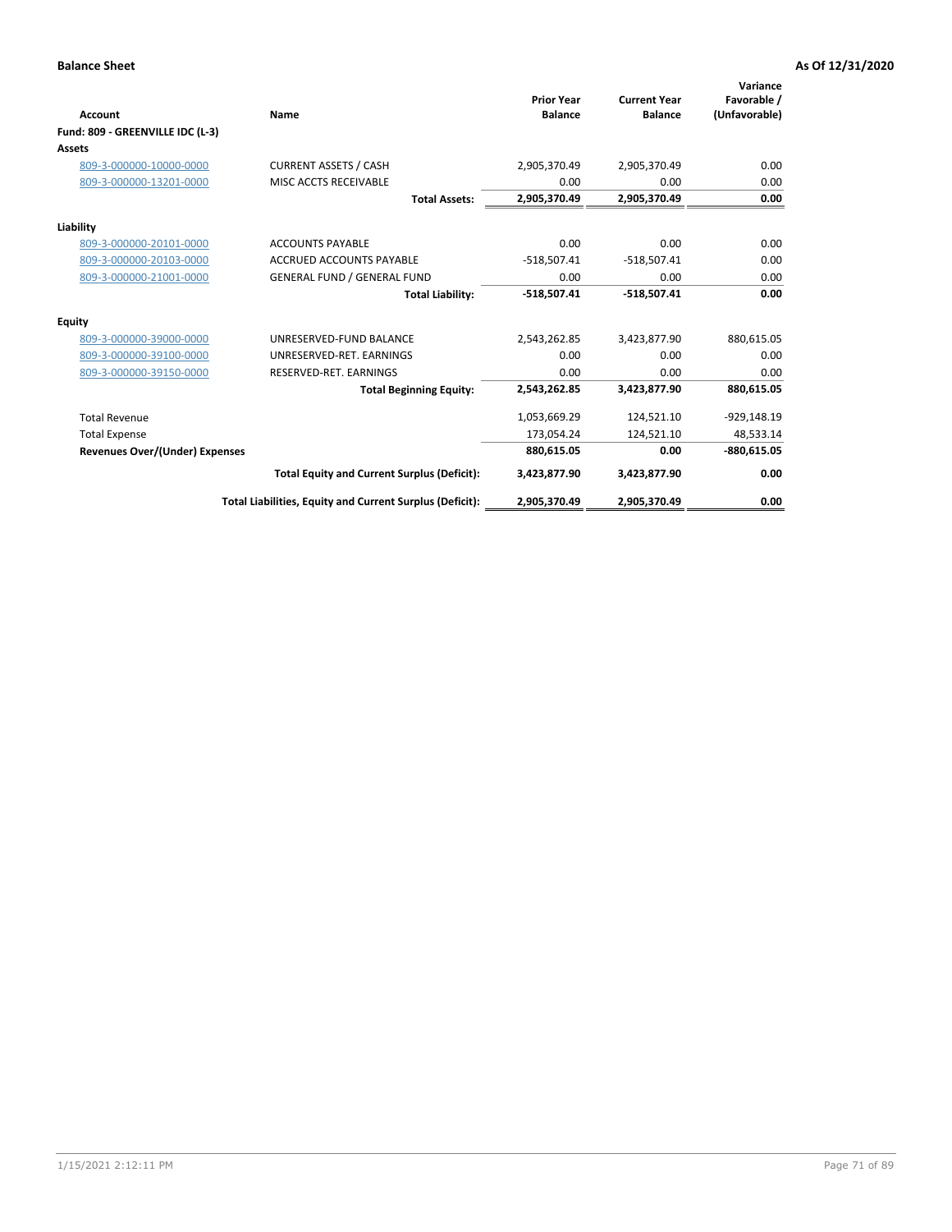**Balance Sheet** **As Of 12/31/2020**

| Account | Name | Prior Year Balance | Current Year Balance | Variance Favorable / (Unfavorable) |
|---|---|---|---|---|
| **Fund: 809 - GREENVILLE IDC (L-3)** | | | | |
| **Assets** | | | | |
| 809-3-000000-10000-0000 | CURRENT ASSETS / CASH | 2,905,370.49 | 2,905,370.49 | 0.00 |
| 809-3-000000-13201-0000 | MISC ACCTS RECEIVABLE | 0.00 | 0.00 | 0.00 |
| | **Total Assets:** | **2,905,370.49** | **2,905,370.49** | **0.00** |
| **Liability** | | | | |
| 809-3-000000-20101-0000 | ACCOUNTS PAYABLE | 0.00 | 0.00 | 0.00 |
| 809-3-000000-20103-0000 | ACCRUED ACCOUNTS PAYABLE | -518,507.41 | -518,507.41 | 0.00 |
| 809-3-000000-21001-0000 | GENERAL FUND / GENERAL FUND | 0.00 | 0.00 | 0.00 |
| | **Total Liability:** | **-518,507.41** | **-518,507.41** | **0.00** |
| **Equity** | | | | |
| 809-3-000000-39000-0000 | UNRESERVED-FUND BALANCE | 2,543,262.85 | 3,423,877.90 | 880,615.05 |
| 809-3-000000-39100-0000 | UNRESERVED-RET. EARNINGS | 0.00 | 0.00 | 0.00 |
| 809-3-000000-39150-0000 | RESERVED-RET. EARNINGS | 0.00 | 0.00 | 0.00 |
| | **Total Beginning Equity:** | **2,543,262.85** | **3,423,877.90** | **880,615.05** |
| Total Revenue | | 1,053,669.29 | 124,521.10 | -929,148.19 |
| Total Expense | | 173,054.24 | 124,521.10 | 48,533.14 |
| **Revenues Over/(Under) Expenses** | | **880,615.05** | **0.00** | **-880,615.05** |
| | **Total Equity and Current Surplus (Deficit):** | **3,423,877.90** | **3,423,877.90** | **0.00** |
| | **Total Liabilities, Equity and Current Surplus (Deficit):** | **2,905,370.49** | **2,905,370.49** | **0.00** |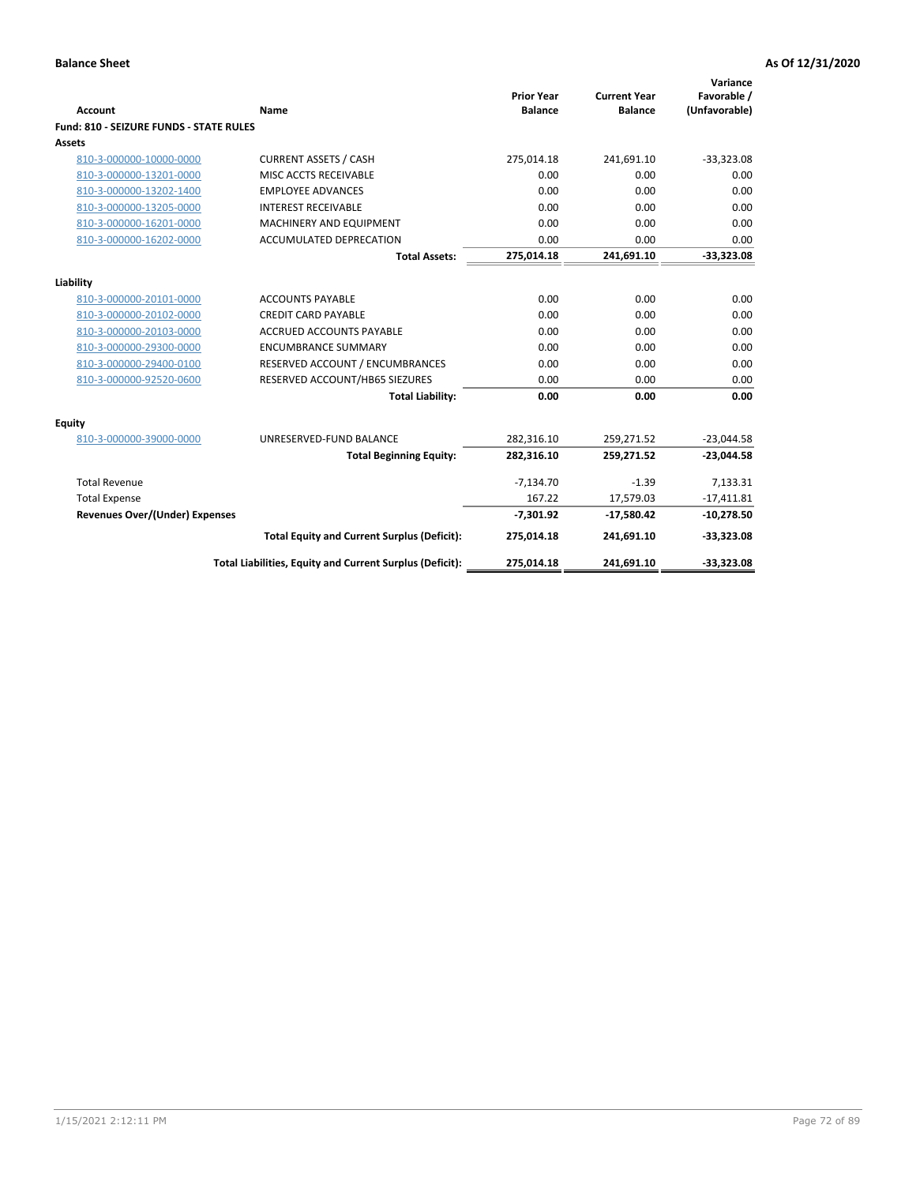**Balance Sheet** **As Of 12/31/2020**

| Account | Name | Prior Year Balance | Current Year Balance | Variance Favorable / (Unfavorable) |
|---|---|---|---|---|
| **Fund: 810 - SEIZURE FUNDS - STATE RULES** | | | | |
| **Assets** | | | | |
| 810-3-000000-10000-0000 | CURRENT ASSETS / CASH | 275,014.18 | 241,691.10 | -33,323.08 |
| 810-3-000000-13201-0000 | MISC ACCTS RECEIVABLE | 0.00 | 0.00 | 0.00 |
| 810-3-000000-13202-1400 | EMPLOYEE ADVANCES | 0.00 | 0.00 | 0.00 |
| 810-3-000000-13205-0000 | INTEREST RECEIVABLE | 0.00 | 0.00 | 0.00 |
| 810-3-000000-16201-0000 | MACHINERY AND EQUIPMENT | 0.00 | 0.00 | 0.00 |
| 810-3-000000-16202-0000 | ACCUMULATED DEPRECATION | 0.00 | 0.00 | 0.00 |
| | **Total Assets:** | **275,014.18** | **241,691.10** | **-33,323.08** |
| **Liability** | | | | |
| 810-3-000000-20101-0000 | ACCOUNTS PAYABLE | 0.00 | 0.00 | 0.00 |
| 810-3-000000-20102-0000 | CREDIT CARD PAYABLE | 0.00 | 0.00 | 0.00 |
| 810-3-000000-20103-0000 | ACCRUED ACCOUNTS PAYABLE | 0.00 | 0.00 | 0.00 |
| 810-3-000000-29300-0000 | ENCUMBRANCE SUMMARY | 0.00 | 0.00 | 0.00 |
| 810-3-000000-29400-0100 | RESERVED ACCOUNT / ENCUMBRANCES | 0.00 | 0.00 | 0.00 |
| 810-3-000000-92520-0600 | RESERVED ACCOUNT/HB65 SIEZURES | 0.00 | 0.00 | 0.00 |
| | **Total Liability:** | **0.00** | **0.00** | **0.00** |
| **Equity** | | | | |
| 810-3-000000-39000-0000 | UNRESERVED-FUND BALANCE | 282,316.10 | 259,271.52 | -23,044.58 |
| | **Total Beginning Equity:** | **282,316.10** | **259,271.52** | **-23,044.58** |
| Total Revenue | | -7,134.70 | -1.39 | 7,133.31 |
| Total Expense | | 167.22 | 17,579.03 | -17,411.81 |
| **Revenues Over/(Under) Expenses** | | **-7,301.92** | **-17,580.42** | **-10,278.50** |
| | **Total Equity and Current Surplus (Deficit):** | **275,014.18** | **241,691.10** | **-33,323.08** |
| | **Total Liabilities, Equity and Current Surplus (Deficit):** | **275,014.18** | **241,691.10** | **-33,323.08** |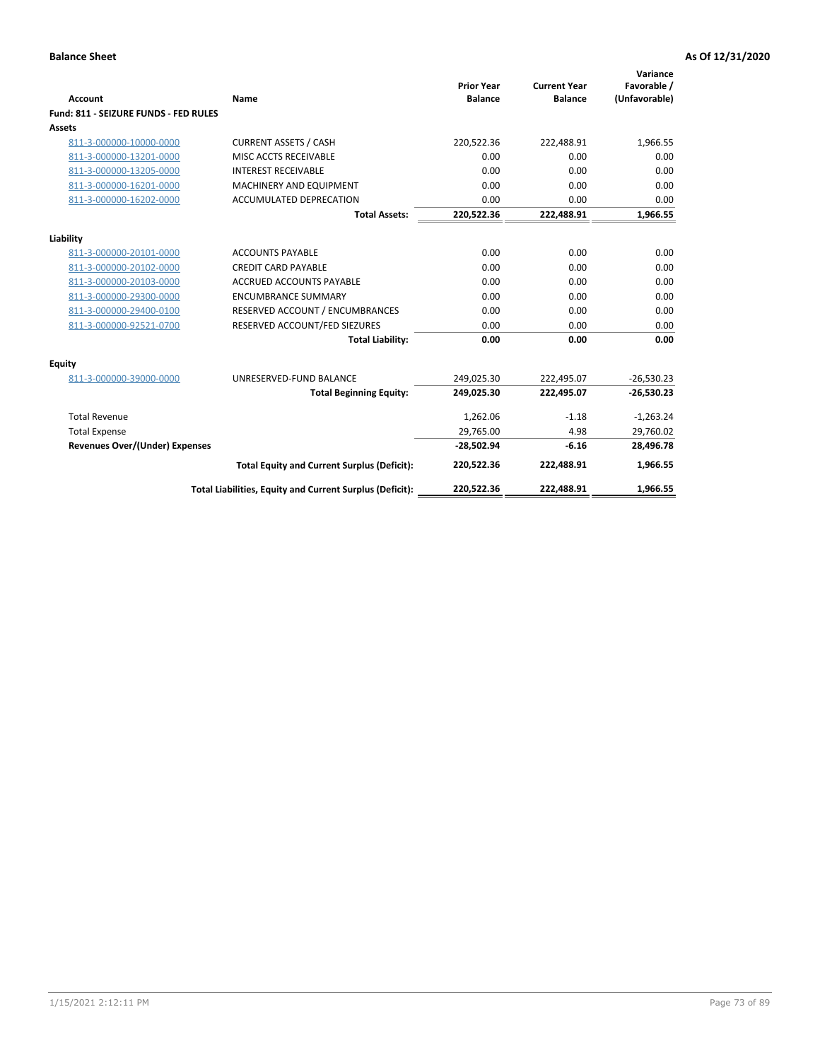**Balance Sheet** **As Of 12/31/2020**

| Account | Name | Prior Year Balance | Current Year Balance | Variance Favorable / (Unfavorable) |
|---|---|---|---|---|
| **Fund: 811 - SEIZURE FUNDS - FED RULES** | | | | |
| **Assets** | | | | |
| 811-3-000000-10000-0000 | CURRENT ASSETS / CASH | 220,522.36 | 222,488.91 | 1,966.55 |
| 811-3-000000-13201-0000 | MISC ACCTS RECEIVABLE | 0.00 | 0.00 | 0.00 |
| 811-3-000000-13205-0000 | INTEREST RECEIVABLE | 0.00 | 0.00 | 0.00 |
| 811-3-000000-16201-0000 | MACHINERY AND EQUIPMENT | 0.00 | 0.00 | 0.00 |
| 811-3-000000-16202-0000 | ACCUMULATED DEPRECATION | 0.00 | 0.00 | 0.00 |
| | **Total Assets:** | **220,522.36** | **222,488.91** | **1,966.55** |
| **Liability** | | | | |
| 811-3-000000-20101-0000 | ACCOUNTS PAYABLE | 0.00 | 0.00 | 0.00 |
| 811-3-000000-20102-0000 | CREDIT CARD PAYABLE | 0.00 | 0.00 | 0.00 |
| 811-3-000000-20103-0000 | ACCRUED ACCOUNTS PAYABLE | 0.00 | 0.00 | 0.00 |
| 811-3-000000-29300-0000 | ENCUMBRANCE SUMMARY | 0.00 | 0.00 | 0.00 |
| 811-3-000000-29400-0100 | RESERVED ACCOUNT / ENCUMBRANCES | 0.00 | 0.00 | 0.00 |
| 811-3-000000-92521-0700 | RESERVED ACCOUNT/FED SIEZURES | 0.00 | 0.00 | 0.00 |
| | **Total Liability:** | **0.00** | **0.00** | **0.00** |
| **Equity** | | | | |
| 811-3-000000-39000-0000 | UNRESERVED-FUND BALANCE | 249,025.30 | 222,495.07 | -26,530.23 |
| | **Total Beginning Equity:** | **249,025.30** | **222,495.07** | **-26,530.23** |
| Total Revenue | | 1,262.06 | -1.18 | -1,263.24 |
| Total Expense | | 29,765.00 | 4.98 | 29,760.02 |
| **Revenues Over/(Under) Expenses** | | **-28,502.94** | **-6.16** | **28,496.78** |
| | **Total Equity and Current Surplus (Deficit):** | **220,522.36** | **222,488.91** | **1,966.55** |
| | **Total Liabilities, Equity and Current Surplus (Deficit):** | **220,522.36** | **222,488.91** | **1,966.55** |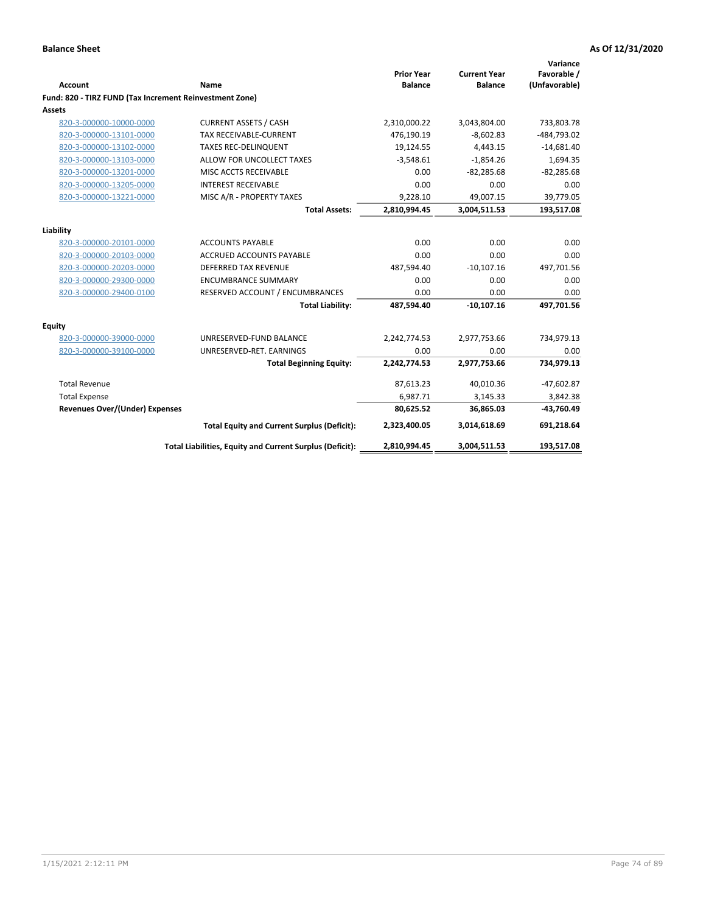**Balance Sheet** **As Of 12/31/2020**

| Account | Name | Prior Year Balance | Current Year Balance | Variance Favorable / (Unfavorable) |
|---|---|---|---|---|
| **Fund: 820 - TIRZ FUND (Tax Increment Reinvestment Zone)** | | | | |
| **Assets** | | | | |
| 820-3-000000-10000-0000 | CURRENT ASSETS / CASH | 2,310,000.22 | 3,043,804.00 | 733,803.78 |
| 820-3-000000-13101-0000 | TAX RECEIVABLE-CURRENT | 476,190.19 | -8,602.83 | -484,793.02 |
| 820-3-000000-13102-0000 | TAXES REC-DELINQUENT | 19,124.55 | 4,443.15 | -14,681.40 |
| 820-3-000000-13103-0000 | ALLOW FOR UNCOLLECT TAXES | -3,548.61 | -1,854.26 | 1,694.35 |
| 820-3-000000-13201-0000 | MISC ACCTS RECEIVABLE | 0.00 | -82,285.68 | -82,285.68 |
| 820-3-000000-13205-0000 | INTEREST RECEIVABLE | 0.00 | 0.00 | 0.00 |
| 820-3-000000-13221-0000 | MISC A/R - PROPERTY TAXES | 9,228.10 | 49,007.15 | 39,779.05 |
| | **Total Assets:** | **2,810,994.45** | **3,004,511.53** | **193,517.08** |
| **Liability** | | | | |
| 820-3-000000-20101-0000 | ACCOUNTS PAYABLE | 0.00 | 0.00 | 0.00 |
| 820-3-000000-20103-0000 | ACCRUED ACCOUNTS PAYABLE | 0.00 | 0.00 | 0.00 |
| 820-3-000000-20203-0000 | DEFERRED TAX REVENUE | 487,594.40 | -10,107.16 | 497,701.56 |
| 820-3-000000-29300-0000 | ENCUMBRANCE SUMMARY | 0.00 | 0.00 | 0.00 |
| 820-3-000000-29400-0100 | RESERVED ACCOUNT / ENCUMBRANCES | 0.00 | 0.00 | 0.00 |
| | **Total Liability:** | **487,594.40** | **-10,107.16** | **497,701.56** |
| **Equity** | | | | |
| 820-3-000000-39000-0000 | UNRESERVED-FUND BALANCE | 2,242,774.53 | 2,977,753.66 | 734,979.13 |
| 820-3-000000-39100-0000 | UNRESERVED-RET. EARNINGS | 0.00 | 0.00 | 0.00 |
| | **Total Beginning Equity:** | **2,242,774.53** | **2,977,753.66** | **734,979.13** |
| Total Revenue | | 87,613.23 | 40,010.36 | -47,602.87 |
| Total Expense | | 6,987.71 | 3,145.33 | 3,842.38 |
| **Revenues Over/(Under) Expenses** | | **80,625.52** | **36,865.03** | **-43,760.49** |
| | **Total Equity and Current Surplus (Deficit):** | **2,323,400.05** | **3,014,618.69** | **691,218.64** |
| | **Total Liabilities, Equity and Current Surplus (Deficit):** | **2,810,994.45** | **3,004,511.53** | **193,517.08** |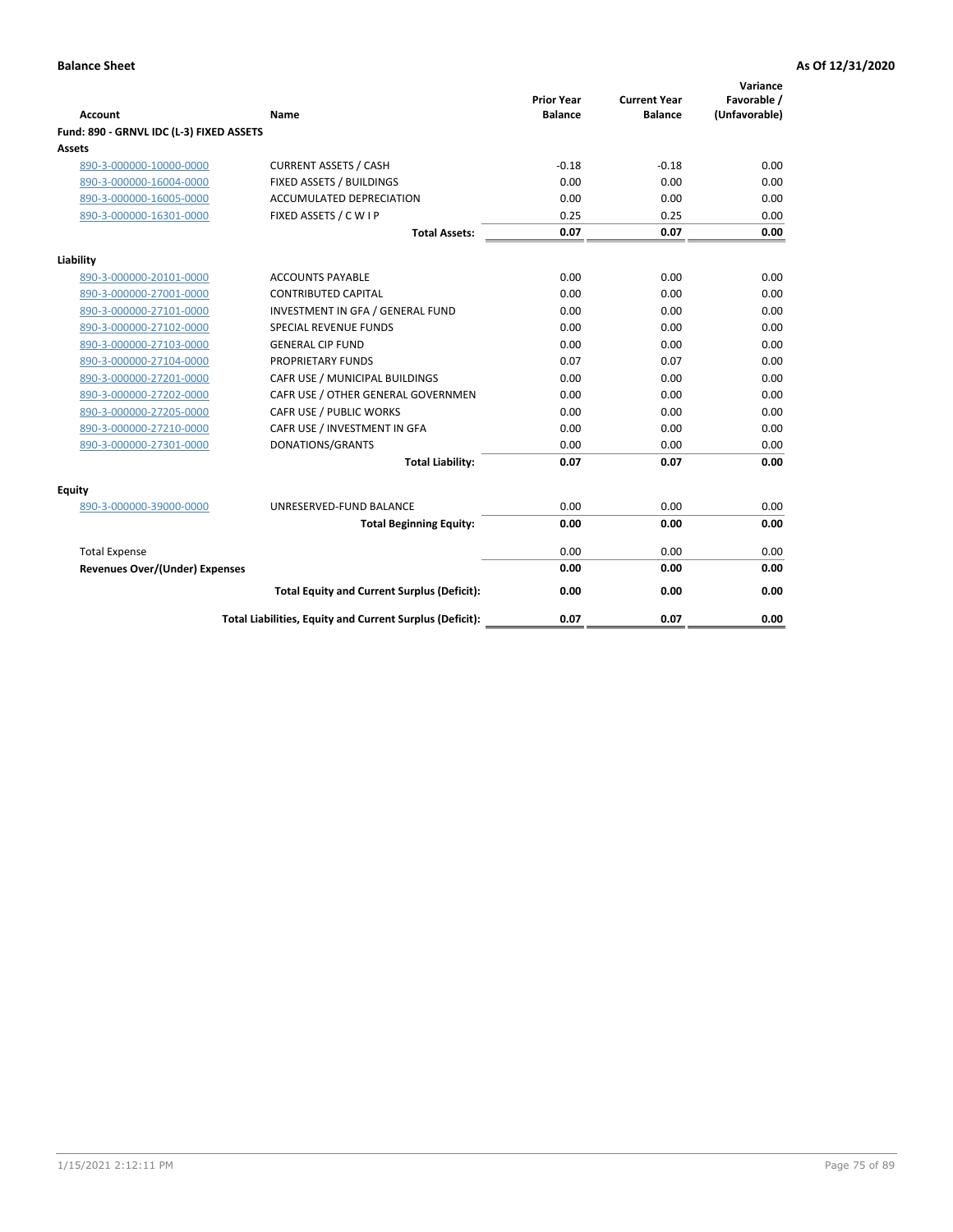**Balance Sheet** **As Of 12/31/2020**

| Account | Name | Prior Year Balance | Current Year Balance | Variance Favorable / (Unfavorable) |
|---|---|---|---|---|
| **Fund: 890 - GRNVL IDC (L-3) FIXED ASSETS** | | | | |
| **Assets** | | | | |
| 890-3-000000-10000-0000 | CURRENT ASSETS / CASH | -0.18 | -0.18 | 0.00 |
| 890-3-000000-16004-0000 | FIXED ASSETS / BUILDINGS | 0.00 | 0.00 | 0.00 |
| 890-3-000000-16005-0000 | ACCUMULATED DEPRECIATION | 0.00 | 0.00 | 0.00 |
| 890-3-000000-16301-0000 | FIXED ASSETS / C W I P | 0.25 | 0.25 | 0.00 |
| | **Total Assets:** | **0.07** | **0.07** | **0.00** |
| **Liability** | | | | |
| 890-3-000000-20101-0000 | ACCOUNTS PAYABLE | 0.00 | 0.00 | 0.00 |
| 890-3-000000-27001-0000 | CONTRIBUTED CAPITAL | 0.00 | 0.00 | 0.00 |
| 890-3-000000-27101-0000 | INVESTMENT IN GFA / GENERAL FUND | 0.00 | 0.00 | 0.00 |
| 890-3-000000-27102-0000 | SPECIAL REVENUE FUNDS | 0.00 | 0.00 | 0.00 |
| 890-3-000000-27103-0000 | GENERAL CIP FUND | 0.00 | 0.00 | 0.00 |
| 890-3-000000-27104-0000 | PROPRIETARY FUNDS | 0.07 | 0.07 | 0.00 |
| 890-3-000000-27201-0000 | CAFR USE / MUNICIPAL BUILDINGS | 0.00 | 0.00 | 0.00 |
| 890-3-000000-27202-0000 | CAFR USE / OTHER GENERAL GOVERNMEN | 0.00 | 0.00 | 0.00 |
| 890-3-000000-27205-0000 | CAFR USE / PUBLIC WORKS | 0.00 | 0.00 | 0.00 |
| 890-3-000000-27210-0000 | CAFR USE / INVESTMENT IN GFA | 0.00 | 0.00 | 0.00 |
| 890-3-000000-27301-0000 | DONATIONS/GRANTS | 0.00 | 0.00 | 0.00 |
| | **Total Liability:** | **0.07** | **0.07** | **0.00** |
| **Equity** | | | | |
| 890-3-000000-39000-0000 | UNRESERVED-FUND BALANCE | 0.00 | 0.00 | 0.00 |
| | **Total Beginning Equity:** | **0.00** | **0.00** | **0.00** |
| Total Expense | | 0.00 | 0.00 | 0.00 |
| **Revenues Over/(Under) Expenses** | | **0.00** | **0.00** | **0.00** |
| | **Total Equity and Current Surplus (Deficit):** | **0.00** | **0.00** | **0.00** |
| | **Total Liabilities, Equity and Current Surplus (Deficit):** | **0.07** | **0.07** | **0.00** |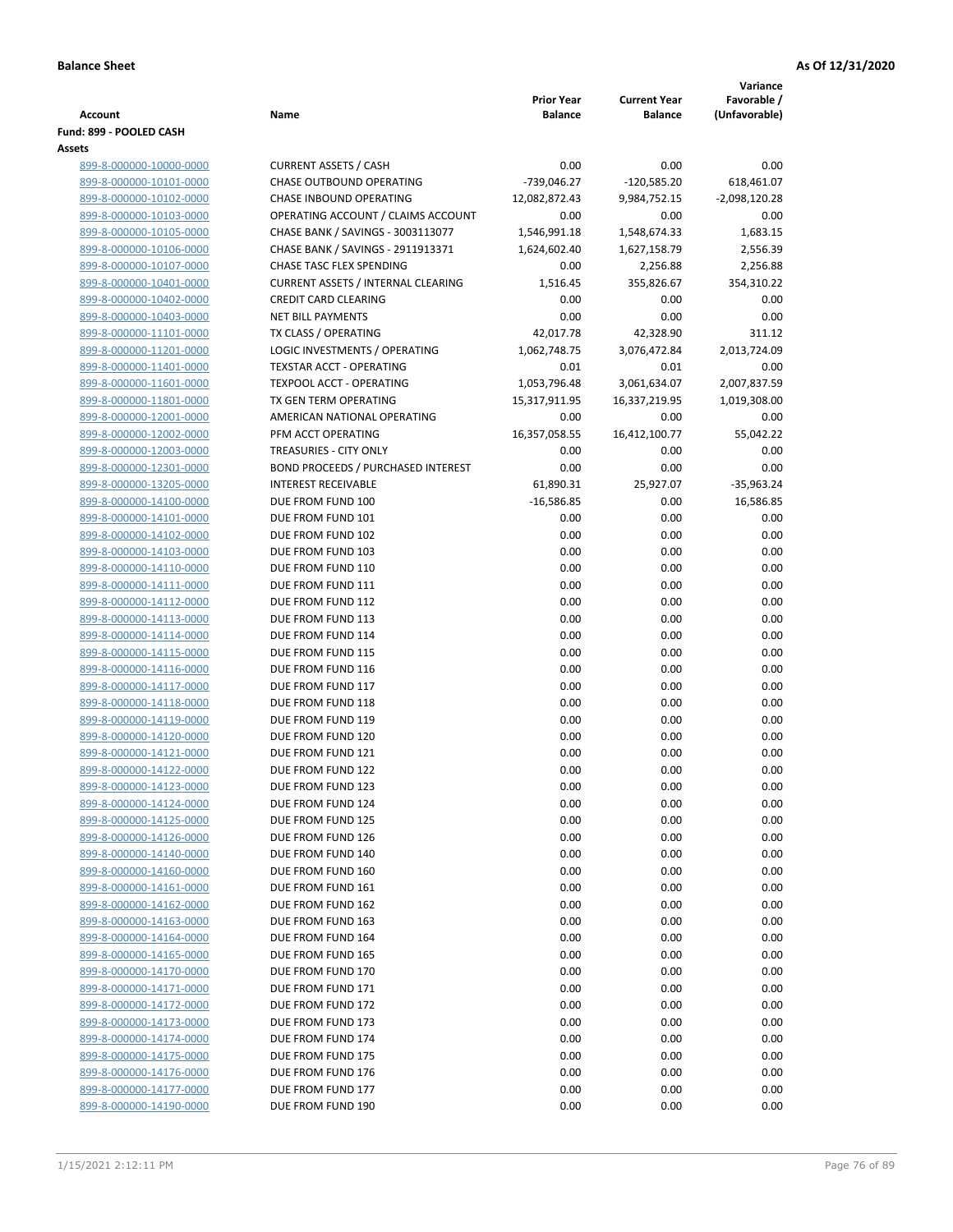**Balance Sheet** **As Of 12/31/2020**

| Account | Name | Prior Year Balance | Current Year Balance | Variance Favorable / (Unfavorable) |
|---|---|---|---|---|
| **Fund: 899 - POOLED CASH** | | | | |
| **Assets** | | | | |
| 899-8-000000-10000-0000 | CURRENT ASSETS / CASH | 0.00 | 0.00 | 0.00 |
| 899-8-000000-10101-0000 | CHASE OUTBOUND OPERATING | -739,046.27 | -120,585.20 | 618,461.07 |
| 899-8-000000-10102-0000 | CHASE INBOUND OPERATING | 12,082,872.43 | 9,984,752.15 | -2,098,120.28 |
| 899-8-000000-10103-0000 | OPERATING ACCOUNT / CLAIMS ACCOUNT | 0.00 | 0.00 | 0.00 |
| 899-8-000000-10105-0000 | CHASE BANK / SAVINGS - 3003113077 | 1,546,991.18 | 1,548,674.33 | 1,683.15 |
| 899-8-000000-10106-0000 | CHASE BANK / SAVINGS - 2911913371 | 1,624,602.40 | 1,627,158.79 | 2,556.39 |
| 899-8-000000-10107-0000 | CHASE TASC FLEX SPENDING | 0.00 | 2,256.88 | 2,256.88 |
| 899-8-000000-10401-0000 | CURRENT ASSETS / INTERNAL CLEARING | 1,516.45 | 355,826.67 | 354,310.22 |
| 899-8-000000-10402-0000 | CREDIT CARD CLEARING | 0.00 | 0.00 | 0.00 |
| 899-8-000000-10403-0000 | NET BILL PAYMENTS | 0.00 | 0.00 | 0.00 |
| 899-8-000000-11101-0000 | TX CLASS / OPERATING | 42,017.78 | 42,328.90 | 311.12 |
| 899-8-000000-11201-0000 | LOGIC INVESTMENTS / OPERATING | 1,062,748.75 | 3,076,472.84 | 2,013,724.09 |
| 899-8-000000-11401-0000 | TEXSTAR ACCT - OPERATING | 0.01 | 0.01 | 0.00 |
| 899-8-000000-11601-0000 | TEXPOOL ACCT - OPERATING | 1,053,796.48 | 3,061,634.07 | 2,007,837.59 |
| 899-8-000000-11801-0000 | TX GEN TERM OPERATING | 15,317,911.95 | 16,337,219.95 | 1,019,308.00 |
| 899-8-000000-12001-0000 | AMERICAN NATIONAL OPERATING | 0.00 | 0.00 | 0.00 |
| 899-8-000000-12002-0000 | PFM ACCT OPERATING | 16,357,058.55 | 16,412,100.77 | 55,042.22 |
| 899-8-000000-12003-0000 | TREASURIES - CITY ONLY | 0.00 | 0.00 | 0.00 |
| 899-8-000000-12301-0000 | BOND PROCEEDS / PURCHASED INTEREST | 0.00 | 0.00 | 0.00 |
| 899-8-000000-13205-0000 | INTEREST RECEIVABLE | 61,890.31 | 25,927.07 | -35,963.24 |
| 899-8-000000-14100-0000 | DUE FROM FUND 100 | -16,586.85 | 0.00 | 16,586.85 |
| 899-8-000000-14101-0000 | DUE FROM FUND 101 | 0.00 | 0.00 | 0.00 |
| 899-8-000000-14102-0000 | DUE FROM FUND 102 | 0.00 | 0.00 | 0.00 |
| 899-8-000000-14103-0000 | DUE FROM FUND 103 | 0.00 | 0.00 | 0.00 |
| 899-8-000000-14110-0000 | DUE FROM FUND 110 | 0.00 | 0.00 | 0.00 |
| 899-8-000000-14111-0000 | DUE FROM FUND 111 | 0.00 | 0.00 | 0.00 |
| 899-8-000000-14112-0000 | DUE FROM FUND 112 | 0.00 | 0.00 | 0.00 |
| 899-8-000000-14113-0000 | DUE FROM FUND 113 | 0.00 | 0.00 | 0.00 |
| 899-8-000000-14114-0000 | DUE FROM FUND 114 | 0.00 | 0.00 | 0.00 |
| 899-8-000000-14115-0000 | DUE FROM FUND 115 | 0.00 | 0.00 | 0.00 |
| 899-8-000000-14116-0000 | DUE FROM FUND 116 | 0.00 | 0.00 | 0.00 |
| 899-8-000000-14117-0000 | DUE FROM FUND 117 | 0.00 | 0.00 | 0.00 |
| 899-8-000000-14118-0000 | DUE FROM FUND 118 | 0.00 | 0.00 | 0.00 |
| 899-8-000000-14119-0000 | DUE FROM FUND 119 | 0.00 | 0.00 | 0.00 |
| 899-8-000000-14120-0000 | DUE FROM FUND 120 | 0.00 | 0.00 | 0.00 |
| 899-8-000000-14121-0000 | DUE FROM FUND 121 | 0.00 | 0.00 | 0.00 |
| 899-8-000000-14122-0000 | DUE FROM FUND 122 | 0.00 | 0.00 | 0.00 |
| 899-8-000000-14123-0000 | DUE FROM FUND 123 | 0.00 | 0.00 | 0.00 |
| 899-8-000000-14124-0000 | DUE FROM FUND 124 | 0.00 | 0.00 | 0.00 |
| 899-8-000000-14125-0000 | DUE FROM FUND 125 | 0.00 | 0.00 | 0.00 |
| 899-8-000000-14126-0000 | DUE FROM FUND 126 | 0.00 | 0.00 | 0.00 |
| 899-8-000000-14140-0000 | DUE FROM FUND 140 | 0.00 | 0.00 | 0.00 |
| 899-8-000000-14160-0000 | DUE FROM FUND 160 | 0.00 | 0.00 | 0.00 |
| 899-8-000000-14161-0000 | DUE FROM FUND 161 | 0.00 | 0.00 | 0.00 |
| 899-8-000000-14162-0000 | DUE FROM FUND 162 | 0.00 | 0.00 | 0.00 |
| 899-8-000000-14163-0000 | DUE FROM FUND 163 | 0.00 | 0.00 | 0.00 |
| 899-8-000000-14164-0000 | DUE FROM FUND 164 | 0.00 | 0.00 | 0.00 |
| 899-8-000000-14165-0000 | DUE FROM FUND 165 | 0.00 | 0.00 | 0.00 |
| 899-8-000000-14170-0000 | DUE FROM FUND 170 | 0.00 | 0.00 | 0.00 |
| 899-8-000000-14171-0000 | DUE FROM FUND 171 | 0.00 | 0.00 | 0.00 |
| 899-8-000000-14172-0000 | DUE FROM FUND 172 | 0.00 | 0.00 | 0.00 |
| 899-8-000000-14173-0000 | DUE FROM FUND 173 | 0.00 | 0.00 | 0.00 |
| 899-8-000000-14174-0000 | DUE FROM FUND 174 | 0.00 | 0.00 | 0.00 |
| 899-8-000000-14175-0000 | DUE FROM FUND 175 | 0.00 | 0.00 | 0.00 |
| 899-8-000000-14176-0000 | DUE FROM FUND 176 | 0.00 | 0.00 | 0.00 |
| 899-8-000000-14177-0000 | DUE FROM FUND 177 | 0.00 | 0.00 | 0.00 |
| 899-8-000000-14190-0000 | DUE FROM FUND 190 | 0.00 | 0.00 | 0.00 |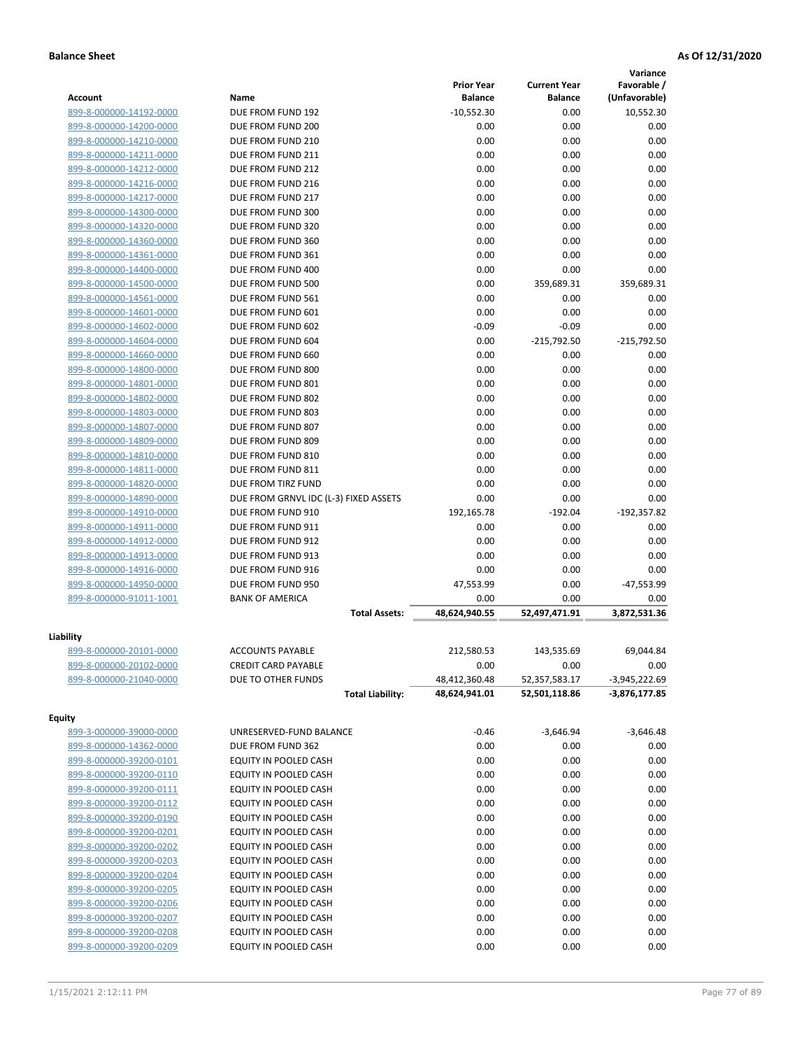**Balance Sheet** **As Of 12/31/2020**

| Account | Name | Prior Year Balance | Current Year Balance | Variance Favorable / (Unfavorable) |
|---|---|---|---|---|
| 899-8-000000-14192-0000 | DUE FROM FUND 192 | -10,552.30 | 0.00 | 10,552.30 |
| 899-8-000000-14200-0000 | DUE FROM FUND 200 | 0.00 | 0.00 | 0.00 |
| 899-8-000000-14210-0000 | DUE FROM FUND 210 | 0.00 | 0.00 | 0.00 |
| 899-8-000000-14211-0000 | DUE FROM FUND 211 | 0.00 | 0.00 | 0.00 |
| 899-8-000000-14212-0000 | DUE FROM FUND 212 | 0.00 | 0.00 | 0.00 |
| 899-8-000000-14216-0000 | DUE FROM FUND 216 | 0.00 | 0.00 | 0.00 |
| 899-8-000000-14217-0000 | DUE FROM FUND 217 | 0.00 | 0.00 | 0.00 |
| 899-8-000000-14300-0000 | DUE FROM FUND 300 | 0.00 | 0.00 | 0.00 |
| 899-8-000000-14320-0000 | DUE FROM FUND 320 | 0.00 | 0.00 | 0.00 |
| 899-8-000000-14360-0000 | DUE FROM FUND 360 | 0.00 | 0.00 | 0.00 |
| 899-8-000000-14361-0000 | DUE FROM FUND 361 | 0.00 | 0.00 | 0.00 |
| 899-8-000000-14400-0000 | DUE FROM FUND 400 | 0.00 | 0.00 | 0.00 |
| 899-8-000000-14500-0000 | DUE FROM FUND 500 | 0.00 | 359,689.31 | 359,689.31 |
| 899-8-000000-14561-0000 | DUE FROM FUND 561 | 0.00 | 0.00 | 0.00 |
| 899-8-000000-14601-0000 | DUE FROM FUND 601 | 0.00 | 0.00 | 0.00 |
| 899-8-000000-14602-0000 | DUE FROM FUND 602 | -0.09 | -0.09 | 0.00 |
| 899-8-000000-14604-0000 | DUE FROM FUND 604 | 0.00 | -215,792.50 | -215,792.50 |
| 899-8-000000-14660-0000 | DUE FROM FUND 660 | 0.00 | 0.00 | 0.00 |
| 899-8-000000-14800-0000 | DUE FROM FUND 800 | 0.00 | 0.00 | 0.00 |
| 899-8-000000-14801-0000 | DUE FROM FUND 801 | 0.00 | 0.00 | 0.00 |
| 899-8-000000-14802-0000 | DUE FROM FUND 802 | 0.00 | 0.00 | 0.00 |
| 899-8-000000-14803-0000 | DUE FROM FUND 803 | 0.00 | 0.00 | 0.00 |
| 899-8-000000-14807-0000 | DUE FROM FUND 807 | 0.00 | 0.00 | 0.00 |
| 899-8-000000-14809-0000 | DUE FROM FUND 809 | 0.00 | 0.00 | 0.00 |
| 899-8-000000-14810-0000 | DUE FROM FUND 810 | 0.00 | 0.00 | 0.00 |
| 899-8-000000-14811-0000 | DUE FROM FUND 811 | 0.00 | 0.00 | 0.00 |
| 899-8-000000-14820-0000 | DUE FROM TIRZ FUND | 0.00 | 0.00 | 0.00 |
| 899-8-000000-14890-0000 | DUE FROM GRNVL IDC (L-3) FIXED ASSETS | 0.00 | 0.00 | 0.00 |
| 899-8-000000-14910-0000 | DUE FROM FUND 910 | 192,165.78 | -192.04 | -192,357.82 |
| 899-8-000000-14911-0000 | DUE FROM FUND 911 | 0.00 | 0.00 | 0.00 |
| 899-8-000000-14912-0000 | DUE FROM FUND 912 | 0.00 | 0.00 | 0.00 |
| 899-8-000000-14913-0000 | DUE FROM FUND 913 | 0.00 | 0.00 | 0.00 |
| 899-8-000000-14916-0000 | DUE FROM FUND 916 | 0.00 | 0.00 | 0.00 |
| 899-8-000000-14950-0000 | DUE FROM FUND 950 | 47,553.99 | 0.00 | -47,553.99 |
| 899-8-000000-91011-1001 | BANK OF AMERICA | 0.00 | 0.00 | 0.00 |
| | **Total Assets:** | **48,624,940.55** | **52,497,471.91** | **3,872,531.36** |

**Liability**

| Account | Name | Prior Year Balance | Current Year Balance | Variance Favorable / (Unfavorable) |
|---|---|---|---|---|
| 899-8-000000-20101-0000 | ACCOUNTS PAYABLE | 212,580.53 | 143,535.69 | 69,044.84 |
| 899-8-000000-20102-0000 | CREDIT CARD PAYABLE | 0.00 | 0.00 | 0.00 |
| 899-8-000000-21040-0000 | DUE TO OTHER FUNDS | 48,412,360.48 | 52,357,583.17 | -3,945,222.69 |
| | **Total Liability:** | **48,624,941.01** | **52,501,118.86** | **-3,876,177.85** |

**Equity**

| Account | Name | Prior Year Balance | Current Year Balance | Variance Favorable / (Unfavorable) |
|---|---|---|---|---|
| 899-3-000000-39000-0000 | UNRESERVED-FUND BALANCE | -0.46 | -3,646.94 | -3,646.48 |
| 899-8-000000-14362-0000 | DUE FROM FUND 362 | 0.00 | 0.00 | 0.00 |
| 899-8-000000-39200-0101 | EQUITY IN POOLED CASH | 0.00 | 0.00 | 0.00 |
| 899-8-000000-39200-0110 | EQUITY IN POOLED CASH | 0.00 | 0.00 | 0.00 |
| 899-8-000000-39200-0111 | EQUITY IN POOLED CASH | 0.00 | 0.00 | 0.00 |
| 899-8-000000-39200-0112 | EQUITY IN POOLED CASH | 0.00 | 0.00 | 0.00 |
| 899-8-000000-39200-0190 | EQUITY IN POOLED CASH | 0.00 | 0.00 | 0.00 |
| 899-8-000000-39200-0201 | EQUITY IN POOLED CASH | 0.00 | 0.00 | 0.00 |
| 899-8-000000-39200-0202 | EQUITY IN POOLED CASH | 0.00 | 0.00 | 0.00 |
| 899-8-000000-39200-0203 | EQUITY IN POOLED CASH | 0.00 | 0.00 | 0.00 |
| 899-8-000000-39200-0204 | EQUITY IN POOLED CASH | 0.00 | 0.00 | 0.00 |
| 899-8-000000-39200-0205 | EQUITY IN POOLED CASH | 0.00 | 0.00 | 0.00 |
| 899-8-000000-39200-0206 | EQUITY IN POOLED CASH | 0.00 | 0.00 | 0.00 |
| 899-8-000000-39200-0207 | EQUITY IN POOLED CASH | 0.00 | 0.00 | 0.00 |
| 899-8-000000-39200-0208 | EQUITY IN POOLED CASH | 0.00 | 0.00 | 0.00 |
| 899-8-000000-39200-0209 | EQUITY IN POOLED CASH | 0.00 | 0.00 | 0.00 |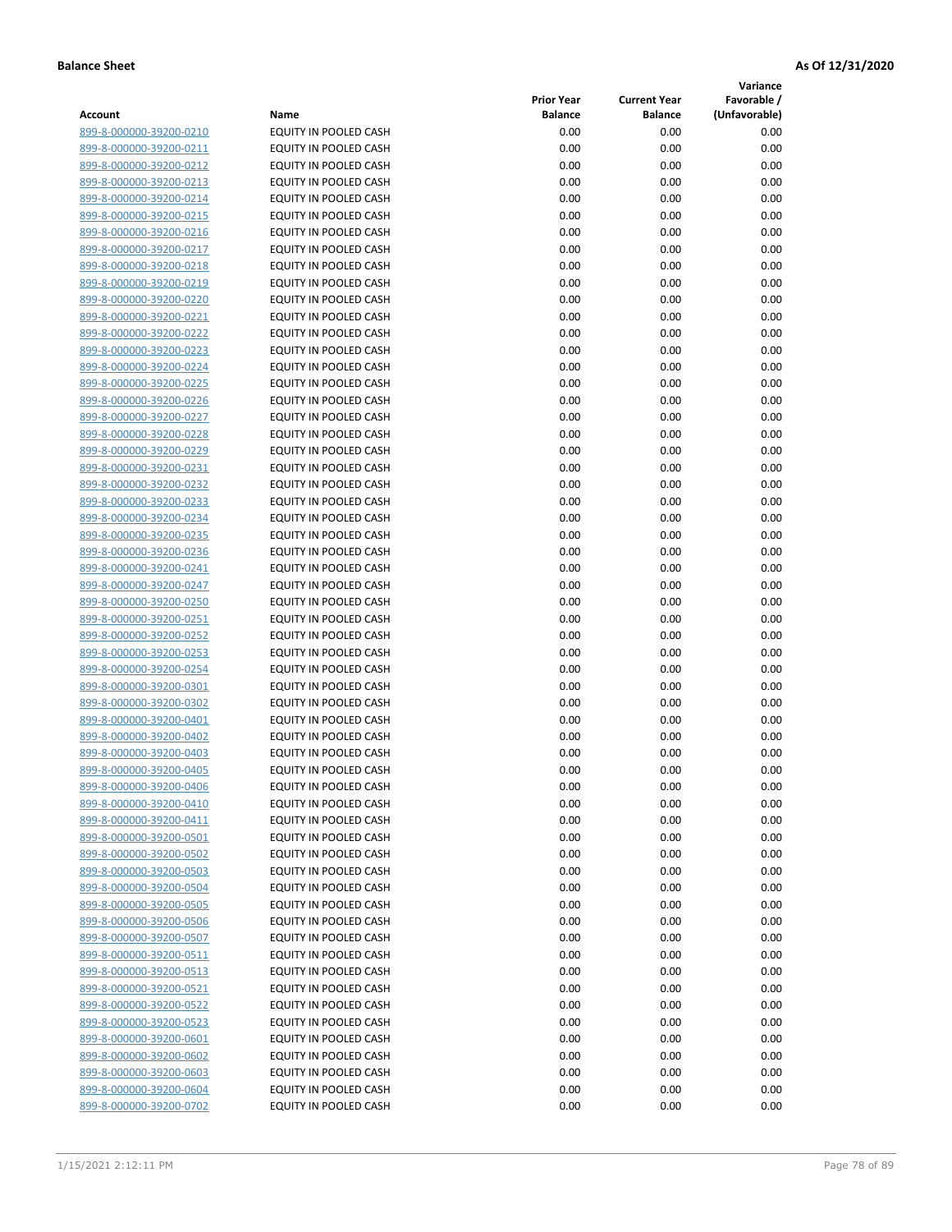**Balance Sheet** **As Of 12/31/2020**

| Account | Name | Prior Year Balance | Current Year Balance | Variance Favorable / (Unfavorable) |
|---|---|---|---|---|
| 899-8-000000-39200-0210 | EQUITY IN POOLED CASH | 0.00 | 0.00 | 0.00 |
| 899-8-000000-39200-0211 | EQUITY IN POOLED CASH | 0.00 | 0.00 | 0.00 |
| 899-8-000000-39200-0212 | EQUITY IN POOLED CASH | 0.00 | 0.00 | 0.00 |
| 899-8-000000-39200-0213 | EQUITY IN POOLED CASH | 0.00 | 0.00 | 0.00 |
| 899-8-000000-39200-0214 | EQUITY IN POOLED CASH | 0.00 | 0.00 | 0.00 |
| 899-8-000000-39200-0215 | EQUITY IN POOLED CASH | 0.00 | 0.00 | 0.00 |
| 899-8-000000-39200-0216 | EQUITY IN POOLED CASH | 0.00 | 0.00 | 0.00 |
| 899-8-000000-39200-0217 | EQUITY IN POOLED CASH | 0.00 | 0.00 | 0.00 |
| 899-8-000000-39200-0218 | EQUITY IN POOLED CASH | 0.00 | 0.00 | 0.00 |
| 899-8-000000-39200-0219 | EQUITY IN POOLED CASH | 0.00 | 0.00 | 0.00 |
| 899-8-000000-39200-0220 | EQUITY IN POOLED CASH | 0.00 | 0.00 | 0.00 |
| 899-8-000000-39200-0221 | EQUITY IN POOLED CASH | 0.00 | 0.00 | 0.00 |
| 899-8-000000-39200-0222 | EQUITY IN POOLED CASH | 0.00 | 0.00 | 0.00 |
| 899-8-000000-39200-0223 | EQUITY IN POOLED CASH | 0.00 | 0.00 | 0.00 |
| 899-8-000000-39200-0224 | EQUITY IN POOLED CASH | 0.00 | 0.00 | 0.00 |
| 899-8-000000-39200-0225 | EQUITY IN POOLED CASH | 0.00 | 0.00 | 0.00 |
| 899-8-000000-39200-0226 | EQUITY IN POOLED CASH | 0.00 | 0.00 | 0.00 |
| 899-8-000000-39200-0227 | EQUITY IN POOLED CASH | 0.00 | 0.00 | 0.00 |
| 899-8-000000-39200-0228 | EQUITY IN POOLED CASH | 0.00 | 0.00 | 0.00 |
| 899-8-000000-39200-0229 | EQUITY IN POOLED CASH | 0.00 | 0.00 | 0.00 |
| 899-8-000000-39200-0231 | EQUITY IN POOLED CASH | 0.00 | 0.00 | 0.00 |
| 899-8-000000-39200-0232 | EQUITY IN POOLED CASH | 0.00 | 0.00 | 0.00 |
| 899-8-000000-39200-0233 | EQUITY IN POOLED CASH | 0.00 | 0.00 | 0.00 |
| 899-8-000000-39200-0234 | EQUITY IN POOLED CASH | 0.00 | 0.00 | 0.00 |
| 899-8-000000-39200-0235 | EQUITY IN POOLED CASH | 0.00 | 0.00 | 0.00 |
| 899-8-000000-39200-0236 | EQUITY IN POOLED CASH | 0.00 | 0.00 | 0.00 |
| 899-8-000000-39200-0241 | EQUITY IN POOLED CASH | 0.00 | 0.00 | 0.00 |
| 899-8-000000-39200-0247 | EQUITY IN POOLED CASH | 0.00 | 0.00 | 0.00 |
| 899-8-000000-39200-0250 | EQUITY IN POOLED CASH | 0.00 | 0.00 | 0.00 |
| 899-8-000000-39200-0251 | EQUITY IN POOLED CASH | 0.00 | 0.00 | 0.00 |
| 899-8-000000-39200-0252 | EQUITY IN POOLED CASH | 0.00 | 0.00 | 0.00 |
| 899-8-000000-39200-0253 | EQUITY IN POOLED CASH | 0.00 | 0.00 | 0.00 |
| 899-8-000000-39200-0254 | EQUITY IN POOLED CASH | 0.00 | 0.00 | 0.00 |
| 899-8-000000-39200-0301 | EQUITY IN POOLED CASH | 0.00 | 0.00 | 0.00 |
| 899-8-000000-39200-0302 | EQUITY IN POOLED CASH | 0.00 | 0.00 | 0.00 |
| 899-8-000000-39200-0401 | EQUITY IN POOLED CASH | 0.00 | 0.00 | 0.00 |
| 899-8-000000-39200-0402 | EQUITY IN POOLED CASH | 0.00 | 0.00 | 0.00 |
| 899-8-000000-39200-0403 | EQUITY IN POOLED CASH | 0.00 | 0.00 | 0.00 |
| 899-8-000000-39200-0405 | EQUITY IN POOLED CASH | 0.00 | 0.00 | 0.00 |
| 899-8-000000-39200-0406 | EQUITY IN POOLED CASH | 0.00 | 0.00 | 0.00 |
| 899-8-000000-39200-0410 | EQUITY IN POOLED CASH | 0.00 | 0.00 | 0.00 |
| 899-8-000000-39200-0411 | EQUITY IN POOLED CASH | 0.00 | 0.00 | 0.00 |
| 899-8-000000-39200-0501 | EQUITY IN POOLED CASH | 0.00 | 0.00 | 0.00 |
| 899-8-000000-39200-0502 | EQUITY IN POOLED CASH | 0.00 | 0.00 | 0.00 |
| 899-8-000000-39200-0503 | EQUITY IN POOLED CASH | 0.00 | 0.00 | 0.00 |
| 899-8-000000-39200-0504 | EQUITY IN POOLED CASH | 0.00 | 0.00 | 0.00 |
| 899-8-000000-39200-0505 | EQUITY IN POOLED CASH | 0.00 | 0.00 | 0.00 |
| 899-8-000000-39200-0506 | EQUITY IN POOLED CASH | 0.00 | 0.00 | 0.00 |
| 899-8-000000-39200-0507 | EQUITY IN POOLED CASH | 0.00 | 0.00 | 0.00 |
| 899-8-000000-39200-0511 | EQUITY IN POOLED CASH | 0.00 | 0.00 | 0.00 |
| 899-8-000000-39200-0513 | EQUITY IN POOLED CASH | 0.00 | 0.00 | 0.00 |
| 899-8-000000-39200-0521 | EQUITY IN POOLED CASH | 0.00 | 0.00 | 0.00 |
| 899-8-000000-39200-0522 | EQUITY IN POOLED CASH | 0.00 | 0.00 | 0.00 |
| 899-8-000000-39200-0523 | EQUITY IN POOLED CASH | 0.00 | 0.00 | 0.00 |
| 899-8-000000-39200-0601 | EQUITY IN POOLED CASH | 0.00 | 0.00 | 0.00 |
| 899-8-000000-39200-0602 | EQUITY IN POOLED CASH | 0.00 | 0.00 | 0.00 |
| 899-8-000000-39200-0603 | EQUITY IN POOLED CASH | 0.00 | 0.00 | 0.00 |
| 899-8-000000-39200-0604 | EQUITY IN POOLED CASH | 0.00 | 0.00 | 0.00 |
| 899-8-000000-39200-0702 | EQUITY IN POOLED CASH | 0.00 | 0.00 | 0.00 |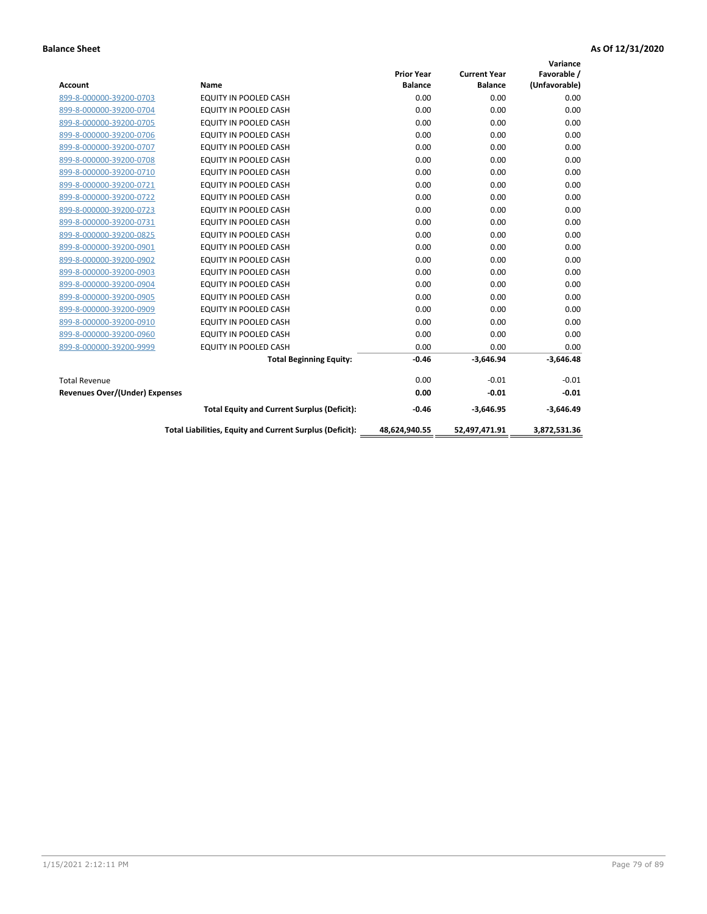**Balance Sheet** **As Of 12/31/2020**

| Account | Name | Prior Year Balance | Current Year Balance | Variance Favorable / (Unfavorable) |
|---|---|---|---|---|
| 899-8-000000-39200-0703 | EQUITY IN POOLED CASH | 0.00 | 0.00 | 0.00 |
| 899-8-000000-39200-0704 | EQUITY IN POOLED CASH | 0.00 | 0.00 | 0.00 |
| 899-8-000000-39200-0705 | EQUITY IN POOLED CASH | 0.00 | 0.00 | 0.00 |
| 899-8-000000-39200-0706 | EQUITY IN POOLED CASH | 0.00 | 0.00 | 0.00 |
| 899-8-000000-39200-0707 | EQUITY IN POOLED CASH | 0.00 | 0.00 | 0.00 |
| 899-8-000000-39200-0708 | EQUITY IN POOLED CASH | 0.00 | 0.00 | 0.00 |
| 899-8-000000-39200-0710 | EQUITY IN POOLED CASH | 0.00 | 0.00 | 0.00 |
| 899-8-000000-39200-0721 | EQUITY IN POOLED CASH | 0.00 | 0.00 | 0.00 |
| 899-8-000000-39200-0722 | EQUITY IN POOLED CASH | 0.00 | 0.00 | 0.00 |
| 899-8-000000-39200-0723 | EQUITY IN POOLED CASH | 0.00 | 0.00 | 0.00 |
| 899-8-000000-39200-0731 | EQUITY IN POOLED CASH | 0.00 | 0.00 | 0.00 |
| 899-8-000000-39200-0825 | EQUITY IN POOLED CASH | 0.00 | 0.00 | 0.00 |
| 899-8-000000-39200-0901 | EQUITY IN POOLED CASH | 0.00 | 0.00 | 0.00 |
| 899-8-000000-39200-0902 | EQUITY IN POOLED CASH | 0.00 | 0.00 | 0.00 |
| 899-8-000000-39200-0903 | EQUITY IN POOLED CASH | 0.00 | 0.00 | 0.00 |
| 899-8-000000-39200-0904 | EQUITY IN POOLED CASH | 0.00 | 0.00 | 0.00 |
| 899-8-000000-39200-0905 | EQUITY IN POOLED CASH | 0.00 | 0.00 | 0.00 |
| 899-8-000000-39200-0909 | EQUITY IN POOLED CASH | 0.00 | 0.00 | 0.00 |
| 899-8-000000-39200-0910 | EQUITY IN POOLED CASH | 0.00 | 0.00 | 0.00 |
| 899-8-000000-39200-0960 | EQUITY IN POOLED CASH | 0.00 | 0.00 | 0.00 |
| 899-8-000000-39200-9999 | EQUITY IN POOLED CASH | 0.00 | 0.00 | 0.00 |
| | **Total Beginning Equity:** | **-0.46** | **-3,646.94** | **-3,646.48** |
| Total Revenue | | 0.00 | -0.01 | -0.01 |
| **Revenues Over/(Under) Expenses** | | **0.00** | **-0.01** | **-0.01** |
| | **Total Equity and Current Surplus (Deficit):** | **-0.46** | **-3,646.95** | **-3,646.49** |
| | **Total Liabilities, Equity and Current Surplus (Deficit):** | **48,624,940.55** | **52,497,471.91** | **3,872,531.36** |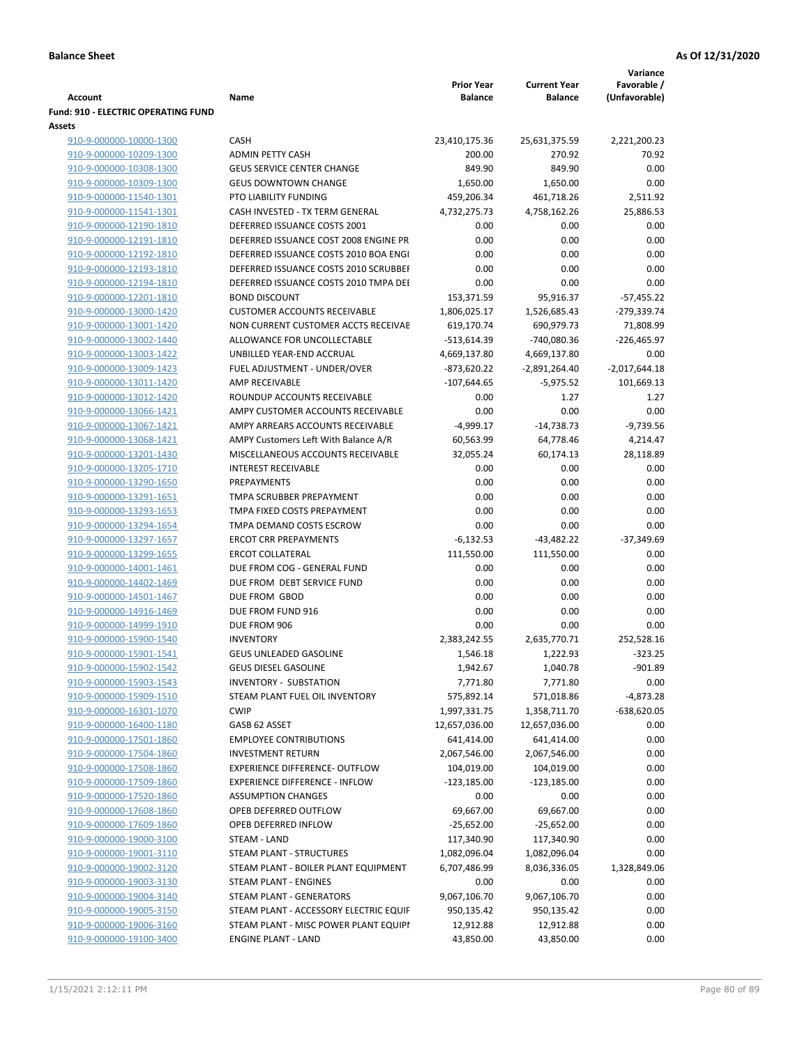**Balance Sheet** **As Of 12/31/2020**

| Account | Name | Prior Year Balance | Current Year Balance | Variance Favorable / (Unfavorable) |
|---|---|---|---|---|
| **Fund: 910 - ELECTRIC OPERATING FUND** | | | | |
| **Assets** | | | | |
| 910-9-000000-10000-1300 | CASH | 23,410,175.36 | 25,631,375.59 | 2,221,200.23 |
| 910-9-000000-10209-1300 | ADMIN PETTY CASH | 200.00 | 270.92 | 70.92 |
| 910-9-000000-10308-1300 | GEUS SERVICE CENTER CHANGE | 849.90 | 849.90 | 0.00 |
| 910-9-000000-10309-1300 | GEUS DOWNTOWN CHANGE | 1,650.00 | 1,650.00 | 0.00 |
| 910-9-000000-11540-1301 | PTO LIABILITY FUNDING | 459,206.34 | 461,718.26 | 2,511.92 |
| 910-9-000000-11541-1301 | CASH INVESTED - TX TERM GENERAL | 4,732,275.73 | 4,758,162.26 | 25,886.53 |
| 910-9-000000-12190-1810 | DEFERRED ISSUANCE COSTS 2001 | 0.00 | 0.00 | 0.00 |
| 910-9-000000-12191-1810 | DEFERRED ISSUANCE COST 2008 ENGINE PR | 0.00 | 0.00 | 0.00 |
| 910-9-000000-12192-1810 | DEFERRED ISSUANCE COSTS 2010 BOA ENGI | 0.00 | 0.00 | 0.00 |
| 910-9-000000-12193-1810 | DEFERRED ISSUANCE COSTS 2010 SCRUBBEI | 0.00 | 0.00 | 0.00 |
| 910-9-000000-12194-1810 | DEFERRED ISSUANCE COSTS 2010 TMPA DEI | 0.00 | 0.00 | 0.00 |
| 910-9-000000-12201-1810 | BOND DISCOUNT | 153,371.59 | 95,916.37 | -57,455.22 |
| 910-9-000000-13000-1420 | CUSTOMER ACCOUNTS RECEIVABLE | 1,806,025.17 | 1,526,685.43 | -279,339.74 |
| 910-9-000000-13001-1420 | NON CURRENT CUSTOMER ACCTS RECEIVAE | 619,170.74 | 690,979.73 | 71,808.99 |
| 910-9-000000-13002-1440 | ALLOWANCE FOR UNCOLLECTABLE | -513,614.39 | -740,080.36 | -226,465.97 |
| 910-9-000000-13003-1422 | UNBILLED YEAR-END ACCRUAL | 4,669,137.80 | 4,669,137.80 | 0.00 |
| 910-9-000000-13009-1423 | FUEL ADJUSTMENT - UNDER/OVER | -873,620.22 | -2,891,264.40 | -2,017,644.18 |
| 910-9-000000-13011-1420 | AMP RECEIVABLE | -107,644.65 | -5,975.52 | 101,669.13 |
| 910-9-000000-13012-1420 | ROUNDUP ACCOUNTS RECEIVABLE | 0.00 | 1.27 | 1.27 |
| 910-9-000000-13066-1421 | AMPY CUSTOMER ACCOUNTS RECEIVABLE | 0.00 | 0.00 | 0.00 |
| 910-9-000000-13067-1421 | AMPY ARREARS ACCOUNTS RECEIVABLE | -4,999.17 | -14,738.73 | -9,739.56 |
| 910-9-000000-13068-1421 | AMPY Customers Left With Balance A/R | 60,563.99 | 64,778.46 | 4,214.47 |
| 910-9-000000-13201-1430 | MISCELLANEOUS ACCOUNTS RECEIVABLE | 32,055.24 | 60,174.13 | 28,118.89 |
| 910-9-000000-13205-1710 | INTEREST RECEIVABLE | 0.00 | 0.00 | 0.00 |
| 910-9-000000-13290-1650 | PREPAYMENTS | 0.00 | 0.00 | 0.00 |
| 910-9-000000-13291-1651 | TMPA SCRUBBER PREPAYMENT | 0.00 | 0.00 | 0.00 |
| 910-9-000000-13293-1653 | TMPA FIXED COSTS PREPAYMENT | 0.00 | 0.00 | 0.00 |
| 910-9-000000-13294-1654 | TMPA DEMAND COSTS ESCROW | 0.00 | 0.00 | 0.00 |
| 910-9-000000-13297-1657 | ERCOT CRR PREPAYMENTS | -6,132.53 | -43,482.22 | -37,349.69 |
| 910-9-000000-13299-1655 | ERCOT COLLATERAL | 111,550.00 | 111,550.00 | 0.00 |
| 910-9-000000-14001-1461 | DUE FROM COG - GENERAL FUND | 0.00 | 0.00 | 0.00 |
| 910-9-000000-14402-1469 | DUE FROM DEBT SERVICE FUND | 0.00 | 0.00 | 0.00 |
| 910-9-000000-14501-1467 | DUE FROM GBOD | 0.00 | 0.00 | 0.00 |
| 910-9-000000-14916-1469 | DUE FROM FUND 916 | 0.00 | 0.00 | 0.00 |
| 910-9-000000-14999-1910 | DUE FROM 906 | 0.00 | 0.00 | 0.00 |
| 910-9-000000-15900-1540 | INVENTORY | 2,383,242.55 | 2,635,770.71 | 252,528.16 |
| 910-9-000000-15901-1541 | GEUS UNLEADED GASOLINE | 1,546.18 | 1,222.93 | -323.25 |
| 910-9-000000-15902-1542 | GEUS DIESEL GASOLINE | 1,942.67 | 1,040.78 | -901.89 |
| 910-9-000000-15903-1543 | INVENTORY - SUBSTATION | 7,771.80 | 7,771.80 | 0.00 |
| 910-9-000000-15909-1510 | STEAM PLANT FUEL OIL INVENTORY | 575,892.14 | 571,018.86 | -4,873.28 |
| 910-9-000000-16301-1070 | CWIP | 1,997,331.75 | 1,358,711.70 | -638,620.05 |
| 910-9-000000-16400-1180 | GASB 62 ASSET | 12,657,036.00 | 12,657,036.00 | 0.00 |
| 910-9-000000-17501-1860 | EMPLOYEE CONTRIBUTIONS | 641,414.00 | 641,414.00 | 0.00 |
| 910-9-000000-17504-1860 | INVESTMENT RETURN | 2,067,546.00 | 2,067,546.00 | 0.00 |
| 910-9-000000-17508-1860 | EXPERIENCE DIFFERENCE- OUTFLOW | 104,019.00 | 104,019.00 | 0.00 |
| 910-9-000000-17509-1860 | EXPERIENCE DIFFERENCE - INFLOW | -123,185.00 | -123,185.00 | 0.00 |
| 910-9-000000-17520-1860 | ASSUMPTION CHANGES | 0.00 | 0.00 | 0.00 |
| 910-9-000000-17608-1860 | OPEB DEFERRED OUTFLOW | 69,667.00 | 69,667.00 | 0.00 |
| 910-9-000000-17609-1860 | OPEB DEFERRED INFLOW | -25,652.00 | -25,652.00 | 0.00 |
| 910-9-000000-19000-3100 | STEAM - LAND | 117,340.90 | 117,340.90 | 0.00 |
| 910-9-000000-19001-3110 | STEAM PLANT - STRUCTURES | 1,082,096.04 | 1,082,096.04 | 0.00 |
| 910-9-000000-19002-3120 | STEAM PLANT - BOILER PLANT EQUIPMENT | 6,707,486.99 | 8,036,336.05 | 1,328,849.06 |
| 910-9-000000-19003-3130 | STEAM PLANT - ENGINES | 0.00 | 0.00 | 0.00 |
| 910-9-000000-19004-3140 | STEAM PLANT - GENERATORS | 9,067,106.70 | 9,067,106.70 | 0.00 |
| 910-9-000000-19005-3150 | STEAM PLANT - ACCESSORY ELECTRIC EQUIF | 950,135.42 | 950,135.42 | 0.00 |
| 910-9-000000-19006-3160 | STEAM PLANT - MISC POWER PLANT EQUIPI | 12,912.88 | 12,912.88 | 0.00 |
| 910-9-000000-19100-3400 | ENGINE PLANT - LAND | 43,850.00 | 43,850.00 | 0.00 |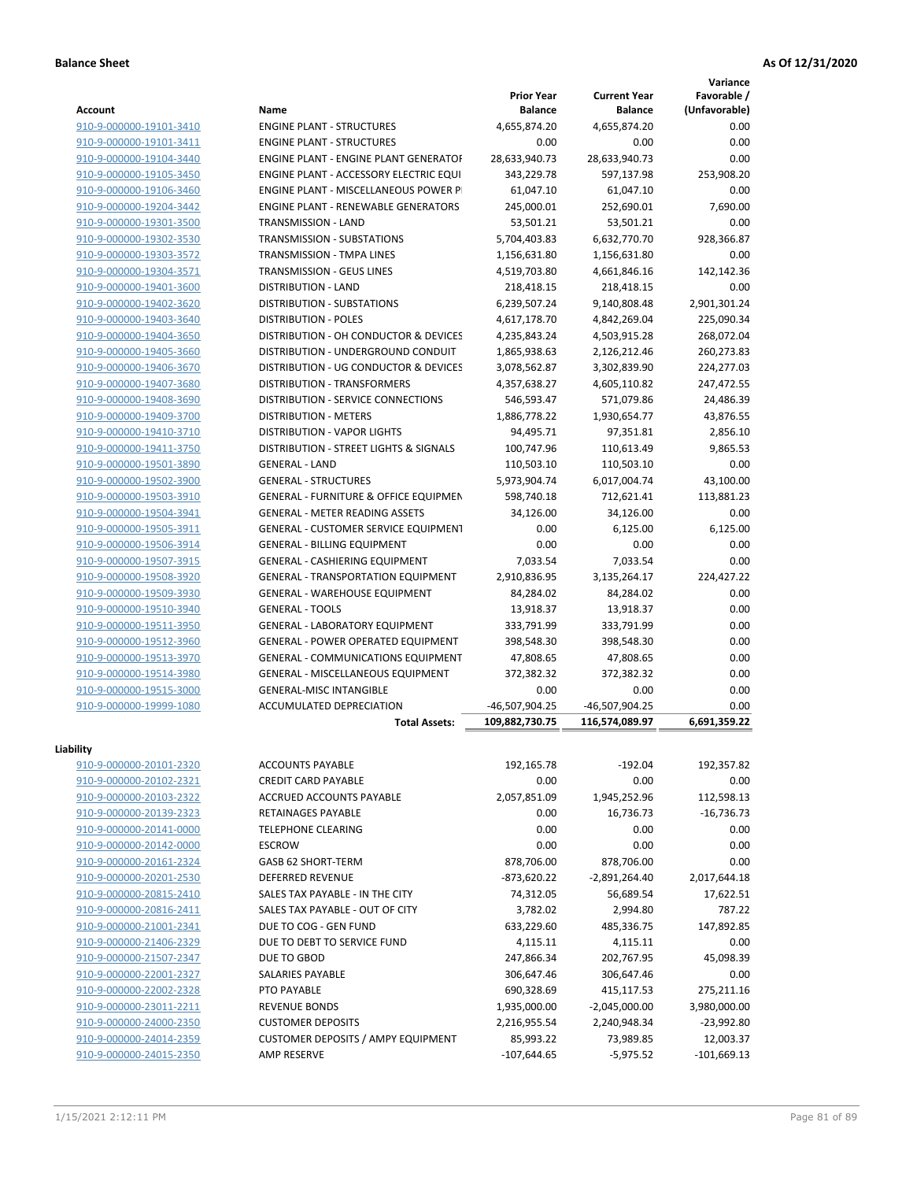**Balance Sheet** **As Of 12/31/2020**

| Account | Name | Prior Year Balance | Current Year Balance | Variance Favorable / (Unfavorable) |
|---|---|---|---|---|
| 910-9-000000-19101-3410 | ENGINE PLANT - STRUCTURES | 4,655,874.20 | 4,655,874.20 | 0.00 |
| 910-9-000000-19101-3411 | ENGINE PLANT - STRUCTURES | 0.00 | 0.00 | 0.00 |
| 910-9-000000-19104-3440 | ENGINE PLANT - ENGINE PLANT GENERATOF | 28,633,940.73 | 28,633,940.73 | 0.00 |
| 910-9-000000-19105-3450 | ENGINE PLANT - ACCESSORY ELECTRIC EQUI | 343,229.78 | 597,137.98 | 253,908.20 |
| 910-9-000000-19106-3460 | ENGINE PLANT - MISCELLANEOUS POWER P | 61,047.10 | 61,047.10 | 0.00 |
| 910-9-000000-19204-3442 | ENGINE PLANT - RENEWABLE GENERATORS | 245,000.01 | 252,690.01 | 7,690.00 |
| 910-9-000000-19301-3500 | TRANSMISSION - LAND | 53,501.21 | 53,501.21 | 0.00 |
| 910-9-000000-19302-3530 | TRANSMISSION - SUBSTATIONS | 5,704,403.83 | 6,632,770.70 | 928,366.87 |
| 910-9-000000-19303-3572 | TRANSMISSION - TMPA LINES | 1,156,631.80 | 1,156,631.80 | 0.00 |
| 910-9-000000-19304-3571 | TRANSMISSION - GEUS LINES | 4,519,703.80 | 4,661,846.16 | 142,142.36 |
| 910-9-000000-19401-3600 | DISTRIBUTION - LAND | 218,418.15 | 218,418.15 | 0.00 |
| 910-9-000000-19402-3620 | DISTRIBUTION - SUBSTATIONS | 6,239,507.24 | 9,140,808.48 | 2,901,301.24 |
| 910-9-000000-19403-3640 | DISTRIBUTION - POLES | 4,617,178.70 | 4,842,269.04 | 225,090.34 |
| 910-9-000000-19404-3650 | DISTRIBUTION - OH CONDUCTOR & DEVICES | 4,235,843.24 | 4,503,915.28 | 268,072.04 |
| 910-9-000000-19405-3660 | DISTRIBUTION - UNDERGROUND CONDUIT | 1,865,938.63 | 2,126,212.46 | 260,273.83 |
| 910-9-000000-19406-3670 | DISTRIBUTION - UG CONDUCTOR & DEVICES | 3,078,562.87 | 3,302,839.90 | 224,277.03 |
| 910-9-000000-19407-3680 | DISTRIBUTION - TRANSFORMERS | 4,357,638.27 | 4,605,110.82 | 247,472.55 |
| 910-9-000000-19408-3690 | DISTRIBUTION - SERVICE CONNECTIONS | 546,593.47 | 571,079.86 | 24,486.39 |
| 910-9-000000-19409-3700 | DISTRIBUTION - METERS | 1,886,778.22 | 1,930,654.77 | 43,876.55 |
| 910-9-000000-19410-3710 | DISTRIBUTION - VAPOR LIGHTS | 94,495.71 | 97,351.81 | 2,856.10 |
| 910-9-000000-19411-3750 | DISTRIBUTION - STREET LIGHTS & SIGNALS | 100,747.96 | 110,613.49 | 9,865.53 |
| 910-9-000000-19501-3890 | GENERAL - LAND | 110,503.10 | 110,503.10 | 0.00 |
| 910-9-000000-19502-3900 | GENERAL - STRUCTURES | 5,973,904.74 | 6,017,004.74 | 43,100.00 |
| 910-9-000000-19503-3910 | GENERAL - FURNITURE & OFFICE EQUIPMEN | 598,740.18 | 712,621.41 | 113,881.23 |
| 910-9-000000-19504-3941 | GENERAL - METER READING ASSETS | 34,126.00 | 34,126.00 | 0.00 |
| 910-9-000000-19505-3911 | GENERAL - CUSTOMER SERVICE EQUIPMENT | 0.00 | 6,125.00 | 6,125.00 |
| 910-9-000000-19506-3914 | GENERAL - BILLING EQUIPMENT | 0.00 | 0.00 | 0.00 |
| 910-9-000000-19507-3915 | GENERAL - CASHIERING EQUIPMENT | 7,033.54 | 7,033.54 | 0.00 |
| 910-9-000000-19508-3920 | GENERAL - TRANSPORTATION EQUIPMENT | 2,910,836.95 | 3,135,264.17 | 224,427.22 |
| 910-9-000000-19509-3930 | GENERAL - WAREHOUSE EQUIPMENT | 84,284.02 | 84,284.02 | 0.00 |
| 910-9-000000-19510-3940 | GENERAL - TOOLS | 13,918.37 | 13,918.37 | 0.00 |
| 910-9-000000-19511-3950 | GENERAL - LABORATORY EQUIPMENT | 333,791.99 | 333,791.99 | 0.00 |
| 910-9-000000-19512-3960 | GENERAL - POWER OPERATED EQUIPMENT | 398,548.30 | 398,548.30 | 0.00 |
| 910-9-000000-19513-3970 | GENERAL - COMMUNICATIONS EQUIPMENT | 47,808.65 | 47,808.65 | 0.00 |
| 910-9-000000-19514-3980 | GENERAL - MISCELLANEOUS EQUIPMENT | 372,382.32 | 372,382.32 | 0.00 |
| 910-9-000000-19515-3000 | GENERAL-MISC INTANGIBLE | 0.00 | 0.00 | 0.00 |
| 910-9-000000-19999-1080 | ACCUMULATED DEPRECIATION | -46,507,904.25 | -46,507,904.25 | 0.00 |
| | **Total Assets:** | **109,882,730.75** | **116,574,089.97** | **6,691,359.22** |

**Liability**

| Account | Name | Prior Year Balance | Current Year Balance | Variance Favorable / (Unfavorable) |
|---|---|---|---|---|
| 910-9-000000-20101-2320 | ACCOUNTS PAYABLE | 192,165.78 | -192.04 | 192,357.82 |
| 910-9-000000-20102-2321 | CREDIT CARD PAYABLE | 0.00 | 0.00 | 0.00 |
| 910-9-000000-20103-2322 | ACCRUED ACCOUNTS PAYABLE | 2,057,851.09 | 1,945,252.96 | 112,598.13 |
| 910-9-000000-20139-2323 | RETAINAGES PAYABLE | 0.00 | 16,736.73 | -16,736.73 |
| 910-9-000000-20141-0000 | TELEPHONE CLEARING | 0.00 | 0.00 | 0.00 |
| 910-9-000000-20142-0000 | ESCROW | 0.00 | 0.00 | 0.00 |
| 910-9-000000-20161-2324 | GASB 62 SHORT-TERM | 878,706.00 | 878,706.00 | 0.00 |
| 910-9-000000-20201-2530 | DEFERRED REVENUE | -873,620.22 | -2,891,264.40 | 2,017,644.18 |
| 910-9-000000-20815-2410 | SALES TAX PAYABLE - IN THE CITY | 74,312.05 | 56,689.54 | 17,622.51 |
| 910-9-000000-20816-2411 | SALES TAX PAYABLE - OUT OF CITY | 3,782.02 | 2,994.80 | 787.22 |
| 910-9-000000-21001-2341 | DUE TO COG - GEN FUND | 633,229.60 | 485,336.75 | 147,892.85 |
| 910-9-000000-21406-2329 | DUE TO DEBT TO SERVICE FUND | 4,115.11 | 4,115.11 | 0.00 |
| 910-9-000000-21507-2347 | DUE TO GBOD | 247,866.34 | 202,767.95 | 45,098.39 |
| 910-9-000000-22001-2327 | SALARIES PAYABLE | 306,647.46 | 306,647.46 | 0.00 |
| 910-9-000000-22002-2328 | PTO PAYABLE | 690,328.69 | 415,117.53 | 275,211.16 |
| 910-9-000000-23011-2211 | REVENUE BONDS | 1,935,000.00 | -2,045,000.00 | 3,980,000.00 |
| 910-9-000000-24000-2350 | CUSTOMER DEPOSITS | 2,216,955.54 | 2,240,948.34 | -23,992.80 |
| 910-9-000000-24014-2359 | CUSTOMER DEPOSITS / AMPY EQUIPMENT | 85,993.22 | 73,989.85 | 12,003.37 |
| 910-9-000000-24015-2350 | AMP RESERVE | -107,644.65 | -5,975.52 | -101,669.13 |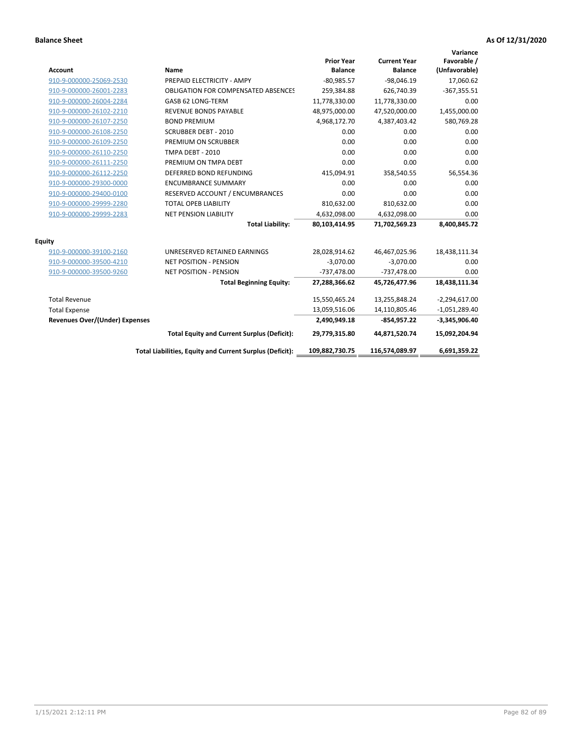**Balance Sheet** **As Of 12/31/2020**

| Account | Name | Prior Year Balance | Current Year Balance | Variance Favorable / (Unfavorable) |
|---|---|---|---|---|
| 910-9-000000-25069-2530 | PREPAID ELECTRICITY - AMPY | -80,985.57 | -98,046.19 | 17,060.62 |
| 910-9-000000-26001-2283 | OBLIGATION FOR COMPENSATED ABSENCES | 259,384.88 | 626,740.39 | -367,355.51 |
| 910-9-000000-26004-2284 | GASB 62 LONG-TERM | 11,778,330.00 | 11,778,330.00 | 0.00 |
| 910-9-000000-26102-2210 | REVENUE BONDS PAYABLE | 48,975,000.00 | 47,520,000.00 | 1,455,000.00 |
| 910-9-000000-26107-2250 | BOND PREMIUM | 4,968,172.70 | 4,387,403.42 | 580,769.28 |
| 910-9-000000-26108-2250 | SCRUBBER DEBT - 2010 | 0.00 | 0.00 | 0.00 |
| 910-9-000000-26109-2250 | PREMIUM ON SCRUBBER | 0.00 | 0.00 | 0.00 |
| 910-9-000000-26110-2250 | TMPA DEBT - 2010 | 0.00 | 0.00 | 0.00 |
| 910-9-000000-26111-2250 | PREMIUM ON TMPA DEBT | 0.00 | 0.00 | 0.00 |
| 910-9-000000-26112-2250 | DEFERRED BOND REFUNDING | 415,094.91 | 358,540.55 | 56,554.36 |
| 910-9-000000-29300-0000 | ENCUMBRANCE SUMMARY | 0.00 | 0.00 | 0.00 |
| 910-9-000000-29400-0100 | RESERVED ACCOUNT / ENCUMBRANCES | 0.00 | 0.00 | 0.00 |
| 910-9-000000-29999-2280 | TOTAL OPEB LIABILITY | 810,632.00 | 810,632.00 | 0.00 |
| 910-9-000000-29999-2283 | NET PENSION LIABILITY | 4,632,098.00 | 4,632,098.00 | 0.00 |
| | **Total Liability:** | **80,103,414.95** | **71,702,569.23** | **8,400,845.72** |
| **Equity** | | | | |
| 910-9-000000-39100-2160 | UNRESERVED RETAINED EARNINGS | 28,028,914.62 | 46,467,025.96 | 18,438,111.34 |
| 910-9-000000-39500-4210 | NET POSITION - PENSION | -3,070.00 | -3,070.00 | 0.00 |
| 910-9-000000-39500-9260 | NET POSITION - PENSION | -737,478.00 | -737,478.00 | 0.00 |
| | **Total Beginning Equity:** | **27,288,366.62** | **45,726,477.96** | **18,438,111.34** |
| Total Revenue | | 15,550,465.24 | 13,255,848.24 | -2,294,617.00 |
| Total Expense | | 13,059,516.06 | 14,110,805.46 | -1,051,289.40 |
| **Revenues Over/(Under) Expenses** | | **2,490,949.18** | **-854,957.22** | **-3,345,906.40** |
| | **Total Equity and Current Surplus (Deficit):** | **29,779,315.80** | **44,871,520.74** | **15,092,204.94** |
| | **Total Liabilities, Equity and Current Surplus (Deficit):** | **109,882,730.75** | **116,574,089.97** | **6,691,359.22** |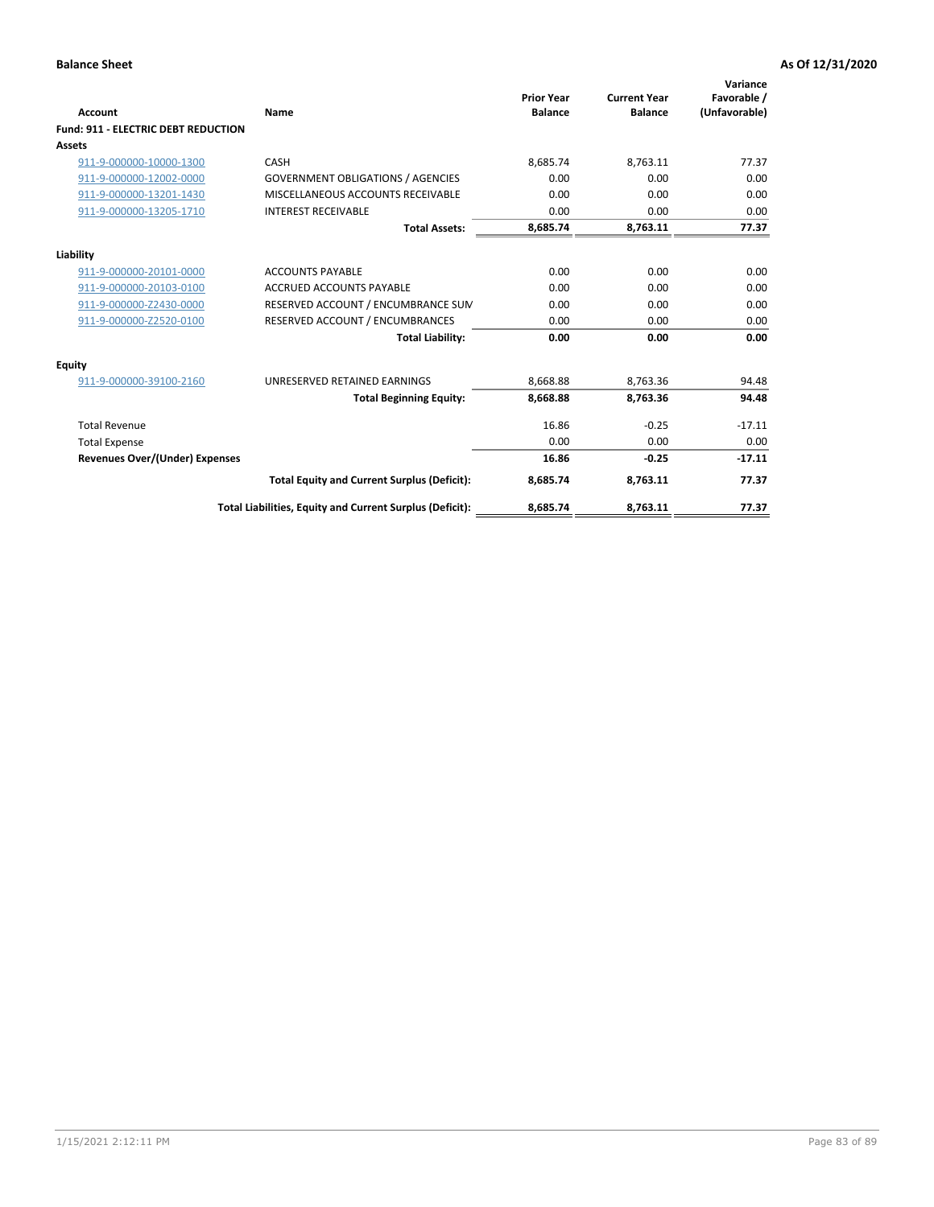**Balance Sheet** **As Of 12/31/2020**

| Account | Name | Prior Year Balance | Current Year Balance | Variance Favorable / (Unfavorable) |
|---|---|---|---|---|
| **Fund: 911 - ELECTRIC DEBT REDUCTION** | | | | |
| **Assets** | | | | |
| 911-9-000000-10000-1300 | CASH | 8,685.74 | 8,763.11 | 77.37 |
| 911-9-000000-12002-0000 | GOVERNMENT OBLIGATIONS / AGENCIES | 0.00 | 0.00 | 0.00 |
| 911-9-000000-13201-1430 | MISCELLANEOUS ACCOUNTS RECEIVABLE | 0.00 | 0.00 | 0.00 |
| 911-9-000000-13205-1710 | INTEREST RECEIVABLE | 0.00 | 0.00 | 0.00 |
| | **Total Assets:** | **8,685.74** | **8,763.11** | **77.37** |
| **Liability** | | | | |
| 911-9-000000-20101-0000 | ACCOUNTS PAYABLE | 0.00 | 0.00 | 0.00 |
| 911-9-000000-20103-0100 | ACCRUED ACCOUNTS PAYABLE | 0.00 | 0.00 | 0.00 |
| 911-9-000000-Z2430-0000 | RESERVED ACCOUNT / ENCUMBRANCE SUM | 0.00 | 0.00 | 0.00 |
| 911-9-000000-Z2520-0100 | RESERVED ACCOUNT / ENCUMBRANCES | 0.00 | 0.00 | 0.00 |
| | **Total Liability:** | **0.00** | **0.00** | **0.00** |
| **Equity** | | | | |
| 911-9-000000-39100-2160 | UNRESERVED RETAINED EARNINGS | 8,668.88 | 8,763.36 | 94.48 |
| | **Total Beginning Equity:** | **8,668.88** | **8,763.36** | **94.48** |
| Total Revenue | | 16.86 | -0.25 | -17.11 |
| Total Expense | | 0.00 | 0.00 | 0.00 |
| **Revenues Over/(Under) Expenses** | | **16.86** | **-0.25** | **-17.11** |
| | **Total Equity and Current Surplus (Deficit):** | **8,685.74** | **8,763.11** | **77.37** |
| | **Total Liabilities, Equity and Current Surplus (Deficit):** | **8,685.74** | **8,763.11** | **77.37** |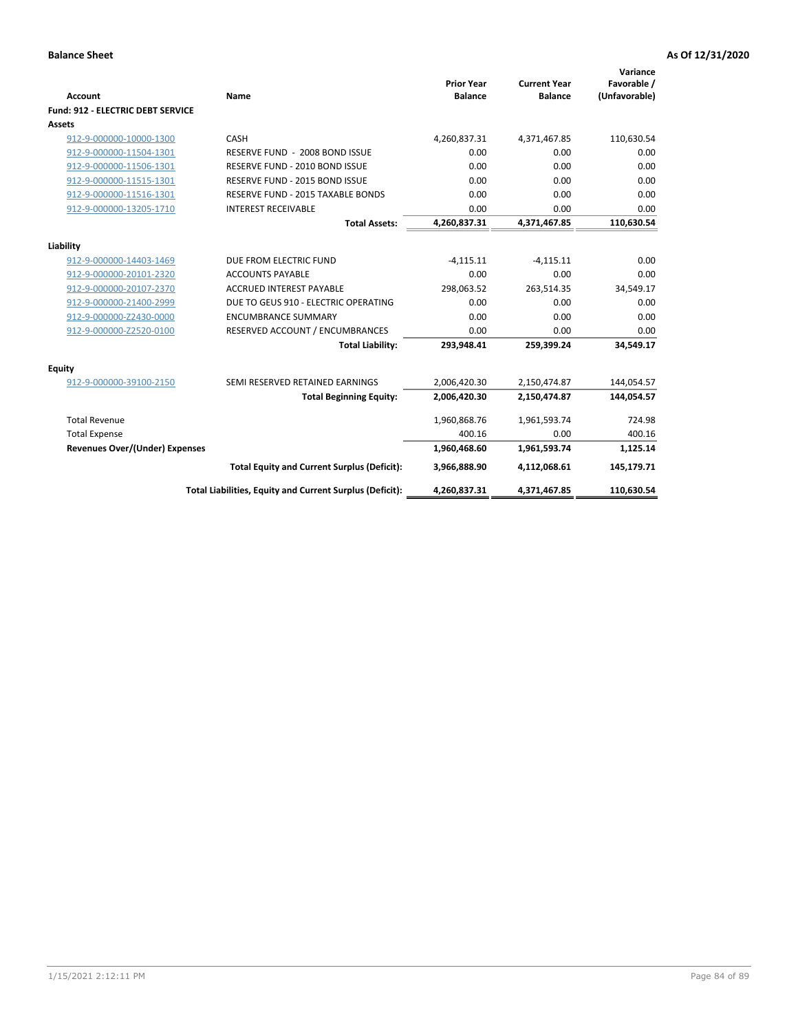**Balance Sheet** **As Of 12/31/2020**

| Account | Name | Prior Year Balance | Current Year Balance | Variance Favorable / (Unfavorable) |
|---|---|---|---|---|
| **Fund: 912 - ELECTRIC DEBT SERVICE** | | | | |
| **Assets** | | | | |
| 912-9-000000-10000-1300 | CASH | 4,260,837.31 | 4,371,467.85 | 110,630.54 |
| 912-9-000000-11504-1301 | RESERVE FUND - 2008 BOND ISSUE | 0.00 | 0.00 | 0.00 |
| 912-9-000000-11506-1301 | RESERVE FUND - 2010 BOND ISSUE | 0.00 | 0.00 | 0.00 |
| 912-9-000000-11515-1301 | RESERVE FUND - 2015 BOND ISSUE | 0.00 | 0.00 | 0.00 |
| 912-9-000000-11516-1301 | RESERVE FUND - 2015 TAXABLE BONDS | 0.00 | 0.00 | 0.00 |
| 912-9-000000-13205-1710 | INTEREST RECEIVABLE | 0.00 | 0.00 | 0.00 |
| | **Total Assets:** | **4,260,837.31** | **4,371,467.85** | **110,630.54** |
| **Liability** | | | | |
| 912-9-000000-14403-1469 | DUE FROM ELECTRIC FUND | -4,115.11 | -4,115.11 | 0.00 |
| 912-9-000000-20101-2320 | ACCOUNTS PAYABLE | 0.00 | 0.00 | 0.00 |
| 912-9-000000-20107-2370 | ACCRUED INTEREST PAYABLE | 298,063.52 | 263,514.35 | 34,549.17 |
| 912-9-000000-21400-2999 | DUE TO GEUS 910 - ELECTRIC OPERATING | 0.00 | 0.00 | 0.00 |
| 912-9-000000-Z2430-0000 | ENCUMBRANCE SUMMARY | 0.00 | 0.00 | 0.00 |
| 912-9-000000-Z2520-0100 | RESERVED ACCOUNT / ENCUMBRANCES | 0.00 | 0.00 | 0.00 |
| | **Total Liability:** | **293,948.41** | **259,399.24** | **34,549.17** |
| **Equity** | | | | |
| 912-9-000000-39100-2150 | SEMI RESERVED RETAINED EARNINGS | 2,006,420.30 | 2,150,474.87 | 144,054.57 |
| | **Total Beginning Equity:** | **2,006,420.30** | **2,150,474.87** | **144,054.57** |
| Total Revenue | | 1,960,868.76 | 1,961,593.74 | 724.98 |
| Total Expense | | 400.16 | 0.00 | 400.16 |
| **Revenues Over/(Under) Expenses** | | **1,960,468.60** | **1,961,593.74** | **1,125.14** |
| | **Total Equity and Current Surplus (Deficit):** | **3,966,888.90** | **4,112,068.61** | **145,179.71** |
| | **Total Liabilities, Equity and Current Surplus (Deficit):** | **4,260,837.31** | **4,371,467.85** | **110,630.54** |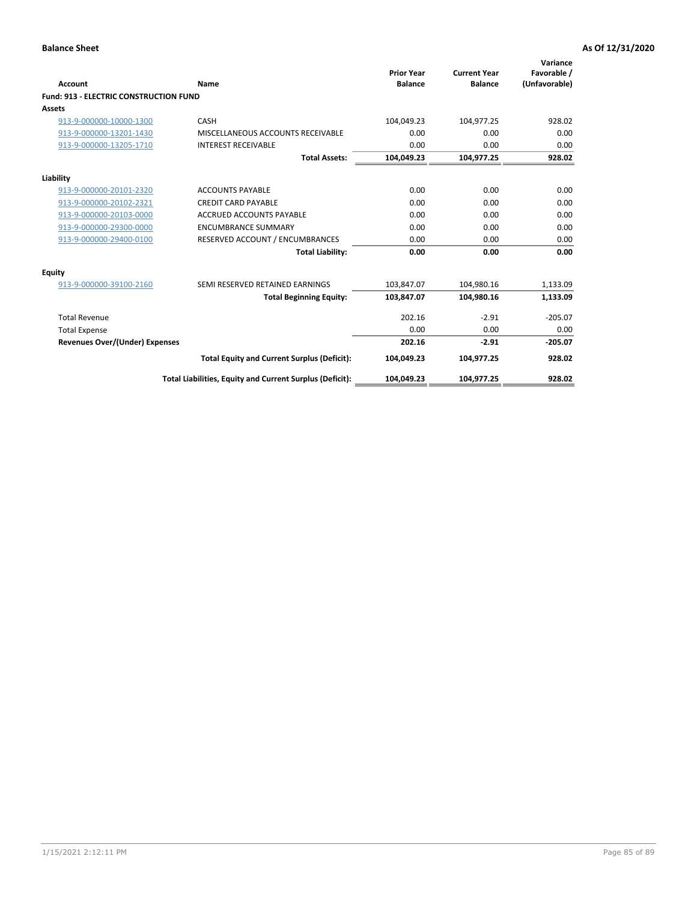**Balance Sheet** **As Of 12/31/2020**

| Account | Name | Prior Year Balance | Current Year Balance | Variance Favorable / (Unfavorable) |
|---|---|---|---|---|
| **Fund: 913 - ELECTRIC CONSTRUCTION FUND** | | | | |
| **Assets** | | | | |
| 913-9-000000-10000-1300 | CASH | 104,049.23 | 104,977.25 | 928.02 |
| 913-9-000000-13201-1430 | MISCELLANEOUS ACCOUNTS RECEIVABLE | 0.00 | 0.00 | 0.00 |
| 913-9-000000-13205-1710 | INTEREST RECEIVABLE | 0.00 | 0.00 | 0.00 |
| | **Total Assets:** | **104,049.23** | **104,977.25** | **928.02** |
| **Liability** | | | | |
| 913-9-000000-20101-2320 | ACCOUNTS PAYABLE | 0.00 | 0.00 | 0.00 |
| 913-9-000000-20102-2321 | CREDIT CARD PAYABLE | 0.00 | 0.00 | 0.00 |
| 913-9-000000-20103-0000 | ACCRUED ACCOUNTS PAYABLE | 0.00 | 0.00 | 0.00 |
| 913-9-000000-29300-0000 | ENCUMBRANCE SUMMARY | 0.00 | 0.00 | 0.00 |
| 913-9-000000-29400-0100 | RESERVED ACCOUNT / ENCUMBRANCES | 0.00 | 0.00 | 0.00 |
| | **Total Liability:** | **0.00** | **0.00** | **0.00** |
| **Equity** | | | | |
| 913-9-000000-39100-2160 | SEMI RESERVED RETAINED EARNINGS | 103,847.07 | 104,980.16 | 1,133.09 |
| | **Total Beginning Equity:** | **103,847.07** | **104,980.16** | **1,133.09** |
| Total Revenue | | 202.16 | -2.91 | -205.07 |
| Total Expense | | 0.00 | 0.00 | 0.00 |
| **Revenues Over/(Under) Expenses** | | **202.16** | **-2.91** | **-205.07** |
| | **Total Equity and Current Surplus (Deficit):** | **104,049.23** | **104,977.25** | **928.02** |
| | **Total Liabilities, Equity and Current Surplus (Deficit):** | **104,049.23** | **104,977.25** | **928.02** |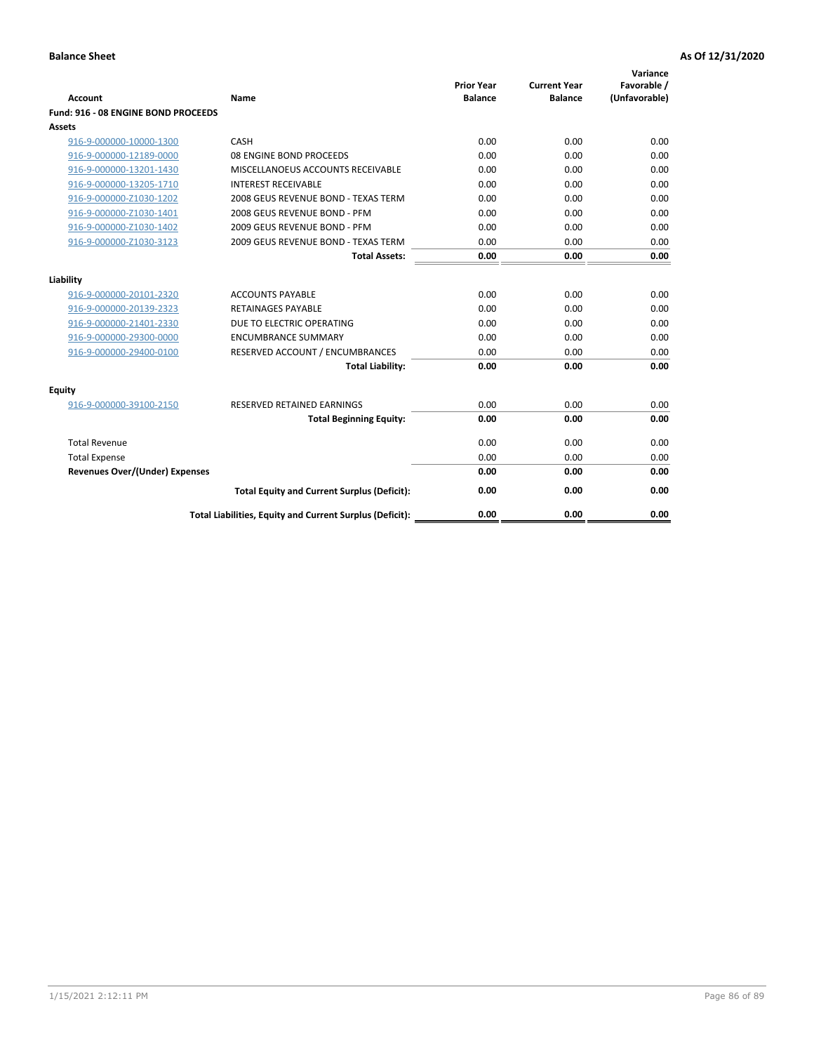**Balance Sheet** **As Of 12/31/2020**

| Account | Name | Prior Year Balance | Current Year Balance | Variance Favorable / (Unfavorable) |
|---|---|---|---|---|
| **Fund: 916 - 08 ENGINE BOND PROCEEDS** | | | | |
| **Assets** | | | | |
| 916-9-000000-10000-1300 | CASH | 0.00 | 0.00 | 0.00 |
| 916-9-000000-12189-0000 | 08 ENGINE BOND PROCEEDS | 0.00 | 0.00 | 0.00 |
| 916-9-000000-13201-1430 | MISCELLANOEUS ACCOUNTS RECEIVABLE | 0.00 | 0.00 | 0.00 |
| 916-9-000000-13205-1710 | INTEREST RECEIVABLE | 0.00 | 0.00 | 0.00 |
| 916-9-000000-Z1030-1202 | 2008 GEUS REVENUE BOND - TEXAS TERM | 0.00 | 0.00 | 0.00 |
| 916-9-000000-Z1030-1401 | 2008 GEUS REVENUE BOND - PFM | 0.00 | 0.00 | 0.00 |
| 916-9-000000-Z1030-1402 | 2009 GEUS REVENUE BOND - PFM | 0.00 | 0.00 | 0.00 |
| 916-9-000000-Z1030-3123 | 2009 GEUS REVENUE BOND - TEXAS TERM | 0.00 | 0.00 | 0.00 |
| | **Total Assets:** | **0.00** | **0.00** | **0.00** |
| **Liability** | | | | |
| 916-9-000000-20101-2320 | ACCOUNTS PAYABLE | 0.00 | 0.00 | 0.00 |
| 916-9-000000-20139-2323 | RETAINAGES PAYABLE | 0.00 | 0.00 | 0.00 |
| 916-9-000000-21401-2330 | DUE TO ELECTRIC OPERATING | 0.00 | 0.00 | 0.00 |
| 916-9-000000-29300-0000 | ENCUMBRANCE SUMMARY | 0.00 | 0.00 | 0.00 |
| 916-9-000000-29400-0100 | RESERVED ACCOUNT / ENCUMBRANCES | 0.00 | 0.00 | 0.00 |
| | **Total Liability:** | **0.00** | **0.00** | **0.00** |
| **Equity** | | | | |
| 916-9-000000-39100-2150 | RESERVED RETAINED EARNINGS | 0.00 | 0.00 | 0.00 |
| | **Total Beginning Equity:** | **0.00** | **0.00** | **0.00** |
| Total Revenue | | 0.00 | 0.00 | 0.00 |
| Total Expense | | 0.00 | 0.00 | 0.00 |
| **Revenues Over/(Under) Expenses** | | **0.00** | **0.00** | **0.00** |
| | **Total Equity and Current Surplus (Deficit):** | **0.00** | **0.00** | **0.00** |
| | **Total Liabilities, Equity and Current Surplus (Deficit):** | **0.00** | **0.00** | **0.00** |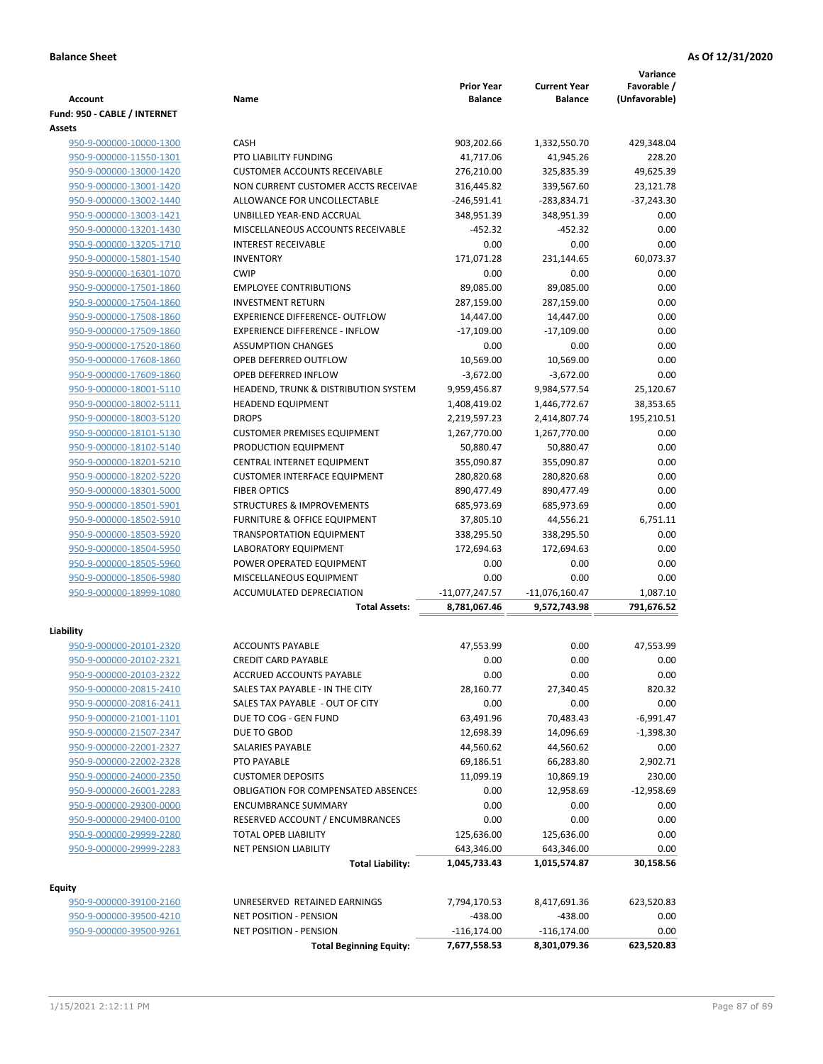**Balance Sheet** **As Of 12/31/2020**

| Account | Name | Prior Year Balance | Current Year Balance | Variance Favorable / (Unfavorable) |
|---|---|---|---|---|
| **Fund: 950 - CABLE / INTERNET** | | | | |
| **Assets** | | | | |
| 950-9-000000-10000-1300 | CASH | 903,202.66 | 1,332,550.70 | 429,348.04 |
| 950-9-000000-11550-1301 | PTO LIABILITY FUNDING | 41,717.06 | 41,945.26 | 228.20 |
| 950-9-000000-13000-1420 | CUSTOMER ACCOUNTS RECEIVABLE | 276,210.00 | 325,835.39 | 49,625.39 |
| 950-9-000000-13001-1420 | NON CURRENT CUSTOMER ACCTS RECEIVAE | 316,445.82 | 339,567.60 | 23,121.78 |
| 950-9-000000-13002-1440 | ALLOWANCE FOR UNCOLLECTABLE | -246,591.41 | -283,834.71 | -37,243.30 |
| 950-9-000000-13003-1421 | UNBILLED YEAR-END ACCRUAL | 348,951.39 | 348,951.39 | 0.00 |
| 950-9-000000-13201-1430 | MISCELLANEOUS ACCOUNTS RECEIVABLE | -452.32 | -452.32 | 0.00 |
| 950-9-000000-13205-1710 | INTEREST RECEIVABLE | 0.00 | 0.00 | 0.00 |
| 950-9-000000-15801-1540 | INVENTORY | 171,071.28 | 231,144.65 | 60,073.37 |
| 950-9-000000-16301-1070 | CWIP | 0.00 | 0.00 | 0.00 |
| 950-9-000000-17501-1860 | EMPLOYEE CONTRIBUTIONS | 89,085.00 | 89,085.00 | 0.00 |
| 950-9-000000-17504-1860 | INVESTMENT RETURN | 287,159.00 | 287,159.00 | 0.00 |
| 950-9-000000-17508-1860 | EXPERIENCE DIFFERENCE- OUTFLOW | 14,447.00 | 14,447.00 | 0.00 |
| 950-9-000000-17509-1860 | EXPERIENCE DIFFERENCE - INFLOW | -17,109.00 | -17,109.00 | 0.00 |
| 950-9-000000-17520-1860 | ASSUMPTION CHANGES | 0.00 | 0.00 | 0.00 |
| 950-9-000000-17608-1860 | OPEB DEFERRED OUTFLOW | 10,569.00 | 10,569.00 | 0.00 |
| 950-9-000000-17609-1860 | OPEB DEFERRED INFLOW | -3,672.00 | -3,672.00 | 0.00 |
| 950-9-000000-18001-5110 | HEADEND, TRUNK & DISTRIBUTION SYSTEM | 9,959,456.87 | 9,984,577.54 | 25,120.67 |
| 950-9-000000-18002-5111 | HEADEND EQUIPMENT | 1,408,419.02 | 1,446,772.67 | 38,353.65 |
| 950-9-000000-18003-5120 | DROPS | 2,219,597.23 | 2,414,807.74 | 195,210.51 |
| 950-9-000000-18101-5130 | CUSTOMER PREMISES EQUIPMENT | 1,267,770.00 | 1,267,770.00 | 0.00 |
| 950-9-000000-18102-5140 | PRODUCTION EQUIPMENT | 50,880.47 | 50,880.47 | 0.00 |
| 950-9-000000-18201-5210 | CENTRAL INTERNET EQUIPMENT | 355,090.87 | 355,090.87 | 0.00 |
| 950-9-000000-18202-5220 | CUSTOMER INTERFACE EQUIPMENT | 280,820.68 | 280,820.68 | 0.00 |
| 950-9-000000-18301-5000 | FIBER OPTICS | 890,477.49 | 890,477.49 | 0.00 |
| 950-9-000000-18501-5901 | STRUCTURES & IMPROVEMENTS | 685,973.69 | 685,973.69 | 0.00 |
| 950-9-000000-18502-5910 | FURNITURE & OFFICE EQUIPMENT | 37,805.10 | 44,556.21 | 6,751.11 |
| 950-9-000000-18503-5920 | TRANSPORTATION EQUIPMENT | 338,295.50 | 338,295.50 | 0.00 |
| 950-9-000000-18504-5950 | LABORATORY EQUIPMENT | 172,694.63 | 172,694.63 | 0.00 |
| 950-9-000000-18505-5960 | POWER OPERATED EQUIPMENT | 0.00 | 0.00 | 0.00 |
| 950-9-000000-18506-5980 | MISCELLANEOUS EQUIPMENT | 0.00 | 0.00 | 0.00 |
| 950-9-000000-18999-1080 | ACCUMULATED DEPRECIATION | -11,077,247.57 | -11,076,160.47 | 1,087.10 |
| | **Total Assets:** | **8,781,067.46** | **9,572,743.98** | **791,676.52** |
| **Liability** | | | | |
| 950-9-000000-20101-2320 | ACCOUNTS PAYABLE | 47,553.99 | 0.00 | 47,553.99 |
| 950-9-000000-20102-2321 | CREDIT CARD PAYABLE | 0.00 | 0.00 | 0.00 |
| 950-9-000000-20103-2322 | ACCRUED ACCOUNTS PAYABLE | 0.00 | 0.00 | 0.00 |
| 950-9-000000-20815-2410 | SALES TAX PAYABLE - IN THE CITY | 28,160.77 | 27,340.45 | 820.32 |
| 950-9-000000-20816-2411 | SALES TAX PAYABLE - OUT OF CITY | 0.00 | 0.00 | 0.00 |
| 950-9-000000-21001-1101 | DUE TO COG - GEN FUND | 63,491.96 | 70,483.43 | -6,991.47 |
| 950-9-000000-21507-2347 | DUE TO GBOD | 12,698.39 | 14,096.69 | -1,398.30 |
| 950-9-000000-22001-2327 | SALARIES PAYABLE | 44,560.62 | 44,560.62 | 0.00 |
| 950-9-000000-22002-2328 | PTO PAYABLE | 69,186.51 | 66,283.80 | 2,902.71 |
| 950-9-000000-24000-2350 | CUSTOMER DEPOSITS | 11,099.19 | 10,869.19 | 230.00 |
| 950-9-000000-26001-2283 | OBLIGATION FOR COMPENSATED ABSENCES | 0.00 | 12,958.69 | -12,958.69 |
| 950-9-000000-29300-0000 | ENCUMBRANCE SUMMARY | 0.00 | 0.00 | 0.00 |
| 950-9-000000-29400-0100 | RESERVED ACCOUNT / ENCUMBRANCES | 0.00 | 0.00 | 0.00 |
| 950-9-000000-29999-2280 | TOTAL OPEB LIABILITY | 125,636.00 | 125,636.00 | 0.00 |
| 950-9-000000-29999-2283 | NET PENSION LIABILITY | 643,346.00 | 643,346.00 | 0.00 |
| | **Total Liability:** | **1,045,733.43** | **1,015,574.87** | **30,158.56** |
| **Equity** | | | | |
| 950-9-000000-39100-2160 | UNRESERVED RETAINED EARNINGS | 7,794,170.53 | 8,417,691.36 | 623,520.83 |
| 950-9-000000-39500-4210 | NET POSITION - PENSION | -438.00 | -438.00 | 0.00 |
| 950-9-000000-39500-9261 | NET POSITION - PENSION | -116,174.00 | -116,174.00 | 0.00 |
| | **Total Beginning Equity:** | **7,677,558.53** | **8,301,079.36** | **623,520.83** |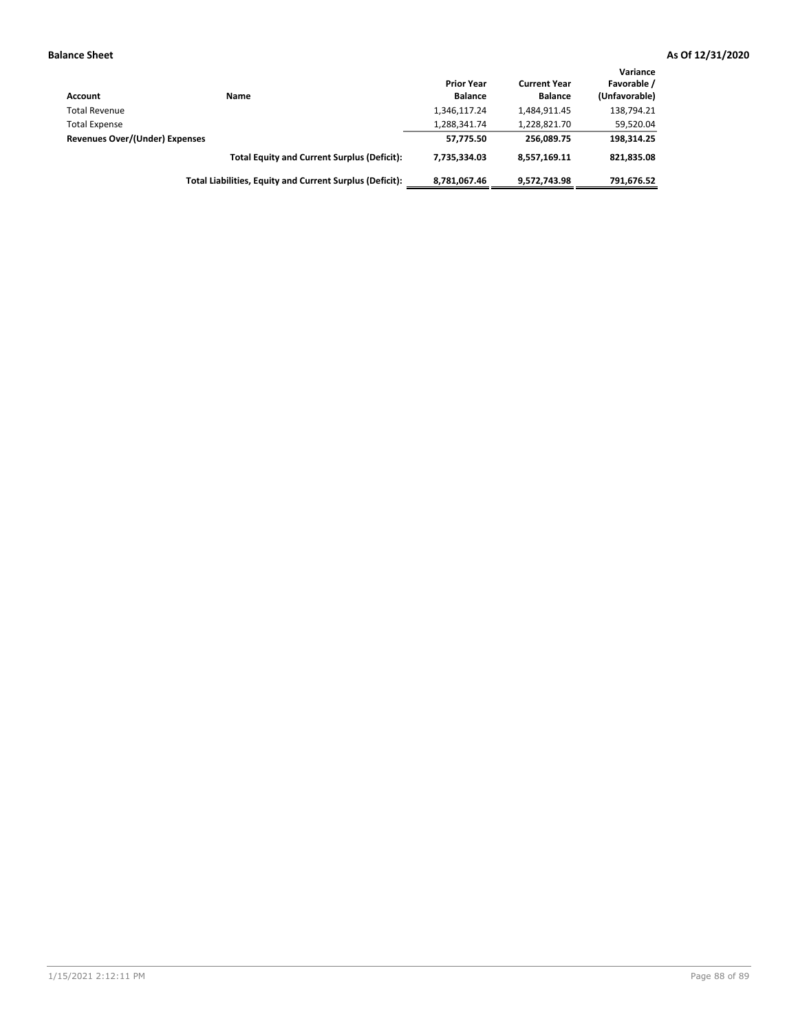**Balance Sheet** **As Of 12/31/2020**

| Account | Name | Prior Year Balance | Current Year Balance | Variance Favorable / (Unfavorable) |
|---|---|---|---|---|
| Total Revenue | | 1,346,117.24 | 1,484,911.45 | 138,794.21 |
| Total Expense | | 1,288,341.74 | 1,228,821.70 | 59,520.04 |
| **Revenues Over/(Under) Expenses** | | **57,775.50** | **256,089.75** | **198,314.25** |
| | **Total Equity and Current Surplus (Deficit):** | **7,735,334.03** | **8,557,169.11** | **821,835.08** |
| | **Total Liabilities, Equity and Current Surplus (Deficit):** | **8,781,067.46** | **9,572,743.98** | **791,676.52** |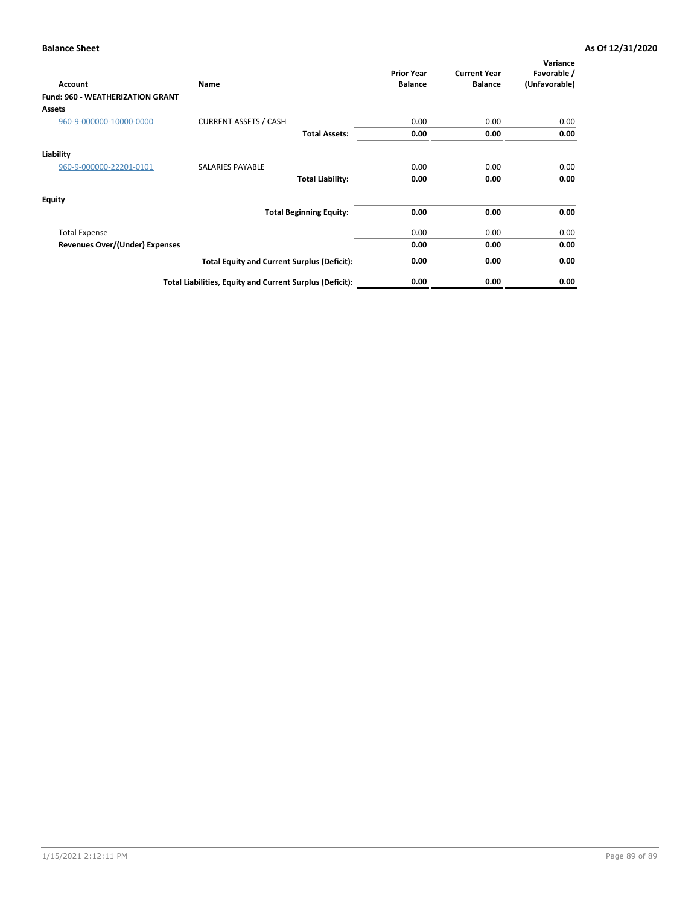**Balance Sheet** **As Of 12/31/2020**

| Account | Name | Prior Year Balance | Current Year Balance | Variance Favorable / (Unfavorable) |
|---|---|---|---|---|
| **Fund: 960 - WEATHERIZATION GRANT** | | | | |
| **Assets** | | | | |
| 960-9-000000-10000-0000 | CURRENT ASSETS / CASH | 0.00 | 0.00 | 0.00 |
| | **Total Assets:** | **0.00** | **0.00** | **0.00** |
| **Liability** | | | | |
| 960-9-000000-22201-0101 | SALARIES PAYABLE | 0.00 | 0.00 | 0.00 |
| | **Total Liability:** | **0.00** | **0.00** | **0.00** |
| **Equity** | | | | |
| | **Total Beginning Equity:** | **0.00** | **0.00** | **0.00** |
| Total Expense | | 0.00 | 0.00 | 0.00 |
| **Revenues Over/(Under) Expenses** | | **0.00** | **0.00** | **0.00** |
| | **Total Equity and Current Surplus (Deficit):** | **0.00** | **0.00** | **0.00** |
| | **Total Liabilities, Equity and Current Surplus (Deficit):** | **0.00** | **0.00** | **0.00** |

1/15/2021 2:12:11 PM